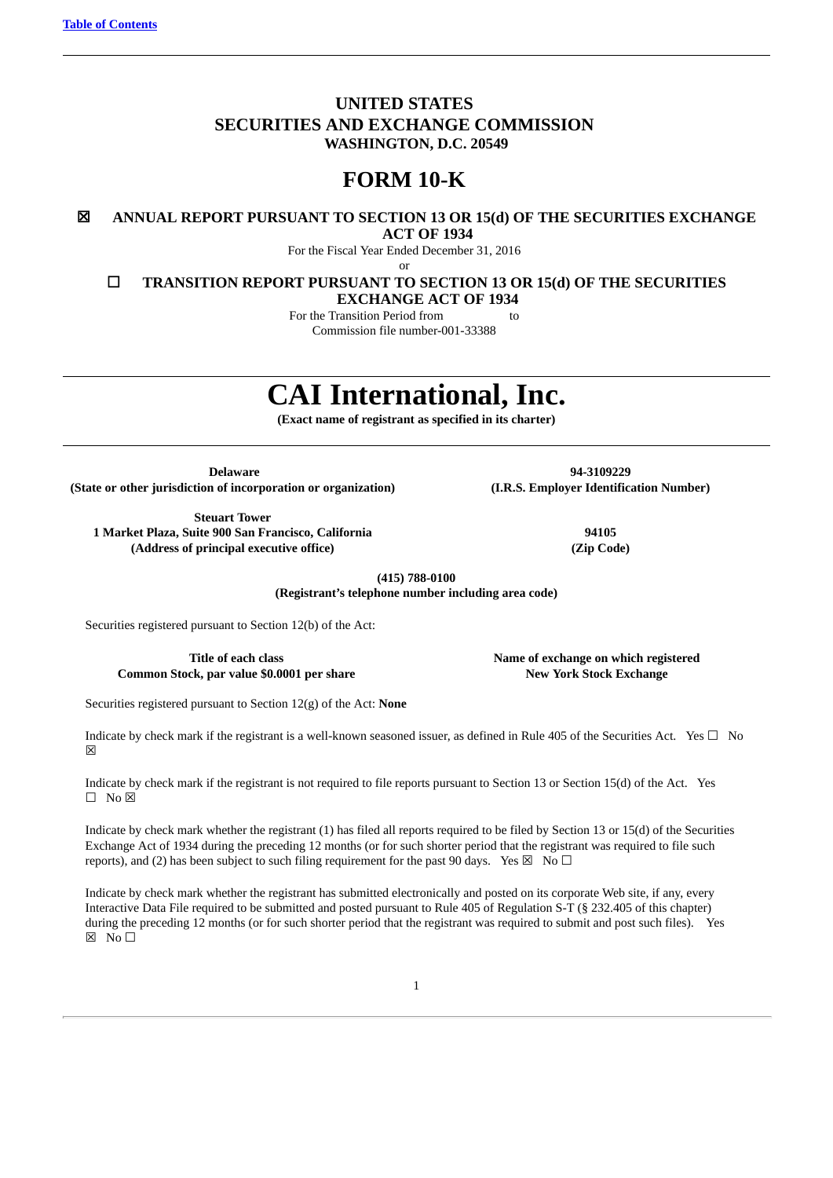[Table of Contents](#)

**UNITED STATES**
**SECURITIES AND EXCHANGE COMMISSION**
**WASHINGTON, D.C. 20549**

# FORM 10-K

☒ **ANNUAL REPORT PURSUANT TO SECTION 13 OR 15(d) OF THE SECURITIES EXCHANGE ACT OF 1934**

For the Fiscal Year Ended December 31, 2016

or

☐ **TRANSITION REPORT PURSUANT TO SECTION 13 OR 15(d) OF THE SECURITIES EXCHANGE ACT OF 1934**

For the Transition Period from to

Commission file number-001-33388

# CAI International, Inc.

**(Exact name of registrant as specified in its charter)**

| **Delaware** | **94-3109229** |
|---|---|
| **(State or other jurisdiction of incorporation or organization)** | **(I.R.S. Employer Identification Number)** |
| **Steuart Tower** | |
| **1 Market Plaza, Suite 900 San Francisco, California** | **94105** |
| **(Address of principal executive office)** | **(Zip Code)** |

**(415) 788-0100**
**(Registrant's telephone number including area code)**

Securities registered pursuant to Section 12(b) of the Act:

| **Title of each class** | **Name of exchange on which registered** |
|---|---|
| **Common Stock, par value $0.0001 per share** | **New York Stock Exchange** |

Securities registered pursuant to Section 12(g) of the Act: **None**

Indicate by check mark if the registrant is a well-known seasoned issuer, as defined in Rule 405 of the Securities Act. Yes ☐ No ☒

Indicate by check mark if the registrant is not required to file reports pursuant to Section 13 or Section 15(d) of the Act. Yes ☐ No ☒

Indicate by check mark whether the registrant (1) has filed all reports required to be filed by Section 13 or 15(d) of the Securities Exchange Act of 1934 during the preceding 12 months (or for such shorter period that the registrant was required to file such reports), and (2) has been subject to such filing requirement for the past 90 days. Yes ☒ No ☐

Indicate by check mark whether the registrant has submitted electronically and posted on its corporate Web site, if any, every Interactive Data File required to be submitted and posted pursuant to Rule 405 of Regulation S-T (§ 232.405 of this chapter) during the preceding 12 months (or for such shorter period that the registrant was required to submit and post such files). Yes ☒ No ☐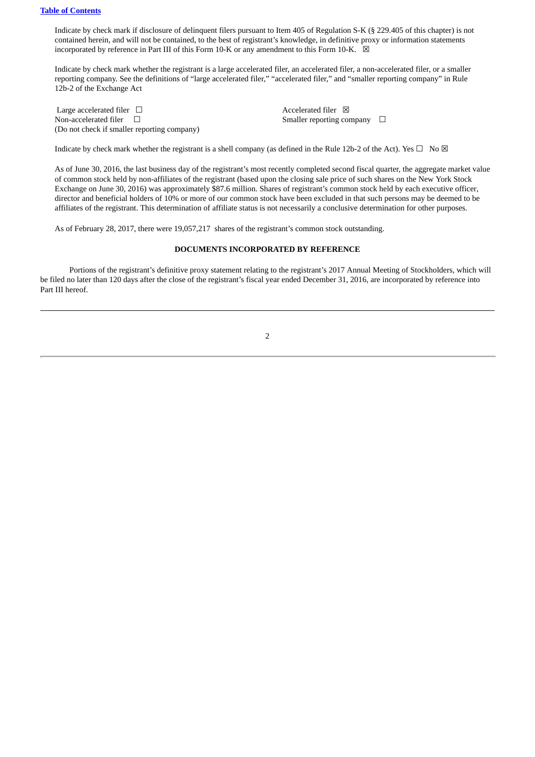Indicate by check mark if disclosure of delinquent filers pursuant to Item 405 of Regulation S-K (§ 229.405 of this chapter) is not contained herein, and will not be contained, to the best of registrant's knowledge, in definitive proxy or information statements incorporated by reference in Part III of this Form 10-K or any amendment to this Form 10-K. ☒

Indicate by check mark whether the registrant is a large accelerated filer, an accelerated filer, a non-accelerated filer, or a smaller reporting company. See the definitions of "large accelerated filer," "accelerated filer," and "smaller reporting company" in Rule 12b-2 of the Exchange Act

| | |
|---|---|
| Large accelerated filer ☐ | Accelerated filer ☒ |
| Non-accelerated filer ☐<br>(Do not check if smaller reporting company) | Smaller reporting company ☐ |

Indicate by check mark whether the registrant is a shell company (as defined in the Rule 12b-2 of the Act). Yes ☐ No ☒

As of June 30, 2016, the last business day of the registrant's most recently completed second fiscal quarter, the aggregate market value of common stock held by non-affiliates of the registrant (based upon the closing sale price of such shares on the New York Stock Exchange on June 30, 2016) was approximately $87.6 million. Shares of registrant's common stock held by each executive officer, director and beneficial holders of 10% or more of our common stock have been excluded in that such persons may be deemed to be affiliates of the registrant. This determination of affiliate status is not necessarily a conclusive determination for other purposes.

As of February 28, 2017, there were 19,057,217 shares of the registrant's common stock outstanding.

**DOCUMENTS INCORPORATED BY REFERENCE**

Portions of the registrant's definitive proxy statement relating to the registrant's 2017 Annual Meeting of Stockholders, which will be filed no later than 120 days after the close of the registrant's fiscal year ended December 31, 2016, are incorporated by reference into Part III hereof.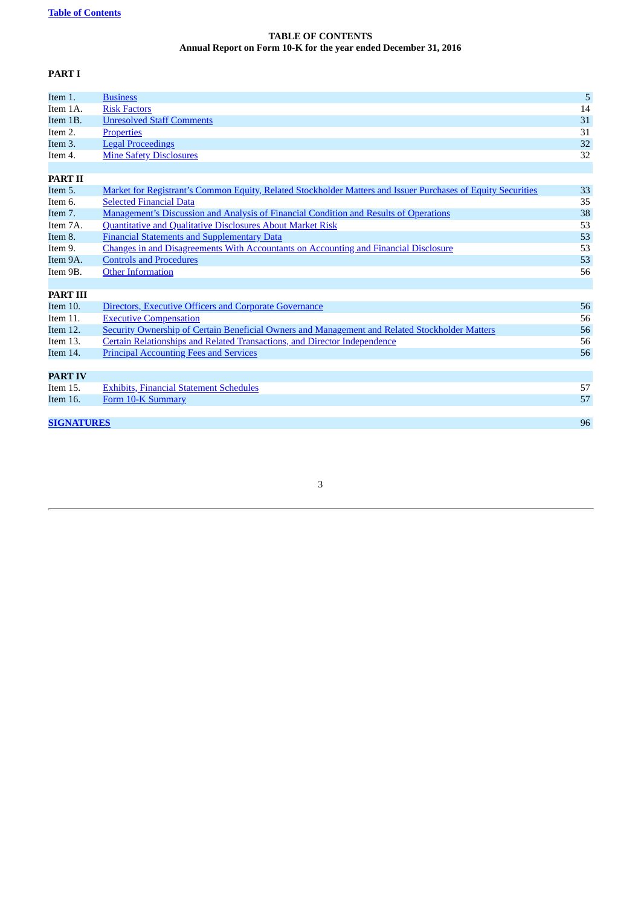## TABLE OF CONTENTS
## Annual Report on Form 10-K for the year ended December 31, 2016

**PART I**

| | | |
|---|---|---|
| Item 1. | Business | 5 |
| Item 1A. | Risk Factors | 14 |
| Item 1B. | Unresolved Staff Comments | 31 |
| Item 2. | Properties | 31 |
| Item 3. | Legal Proceedings | 32 |
| Item 4. | Mine Safety Disclosures | 32 |

**PART II**

| | | |
|---|---|---|
| Item 5. | Market for Registrant's Common Equity, Related Stockholder Matters and Issuer Purchases of Equity Securities | 33 |
| Item 6. | Selected Financial Data | 35 |
| Item 7. | Management's Discussion and Analysis of Financial Condition and Results of Operations | 38 |
| Item 7A. | Quantitative and Qualitative Disclosures About Market Risk | 53 |
| Item 8. | Financial Statements and Supplementary Data | 53 |
| Item 9. | Changes in and Disagreements With Accountants on Accounting and Financial Disclosure | 53 |
| Item 9A. | Controls and Procedures | 53 |
| Item 9B. | Other Information | 56 |

**PART III**

| | | |
|---|---|---|
| Item 10. | Directors, Executive Officers and Corporate Governance | 56 |
| Item 11. | Executive Compensation | 56 |
| Item 12. | Security Ownership of Certain Beneficial Owners and Management and Related Stockholder Matters | 56 |
| Item 13. | Certain Relationships and Related Transactions, and Director Independence | 56 |
| Item 14. | Principal Accounting Fees and Services | 56 |

**PART IV**

| | | |
|---|---|---|
| Item 15. | Exhibits, Financial Statement Schedules | 57 |
| Item 16. | Form 10-K Summary | 57 |

| | |
|---|---|
| **SIGNATURES** | 96 |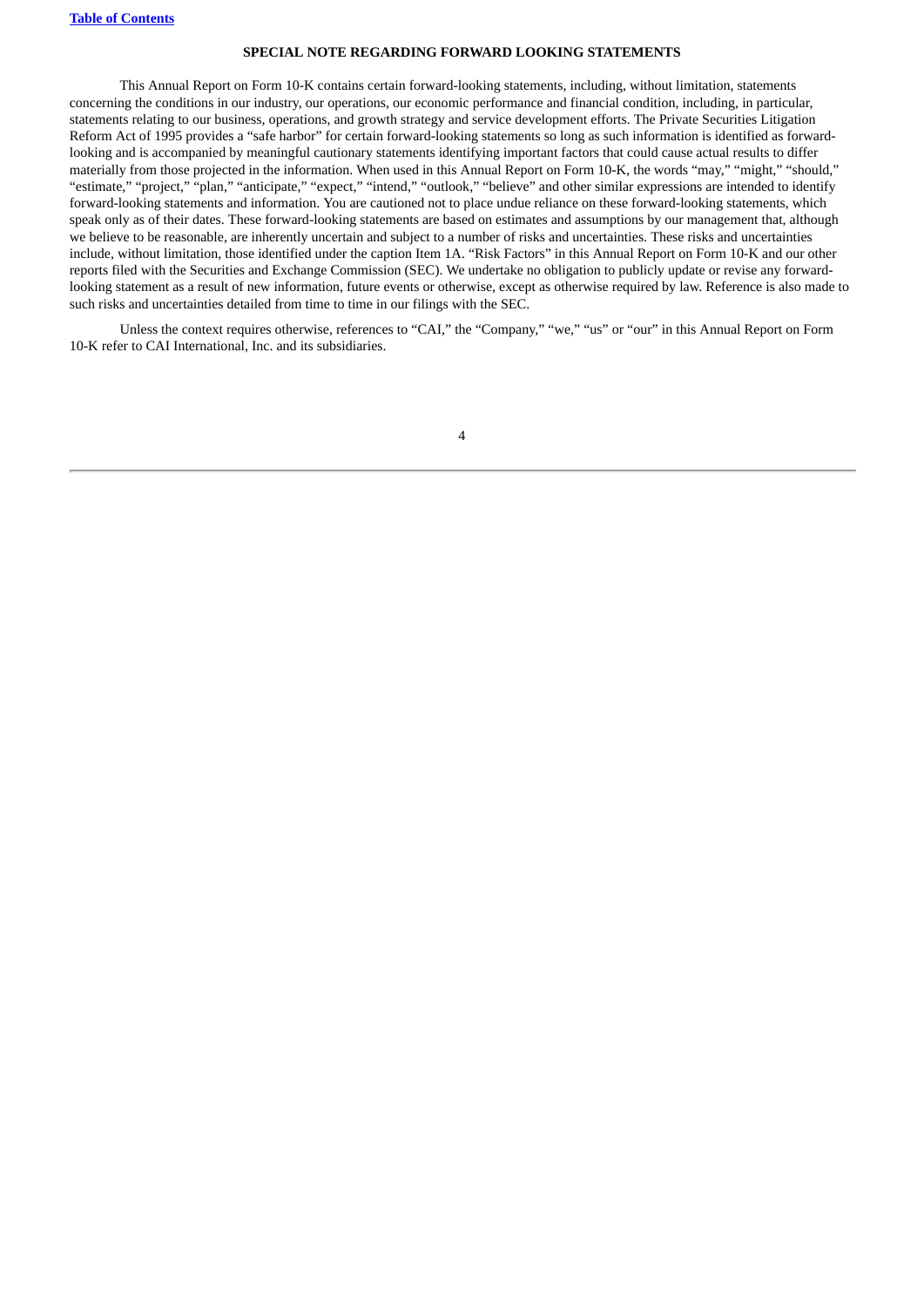## SPECIAL NOTE REGARDING FORWARD LOOKING STATEMENTS

This Annual Report on Form 10-K contains certain forward-looking statements, including, without limitation, statements concerning the conditions in our industry, our operations, our economic performance and financial condition, including, in particular, statements relating to our business, operations, and growth strategy and service development efforts. The Private Securities Litigation Reform Act of 1995 provides a "safe harbor" for certain forward-looking statements so long as such information is identified as forward-looking and is accompanied by meaningful cautionary statements identifying important factors that could cause actual results to differ materially from those projected in the information. When used in this Annual Report on Form 10-K, the words "may," "might," "should," "estimate," "project," "plan," "anticipate," "expect," "intend," "outlook," "believe" and other similar expressions are intended to identify forward-looking statements and information. You are cautioned not to place undue reliance on these forward-looking statements, which speak only as of their dates. These forward-looking statements are based on estimates and assumptions by our management that, although we believe to be reasonable, are inherently uncertain and subject to a number of risks and uncertainties. These risks and uncertainties include, without limitation, those identified under the caption Item 1A. "Risk Factors" in this Annual Report on Form 10-K and our other reports filed with the Securities and Exchange Commission (SEC). We undertake no obligation to publicly update or revise any forward-looking statement as a result of new information, future events or otherwise, except as otherwise required by law. Reference is also made to such risks and uncertainties detailed from time to time in our filings with the SEC.

Unless the context requires otherwise, references to "CAI," the "Company," "we," "us" or "our" in this Annual Report on Form 10-K refer to CAI International, Inc. and its subsidiaries.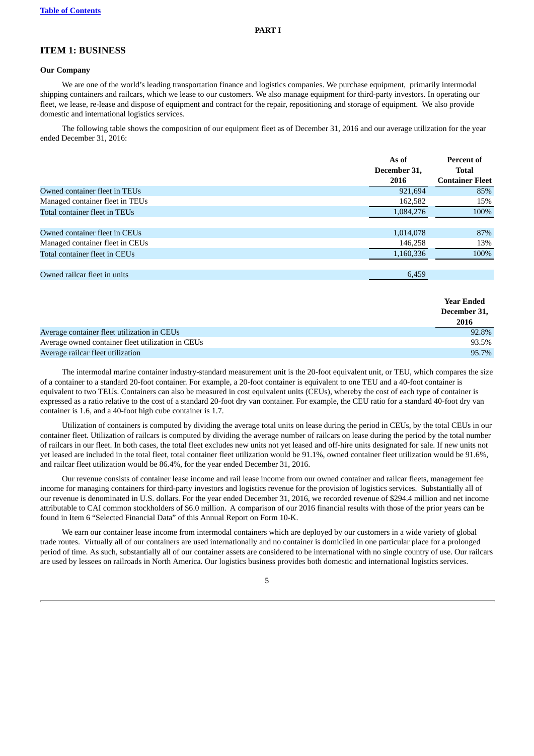PART I

## ITEM 1: BUSINESS

### Our Company

We are one of the world's leading transportation finance and logistics companies. We purchase equipment, primarily intermodal shipping containers and railcars, which we lease to our customers. We also manage equipment for third-party investors. In operating our fleet, we lease, re-lease and dispose of equipment and contract for the repair, repositioning and storage of equipment. We also provide domestic and international logistics services.

The following table shows the composition of our equipment fleet as of December 31, 2016 and our average utilization for the year ended December 31, 2016:

| | As of December 31, 2016 | Percent of Total Container Fleet |
|---|---|---|
| Owned container fleet in TEUs | 921,694 | 85% |
| Managed container fleet in TEUs | 162,582 | 15% |
| Total container fleet in TEUs | 1,084,276 | 100% |
| | | |
| Owned container fleet in CEUs | 1,014,078 | 87% |
| Managed container fleet in CEUs | 146,258 | 13% |
| Total container fleet in CEUs | 1,160,336 | 100% |
| | | |
| Owned railcar fleet in units | 6,459 | |

| | Year Ended December 31, 2016 |
|---|---|
| Average container fleet utilization in CEUs | 92.8% |
| Average owned container fleet utilization in CEUs | 93.5% |
| Average railcar fleet utilization | 95.7% |

The intermodal marine container industry-standard measurement unit is the 20-foot equivalent unit, or TEU, which compares the size of a container to a standard 20-foot container. For example, a 20-foot container is equivalent to one TEU and a 40-foot container is equivalent to two TEUs. Containers can also be measured in cost equivalent units (CEUs), whereby the cost of each type of container is expressed as a ratio relative to the cost of a standard 20-foot dry van container. For example, the CEU ratio for a standard 40-foot dry van container is 1.6, and a 40-foot high cube container is 1.7.

Utilization of containers is computed by dividing the average total units on lease during the period in CEUs, by the total CEUs in our container fleet. Utilization of railcars is computed by dividing the average number of railcars on lease during the period by the total number of railcars in our fleet. In both cases, the total fleet excludes new units not yet leased and off-hire units designated for sale. If new units not yet leased are included in the total fleet, total container fleet utilization would be 91.1%, owned container fleet utilization would be 91.6%, and railcar fleet utilization would be 86.4%, for the year ended December 31, 2016.

Our revenue consists of container lease income and rail lease income from our owned container and railcar fleets, management fee income for managing containers for third-party investors and logistics revenue for the provision of logistics services. Substantially all of our revenue is denominated in U.S. dollars. For the year ended December 31, 2016, we recorded revenue of $294.4 million and net income attributable to CAI common stockholders of $6.0 million. A comparison of our 2016 financial results with those of the prior years can be found in Item 6 "Selected Financial Data" of this Annual Report on Form 10-K.

We earn our container lease income from intermodal containers which are deployed by our customers in a wide variety of global trade routes. Virtually all of our containers are used internationally and no container is domiciled in one particular place for a prolonged period of time. As such, substantially all of our container assets are considered to be international with no single country of use. Our railcars are used by lessees on railroads in North America. Our logistics business provides both domestic and international logistics services.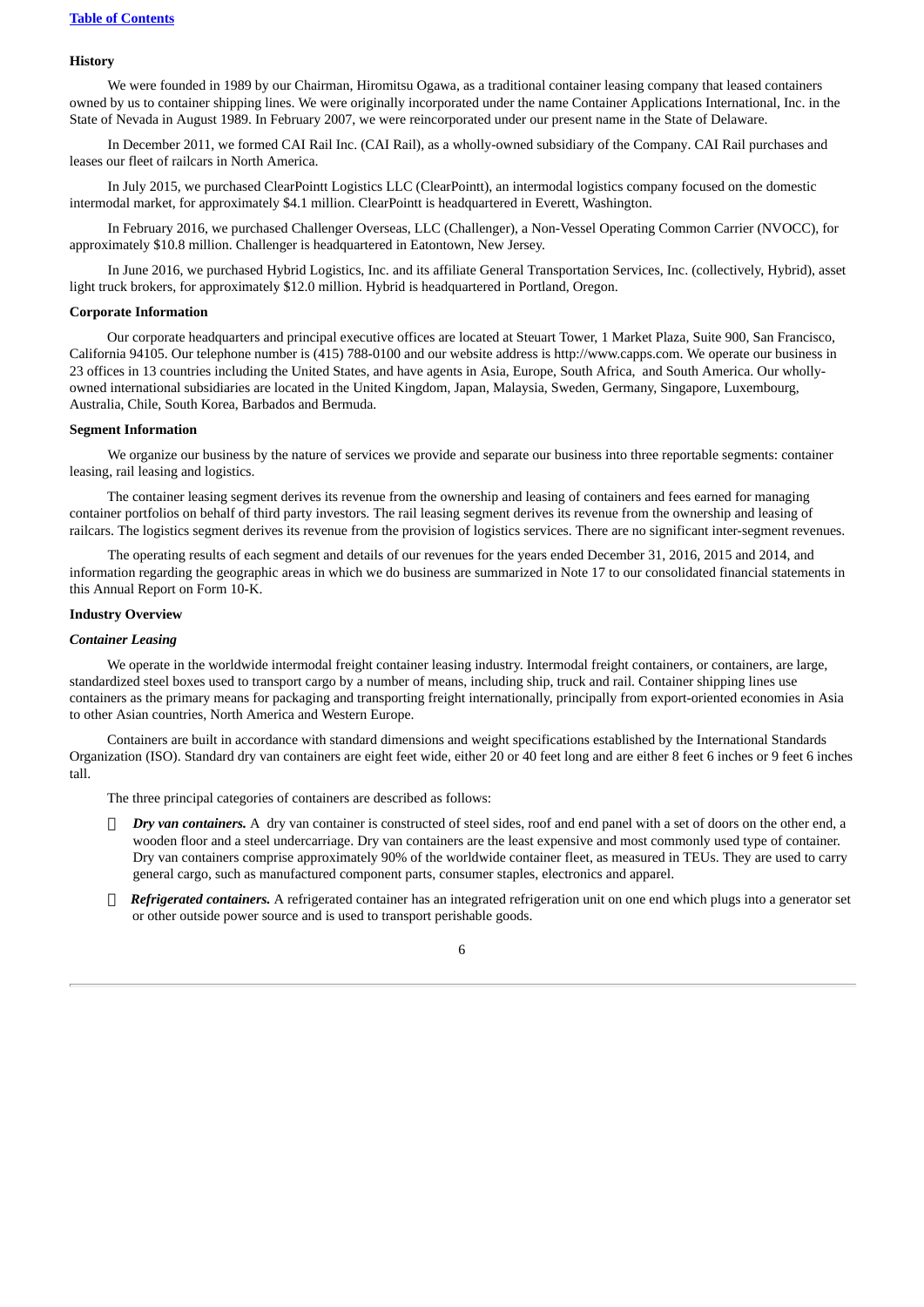### History

We were founded in 1989 by our Chairman, Hiromitsu Ogawa, as a traditional container leasing company that leased containers owned by us to container shipping lines. We were originally incorporated under the name Container Applications International, Inc. in the State of Nevada in August 1989. In February 2007, we were reincorporated under our present name in the State of Delaware.

In December 2011, we formed CAI Rail Inc. (CAI Rail), as a wholly-owned subsidiary of the Company. CAI Rail purchases and leases our fleet of railcars in North America.

In July 2015, we purchased ClearPointt Logistics LLC (ClearPointt), an intermodal logistics company focused on the domestic intermodal market, for approximately $4.1 million. ClearPointt is headquartered in Everett, Washington.

In February 2016, we purchased Challenger Overseas, LLC (Challenger), a Non-Vessel Operating Common Carrier (NVOCC), for approximately $10.8 million. Challenger is headquartered in Eatontown, New Jersey.

In June 2016, we purchased Hybrid Logistics, Inc. and its affiliate General Transportation Services, Inc. (collectively, Hybrid), asset light truck brokers, for approximately $12.0 million. Hybrid is headquartered in Portland, Oregon.

### Corporate Information

Our corporate headquarters and principal executive offices are located at Steuart Tower, 1 Market Plaza, Suite 900, San Francisco, California 94105. Our telephone number is (415) 788-0100 and our website address is http://www.capps.com. We operate our business in 23 offices in 13 countries including the United States, and have agents in Asia, Europe, South Africa, and South America. Our wholly-owned international subsidiaries are located in the United Kingdom, Japan, Malaysia, Sweden, Germany, Singapore, Luxembourg, Australia, Chile, South Korea, Barbados and Bermuda.

### Segment Information

We organize our business by the nature of services we provide and separate our business into three reportable segments: container leasing, rail leasing and logistics.

The container leasing segment derives its revenue from the ownership and leasing of containers and fees earned for managing container portfolios on behalf of third party investors. The rail leasing segment derives its revenue from the ownership and leasing of railcars. The logistics segment derives its revenue from the provision of logistics services. There are no significant inter-segment revenues.

The operating results of each segment and details of our revenues for the years ended December 31, 2016, 2015 and 2014, and information regarding the geographic areas in which we do business are summarized in Note 17 to our consolidated financial statements in this Annual Report on Form 10-K.

### Industry Overview

#### *Container Leasing*

We operate in the worldwide intermodal freight container leasing industry. Intermodal freight containers, or containers, are large, standardized steel boxes used to transport cargo by a number of means, including ship, truck and rail. Container shipping lines use containers as the primary means for packaging and transporting freight internationally, principally from export-oriented economies in Asia to other Asian countries, North America and Western Europe.

Containers are built in accordance with standard dimensions and weight specifications established by the International Standards Organization (ISO). Standard dry van containers are eight feet wide, either 20 or 40 feet long and are either 8 feet 6 inches or 9 feet 6 inches tall.

The three principal categories of containers are described as follows:

- ***Dry van containers.*** A dry van container is constructed of steel sides, roof and end panel with a set of doors on the other end, a wooden floor and a steel undercarriage. Dry van containers are the least expensive and most commonly used type of container. Dry van containers comprise approximately 90% of the worldwide container fleet, as measured in TEUs. They are used to carry general cargo, such as manufactured component parts, consumer staples, electronics and apparel.
- ***Refrigerated containers.*** A refrigerated container has an integrated refrigeration unit on one end which plugs into a generator set or other outside power source and is used to transport perishable goods.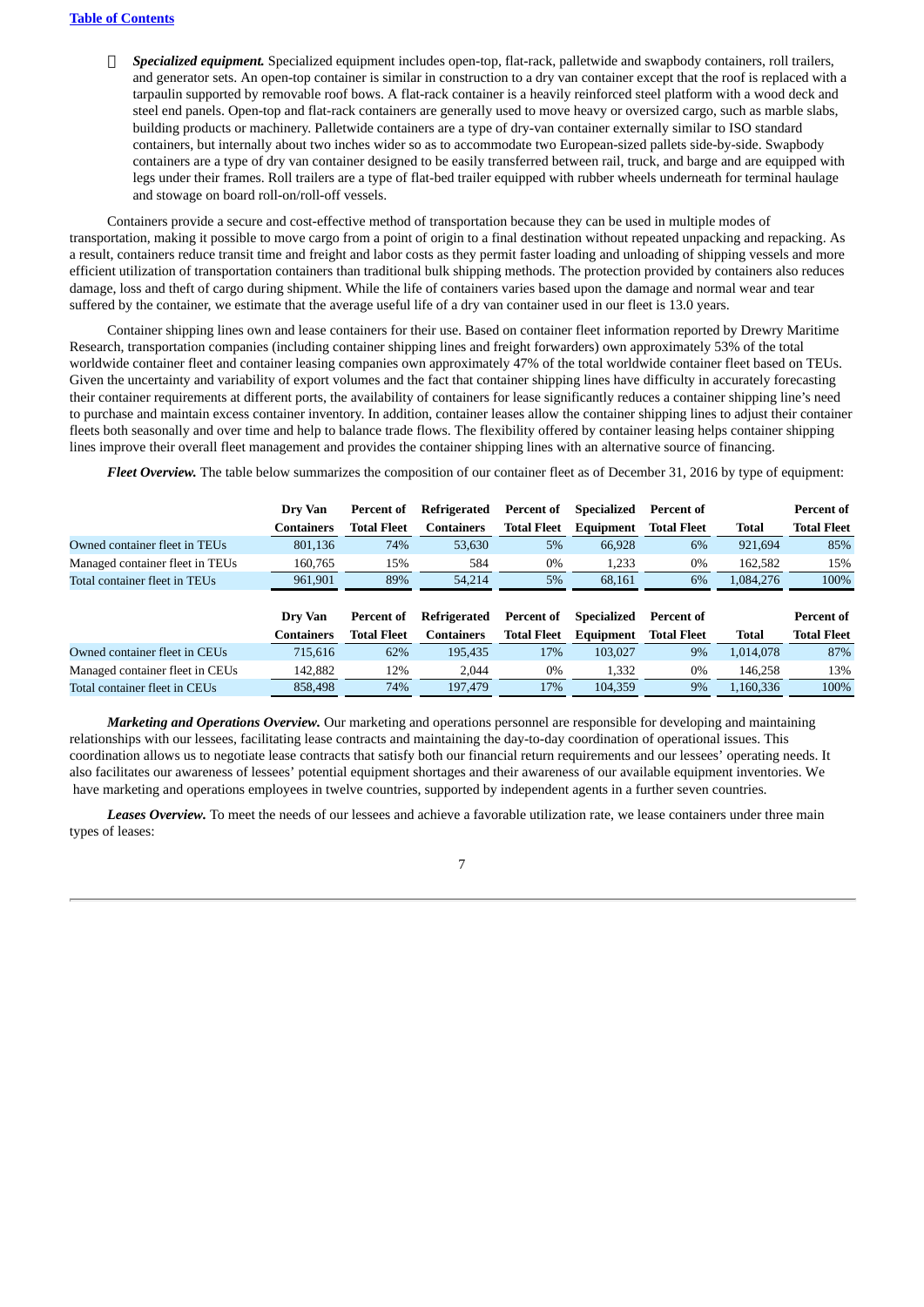- ***Specialized equipment.*** Specialized equipment includes open-top, flat-rack, palletwide and swapbody containers, roll trailers, and generator sets. An open-top container is similar in construction to a dry van container except that the roof is replaced with a tarpaulin supported by removable roof bows. A flat-rack container is a heavily reinforced steel platform with a wood deck and steel end panels. Open-top and flat-rack containers are generally used to move heavy or oversized cargo, such as marble slabs, building products or machinery. Palletwide containers are a type of dry-van container externally similar to ISO standard containers, but internally about two inches wider so as to accommodate two European-sized pallets side-by-side. Swapbody containers are a type of dry van container designed to be easily transferred between rail, truck, and barge and are equipped with legs under their frames. Roll trailers are a type of flat-bed trailer equipped with rubber wheels underneath for terminal haulage and stowage on board roll-on/roll-off vessels.

Containers provide a secure and cost-effective method of transportation because they can be used in multiple modes of transportation, making it possible to move cargo from a point of origin to a final destination without repeated unpacking and repacking. As a result, containers reduce transit time and freight and labor costs as they permit faster loading and unloading of shipping vessels and more efficient utilization of transportation containers than traditional bulk shipping methods. The protection provided by containers also reduces damage, loss and theft of cargo during shipment. While the life of containers varies based upon the damage and normal wear and tear suffered by the container, we estimate that the average useful life of a dry van container used in our fleet is 13.0 years.

Container shipping lines own and lease containers for their use. Based on container fleet information reported by Drewry Maritime Research, transportation companies (including container shipping lines and freight forwarders) own approximately 53% of the total worldwide container fleet and container leasing companies own approximately 47% of the total worldwide container fleet based on TEUs. Given the uncertainty and variability of export volumes and the fact that container shipping lines have difficulty in accurately forecasting their container requirements at different ports, the availability of containers for lease significantly reduces a container shipping line's need to purchase and maintain excess container inventory. In addition, container leases allow the container shipping lines to adjust their container fleets both seasonally and over time and help to balance trade flows. The flexibility offered by container leasing helps container shipping lines improve their overall fleet management and provides the container shipping lines with an alternative source of financing.

***Fleet Overview.*** The table below summarizes the composition of our container fleet as of December 31, 2016 by type of equipment:

| | Dry Van Containers | Percent of Total Fleet | Refrigerated Containers | Percent of Total Fleet | Specialized Equipment | Percent of Total Fleet | Total | Percent of Total Fleet |
|---|---|---|---|---|---|---|---|---|
| Owned container fleet in TEUs | 801,136 | 74% | 53,630 | 5% | 66,928 | 6% | 921,694 | 85% |
| Managed container fleet in TEUs | 160,765 | 15% | 584 | 0% | 1,233 | 0% | 162,582 | 15% |
| Total container fleet in TEUs | 961,901 | 89% | 54,214 | 5% | 68,161 | 6% | 1,084,276 | 100% |

| | Dry Van Containers | Percent of Total Fleet | Refrigerated Containers | Percent of Total Fleet | Specialized Equipment | Percent of Total Fleet | Total | Percent of Total Fleet |
|---|---|---|---|---|---|---|---|---|
| Owned container fleet in CEUs | 715,616 | 62% | 195,435 | 17% | 103,027 | 9% | 1,014,078 | 87% |
| Managed container fleet in CEUs | 142,882 | 12% | 2,044 | 0% | 1,332 | 0% | 146,258 | 13% |
| Total container fleet in CEUs | 858,498 | 74% | 197,479 | 17% | 104,359 | 9% | 1,160,336 | 100% |

***Marketing and Operations Overview.*** Our marketing and operations personnel are responsible for developing and maintaining relationships with our lessees, facilitating lease contracts and maintaining the day-to-day coordination of operational issues. This coordination allows us to negotiate lease contracts that satisfy both our financial return requirements and our lessees' operating needs. It also facilitates our awareness of lessees' potential equipment shortages and their awareness of our available equipment inventories. We have marketing and operations employees in twelve countries, supported by independent agents in a further seven countries.

***Leases Overview.*** To meet the needs of our lessees and achieve a favorable utilization rate, we lease containers under three main types of leases: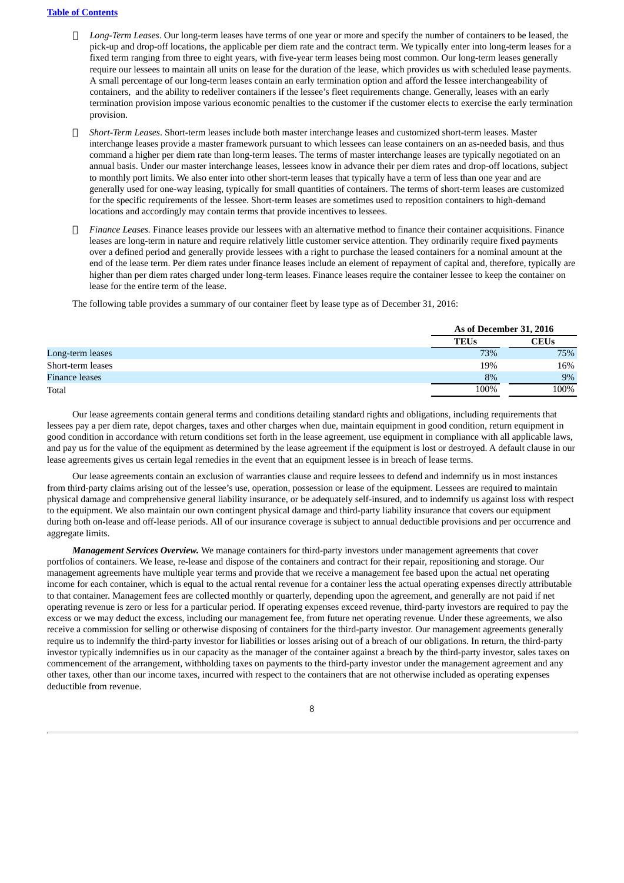- *Long-Term Leases*. Our long-term leases have terms of one year or more and specify the number of containers to be leased, the pick-up and drop-off locations, the applicable per diem rate and the contract term. We typically enter into long-term leases for a fixed term ranging from three to eight years, with five-year term leases being most common. Our long-term leases generally require our lessees to maintain all units on lease for the duration of the lease, which provides us with scheduled lease payments. A small percentage of our long-term leases contain an early termination option and afford the lessee interchangeability of containers, and the ability to redeliver containers if the lessee's fleet requirements change. Generally, leases with an early termination provision impose various economic penalties to the customer if the customer elects to exercise the early termination provision.

- *Short-Term Leases*. Short-term leases include both master interchange leases and customized short-term leases. Master interchange leases provide a master framework pursuant to which lessees can lease containers on an as-needed basis, and thus command a higher per diem rate than long-term leases. The terms of master interchange leases are typically negotiated on an annual basis. Under our master interchange leases, lessees know in advance their per diem rates and drop-off locations, subject to monthly port limits. We also enter into other short-term leases that typically have a term of less than one year and are generally used for one-way leasing, typically for small quantities of containers. The terms of short-term leases are customized for the specific requirements of the lessee. Short-term leases are sometimes used to reposition containers to high-demand locations and accordingly may contain terms that provide incentives to lessees.

- *Finance Leases.* Finance leases provide our lessees with an alternative method to finance their container acquisitions. Finance leases are long-term in nature and require relatively little customer service attention. They ordinarily require fixed payments over a defined period and generally provide lessees with a right to purchase the leased containers for a nominal amount at the end of the lease term. Per diem rates under finance leases include an element of repayment of capital and, therefore, typically are higher than per diem rates charged under long-term leases. Finance leases require the container lessee to keep the container on lease for the entire term of the lease.

The following table provides a summary of our container fleet by lease type as of December 31, 2016:

| | As of December 31, 2016 | |
|---|---|---|
| | TEUs | CEUs |
| Long-term leases | 73% | 75% |
| Short-term leases | 19% | 16% |
| Finance leases | 8% | 9% |
| Total | 100% | 100% |

Our lease agreements contain general terms and conditions detailing standard rights and obligations, including requirements that lessees pay a per diem rate, depot charges, taxes and other charges when due, maintain equipment in good condition, return equipment in good condition in accordance with return conditions set forth in the lease agreement, use equipment in compliance with all applicable laws, and pay us for the value of the equipment as determined by the lease agreement if the equipment is lost or destroyed. A default clause in our lease agreements gives us certain legal remedies in the event that an equipment lessee is in breach of lease terms.

Our lease agreements contain an exclusion of warranties clause and require lessees to defend and indemnify us in most instances from third-party claims arising out of the lessee's use, operation, possession or lease of the equipment. Lessees are required to maintain physical damage and comprehensive general liability insurance, or be adequately self-insured, and to indemnify us against loss with respect to the equipment. We also maintain our own contingent physical damage and third-party liability insurance that covers our equipment during both on-lease and off-lease periods. All of our insurance coverage is subject to annual deductible provisions and per occurrence and aggregate limits.

***Management Services Overview.*** We manage containers for third-party investors under management agreements that cover portfolios of containers. We lease, re-lease and dispose of the containers and contract for their repair, repositioning and storage. Our management agreements have multiple year terms and provide that we receive a management fee based upon the actual net operating income for each container, which is equal to the actual rental revenue for a container less the actual operating expenses directly attributable to that container. Management fees are collected monthly or quarterly, depending upon the agreement, and generally are not paid if net operating revenue is zero or less for a particular period. If operating expenses exceed revenue, third-party investors are required to pay the excess or we may deduct the excess, including our management fee, from future net operating revenue. Under these agreements, we also receive a commission for selling or otherwise disposing of containers for the third-party investor. Our management agreements generally require us to indemnify the third-party investor for liabilities or losses arising out of a breach of our obligations. In return, the third-party investor typically indemnifies us in our capacity as the manager of the container against a breach by the third-party investor, sales taxes on commencement of the arrangement, withholding taxes on payments to the third-party investor under the management agreement and any other taxes, other than our income taxes, incurred with respect to the containers that are not otherwise included as operating expenses deductible from revenue.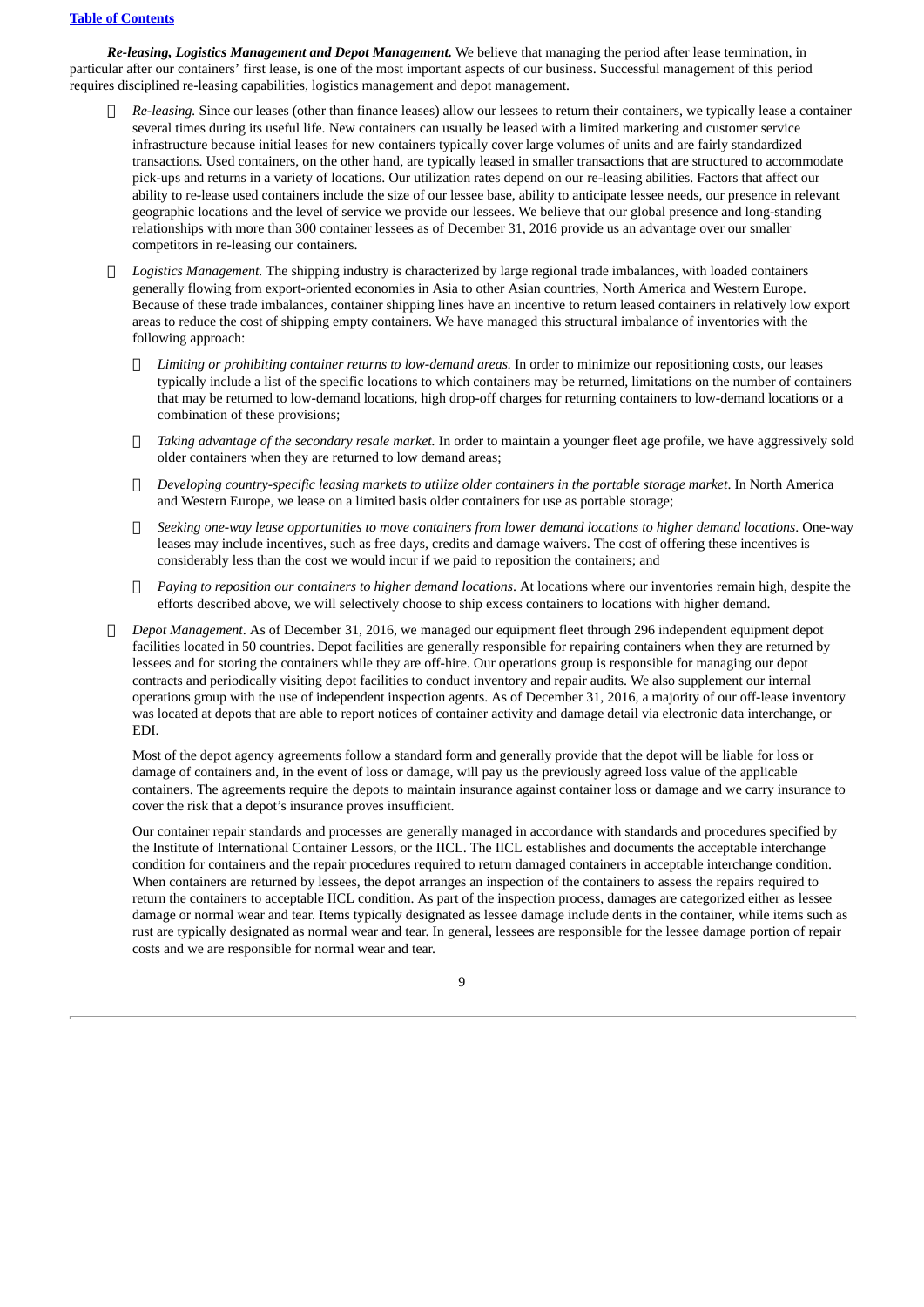***Re-leasing, Logistics Management and Depot Management.*** We believe that managing the period after lease termination, in particular after our containers' first lease, is one of the most important aspects of our business. Successful management of this period requires disciplined re-leasing capabilities, logistics management and depot management.

- *Re-leasing.* Since our leases (other than finance leases) allow our lessees to return their containers, we typically lease a container several times during its useful life. New containers can usually be leased with a limited marketing and customer service infrastructure because initial leases for new containers typically cover large volumes of units and are fairly standardized transactions. Used containers, on the other hand, are typically leased in smaller transactions that are structured to accommodate pick-ups and returns in a variety of locations. Our utilization rates depend on our re-leasing abilities. Factors that affect our ability to re-lease used containers include the size of our lessee base, ability to anticipate lessee needs, our presence in relevant geographic locations and the level of service we provide our lessees. We believe that our global presence and long-standing relationships with more than 300 container lessees as of December 31, 2016 provide us an advantage over our smaller competitors in re-leasing our containers.

- *Logistics Management.* The shipping industry is characterized by large regional trade imbalances, with loaded containers generally flowing from export-oriented economies in Asia to other Asian countries, North America and Western Europe. Because of these trade imbalances, container shipping lines have an incentive to return leased containers in relatively low export areas to reduce the cost of shipping empty containers. We have managed this structural imbalance of inventories with the following approach:

  - *Limiting or prohibiting container returns to low-demand areas.* In order to minimize our repositioning costs, our leases typically include a list of the specific locations to which containers may be returned, limitations on the number of containers that may be returned to low-demand locations, high drop-off charges for returning containers to low-demand locations or a combination of these provisions;

  - *Taking advantage of the secondary resale market.* In order to maintain a younger fleet age profile, we have aggressively sold older containers when they are returned to low demand areas;

  - *Developing country-specific leasing markets to utilize older containers in the portable storage market*. In North America and Western Europe, we lease on a limited basis older containers for use as portable storage;

  - *Seeking one-way lease opportunities to move containers from lower demand locations to higher demand locations*. One-way leases may include incentives, such as free days, credits and damage waivers. The cost of offering these incentives is considerably less than the cost we would incur if we paid to reposition the containers; and

  - *Paying to reposition our containers to higher demand locations*. At locations where our inventories remain high, despite the efforts described above, we will selectively choose to ship excess containers to locations with higher demand.

- *Depot Management*. As of December 31, 2016, we managed our equipment fleet through 296 independent equipment depot facilities located in 50 countries. Depot facilities are generally responsible for repairing containers when they are returned by lessees and for storing the containers while they are off-hire. Our operations group is responsible for managing our depot contracts and periodically visiting depot facilities to conduct inventory and repair audits. We also supplement our internal operations group with the use of independent inspection agents. As of December 31, 2016, a majority of our off-lease inventory was located at depots that are able to report notices of container activity and damage detail via electronic data interchange, or EDI.

  Most of the depot agency agreements follow a standard form and generally provide that the depot will be liable for loss or damage of containers and, in the event of loss or damage, will pay us the previously agreed loss value of the applicable containers. The agreements require the depots to maintain insurance against container loss or damage and we carry insurance to cover the risk that a depot's insurance proves insufficient.

  Our container repair standards and processes are generally managed in accordance with standards and procedures specified by the Institute of International Container Lessors, or the IICL. The IICL establishes and documents the acceptable interchange condition for containers and the repair procedures required to return damaged containers in acceptable interchange condition. When containers are returned by lessees, the depot arranges an inspection of the containers to assess the repairs required to return the containers to acceptable IICL condition. As part of the inspection process, damages are categorized either as lessee damage or normal wear and tear. Items typically designated as lessee damage include dents in the container, while items such as rust are typically designated as normal wear and tear. In general, lessees are responsible for the lessee damage portion of repair costs and we are responsible for normal wear and tear.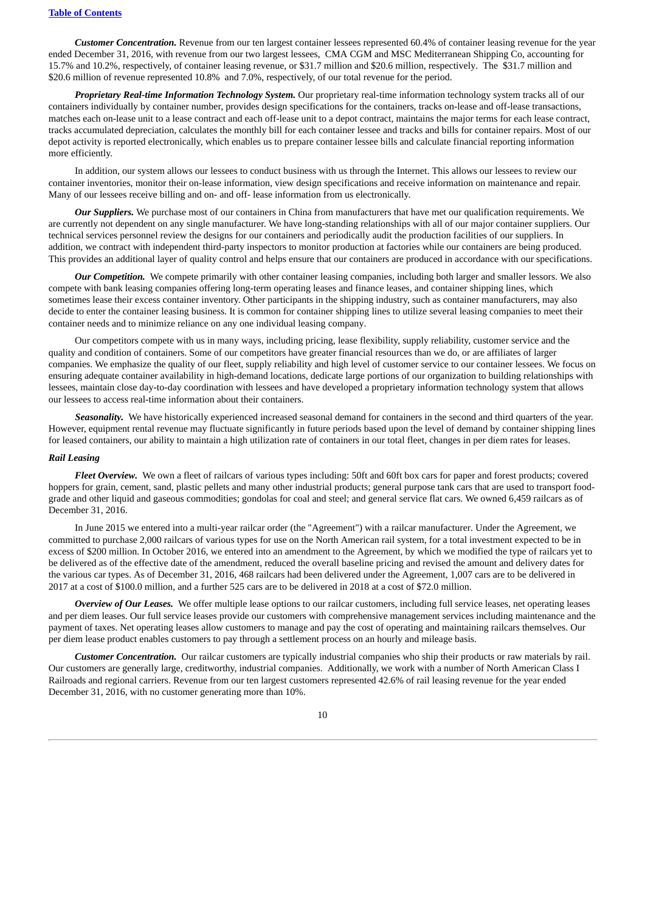***Customer Concentration.*** Revenue from our ten largest container lessees represented 60.4% of container leasing revenue for the year ended December 31, 2016, with revenue from our two largest lessees, CMA CGM and MSC Mediterranean Shipping Co, accounting for 15.7% and 10.2%, respectively, of container leasing revenue, or $31.7 million and $20.6 million, respectively. The $31.7 million and $20.6 million of revenue represented 10.8% and 7.0%, respectively, of our total revenue for the period.

***Proprietary Real-time Information Technology System.*** Our proprietary real-time information technology system tracks all of our containers individually by container number, provides design specifications for the containers, tracks on-lease and off-lease transactions, matches each on-lease unit to a lease contract and each off-lease unit to a depot contract, maintains the major terms for each lease contract, tracks accumulated depreciation, calculates the monthly bill for each container lessee and tracks and bills for container repairs. Most of our depot activity is reported electronically, which enables us to prepare container lessee bills and calculate financial reporting information more efficiently.

In addition, our system allows our lessees to conduct business with us through the Internet. This allows our lessees to review our container inventories, monitor their on-lease information, view design specifications and receive information on maintenance and repair. Many of our lessees receive billing and on- and off- lease information from us electronically.

***Our Suppliers.*** We purchase most of our containers in China from manufacturers that have met our qualification requirements. We are currently not dependent on any single manufacturer. We have long-standing relationships with all of our major container suppliers. Our technical services personnel review the designs for our containers and periodically audit the production facilities of our suppliers. In addition, we contract with independent third-party inspectors to monitor production at factories while our containers are being produced. This provides an additional layer of quality control and helps ensure that our containers are produced in accordance with our specifications.

***Our Competition.*** We compete primarily with other container leasing companies, including both larger and smaller lessors. We also compete with bank leasing companies offering long-term operating leases and finance leases, and container shipping lines, which sometimes lease their excess container inventory. Other participants in the shipping industry, such as container manufacturers, may also decide to enter the container leasing business. It is common for container shipping lines to utilize several leasing companies to meet their container needs and to minimize reliance on any one individual leasing company.

Our competitors compete with us in many ways, including pricing, lease flexibility, supply reliability, customer service and the quality and condition of containers. Some of our competitors have greater financial resources than we do, or are affiliates of larger companies. We emphasize the quality of our fleet, supply reliability and high level of customer service to our container lessees. We focus on ensuring adequate container availability in high-demand locations, dedicate large portions of our organization to building relationships with lessees, maintain close day-to-day coordination with lessees and have developed a proprietary information technology system that allows our lessees to access real-time information about their containers.

***Seasonality.*** We have historically experienced increased seasonal demand for containers in the second and third quarters of the year. However, equipment rental revenue may fluctuate significantly in future periods based upon the level of demand by container shipping lines for leased containers, our ability to maintain a high utilization rate of containers in our total fleet, changes in per diem rates for leases.

***Rail Leasing***

***Fleet Overview.*** We own a fleet of railcars of various types including: 50ft and 60ft box cars for paper and forest products; covered hoppers for grain, cement, sand, plastic pellets and many other industrial products; general purpose tank cars that are used to transport food-grade and other liquid and gaseous commodities; gondolas for coal and steel; and general service flat cars. We owned 6,459 railcars as of December 31, 2016.

In June 2015 we entered into a multi-year railcar order (the "Agreement") with a railcar manufacturer. Under the Agreement, we committed to purchase 2,000 railcars of various types for use on the North American rail system, for a total investment expected to be in excess of $200 million. In October 2016, we entered into an amendment to the Agreement, by which we modified the type of railcars yet to be delivered as of the effective date of the amendment, reduced the overall baseline pricing and revised the amount and delivery dates for the various car types. As of December 31, 2016, 468 railcars had been delivered under the Agreement, 1,007 cars are to be delivered in 2017 at a cost of $100.0 million, and a further 525 cars are to be delivered in 2018 at a cost of $72.0 million.

***Overview of Our Leases.*** We offer multiple lease options to our railcar customers, including full service leases, net operating leases and per diem leases. Our full service leases provide our customers with comprehensive management services including maintenance and the payment of taxes. Net operating leases allow customers to manage and pay the cost of operating and maintaining railcars themselves. Our per diem lease product enables customers to pay through a settlement process on an hourly and mileage basis.

***Customer Concentration.*** Our railcar customers are typically industrial companies who ship their products or raw materials by rail. Our customers are generally large, creditworthy, industrial companies. Additionally, we work with a number of North American Class I Railroads and regional carriers. Revenue from our ten largest customers represented 42.6% of rail leasing revenue for the year ended December 31, 2016, with no customer generating more than 10%.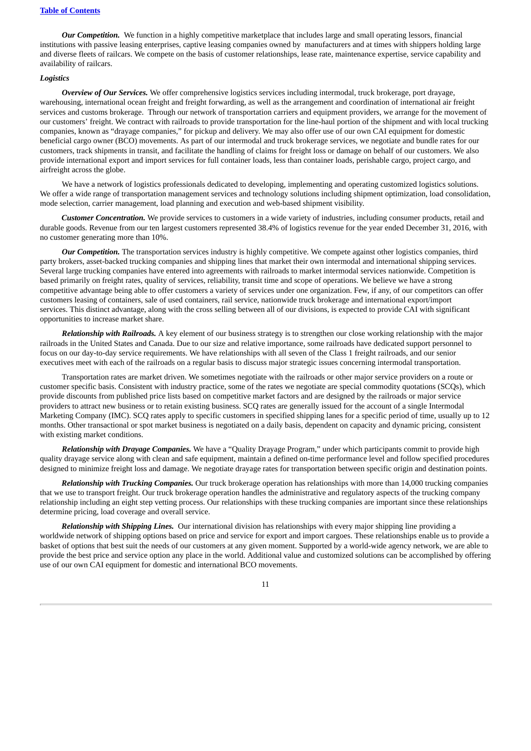***Our Competition.*** We function in a highly competitive marketplace that includes large and small operating lessors, financial institutions with passive leasing enterprises, captive leasing companies owned by manufacturers and at times with shippers holding large and diverse fleets of railcars. We compete on the basis of customer relationships, lease rate, maintenance expertise, service capability and availability of railcars.

***Logistics***

***Overview of Our Services.*** We offer comprehensive logistics services including intermodal, truck brokerage, port drayage, warehousing, international ocean freight and freight forwarding, as well as the arrangement and coordination of international air freight services and customs brokerage. Through our network of transportation carriers and equipment providers, we arrange for the movement of our customers' freight. We contract with railroads to provide transportation for the line-haul portion of the shipment and with local trucking companies, known as "drayage companies," for pickup and delivery. We may also offer use of our own CAI equipment for domestic beneficial cargo owner (BCO) movements. As part of our intermodal and truck brokerage services, we negotiate and bundle rates for our customers, track shipments in transit, and facilitate the handling of claims for freight loss or damage on behalf of our customers. We also provide international export and import services for full container loads, less than container loads, perishable cargo, project cargo, and airfreight across the globe.

We have a network of logistics professionals dedicated to developing, implementing and operating customized logistics solutions. We offer a wide range of transportation management services and technology solutions including shipment optimization, load consolidation, mode selection, carrier management, load planning and execution and web-based shipment visibility.

***Customer Concentration.*** We provide services to customers in a wide variety of industries, including consumer products, retail and durable goods. Revenue from our ten largest customers represented 38.4% of logistics revenue for the year ended December 31, 2016, with no customer generating more than 10%.

***Our Competition.*** The transportation services industry is highly competitive. We compete against other logistics companies, third party brokers, asset-backed trucking companies and shipping lines that market their own intermodal and international shipping services. Several large trucking companies have entered into agreements with railroads to market intermodal services nationwide. Competition is based primarily on freight rates, quality of services, reliability, transit time and scope of operations. We believe we have a strong competitive advantage being able to offer customers a variety of services under one organization. Few, if any, of our competitors can offer customers leasing of containers, sale of used containers, rail service, nationwide truck brokerage and international export/import services. This distinct advantage, along with the cross selling between all of our divisions, is expected to provide CAI with significant opportunities to increase market share.

***Relationship with Railroads.*** A key element of our business strategy is to strengthen our close working relationship with the major railroads in the United States and Canada. Due to our size and relative importance, some railroads have dedicated support personnel to focus on our day-to-day service requirements. We have relationships with all seven of the Class 1 freight railroads, and our senior executives meet with each of the railroads on a regular basis to discuss major strategic issues concerning intermodal transportation.

Transportation rates are market driven. We sometimes negotiate with the railroads or other major service providers on a route or customer specific basis. Consistent with industry practice, some of the rates we negotiate are special commodity quotations (SCQs), which provide discounts from published price lists based on competitive market factors and are designed by the railroads or major service providers to attract new business or to retain existing business. SCQ rates are generally issued for the account of a single Intermodal Marketing Company (IMC). SCQ rates apply to specific customers in specified shipping lanes for a specific period of time, usually up to 12 months. Other transactional or spot market business is negotiated on a daily basis, dependent on capacity and dynamic pricing, consistent with existing market conditions.

***Relationship with Drayage Companies.*** We have a "Quality Drayage Program," under which participants commit to provide high quality drayage service along with clean and safe equipment, maintain a defined on-time performance level and follow specified procedures designed to minimize freight loss and damage. We negotiate drayage rates for transportation between specific origin and destination points.

***Relationship with Trucking Companies.*** Our truck brokerage operation has relationships with more than 14,000 trucking companies that we use to transport freight. Our truck brokerage operation handles the administrative and regulatory aspects of the trucking company relationship including an eight step vetting process. Our relationships with these trucking companies are important since these relationships determine pricing, load coverage and overall service.

***Relationship with Shipping Lines.*** Our international division has relationships with every major shipping line providing a worldwide network of shipping options based on price and service for export and import cargoes. These relationships enable us to provide a basket of options that best suit the needs of our customers at any given moment. Supported by a world-wide agency network, we are able to provide the best price and service option any place in the world. Additional value and customized solutions can be accomplished by offering use of our own CAI equipment for domestic and international BCO movements.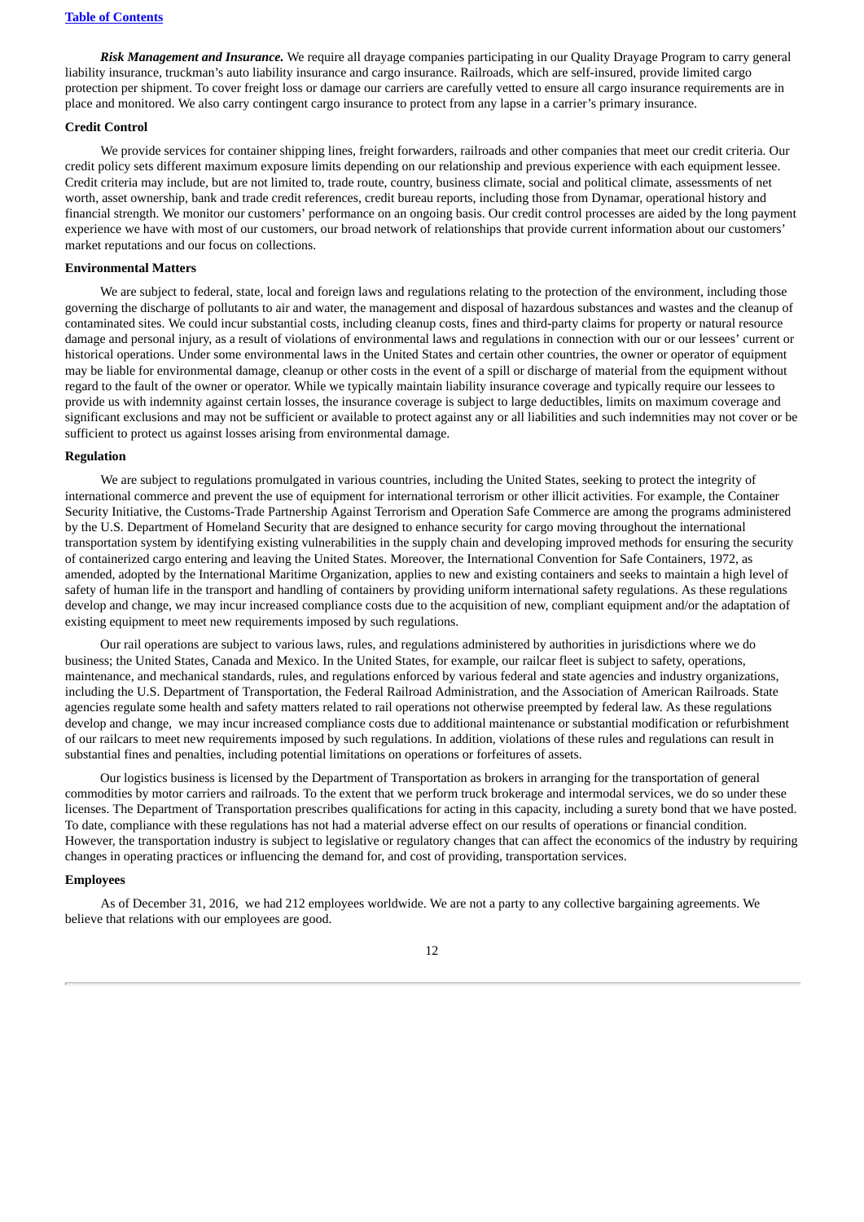***Risk Management and Insurance.*** We require all drayage companies participating in our Quality Drayage Program to carry general liability insurance, truckman's auto liability insurance and cargo insurance. Railroads, which are self-insured, provide limited cargo protection per shipment. To cover freight loss or damage our carriers are carefully vetted to ensure all cargo insurance requirements are in place and monitored. We also carry contingent cargo insurance to protect from any lapse in a carrier's primary insurance.

**Credit Control**

We provide services for container shipping lines, freight forwarders, railroads and other companies that meet our credit criteria. Our credit policy sets different maximum exposure limits depending on our relationship and previous experience with each equipment lessee. Credit criteria may include, but are not limited to, trade route, country, business climate, social and political climate, assessments of net worth, asset ownership, bank and trade credit references, credit bureau reports, including those from Dynamar, operational history and financial strength. We monitor our customers' performance on an ongoing basis. Our credit control processes are aided by the long payment experience we have with most of our customers, our broad network of relationships that provide current information about our customers' market reputations and our focus on collections.

**Environmental Matters**

We are subject to federal, state, local and foreign laws and regulations relating to the protection of the environment, including those governing the discharge of pollutants to air and water, the management and disposal of hazardous substances and wastes and the cleanup of contaminated sites. We could incur substantial costs, including cleanup costs, fines and third-party claims for property or natural resource damage and personal injury, as a result of violations of environmental laws and regulations in connection with our or our lessees' current or historical operations. Under some environmental laws in the United States and certain other countries, the owner or operator of equipment may be liable for environmental damage, cleanup or other costs in the event of a spill or discharge of material from the equipment without regard to the fault of the owner or operator. While we typically maintain liability insurance coverage and typically require our lessees to provide us with indemnity against certain losses, the insurance coverage is subject to large deductibles, limits on maximum coverage and significant exclusions and may not be sufficient or available to protect against any or all liabilities and such indemnities may not cover or be sufficient to protect us against losses arising from environmental damage.

**Regulation**

We are subject to regulations promulgated in various countries, including the United States, seeking to protect the integrity of international commerce and prevent the use of equipment for international terrorism or other illicit activities. For example, the Container Security Initiative, the Customs-Trade Partnership Against Terrorism and Operation Safe Commerce are among the programs administered by the U.S. Department of Homeland Security that are designed to enhance security for cargo moving throughout the international transportation system by identifying existing vulnerabilities in the supply chain and developing improved methods for ensuring the security of containerized cargo entering and leaving the United States. Moreover, the International Convention for Safe Containers, 1972, as amended, adopted by the International Maritime Organization, applies to new and existing containers and seeks to maintain a high level of safety of human life in the transport and handling of containers by providing uniform international safety regulations. As these regulations develop and change, we may incur increased compliance costs due to the acquisition of new, compliant equipment and/or the adaptation of existing equipment to meet new requirements imposed by such regulations.

Our rail operations are subject to various laws, rules, and regulations administered by authorities in jurisdictions where we do business; the United States, Canada and Mexico. In the United States, for example, our railcar fleet is subject to safety, operations, maintenance, and mechanical standards, rules, and regulations enforced by various federal and state agencies and industry organizations, including the U.S. Department of Transportation, the Federal Railroad Administration, and the Association of American Railroads. State agencies regulate some health and safety matters related to rail operations not otherwise preempted by federal law. As these regulations develop and change, we may incur increased compliance costs due to additional maintenance or substantial modification or refurbishment of our railcars to meet new requirements imposed by such regulations. In addition, violations of these rules and regulations can result in substantial fines and penalties, including potential limitations on operations or forfeitures of assets.

Our logistics business is licensed by the Department of Transportation as brokers in arranging for the transportation of general commodities by motor carriers and railroads. To the extent that we perform truck brokerage and intermodal services, we do so under these licenses. The Department of Transportation prescribes qualifications for acting in this capacity, including a surety bond that we have posted. To date, compliance with these regulations has not had a material adverse effect on our results of operations or financial condition. However, the transportation industry is subject to legislative or regulatory changes that can affect the economics of the industry by requiring changes in operating practices or influencing the demand for, and cost of providing, transportation services.

**Employees**

As of December 31, 2016, we had 212 employees worldwide. We are not a party to any collective bargaining agreements. We believe that relations with our employees are good.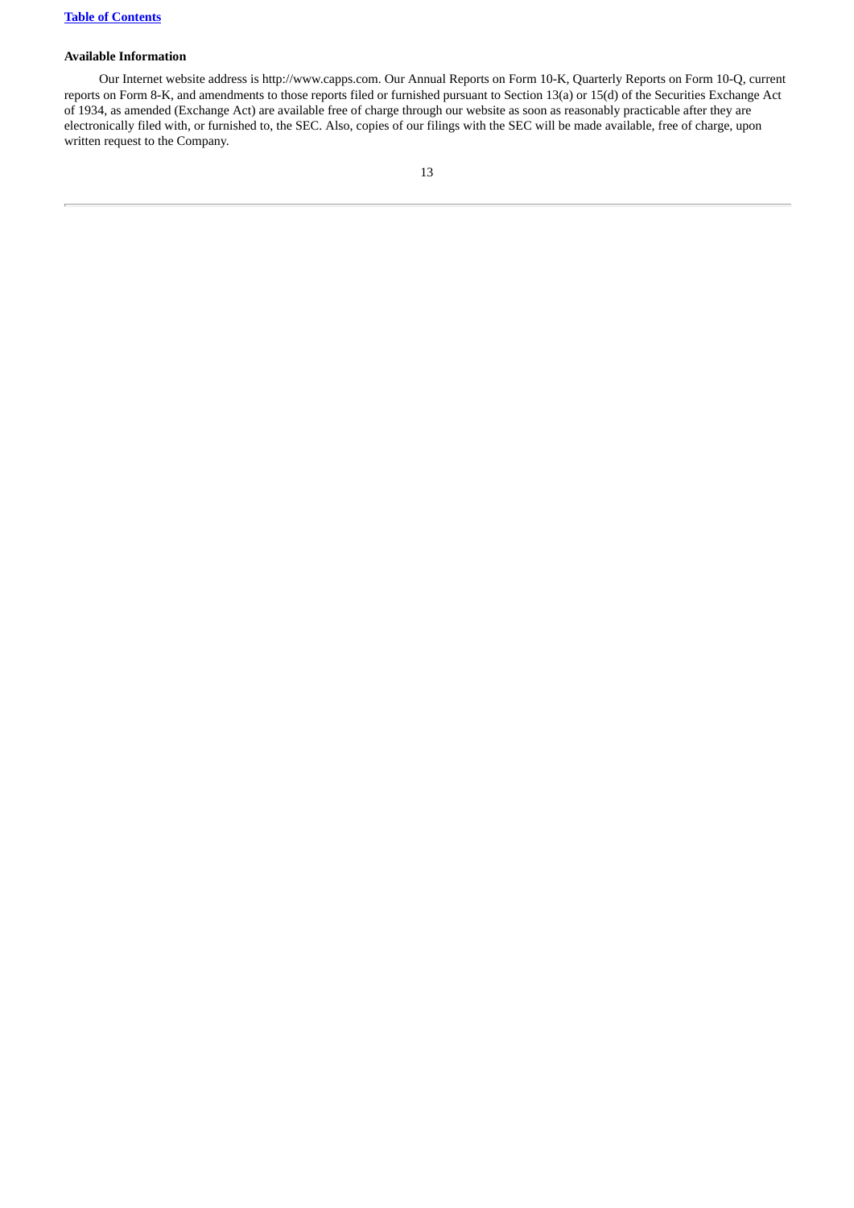### Available Information

Our Internet website address is http://www.capps.com. Our Annual Reports on Form 10-K, Quarterly Reports on Form 10-Q, current reports on Form 8-K, and amendments to those reports filed or furnished pursuant to Section 13(a) or 15(d) of the Securities Exchange Act of 1934, as amended (Exchange Act) are available free of charge through our website as soon as reasonably practicable after they are electronically filed with, or furnished to, the SEC. Also, copies of our filings with the SEC will be made available, free of charge, upon written request to the Company.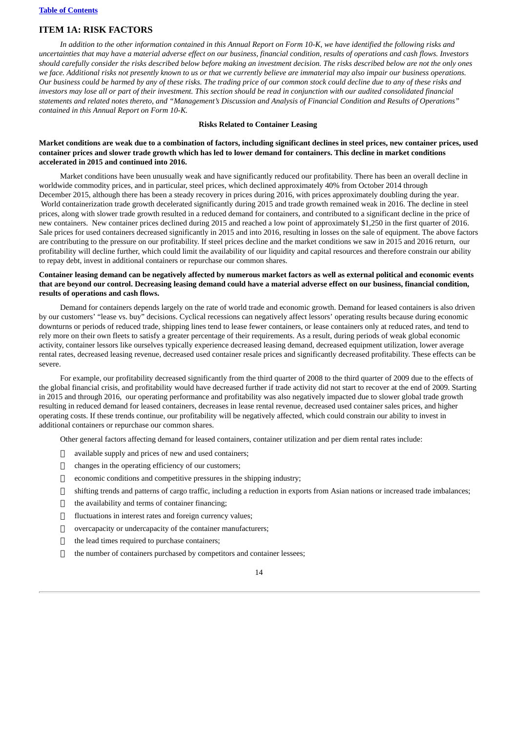## ITEM 1A: RISK FACTORS

*In addition to the other information contained in this Annual Report on Form 10-K, we have identified the following risks and uncertainties that may have a material adverse effect on our business, financial condition, results of operations and cash flows. Investors should carefully consider the risks described below before making an investment decision. The risks described below are not the only ones we face. Additional risks not presently known to us or that we currently believe are immaterial may also impair our business operations. Our business could be harmed by any of these risks. The trading price of our common stock could decline due to any of these risks and investors may lose all or part of their investment. This section should be read in conjunction with our audited consolidated financial statements and related notes thereto, and "Management's Discussion and Analysis of Financial Condition and Results of Operations" contained in this Annual Report on Form 10-K.*

**Risks Related to Container Leasing**

**Market conditions are weak due to a combination of factors, including significant declines in steel prices, new container prices, used container prices and slower trade growth which has led to lower demand for containers. This decline in market conditions accelerated in 2015 and continued into 2016.**

Market conditions have been unusually weak and have significantly reduced our profitability. There has been an overall decline in worldwide commodity prices, and in particular, steel prices, which declined approximately 40% from October 2014 through December 2015, although there has been a steady recovery in prices during 2016, with prices approximately doubling during the year. World containerization trade growth decelerated significantly during 2015 and trade growth remained weak in 2016. The decline in steel prices, along with slower trade growth resulted in a reduced demand for containers, and contributed to a significant decline in the price of new containers. New container prices declined during 2015 and reached a low point of approximately $1,250 in the first quarter of 2016. Sale prices for used containers decreased significantly in 2015 and into 2016, resulting in losses on the sale of equipment. The above factors are contributing to the pressure on our profitability. If steel prices decline and the market conditions we saw in 2015 and 2016 return, our profitability will decline further, which could limit the availability of our liquidity and capital resources and therefore constrain our ability to repay debt, invest in additional containers or repurchase our common shares.

**Container leasing demand can be negatively affected by numerous market factors as well as external political and economic events that are beyond our control. Decreasing leasing demand could have a material adverse effect on our business, financial condition, results of operations and cash flows.**

Demand for containers depends largely on the rate of world trade and economic growth. Demand for leased containers is also driven by our customers' "lease vs. buy" decisions. Cyclical recessions can negatively affect lessors' operating results because during economic downturns or periods of reduced trade, shipping lines tend to lease fewer containers, or lease containers only at reduced rates, and tend to rely more on their own fleets to satisfy a greater percentage of their requirements. As a result, during periods of weak global economic activity, container lessors like ourselves typically experience decreased leasing demand, decreased equipment utilization, lower average rental rates, decreased leasing revenue, decreased used container resale prices and significantly decreased profitability. These effects can be severe.

For example, our profitability decreased significantly from the third quarter of 2008 to the third quarter of 2009 due to the effects of the global financial crisis, and profitability would have decreased further if trade activity did not start to recover at the end of 2009. Starting in 2015 and through 2016, our operating performance and profitability was also negatively impacted due to slower global trade growth resulting in reduced demand for leased containers, decreases in lease rental revenue, decreased used container sales prices, and higher operating costs. If these trends continue, our profitability will be negatively affected, which could constrain our ability to invest in additional containers or repurchase our common shares.

Other general factors affecting demand for leased containers, container utilization and per diem rental rates include:

- available supply and prices of new and used containers;
- changes in the operating efficiency of our customers;
- economic conditions and competitive pressures in the shipping industry;
- shifting trends and patterns of cargo traffic, including a reduction in exports from Asian nations or increased trade imbalances;
- the availability and terms of container financing;
- fluctuations in interest rates and foreign currency values;
- overcapacity or undercapacity of the container manufacturers;
- the lead times required to purchase containers;
- the number of containers purchased by competitors and container lessees;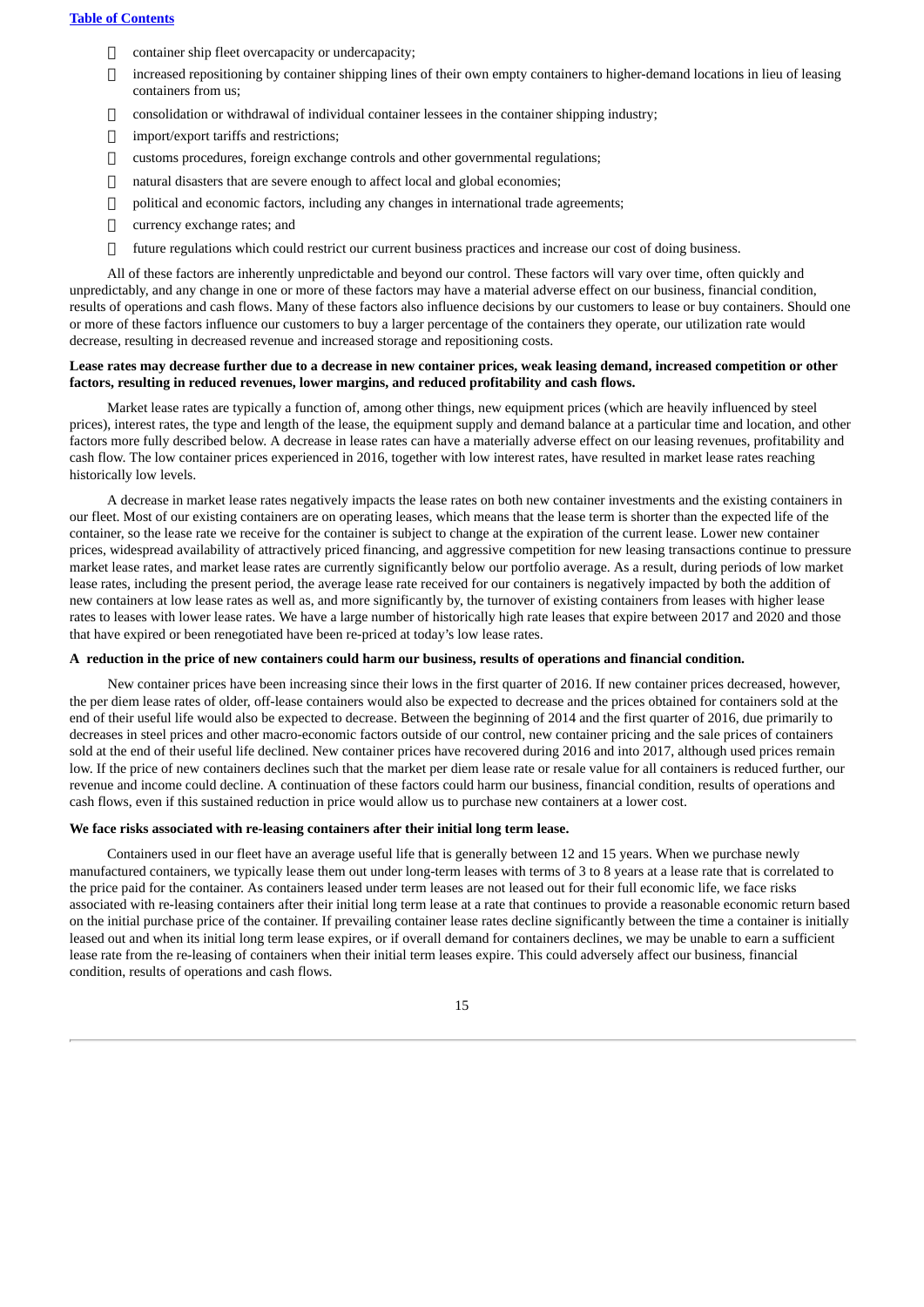- container ship fleet overcapacity or undercapacity;
- increased repositioning by container shipping lines of their own empty containers to higher-demand locations in lieu of leasing containers from us;
- consolidation or withdrawal of individual container lessees in the container shipping industry;
- import/export tariffs and restrictions;
- customs procedures, foreign exchange controls and other governmental regulations;
- natural disasters that are severe enough to affect local and global economies;
- political and economic factors, including any changes in international trade agreements;
- currency exchange rates; and
- future regulations which could restrict our current business practices and increase our cost of doing business.

All of these factors are inherently unpredictable and beyond our control. These factors will vary over time, often quickly and unpredictably, and any change in one or more of these factors may have a material adverse effect on our business, financial condition, results of operations and cash flows. Many of these factors also influence decisions by our customers to lease or buy containers. Should one or more of these factors influence our customers to buy a larger percentage of the containers they operate, our utilization rate would decrease, resulting in decreased revenue and increased storage and repositioning costs.

**Lease rates may decrease further due to a decrease in new container prices, weak leasing demand, increased competition or other factors, resulting in reduced revenues, lower margins, and reduced profitability and cash flows.**

Market lease rates are typically a function of, among other things, new equipment prices (which are heavily influenced by steel prices), interest rates, the type and length of the lease, the equipment supply and demand balance at a particular time and location, and other factors more fully described below. A decrease in lease rates can have a materially adverse effect on our leasing revenues, profitability and cash flow. The low container prices experienced in 2016, together with low interest rates, have resulted in market lease rates reaching historically low levels.

A decrease in market lease rates negatively impacts the lease rates on both new container investments and the existing containers in our fleet. Most of our existing containers are on operating leases, which means that the lease term is shorter than the expected life of the container, so the lease rate we receive for the container is subject to change at the expiration of the current lease. Lower new container prices, widespread availability of attractively priced financing, and aggressive competition for new leasing transactions continue to pressure market lease rates, and market lease rates are currently significantly below our portfolio average. As a result, during periods of low market lease rates, including the present period, the average lease rate received for our containers is negatively impacted by both the addition of new containers at low lease rates as well as, and more significantly by, the turnover of existing containers from leases with higher lease rates to leases with lower lease rates. We have a large number of historically high rate leases that expire between 2017 and 2020 and those that have expired or been renegotiated have been re-priced at today's low lease rates.

**A reduction in the price of new containers could harm our business, results of operations and financial condition.**

New container prices have been increasing since their lows in the first quarter of 2016. If new container prices decreased, however, the per diem lease rates of older, off-lease containers would also be expected to decrease and the prices obtained for containers sold at the end of their useful life would also be expected to decrease. Between the beginning of 2014 and the first quarter of 2016, due primarily to decreases in steel prices and other macro-economic factors outside of our control, new container pricing and the sale prices of containers sold at the end of their useful life declined. New container prices have recovered during 2016 and into 2017, although used prices remain low. If the price of new containers declines such that the market per diem lease rate or resale value for all containers is reduced further, our revenue and income could decline. A continuation of these factors could harm our business, financial condition, results of operations and cash flows, even if this sustained reduction in price would allow us to purchase new containers at a lower cost.

**We face risks associated with re-leasing containers after their initial long term lease.**

Containers used in our fleet have an average useful life that is generally between 12 and 15 years. When we purchase newly manufactured containers, we typically lease them out under long-term leases with terms of 3 to 8 years at a lease rate that is correlated to the price paid for the container. As containers leased under term leases are not leased out for their full economic life, we face risks associated with re-leasing containers after their initial long term lease at a rate that continues to provide a reasonable economic return based on the initial purchase price of the container. If prevailing container lease rates decline significantly between the time a container is initially leased out and when its initial long term lease expires, or if overall demand for containers declines, we may be unable to earn a sufficient lease rate from the re-leasing of containers when their initial term leases expire. This could adversely affect our business, financial condition, results of operations and cash flows.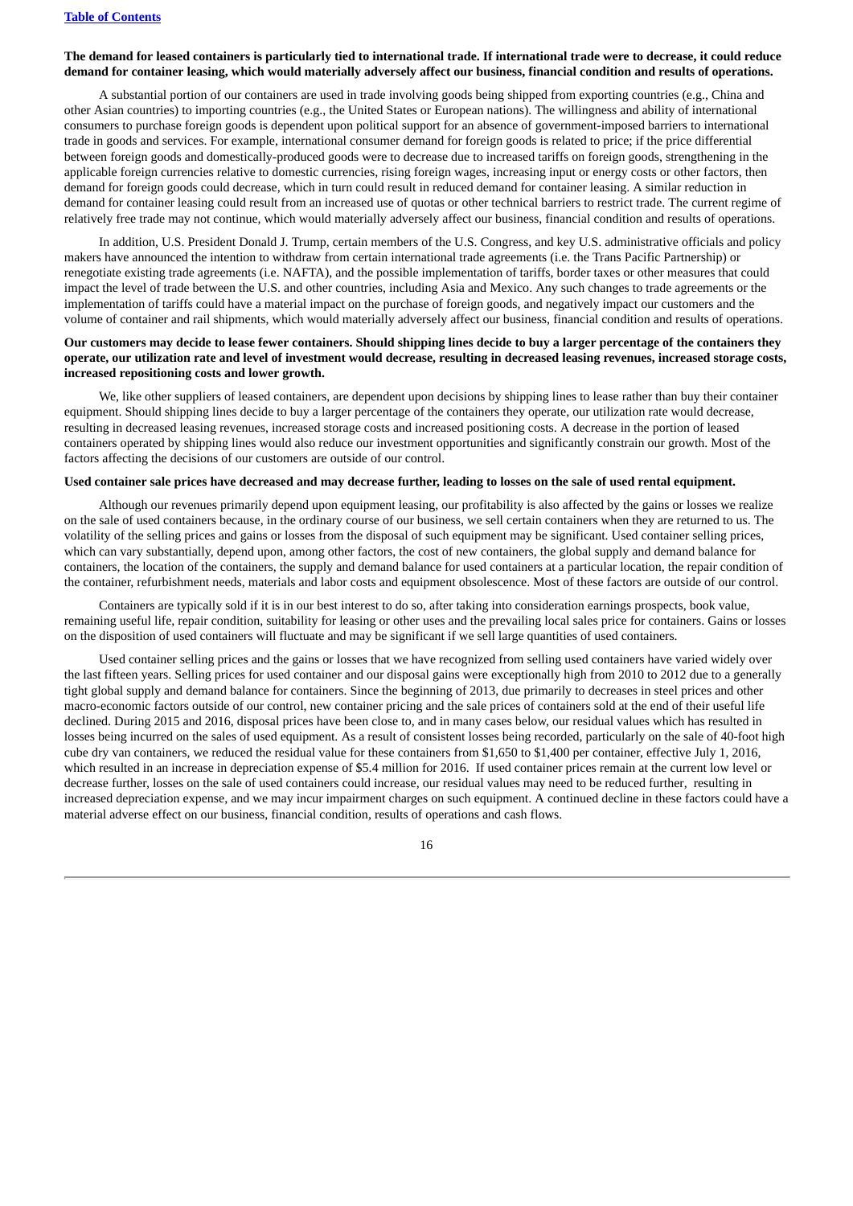**The demand for leased containers is particularly tied to international trade. If international trade were to decrease, it could reduce demand for container leasing, which would materially adversely affect our business, financial condition and results of operations.**

A substantial portion of our containers are used in trade involving goods being shipped from exporting countries (e.g., China and other Asian countries) to importing countries (e.g., the United States or European nations). The willingness and ability of international consumers to purchase foreign goods is dependent upon political support for an absence of government-imposed barriers to international trade in goods and services. For example, international consumer demand for foreign goods is related to price; if the price differential between foreign goods and domestically-produced goods were to decrease due to increased tariffs on foreign goods, strengthening in the applicable foreign currencies relative to domestic currencies, rising foreign wages, increasing input or energy costs or other factors, then demand for foreign goods could decrease, which in turn could result in reduced demand for container leasing. A similar reduction in demand for container leasing could result from an increased use of quotas or other technical barriers to restrict trade. The current regime of relatively free trade may not continue, which would materially adversely affect our business, financial condition and results of operations.

In addition, U.S. President Donald J. Trump, certain members of the U.S. Congress, and key U.S. administrative officials and policy makers have announced the intention to withdraw from certain international trade agreements (i.e. the Trans Pacific Partnership) or renegotiate existing trade agreements (i.e. NAFTA), and the possible implementation of tariffs, border taxes or other measures that could impact the level of trade between the U.S. and other countries, including Asia and Mexico. Any such changes to trade agreements or the implementation of tariffs could have a material impact on the purchase of foreign goods, and negatively impact our customers and the volume of container and rail shipments, which would materially adversely affect our business, financial condition and results of operations.

**Our customers may decide to lease fewer containers. Should shipping lines decide to buy a larger percentage of the containers they operate, our utilization rate and level of investment would decrease, resulting in decreased leasing revenues, increased storage costs, increased repositioning costs and lower growth.**

We, like other suppliers of leased containers, are dependent upon decisions by shipping lines to lease rather than buy their container equipment. Should shipping lines decide to buy a larger percentage of the containers they operate, our utilization rate would decrease, resulting in decreased leasing revenues, increased storage costs and increased positioning costs. A decrease in the portion of leased containers operated by shipping lines would also reduce our investment opportunities and significantly constrain our growth. Most of the factors affecting the decisions of our customers are outside of our control.

**Used container sale prices have decreased and may decrease further, leading to losses on the sale of used rental equipment.**

Although our revenues primarily depend upon equipment leasing, our profitability is also affected by the gains or losses we realize on the sale of used containers because, in the ordinary course of our business, we sell certain containers when they are returned to us. The volatility of the selling prices and gains or losses from the disposal of such equipment may be significant. Used container selling prices, which can vary substantially, depend upon, among other factors, the cost of new containers, the global supply and demand balance for containers, the location of the containers, the supply and demand balance for used containers at a particular location, the repair condition of the container, refurbishment needs, materials and labor costs and equipment obsolescence. Most of these factors are outside of our control.

Containers are typically sold if it is in our best interest to do so, after taking into consideration earnings prospects, book value, remaining useful life, repair condition, suitability for leasing or other uses and the prevailing local sales price for containers. Gains or losses on the disposition of used containers will fluctuate and may be significant if we sell large quantities of used containers.

Used container selling prices and the gains or losses that we have recognized from selling used containers have varied widely over the last fifteen years. Selling prices for used container and our disposal gains were exceptionally high from 2010 to 2012 due to a generally tight global supply and demand balance for containers. Since the beginning of 2013, due primarily to decreases in steel prices and other macro-economic factors outside of our control, new container pricing and the sale prices of containers sold at the end of their useful life declined. During 2015 and 2016, disposal prices have been close to, and in many cases below, our residual values which has resulted in losses being incurred on the sales of used equipment. As a result of consistent losses being recorded, particularly on the sale of 40-foot high cube dry van containers, we reduced the residual value for these containers from $1,650 to $1,400 per container, effective July 1, 2016, which resulted in an increase in depreciation expense of $5.4 million for 2016. If used container prices remain at the current low level or decrease further, losses on the sale of used containers could increase, our residual values may need to be reduced further, resulting in increased depreciation expense, and we may incur impairment charges on such equipment. A continued decline in these factors could have a material adverse effect on our business, financial condition, results of operations and cash flows.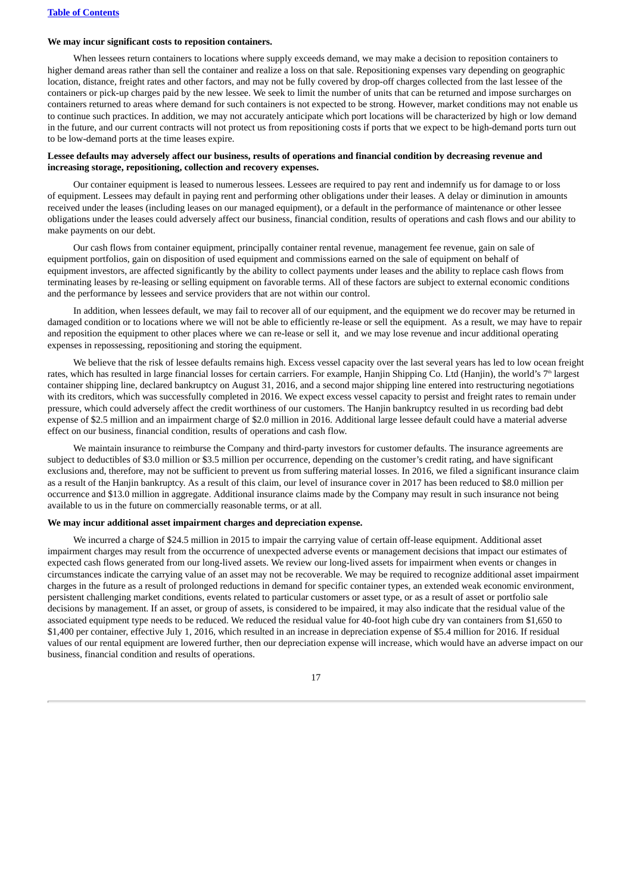**We may incur significant costs to reposition containers.**

When lessees return containers to locations where supply exceeds demand, we may make a decision to reposition containers to higher demand areas rather than sell the container and realize a loss on that sale. Repositioning expenses vary depending on geographic location, distance, freight rates and other factors, and may not be fully covered by drop-off charges collected from the last lessee of the containers or pick-up charges paid by the new lessee. We seek to limit the number of units that can be returned and impose surcharges on containers returned to areas where demand for such containers is not expected to be strong. However, market conditions may not enable us to continue such practices. In addition, we may not accurately anticipate which port locations will be characterized by high or low demand in the future, and our current contracts will not protect us from repositioning costs if ports that we expect to be high-demand ports turn out to be low-demand ports at the time leases expire.

**Lessee defaults may adversely affect our business, results of operations and financial condition by decreasing revenue and increasing storage, repositioning, collection and recovery expenses.**

Our container equipment is leased to numerous lessees. Lessees are required to pay rent and indemnify us for damage to or loss of equipment. Lessees may default in paying rent and performing other obligations under their leases. A delay or diminution in amounts received under the leases (including leases on our managed equipment), or a default in the performance of maintenance or other lessee obligations under the leases could adversely affect our business, financial condition, results of operations and cash flows and our ability to make payments on our debt.

Our cash flows from container equipment, principally container rental revenue, management fee revenue, gain on sale of equipment portfolios, gain on disposition of used equipment and commissions earned on the sale of equipment on behalf of equipment investors, are affected significantly by the ability to collect payments under leases and the ability to replace cash flows from terminating leases by re-leasing or selling equipment on favorable terms. All of these factors are subject to external economic conditions and the performance by lessees and service providers that are not within our control.

In addition, when lessees default, we may fail to recover all of our equipment, and the equipment we do recover may be returned in damaged condition or to locations where we will not be able to efficiently re-lease or sell the equipment. As a result, we may have to repair and reposition the equipment to other places where we can re-lease or sell it, and we may lose revenue and incur additional operating expenses in repossessing, repositioning and storing the equipment.

We believe that the risk of lessee defaults remains high. Excess vessel capacity over the last several years has led to low ocean freight rates, which has resulted in large financial losses for certain carriers. For example, Hanjin Shipping Co. Ltd (Hanjin), the world's 7th largest container shipping line, declared bankruptcy on August 31, 2016, and a second major shipping line entered into restructuring negotiations with its creditors, which was successfully completed in 2016. We expect excess vessel capacity to persist and freight rates to remain under pressure, which could adversely affect the credit worthiness of our customers. The Hanjin bankruptcy resulted in us recording bad debt expense of $2.5 million and an impairment charge of $2.0 million in 2016. Additional large lessee default could have a material adverse effect on our business, financial condition, results of operations and cash flow.

We maintain insurance to reimburse the Company and third-party investors for customer defaults. The insurance agreements are subject to deductibles of $3.0 million or $3.5 million per occurrence, depending on the customer's credit rating, and have significant exclusions and, therefore, may not be sufficient to prevent us from suffering material losses. In 2016, we filed a significant insurance claim as a result of the Hanjin bankruptcy. As a result of this claim, our level of insurance cover in 2017 has been reduced to $8.0 million per occurrence and $13.0 million in aggregate. Additional insurance claims made by the Company may result in such insurance not being available to us in the future on commercially reasonable terms, or at all.

**We may incur additional asset impairment charges and depreciation expense.**

We incurred a charge of $24.5 million in 2015 to impair the carrying value of certain off-lease equipment. Additional asset impairment charges may result from the occurrence of unexpected adverse events or management decisions that impact our estimates of expected cash flows generated from our long-lived assets. We review our long-lived assets for impairment when events or changes in circumstances indicate the carrying value of an asset may not be recoverable. We may be required to recognize additional asset impairment charges in the future as a result of prolonged reductions in demand for specific container types, an extended weak economic environment, persistent challenging market conditions, events related to particular customers or asset type, or as a result of asset or portfolio sale decisions by management. If an asset, or group of assets, is considered to be impaired, it may also indicate that the residual value of the associated equipment type needs to be reduced. We reduced the residual value for 40-foot high cube dry van containers from $1,650 to $1,400 per container, effective July 1, 2016, which resulted in an increase in depreciation expense of $5.4 million for 2016. If residual values of our rental equipment are lowered further, then our depreciation expense will increase, which would have an adverse impact on our business, financial condition and results of operations.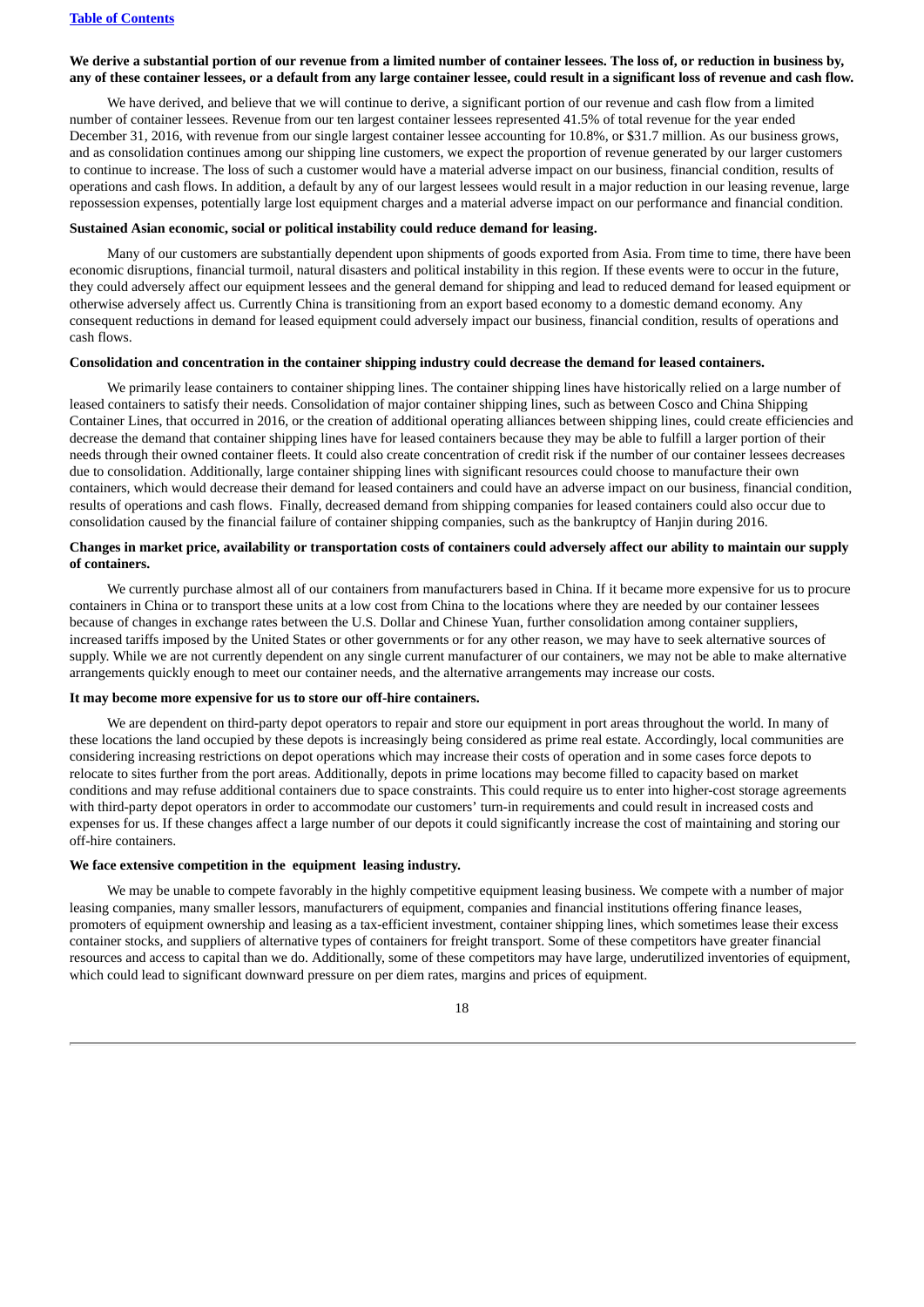**We derive a substantial portion of our revenue from a limited number of container lessees. The loss of, or reduction in business by, any of these container lessees, or a default from any large container lessee, could result in a significant loss of revenue and cash flow.**

We have derived, and believe that we will continue to derive, a significant portion of our revenue and cash flow from a limited number of container lessees. Revenue from our ten largest container lessees represented 41.5% of total revenue for the year ended December 31, 2016, with revenue from our single largest container lessee accounting for 10.8%, or $31.7 million. As our business grows, and as consolidation continues among our shipping line customers, we expect the proportion of revenue generated by our larger customers to continue to increase. The loss of such a customer would have a material adverse impact on our business, financial condition, results of operations and cash flows. In addition, a default by any of our largest lessees would result in a major reduction in our leasing revenue, large repossession expenses, potentially large lost equipment charges and a material adverse impact on our performance and financial condition.

**Sustained Asian economic, social or political instability could reduce demand for leasing.**

Many of our customers are substantially dependent upon shipments of goods exported from Asia. From time to time, there have been economic disruptions, financial turmoil, natural disasters and political instability in this region. If these events were to occur in the future, they could adversely affect our equipment lessees and the general demand for shipping and lead to reduced demand for leased equipment or otherwise adversely affect us. Currently China is transitioning from an export based economy to a domestic demand economy. Any consequent reductions in demand for leased equipment could adversely impact our business, financial condition, results of operations and cash flows.

**Consolidation and concentration in the container shipping industry could decrease the demand for leased containers.**

We primarily lease containers to container shipping lines. The container shipping lines have historically relied on a large number of leased containers to satisfy their needs. Consolidation of major container shipping lines, such as between Cosco and China Shipping Container Lines, that occurred in 2016, or the creation of additional operating alliances between shipping lines, could create efficiencies and decrease the demand that container shipping lines have for leased containers because they may be able to fulfill a larger portion of their needs through their owned container fleets. It could also create concentration of credit risk if the number of our container lessees decreases due to consolidation. Additionally, large container shipping lines with significant resources could choose to manufacture their own containers, which would decrease their demand for leased containers and could have an adverse impact on our business, financial condition, results of operations and cash flows. Finally, decreased demand from shipping companies for leased containers could also occur due to consolidation caused by the financial failure of container shipping companies, such as the bankruptcy of Hanjin during 2016.

**Changes in market price, availability or transportation costs of containers could adversely affect our ability to maintain our supply of containers.**

We currently purchase almost all of our containers from manufacturers based in China. If it became more expensive for us to procure containers in China or to transport these units at a low cost from China to the locations where they are needed by our container lessees because of changes in exchange rates between the U.S. Dollar and Chinese Yuan, further consolidation among container suppliers, increased tariffs imposed by the United States or other governments or for any other reason, we may have to seek alternative sources of supply. While we are not currently dependent on any single current manufacturer of our containers, we may not be able to make alternative arrangements quickly enough to meet our container needs, and the alternative arrangements may increase our costs.

**It may become more expensive for us to store our off-hire containers.**

We are dependent on third-party depot operators to repair and store our equipment in port areas throughout the world. In many of these locations the land occupied by these depots is increasingly being considered as prime real estate. Accordingly, local communities are considering increasing restrictions on depot operations which may increase their costs of operation and in some cases force depots to relocate to sites further from the port areas. Additionally, depots in prime locations may become filled to capacity based on market conditions and may refuse additional containers due to space constraints. This could require us to enter into higher-cost storage agreements with third-party depot operators in order to accommodate our customers' turn-in requirements and could result in increased costs and expenses for us. If these changes affect a large number of our depots it could significantly increase the cost of maintaining and storing our off-hire containers.

**We face extensive competition in the equipment leasing industry.**

We may be unable to compete favorably in the highly competitive equipment leasing business. We compete with a number of major leasing companies, many smaller lessors, manufacturers of equipment, companies and financial institutions offering finance leases, promoters of equipment ownership and leasing as a tax-efficient investment, container shipping lines, which sometimes lease their excess container stocks, and suppliers of alternative types of containers for freight transport. Some of these competitors have greater financial resources and access to capital than we do. Additionally, some of these competitors may have large, underutilized inventories of equipment, which could lead to significant downward pressure on per diem rates, margins and prices of equipment.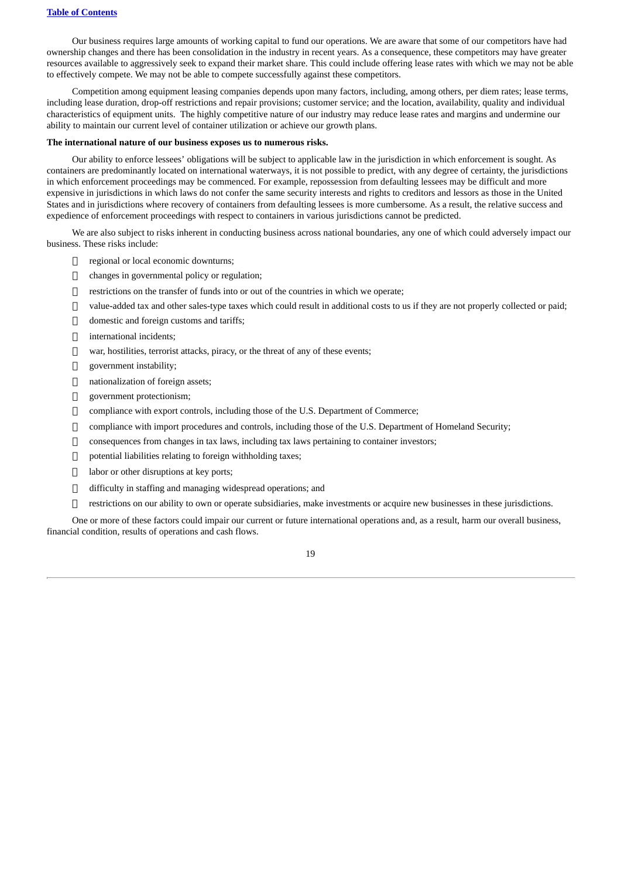Our business requires large amounts of working capital to fund our operations. We are aware that some of our competitors have had ownership changes and there has been consolidation in the industry in recent years. As a consequence, these competitors may have greater resources available to aggressively seek to expand their market share. This could include offering lease rates with which we may not be able to effectively compete. We may not be able to compete successfully against these competitors.

Competition among equipment leasing companies depends upon many factors, including, among others, per diem rates; lease terms, including lease duration, drop-off restrictions and repair provisions; customer service; and the location, availability, quality and individual characteristics of equipment units. The highly competitive nature of our industry may reduce lease rates and margins and undermine our ability to maintain our current level of container utilization or achieve our growth plans.

**The international nature of our business exposes us to numerous risks.**

Our ability to enforce lessees' obligations will be subject to applicable law in the jurisdiction in which enforcement is sought. As containers are predominantly located on international waterways, it is not possible to predict, with any degree of certainty, the jurisdictions in which enforcement proceedings may be commenced. For example, repossession from defaulting lessees may be difficult and more expensive in jurisdictions in which laws do not confer the same security interests and rights to creditors and lessors as those in the United States and in jurisdictions where recovery of containers from defaulting lessees is more cumbersome. As a result, the relative success and expedience of enforcement proceedings with respect to containers in various jurisdictions cannot be predicted.

We are also subject to risks inherent in conducting business across national boundaries, any one of which could adversely impact our business. These risks include:

- regional or local economic downturns;
- changes in governmental policy or regulation;
- restrictions on the transfer of funds into or out of the countries in which we operate;
- value-added tax and other sales-type taxes which could result in additional costs to us if they are not properly collected or paid;
- domestic and foreign customs and tariffs;
- international incidents;
- war, hostilities, terrorist attacks, piracy, or the threat of any of these events;
- government instability;
- nationalization of foreign assets;
- government protectionism;
- compliance with export controls, including those of the U.S. Department of Commerce;
- compliance with import procedures and controls, including those of the U.S. Department of Homeland Security;
- consequences from changes in tax laws, including tax laws pertaining to container investors;
- potential liabilities relating to foreign withholding taxes;
- labor or other disruptions at key ports;
- difficulty in staffing and managing widespread operations; and
- restrictions on our ability to own or operate subsidiaries, make investments or acquire new businesses in these jurisdictions.

One or more of these factors could impair our current or future international operations and, as a result, harm our overall business, financial condition, results of operations and cash flows.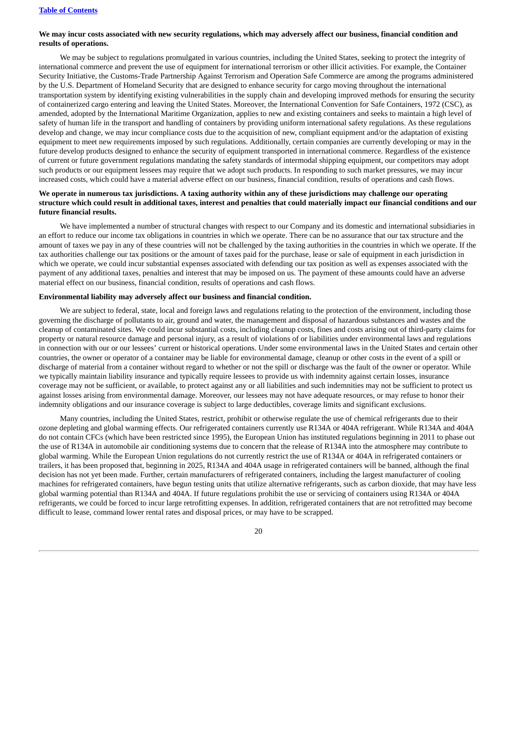**We may incur costs associated with new security regulations, which may adversely affect our business, financial condition and results of operations.**

We may be subject to regulations promulgated in various countries, including the United States, seeking to protect the integrity of international commerce and prevent the use of equipment for international terrorism or other illicit activities. For example, the Container Security Initiative, the Customs-Trade Partnership Against Terrorism and Operation Safe Commerce are among the programs administered by the U.S. Department of Homeland Security that are designed to enhance security for cargo moving throughout the international transportation system by identifying existing vulnerabilities in the supply chain and developing improved methods for ensuring the security of containerized cargo entering and leaving the United States. Moreover, the International Convention for Safe Containers, 1972 (CSC), as amended, adopted by the International Maritime Organization, applies to new and existing containers and seeks to maintain a high level of safety of human life in the transport and handling of containers by providing uniform international safety regulations. As these regulations develop and change, we may incur compliance costs due to the acquisition of new, compliant equipment and/or the adaptation of existing equipment to meet new requirements imposed by such regulations. Additionally, certain companies are currently developing or may in the future develop products designed to enhance the security of equipment transported in international commerce. Regardless of the existence of current or future government regulations mandating the safety standards of intermodal shipping equipment, our competitors may adopt such products or our equipment lessees may require that we adopt such products. In responding to such market pressures, we may incur increased costs, which could have a material adverse effect on our business, financial condition, results of operations and cash flows.

**We operate in numerous tax jurisdictions. A taxing authority within any of these jurisdictions may challenge our operating structure which could result in additional taxes, interest and penalties that could materially impact our financial conditions and our future financial results.**

We have implemented a number of structural changes with respect to our Company and its domestic and international subsidiaries in an effort to reduce our income tax obligations in countries in which we operate. There can be no assurance that our tax structure and the amount of taxes we pay in any of these countries will not be challenged by the taxing authorities in the countries in which we operate. If the tax authorities challenge our tax positions or the amount of taxes paid for the purchase, lease or sale of equipment in each jurisdiction in which we operate, we could incur substantial expenses associated with defending our tax position as well as expenses associated with the payment of any additional taxes, penalties and interest that may be imposed on us. The payment of these amounts could have an adverse material effect on our business, financial condition, results of operations and cash flows.

**Environmental liability may adversely affect our business and financial condition.**

We are subject to federal, state, local and foreign laws and regulations relating to the protection of the environment, including those governing the discharge of pollutants to air, ground and water, the management and disposal of hazardous substances and wastes and the cleanup of contaminated sites. We could incur substantial costs, including cleanup costs, fines and costs arising out of third-party claims for property or natural resource damage and personal injury, as a result of violations of or liabilities under environmental laws and regulations in connection with our or our lessees' current or historical operations. Under some environmental laws in the United States and certain other countries, the owner or operator of a container may be liable for environmental damage, cleanup or other costs in the event of a spill or discharge of material from a container without regard to whether or not the spill or discharge was the fault of the owner or operator. While we typically maintain liability insurance and typically require lessees to provide us with indemnity against certain losses, insurance coverage may not be sufficient, or available, to protect against any or all liabilities and such indemnities may not be sufficient to protect us against losses arising from environmental damage. Moreover, our lessees may not have adequate resources, or may refuse to honor their indemnity obligations and our insurance coverage is subject to large deductibles, coverage limits and significant exclusions.

Many countries, including the United States, restrict, prohibit or otherwise regulate the use of chemical refrigerants due to their ozone depleting and global warming effects. Our refrigerated containers currently use R134A or 404A refrigerant. While R134A and 404A do not contain CFCs (which have been restricted since 1995), the European Union has instituted regulations beginning in 2011 to phase out the use of R134A in automobile air conditioning systems due to concern that the release of R134A into the atmosphere may contribute to global warming. While the European Union regulations do not currently restrict the use of R134A or 404A in refrigerated containers or trailers, it has been proposed that, beginning in 2025, R134A and 404A usage in refrigerated containers will be banned, although the final decision has not yet been made. Further, certain manufacturers of refrigerated containers, including the largest manufacturer of cooling machines for refrigerated containers, have begun testing units that utilize alternative refrigerants, such as carbon dioxide, that may have less global warming potential than R134A and 404A. If future regulations prohibit the use or servicing of containers using R134A or 404A refrigerants, we could be forced to incur large retrofitting expenses. In addition, refrigerated containers that are not retrofitted may become difficult to lease, command lower rental rates and disposal prices, or may have to be scrapped.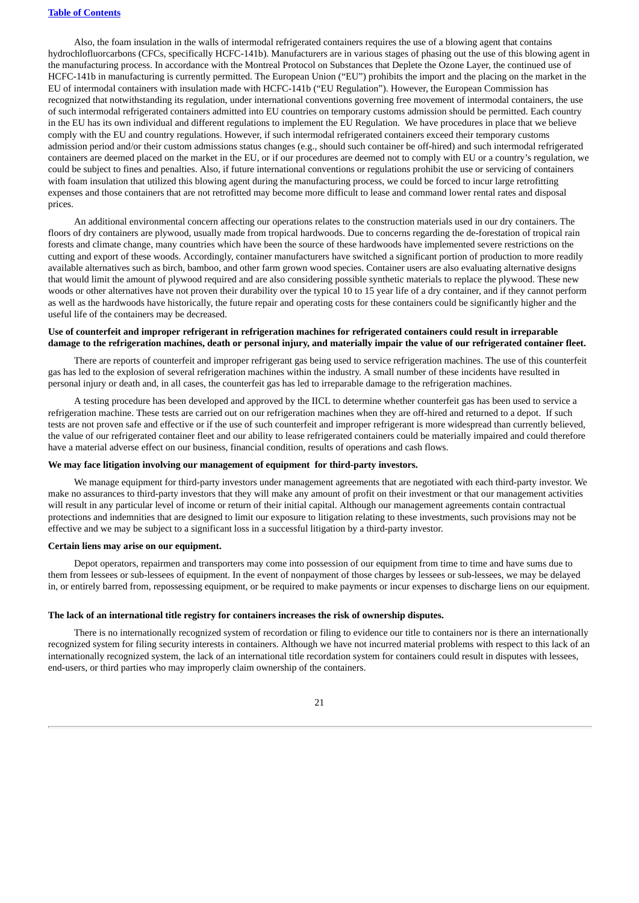Also, the foam insulation in the walls of intermodal refrigerated containers requires the use of a blowing agent that contains hydrochlofluorcarbons (CFCs, specifically HCFC-141b). Manufacturers are in various stages of phasing out the use of this blowing agent in the manufacturing process. In accordance with the Montreal Protocol on Substances that Deplete the Ozone Layer, the continued use of HCFC-141b in manufacturing is currently permitted. The European Union ("EU") prohibits the import and the placing on the market in the EU of intermodal containers with insulation made with HCFC-141b ("EU Regulation"). However, the European Commission has recognized that notwithstanding its regulation, under international conventions governing free movement of intermodal containers, the use of such intermodal refrigerated containers admitted into EU countries on temporary customs admission should be permitted. Each country in the EU has its own individual and different regulations to implement the EU Regulation. We have procedures in place that we believe comply with the EU and country regulations. However, if such intermodal refrigerated containers exceed their temporary customs admission period and/or their custom admissions status changes (e.g., should such container be off-hired) and such intermodal refrigerated containers are deemed placed on the market in the EU, or if our procedures are deemed not to comply with EU or a country's regulation, we could be subject to fines and penalties. Also, if future international conventions or regulations prohibit the use or servicing of containers with foam insulation that utilized this blowing agent during the manufacturing process, we could be forced to incur large retrofitting expenses and those containers that are not retrofitted may become more difficult to lease and command lower rental rates and disposal prices.

An additional environmental concern affecting our operations relates to the construction materials used in our dry containers. The floors of dry containers are plywood, usually made from tropical hardwoods. Due to concerns regarding the de-forestation of tropical rain forests and climate change, many countries which have been the source of these hardwoods have implemented severe restrictions on the cutting and export of these woods. Accordingly, container manufacturers have switched a significant portion of production to more readily available alternatives such as birch, bamboo, and other farm grown wood species. Container users are also evaluating alternative designs that would limit the amount of plywood required and are also considering possible synthetic materials to replace the plywood. These new woods or other alternatives have not proven their durability over the typical 10 to 15 year life of a dry container, and if they cannot perform as well as the hardwoods have historically, the future repair and operating costs for these containers could be significantly higher and the useful life of the containers may be decreased.

**Use of counterfeit and improper refrigerant in refrigeration machines for refrigerated containers could result in irreparable damage to the refrigeration machines, death or personal injury, and materially impair the value of our refrigerated container fleet.**

There are reports of counterfeit and improper refrigerant gas being used to service refrigeration machines. The use of this counterfeit gas has led to the explosion of several refrigeration machines within the industry. A small number of these incidents have resulted in personal injury or death and, in all cases, the counterfeit gas has led to irreparable damage to the refrigeration machines.

A testing procedure has been developed and approved by the IICL to determine whether counterfeit gas has been used to service a refrigeration machine. These tests are carried out on our refrigeration machines when they are off-hired and returned to a depot. If such tests are not proven safe and effective or if the use of such counterfeit and improper refrigerant is more widespread than currently believed, the value of our refrigerated container fleet and our ability to lease refrigerated containers could be materially impaired and could therefore have a material adverse effect on our business, financial condition, results of operations and cash flows.

**We may face litigation involving our management of equipment for third-party investors.**

We manage equipment for third-party investors under management agreements that are negotiated with each third-party investor. We make no assurances to third-party investors that they will make any amount of profit on their investment or that our management activities will result in any particular level of income or return of their initial capital. Although our management agreements contain contractual protections and indemnities that are designed to limit our exposure to litigation relating to these investments, such provisions may not be effective and we may be subject to a significant loss in a successful litigation by a third-party investor.

**Certain liens may arise on our equipment.**

Depot operators, repairmen and transporters may come into possession of our equipment from time to time and have sums due to them from lessees or sub-lessees of equipment. In the event of nonpayment of those charges by lessees or sub-lessees, we may be delayed in, or entirely barred from, repossessing equipment, or be required to make payments or incur expenses to discharge liens on our equipment.

**The lack of an international title registry for containers increases the risk of ownership disputes.**

There is no internationally recognized system of recordation or filing to evidence our title to containers nor is there an internationally recognized system for filing security interests in containers. Although we have not incurred material problems with respect to this lack of an internationally recognized system, the lack of an international title recordation system for containers could result in disputes with lessees, end-users, or third parties who may improperly claim ownership of the containers.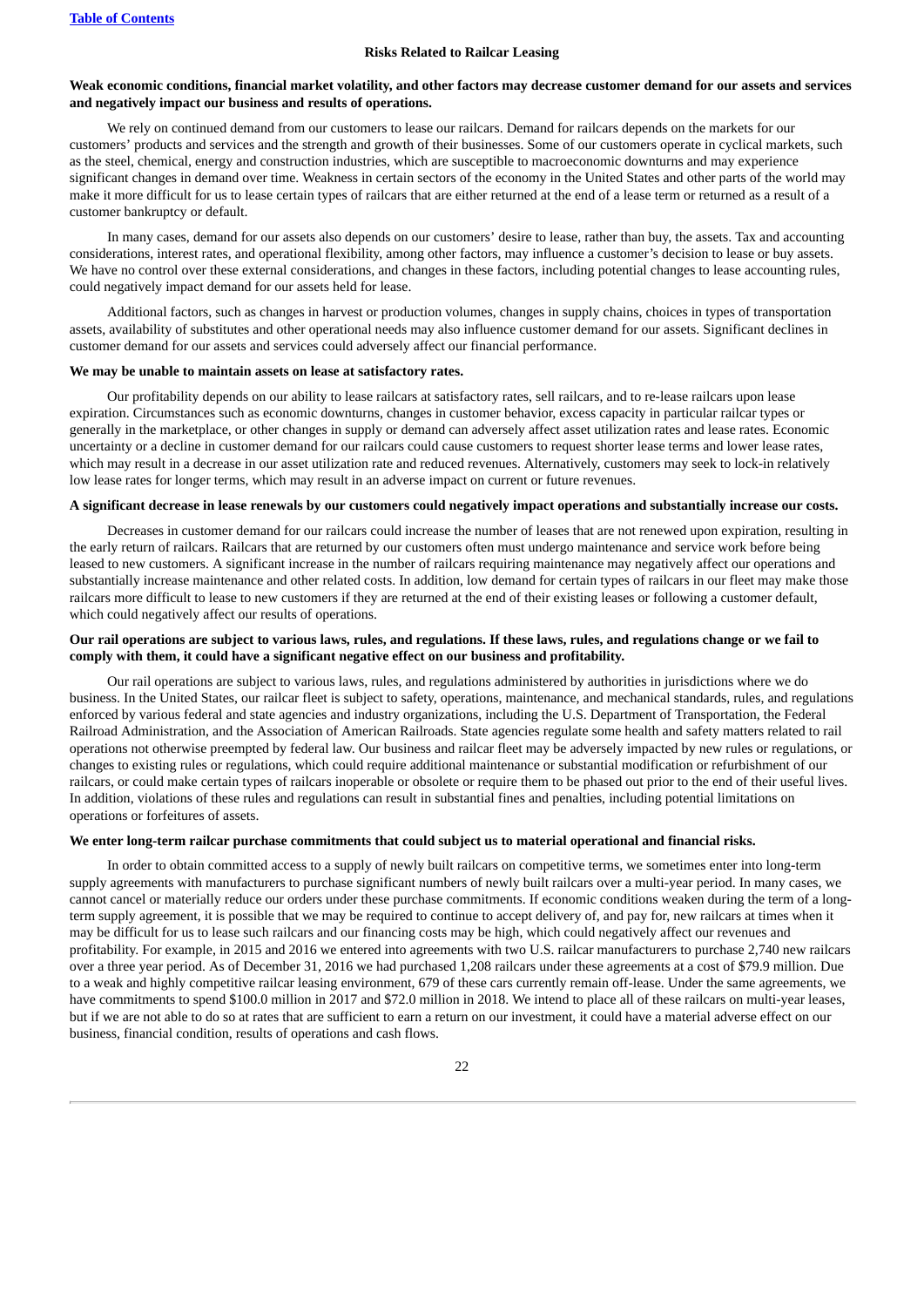## Risks Related to Railcar Leasing

**Weak economic conditions, financial market volatility, and other factors may decrease customer demand for our assets and services and negatively impact our business and results of operations.**

We rely on continued demand from our customers to lease our railcars. Demand for railcars depends on the markets for our customers' products and services and the strength and growth of their businesses. Some of our customers operate in cyclical markets, such as the steel, chemical, energy and construction industries, which are susceptible to macroeconomic downturns and may experience significant changes in demand over time. Weakness in certain sectors of the economy in the United States and other parts of the world may make it more difficult for us to lease certain types of railcars that are either returned at the end of a lease term or returned as a result of a customer bankruptcy or default.

In many cases, demand for our assets also depends on our customers' desire to lease, rather than buy, the assets. Tax and accounting considerations, interest rates, and operational flexibility, among other factors, may influence a customer's decision to lease or buy assets. We have no control over these external considerations, and changes in these factors, including potential changes to lease accounting rules, could negatively impact demand for our assets held for lease.

Additional factors, such as changes in harvest or production volumes, changes in supply chains, choices in types of transportation assets, availability of substitutes and other operational needs may also influence customer demand for our assets. Significant declines in customer demand for our assets and services could adversely affect our financial performance.

**We may be unable to maintain assets on lease at satisfactory rates.**

Our profitability depends on our ability to lease railcars at satisfactory rates, sell railcars, and to re-lease railcars upon lease expiration. Circumstances such as economic downturns, changes in customer behavior, excess capacity in particular railcar types or generally in the marketplace, or other changes in supply or demand can adversely affect asset utilization rates and lease rates. Economic uncertainty or a decline in customer demand for our railcars could cause customers to request shorter lease terms and lower lease rates, which may result in a decrease in our asset utilization rate and reduced revenues. Alternatively, customers may seek to lock-in relatively low lease rates for longer terms, which may result in an adverse impact on current or future revenues.

**A significant decrease in lease renewals by our customers could negatively impact operations and substantially increase our costs.**

Decreases in customer demand for our railcars could increase the number of leases that are not renewed upon expiration, resulting in the early return of railcars. Railcars that are returned by our customers often must undergo maintenance and service work before being leased to new customers. A significant increase in the number of railcars requiring maintenance may negatively affect our operations and substantially increase maintenance and other related costs. In addition, low demand for certain types of railcars in our fleet may make those railcars more difficult to lease to new customers if they are returned at the end of their existing leases or following a customer default, which could negatively affect our results of operations.

**Our rail operations are subject to various laws, rules, and regulations. If these laws, rules, and regulations change or we fail to comply with them, it could have a significant negative effect on our business and profitability.**

Our rail operations are subject to various laws, rules, and regulations administered by authorities in jurisdictions where we do business. In the United States, our railcar fleet is subject to safety, operations, maintenance, and mechanical standards, rules, and regulations enforced by various federal and state agencies and industry organizations, including the U.S. Department of Transportation, the Federal Railroad Administration, and the Association of American Railroads. State agencies regulate some health and safety matters related to rail operations not otherwise preempted by federal law. Our business and railcar fleet may be adversely impacted by new rules or regulations, or changes to existing rules or regulations, which could require additional maintenance or substantial modification or refurbishment of our railcars, or could make certain types of railcars inoperable or obsolete or require them to be phased out prior to the end of their useful lives. In addition, violations of these rules and regulations can result in substantial fines and penalties, including potential limitations on operations or forfeitures of assets.

**We enter long-term railcar purchase commitments that could subject us to material operational and financial risks.**

In order to obtain committed access to a supply of newly built railcars on competitive terms, we sometimes enter into long-term supply agreements with manufacturers to purchase significant numbers of newly built railcars over a multi-year period. In many cases, we cannot cancel or materially reduce our orders under these purchase commitments. If economic conditions weaken during the term of a long-term supply agreement, it is possible that we may be required to continue to accept delivery of, and pay for, new railcars at times when it may be difficult for us to lease such railcars and our financing costs may be high, which could negatively affect our revenues and profitability. For example, in 2015 and 2016 we entered into agreements with two U.S. railcar manufacturers to purchase 2,740 new railcars over a three year period. As of December 31, 2016 we had purchased 1,208 railcars under these agreements at a cost of $79.9 million. Due to a weak and highly competitive railcar leasing environment, 679 of these cars currently remain off-lease. Under the same agreements, we have commitments to spend $100.0 million in 2017 and $72.0 million in 2018. We intend to place all of these railcars on multi-year leases, but if we are not able to do so at rates that are sufficient to earn a return on our investment, it could have a material adverse effect on our business, financial condition, results of operations and cash flows.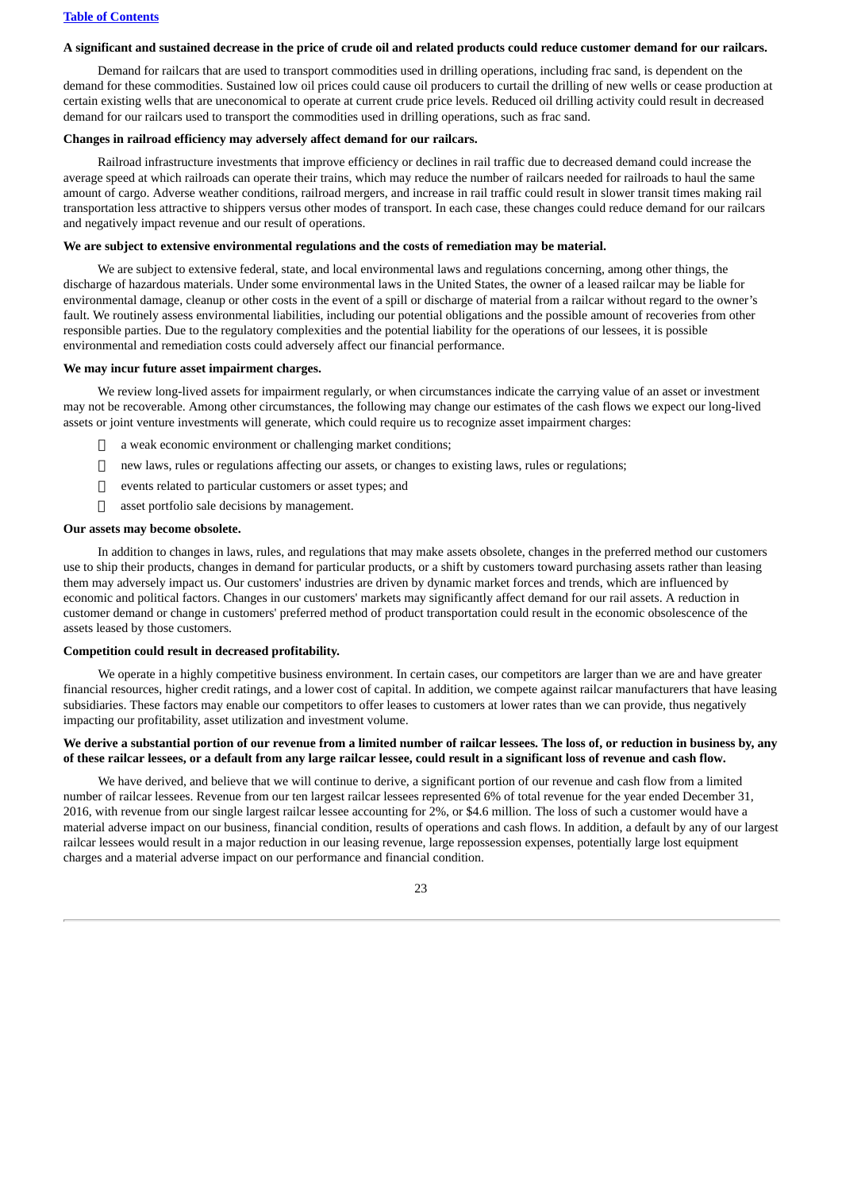**A significant and sustained decrease in the price of crude oil and related products could reduce customer demand for our railcars.**

Demand for railcars that are used to transport commodities used in drilling operations, including frac sand, is dependent on the demand for these commodities. Sustained low oil prices could cause oil producers to curtail the drilling of new wells or cease production at certain existing wells that are uneconomical to operate at current crude price levels. Reduced oil drilling activity could result in decreased demand for our railcars used to transport the commodities used in drilling operations, such as frac sand.

**Changes in railroad efficiency may adversely affect demand for our railcars.**

Railroad infrastructure investments that improve efficiency or declines in rail traffic due to decreased demand could increase the average speed at which railroads can operate their trains, which may reduce the number of railcars needed for railroads to haul the same amount of cargo. Adverse weather conditions, railroad mergers, and increase in rail traffic could result in slower transit times making rail transportation less attractive to shippers versus other modes of transport. In each case, these changes could reduce demand for our railcars and negatively impact revenue and our result of operations.

**We are subject to extensive environmental regulations and the costs of remediation may be material.**

We are subject to extensive federal, state, and local environmental laws and regulations concerning, among other things, the discharge of hazardous materials. Under some environmental laws in the United States, the owner of a leased railcar may be liable for environmental damage, cleanup or other costs in the event of a spill or discharge of material from a railcar without regard to the owner's fault. We routinely assess environmental liabilities, including our potential obligations and the possible amount of recoveries from other responsible parties. Due to the regulatory complexities and the potential liability for the operations of our lessees, it is possible environmental and remediation costs could adversely affect our financial performance.

**We may incur future asset impairment charges.**

We review long-lived assets for impairment regularly, or when circumstances indicate the carrying value of an asset or investment may not be recoverable. Among other circumstances, the following may change our estimates of the cash flows we expect our long-lived assets or joint venture investments will generate, which could require us to recognize asset impairment charges:

- a weak economic environment or challenging market conditions;
- new laws, rules or regulations affecting our assets, or changes to existing laws, rules or regulations;
- events related to particular customers or asset types; and
- asset portfolio sale decisions by management.

**Our assets may become obsolete.**

In addition to changes in laws, rules, and regulations that may make assets obsolete, changes in the preferred method our customers use to ship their products, changes in demand for particular products, or a shift by customers toward purchasing assets rather than leasing them may adversely impact us. Our customers' industries are driven by dynamic market forces and trends, which are influenced by economic and political factors. Changes in our customers' markets may significantly affect demand for our rail assets. A reduction in customer demand or change in customers' preferred method of product transportation could result in the economic obsolescence of the assets leased by those customers.

**Competition could result in decreased profitability.**

We operate in a highly competitive business environment. In certain cases, our competitors are larger than we are and have greater financial resources, higher credit ratings, and a lower cost of capital. In addition, we compete against railcar manufacturers that have leasing subsidiaries. These factors may enable our competitors to offer leases to customers at lower rates than we can provide, thus negatively impacting our profitability, asset utilization and investment volume.

**We derive a substantial portion of our revenue from a limited number of railcar lessees. The loss of, or reduction in business by, any of these railcar lessees, or a default from any large railcar lessee, could result in a significant loss of revenue and cash flow.**

We have derived, and believe that we will continue to derive, a significant portion of our revenue and cash flow from a limited number of railcar lessees. Revenue from our ten largest railcar lessees represented 6% of total revenue for the year ended December 31, 2016, with revenue from our single largest railcar lessee accounting for 2%, or $4.6 million. The loss of such a customer would have a material adverse impact on our business, financial condition, results of operations and cash flows. In addition, a default by any of our largest railcar lessees would result in a major reduction in our leasing revenue, large repossession expenses, potentially large lost equipment charges and a material adverse impact on our performance and financial condition.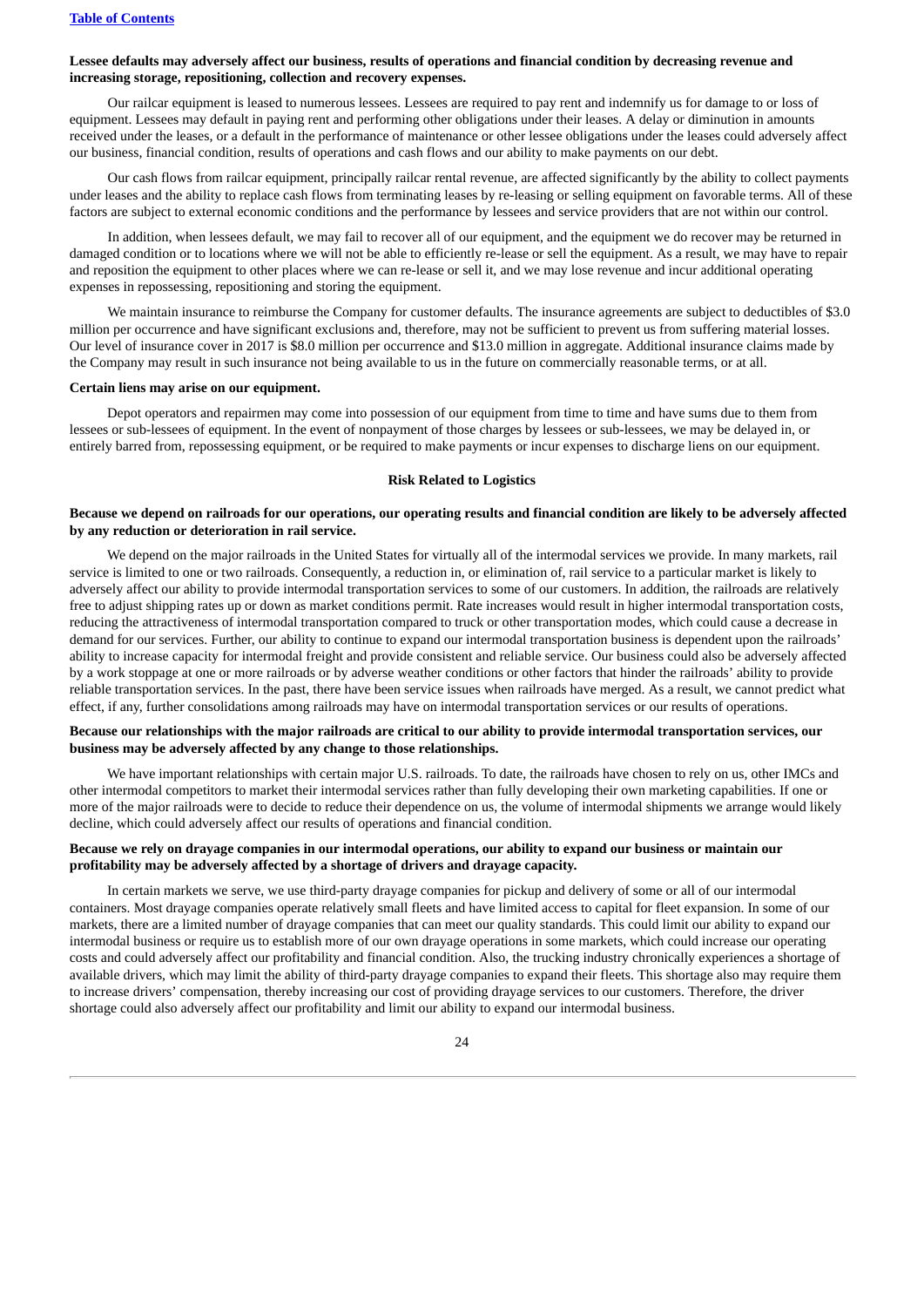**Lessee defaults may adversely affect our business, results of operations and financial condition by decreasing revenue and increasing storage, repositioning, collection and recovery expenses.**

Our railcar equipment is leased to numerous lessees. Lessees are required to pay rent and indemnify us for damage to or loss of equipment. Lessees may default in paying rent and performing other obligations under their leases. A delay or diminution in amounts received under the leases, or a default in the performance of maintenance or other lessee obligations under the leases could adversely affect our business, financial condition, results of operations and cash flows and our ability to make payments on our debt.

Our cash flows from railcar equipment, principally railcar rental revenue, are affected significantly by the ability to collect payments under leases and the ability to replace cash flows from terminating leases by re-leasing or selling equipment on favorable terms. All of these factors are subject to external economic conditions and the performance by lessees and service providers that are not within our control.

In addition, when lessees default, we may fail to recover all of our equipment, and the equipment we do recover may be returned in damaged condition or to locations where we will not be able to efficiently re-lease or sell the equipment. As a result, we may have to repair and reposition the equipment to other places where we can re-lease or sell it, and we may lose revenue and incur additional operating expenses in repossessing, repositioning and storing the equipment.

We maintain insurance to reimburse the Company for customer defaults. The insurance agreements are subject to deductibles of $3.0 million per occurrence and have significant exclusions and, therefore, may not be sufficient to prevent us from suffering material losses. Our level of insurance cover in 2017 is $8.0 million per occurrence and $13.0 million in aggregate. Additional insurance claims made by the Company may result in such insurance not being available to us in the future on commercially reasonable terms, or at all.

**Certain liens may arise on our equipment.**

Depot operators and repairmen may come into possession of our equipment from time to time and have sums due to them from lessees or sub-lessees of equipment. In the event of nonpayment of those charges by lessees or sub-lessees, we may be delayed in, or entirely barred from, repossessing equipment, or be required to make payments or incur expenses to discharge liens on our equipment.

## Risk Related to Logistics

**Because we depend on railroads for our operations, our operating results and financial condition are likely to be adversely affected by any reduction or deterioration in rail service.**

We depend on the major railroads in the United States for virtually all of the intermodal services we provide. In many markets, rail service is limited to one or two railroads. Consequently, a reduction in, or elimination of, rail service to a particular market is likely to adversely affect our ability to provide intermodal transportation services to some of our customers. In addition, the railroads are relatively free to adjust shipping rates up or down as market conditions permit. Rate increases would result in higher intermodal transportation costs, reducing the attractiveness of intermodal transportation compared to truck or other transportation modes, which could cause a decrease in demand for our services. Further, our ability to continue to expand our intermodal transportation business is dependent upon the railroads' ability to increase capacity for intermodal freight and provide consistent and reliable service. Our business could also be adversely affected by a work stoppage at one or more railroads or by adverse weather conditions or other factors that hinder the railroads' ability to provide reliable transportation services. In the past, there have been service issues when railroads have merged. As a result, we cannot predict what effect, if any, further consolidations among railroads may have on intermodal transportation services or our results of operations.

**Because our relationships with the major railroads are critical to our ability to provide intermodal transportation services, our business may be adversely affected by any change to those relationships.**

We have important relationships with certain major U.S. railroads. To date, the railroads have chosen to rely on us, other IMCs and other intermodal competitors to market their intermodal services rather than fully developing their own marketing capabilities. If one or more of the major railroads were to decide to reduce their dependence on us, the volume of intermodal shipments we arrange would likely decline, which could adversely affect our results of operations and financial condition.

**Because we rely on drayage companies in our intermodal operations, our ability to expand our business or maintain our profitability may be adversely affected by a shortage of drivers and drayage capacity.**

In certain markets we serve, we use third-party drayage companies for pickup and delivery of some or all of our intermodal containers. Most drayage companies operate relatively small fleets and have limited access to capital for fleet expansion. In some of our markets, there are a limited number of drayage companies that can meet our quality standards. This could limit our ability to expand our intermodal business or require us to establish more of our own drayage operations in some markets, which could increase our operating costs and could adversely affect our profitability and financial condition. Also, the trucking industry chronically experiences a shortage of available drivers, which may limit the ability of third-party drayage companies to expand their fleets. This shortage also may require them to increase drivers' compensation, thereby increasing our cost of providing drayage services to our customers. Therefore, the driver shortage could also adversely affect our profitability and limit our ability to expand our intermodal business.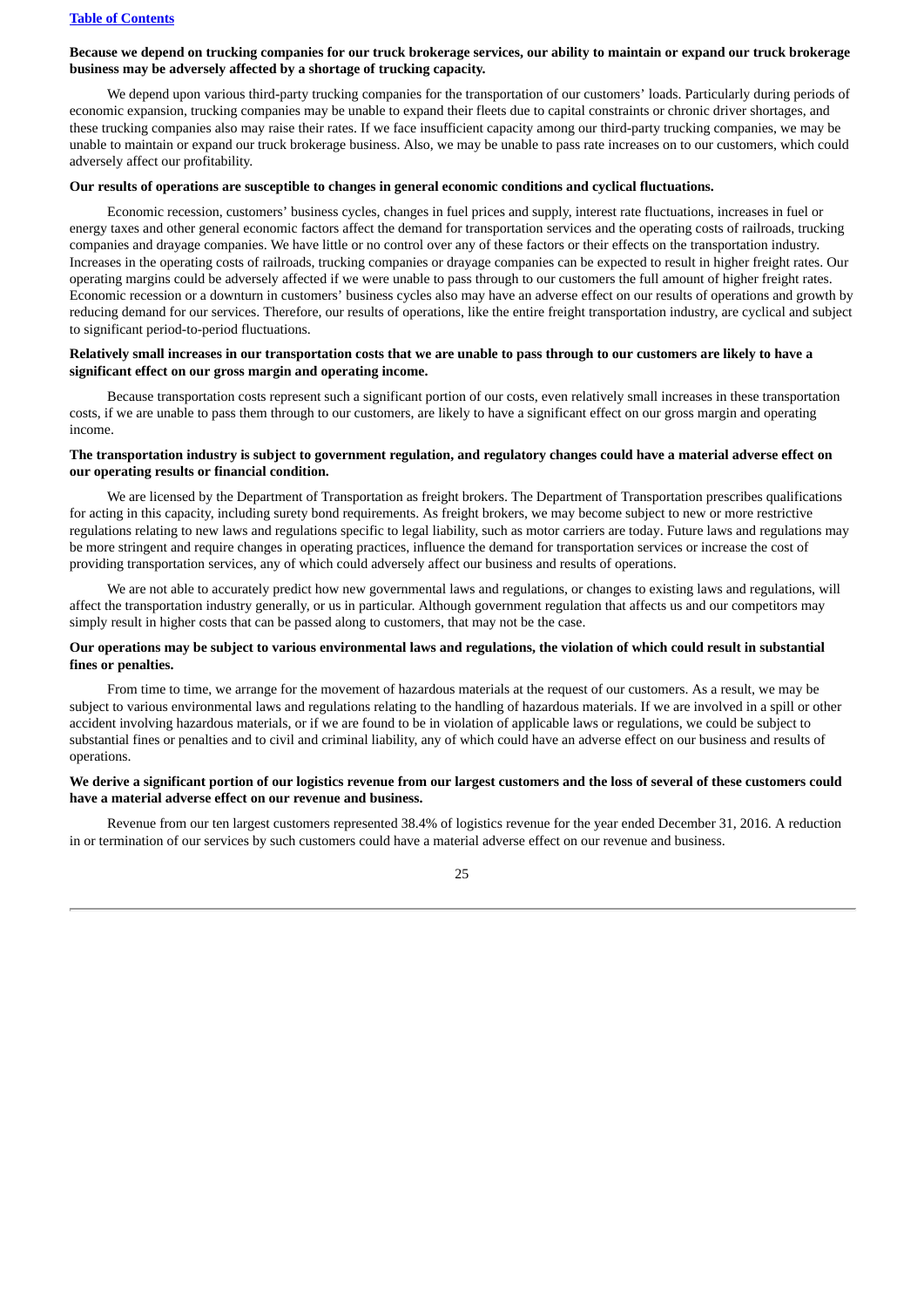**Because we depend on trucking companies for our truck brokerage services, our ability to maintain or expand our truck brokerage business may be adversely affected by a shortage of trucking capacity.**

We depend upon various third-party trucking companies for the transportation of our customers' loads. Particularly during periods of economic expansion, trucking companies may be unable to expand their fleets due to capital constraints or chronic driver shortages, and these trucking companies also may raise their rates. If we face insufficient capacity among our third-party trucking companies, we may be unable to maintain or expand our truck brokerage business. Also, we may be unable to pass rate increases on to our customers, which could adversely affect our profitability.

**Our results of operations are susceptible to changes in general economic conditions and cyclical fluctuations.**

Economic recession, customers' business cycles, changes in fuel prices and supply, interest rate fluctuations, increases in fuel or energy taxes and other general economic factors affect the demand for transportation services and the operating costs of railroads, trucking companies and drayage companies. We have little or no control over any of these factors or their effects on the transportation industry. Increases in the operating costs of railroads, trucking companies or drayage companies can be expected to result in higher freight rates. Our operating margins could be adversely affected if we were unable to pass through to our customers the full amount of higher freight rates. Economic recession or a downturn in customers' business cycles also may have an adverse effect on our results of operations and growth by reducing demand for our services. Therefore, our results of operations, like the entire freight transportation industry, are cyclical and subject to significant period-to-period fluctuations.

**Relatively small increases in our transportation costs that we are unable to pass through to our customers are likely to have a significant effect on our gross margin and operating income.**

Because transportation costs represent such a significant portion of our costs, even relatively small increases in these transportation costs, if we are unable to pass them through to our customers, are likely to have a significant effect on our gross margin and operating income.

**The transportation industry is subject to government regulation, and regulatory changes could have a material adverse effect on our operating results or financial condition.**

We are licensed by the Department of Transportation as freight brokers. The Department of Transportation prescribes qualifications for acting in this capacity, including surety bond requirements. As freight brokers, we may become subject to new or more restrictive regulations relating to new laws and regulations specific to legal liability, such as motor carriers are today. Future laws and regulations may be more stringent and require changes in operating practices, influence the demand for transportation services or increase the cost of providing transportation services, any of which could adversely affect our business and results of operations.

We are not able to accurately predict how new governmental laws and regulations, or changes to existing laws and regulations, will affect the transportation industry generally, or us in particular. Although government regulation that affects us and our competitors may simply result in higher costs that can be passed along to customers, that may not be the case.

**Our operations may be subject to various environmental laws and regulations, the violation of which could result in substantial fines or penalties.**

From time to time, we arrange for the movement of hazardous materials at the request of our customers. As a result, we may be subject to various environmental laws and regulations relating to the handling of hazardous materials. If we are involved in a spill or other accident involving hazardous materials, or if we are found to be in violation of applicable laws or regulations, we could be subject to substantial fines or penalties and to civil and criminal liability, any of which could have an adverse effect on our business and results of operations.

**We derive a significant portion of our logistics revenue from our largest customers and the loss of several of these customers could have a material adverse effect on our revenue and business.**

Revenue from our ten largest customers represented 38.4% of logistics revenue for the year ended December 31, 2016. A reduction in or termination of our services by such customers could have a material adverse effect on our revenue and business.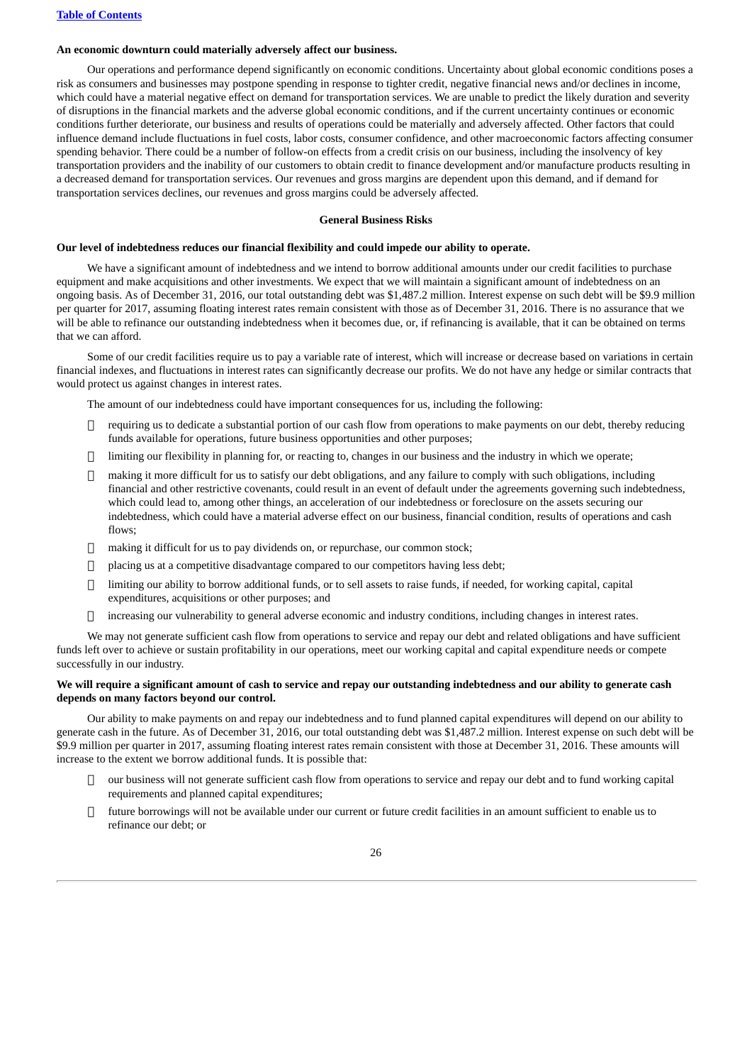**An economic downturn could materially adversely affect our business.**

Our operations and performance depend significantly on economic conditions. Uncertainty about global economic conditions poses a risk as consumers and businesses may postpone spending in response to tighter credit, negative financial news and/or declines in income, which could have a material negative effect on demand for transportation services. We are unable to predict the likely duration and severity of disruptions in the financial markets and the adverse global economic conditions, and if the current uncertainty continues or economic conditions further deteriorate, our business and results of operations could be materially and adversely affected. Other factors that could influence demand include fluctuations in fuel costs, labor costs, consumer confidence, and other macroeconomic factors affecting consumer spending behavior. There could be a number of follow-on effects from a credit crisis on our business, including the insolvency of key transportation providers and the inability of our customers to obtain credit to finance development and/or manufacture products resulting in a decreased demand for transportation services. Our revenues and gross margins are dependent upon this demand, and if demand for transportation services declines, our revenues and gross margins could be adversely affected.

**General Business Risks**

**Our level of indebtedness reduces our financial flexibility and could impede our ability to operate.**

We have a significant amount of indebtedness and we intend to borrow additional amounts under our credit facilities to purchase equipment and make acquisitions and other investments. We expect that we will maintain a significant amount of indebtedness on an ongoing basis. As of December 31, 2016, our total outstanding debt was $1,487.2 million. Interest expense on such debt will be $9.9 million per quarter for 2017, assuming floating interest rates remain consistent with those as of December 31, 2016. There is no assurance that we will be able to refinance our outstanding indebtedness when it becomes due, or, if refinancing is available, that it can be obtained on terms that we can afford.

Some of our credit facilities require us to pay a variable rate of interest, which will increase or decrease based on variations in certain financial indexes, and fluctuations in interest rates can significantly decrease our profits. We do not have any hedge or similar contracts that would protect us against changes in interest rates.

The amount of our indebtedness could have important consequences for us, including the following:

- requiring us to dedicate a substantial portion of our cash flow from operations to make payments on our debt, thereby reducing funds available for operations, future business opportunities and other purposes;
- limiting our flexibility in planning for, or reacting to, changes in our business and the industry in which we operate;
- making it more difficult for us to satisfy our debt obligations, and any failure to comply with such obligations, including financial and other restrictive covenants, could result in an event of default under the agreements governing such indebtedness, which could lead to, among other things, an acceleration of our indebtedness or foreclosure on the assets securing our indebtedness, which could have a material adverse effect on our business, financial condition, results of operations and cash flows;
- making it difficult for us to pay dividends on, or repurchase, our common stock;
- placing us at a competitive disadvantage compared to our competitors having less debt;
- limiting our ability to borrow additional funds, or to sell assets to raise funds, if needed, for working capital, capital expenditures, acquisitions or other purposes; and
- increasing our vulnerability to general adverse economic and industry conditions, including changes in interest rates.

We may not generate sufficient cash flow from operations to service and repay our debt and related obligations and have sufficient funds left over to achieve or sustain profitability in our operations, meet our working capital and capital expenditure needs or compete successfully in our industry.

**We will require a significant amount of cash to service and repay our outstanding indebtedness and our ability to generate cash depends on many factors beyond our control.**

Our ability to make payments on and repay our indebtedness and to fund planned capital expenditures will depend on our ability to generate cash in the future. As of December 31, 2016, our total outstanding debt was $1,487.2 million. Interest expense on such debt will be $9.9 million per quarter in 2017, assuming floating interest rates remain consistent with those at December 31, 2016. These amounts will increase to the extent we borrow additional funds. It is possible that:

- our business will not generate sufficient cash flow from operations to service and repay our debt and to fund working capital requirements and planned capital expenditures;
- future borrowings will not be available under our current or future credit facilities in an amount sufficient to enable us to refinance our debt; or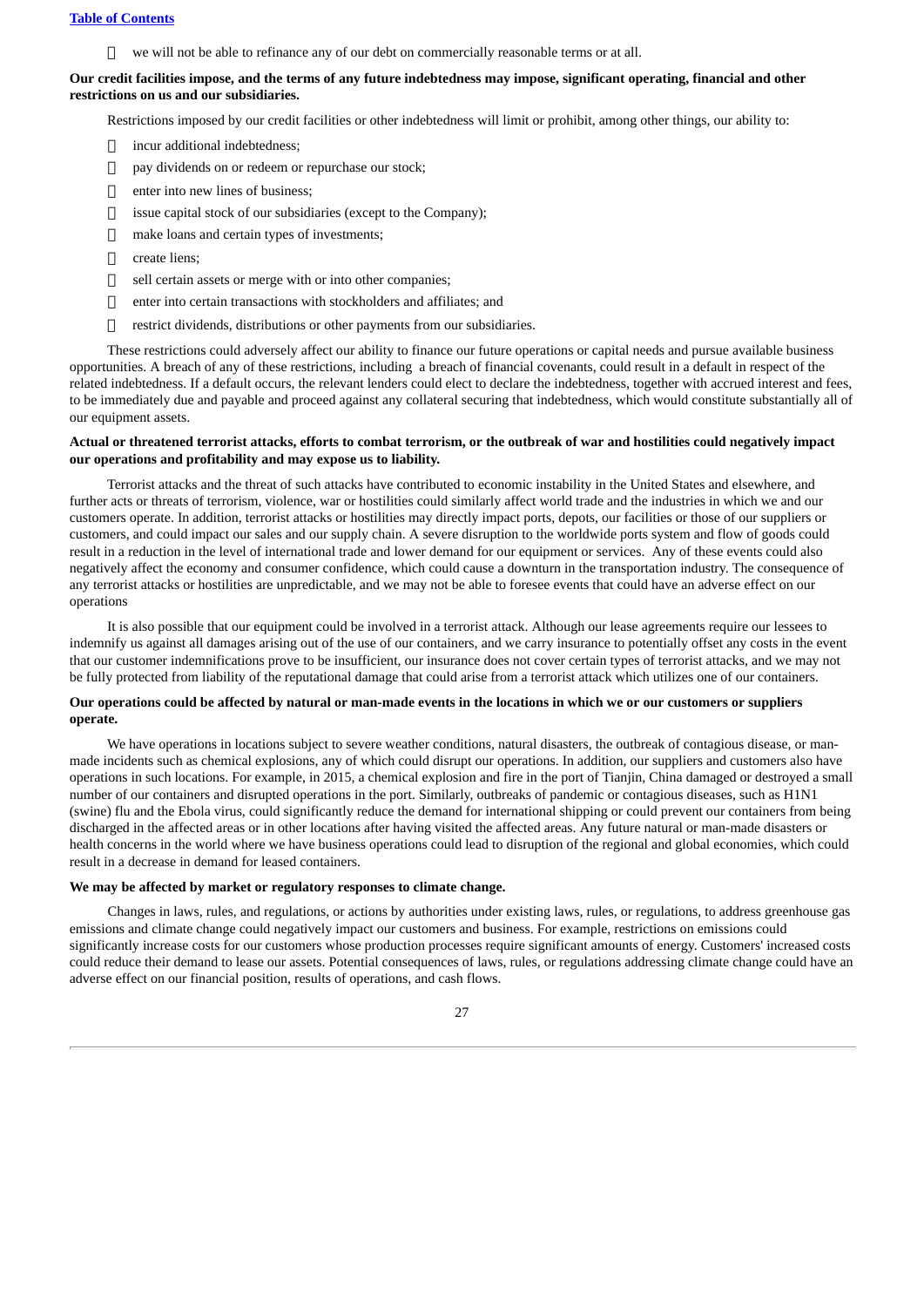- we will not be able to refinance any of our debt on commercially reasonable terms or at all.

**Our credit facilities impose, and the terms of any future indebtedness may impose, significant operating, financial and other restrictions on us and our subsidiaries.**

Restrictions imposed by our credit facilities or other indebtedness will limit or prohibit, among other things, our ability to:

- incur additional indebtedness;
- pay dividends on or redeem or repurchase our stock;
- enter into new lines of business;
- issue capital stock of our subsidiaries (except to the Company);
- make loans and certain types of investments;
- create liens;
- sell certain assets or merge with or into other companies;
- enter into certain transactions with stockholders and affiliates; and
- restrict dividends, distributions or other payments from our subsidiaries.

These restrictions could adversely affect our ability to finance our future operations or capital needs and pursue available business opportunities. A breach of any of these restrictions, including a breach of financial covenants, could result in a default in respect of the related indebtedness. If a default occurs, the relevant lenders could elect to declare the indebtedness, together with accrued interest and fees, to be immediately due and payable and proceed against any collateral securing that indebtedness, which would constitute substantially all of our equipment assets.

**Actual or threatened terrorist attacks, efforts to combat terrorism, or the outbreak of war and hostilities could negatively impact our operations and profitability and may expose us to liability.**

Terrorist attacks and the threat of such attacks have contributed to economic instability in the United States and elsewhere, and further acts or threats of terrorism, violence, war or hostilities could similarly affect world trade and the industries in which we and our customers operate. In addition, terrorist attacks or hostilities may directly impact ports, depots, our facilities or those of our suppliers or customers, and could impact our sales and our supply chain. A severe disruption to the worldwide ports system and flow of goods could result in a reduction in the level of international trade and lower demand for our equipment or services. Any of these events could also negatively affect the economy and consumer confidence, which could cause a downturn in the transportation industry. The consequence of any terrorist attacks or hostilities are unpredictable, and we may not be able to foresee events that could have an adverse effect on our operations

It is also possible that our equipment could be involved in a terrorist attack. Although our lease agreements require our lessees to indemnify us against all damages arising out of the use of our containers, and we carry insurance to potentially offset any costs in the event that our customer indemnifications prove to be insufficient, our insurance does not cover certain types of terrorist attacks, and we may not be fully protected from liability of the reputational damage that could arise from a terrorist attack which utilizes one of our containers.

**Our operations could be affected by natural or man-made events in the locations in which we or our customers or suppliers operate.**

We have operations in locations subject to severe weather conditions, natural disasters, the outbreak of contagious disease, or man-made incidents such as chemical explosions, any of which could disrupt our operations. In addition, our suppliers and customers also have operations in such locations. For example, in 2015, a chemical explosion and fire in the port of Tianjin, China damaged or destroyed a small number of our containers and disrupted operations in the port. Similarly, outbreaks of pandemic or contagious diseases, such as H1N1 (swine) flu and the Ebola virus, could significantly reduce the demand for international shipping or could prevent our containers from being discharged in the affected areas or in other locations after having visited the affected areas. Any future natural or man-made disasters or health concerns in the world where we have business operations could lead to disruption of the regional and global economies, which could result in a decrease in demand for leased containers.

**We may be affected by market or regulatory responses to climate change.**

Changes in laws, rules, and regulations, or actions by authorities under existing laws, rules, or regulations, to address greenhouse gas emissions and climate change could negatively impact our customers and business. For example, restrictions on emissions could significantly increase costs for our customers whose production processes require significant amounts of energy. Customers' increased costs could reduce their demand to lease our assets. Potential consequences of laws, rules, or regulations addressing climate change could have an adverse effect on our financial position, results of operations, and cash flows.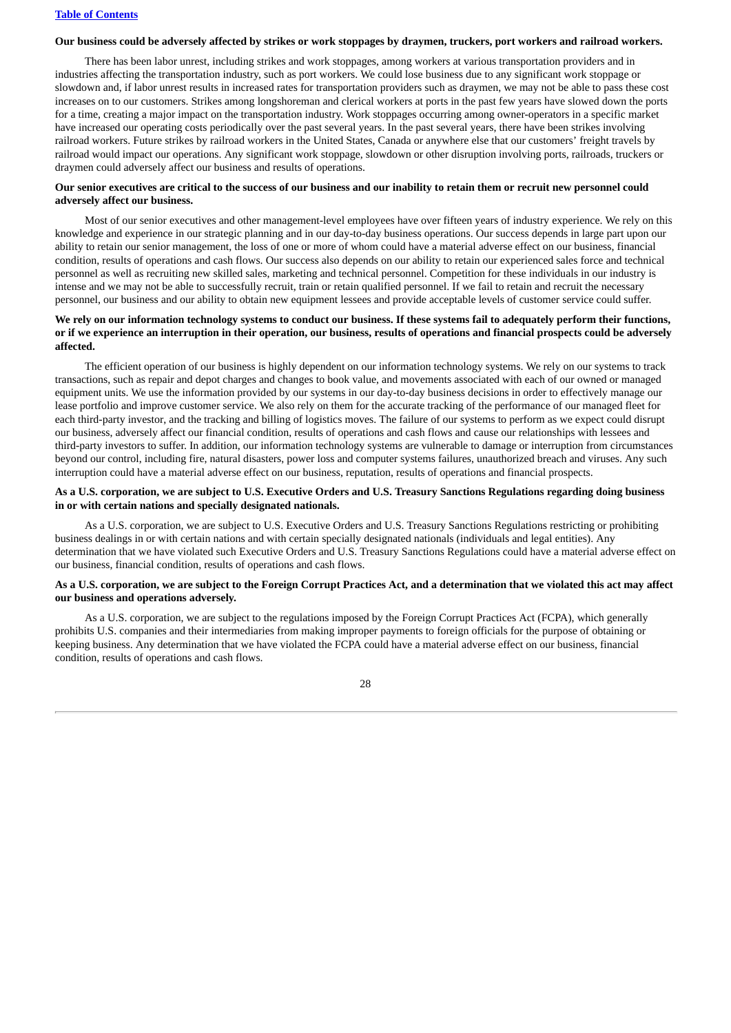**Our business could be adversely affected by strikes or work stoppages by draymen, truckers, port workers and railroad workers.**

There has been labor unrest, including strikes and work stoppages, among workers at various transportation providers and in industries affecting the transportation industry, such as port workers. We could lose business due to any significant work stoppage or slowdown and, if labor unrest results in increased rates for transportation providers such as draymen, we may not be able to pass these cost increases on to our customers. Strikes among longshoreman and clerical workers at ports in the past few years have slowed down the ports for a time, creating a major impact on the transportation industry. Work stoppages occurring among owner-operators in a specific market have increased our operating costs periodically over the past several years. In the past several years, there have been strikes involving railroad workers. Future strikes by railroad workers in the United States, Canada or anywhere else that our customers' freight travels by railroad would impact our operations. Any significant work stoppage, slowdown or other disruption involving ports, railroads, truckers or draymen could adversely affect our business and results of operations.

**Our senior executives are critical to the success of our business and our inability to retain them or recruit new personnel could adversely affect our business.**

Most of our senior executives and other management-level employees have over fifteen years of industry experience. We rely on this knowledge and experience in our strategic planning and in our day-to-day business operations. Our success depends in large part upon our ability to retain our senior management, the loss of one or more of whom could have a material adverse effect on our business, financial condition, results of operations and cash flows. Our success also depends on our ability to retain our experienced sales force and technical personnel as well as recruiting new skilled sales, marketing and technical personnel. Competition for these individuals in our industry is intense and we may not be able to successfully recruit, train or retain qualified personnel. If we fail to retain and recruit the necessary personnel, our business and our ability to obtain new equipment lessees and provide acceptable levels of customer service could suffer.

**We rely on our information technology systems to conduct our business. If these systems fail to adequately perform their functions, or if we experience an interruption in their operation, our business, results of operations and financial prospects could be adversely affected.**

The efficient operation of our business is highly dependent on our information technology systems. We rely on our systems to track transactions, such as repair and depot charges and changes to book value, and movements associated with each of our owned or managed equipment units. We use the information provided by our systems in our day-to-day business decisions in order to effectively manage our lease portfolio and improve customer service. We also rely on them for the accurate tracking of the performance of our managed fleet for each third-party investor, and the tracking and billing of logistics moves. The failure of our systems to perform as we expect could disrupt our business, adversely affect our financial condition, results of operations and cash flows and cause our relationships with lessees and third-party investors to suffer. In addition, our information technology systems are vulnerable to damage or interruption from circumstances beyond our control, including fire, natural disasters, power loss and computer systems failures, unauthorized breach and viruses. Any such interruption could have a material adverse effect on our business, reputation, results of operations and financial prospects.

**As a U.S. corporation, we are subject to U.S. Executive Orders and U.S. Treasury Sanctions Regulations regarding doing business in or with certain nations and specially designated nationals.**

As a U.S. corporation, we are subject to U.S. Executive Orders and U.S. Treasury Sanctions Regulations restricting or prohibiting business dealings in or with certain nations and with certain specially designated nationals (individuals and legal entities). Any determination that we have violated such Executive Orders and U.S. Treasury Sanctions Regulations could have a material adverse effect on our business, financial condition, results of operations and cash flows.

**As a U.S. corporation, we are subject to the Foreign Corrupt Practices Act, and a determination that we violated this act may affect our business and operations adversely.**

As a U.S. corporation, we are subject to the regulations imposed by the Foreign Corrupt Practices Act (FCPA), which generally prohibits U.S. companies and their intermediaries from making improper payments to foreign officials for the purpose of obtaining or keeping business. Any determination that we have violated the FCPA could have a material adverse effect on our business, financial condition, results of operations and cash flows.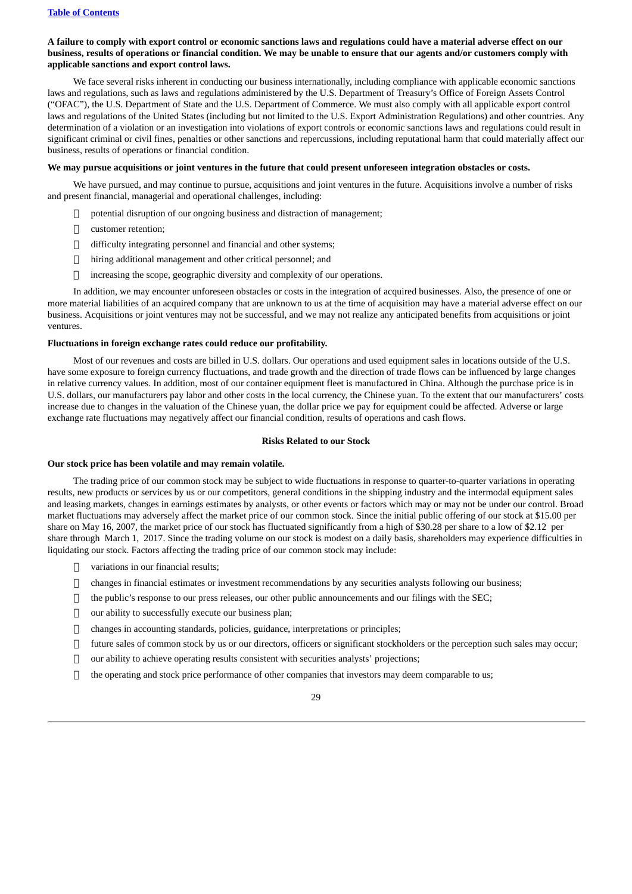**A failure to comply with export control or economic sanctions laws and regulations could have a material adverse effect on our business, results of operations or financial condition. We may be unable to ensure that our agents and/or customers comply with applicable sanctions and export control laws.**

We face several risks inherent in conducting our business internationally, including compliance with applicable economic sanctions laws and regulations, such as laws and regulations administered by the U.S. Department of Treasury's Office of Foreign Assets Control ("OFAC"), the U.S. Department of State and the U.S. Department of Commerce. We must also comply with all applicable export control laws and regulations of the United States (including but not limited to the U.S. Export Administration Regulations) and other countries. Any determination of a violation or an investigation into violations of export controls or economic sanctions laws and regulations could result in significant criminal or civil fines, penalties or other sanctions and repercussions, including reputational harm that could materially affect our business, results of operations or financial condition.

**We may pursue acquisitions or joint ventures in the future that could present unforeseen integration obstacles or costs.**

We have pursued, and may continue to pursue, acquisitions and joint ventures in the future. Acquisitions involve a number of risks and present financial, managerial and operational challenges, including:

- potential disruption of our ongoing business and distraction of management;
- customer retention;
- difficulty integrating personnel and financial and other systems;
- hiring additional management and other critical personnel; and
- increasing the scope, geographic diversity and complexity of our operations.

In addition, we may encounter unforeseen obstacles or costs in the integration of acquired businesses. Also, the presence of one or more material liabilities of an acquired company that are unknown to us at the time of acquisition may have a material adverse effect on our business. Acquisitions or joint ventures may not be successful, and we may not realize any anticipated benefits from acquisitions or joint ventures.

**Fluctuations in foreign exchange rates could reduce our profitability.**

Most of our revenues and costs are billed in U.S. dollars. Our operations and used equipment sales in locations outside of the U.S. have some exposure to foreign currency fluctuations, and trade growth and the direction of trade flows can be influenced by large changes in relative currency values. In addition, most of our container equipment fleet is manufactured in China. Although the purchase price is in U.S. dollars, our manufacturers pay labor and other costs in the local currency, the Chinese yuan. To the extent that our manufacturers' costs increase due to changes in the valuation of the Chinese yuan, the dollar price we pay for equipment could be affected. Adverse or large exchange rate fluctuations may negatively affect our financial condition, results of operations and cash flows.

## Risks Related to our Stock

**Our stock price has been volatile and may remain volatile.**

The trading price of our common stock may be subject to wide fluctuations in response to quarter-to-quarter variations in operating results, new products or services by us or our competitors, general conditions in the shipping industry and the intermodal equipment sales and leasing markets, changes in earnings estimates by analysts, or other events or factors which may or may not be under our control. Broad market fluctuations may adversely affect the market price of our common stock. Since the initial public offering of our stock at $15.00 per share on May 16, 2007, the market price of our stock has fluctuated significantly from a high of $30.28 per share to a low of $2.12 per share through March 1, 2017. Since the trading volume on our stock is modest on a daily basis, shareholders may experience difficulties in liquidating our stock. Factors affecting the trading price of our common stock may include:

- variations in our financial results;
- changes in financial estimates or investment recommendations by any securities analysts following our business;
- the public's response to our press releases, our other public announcements and our filings with the SEC;
- our ability to successfully execute our business plan;
- changes in accounting standards, policies, guidance, interpretations or principles;
- future sales of common stock by us or our directors, officers or significant stockholders or the perception such sales may occur;
- our ability to achieve operating results consistent with securities analysts' projections;
- the operating and stock price performance of other companies that investors may deem comparable to us;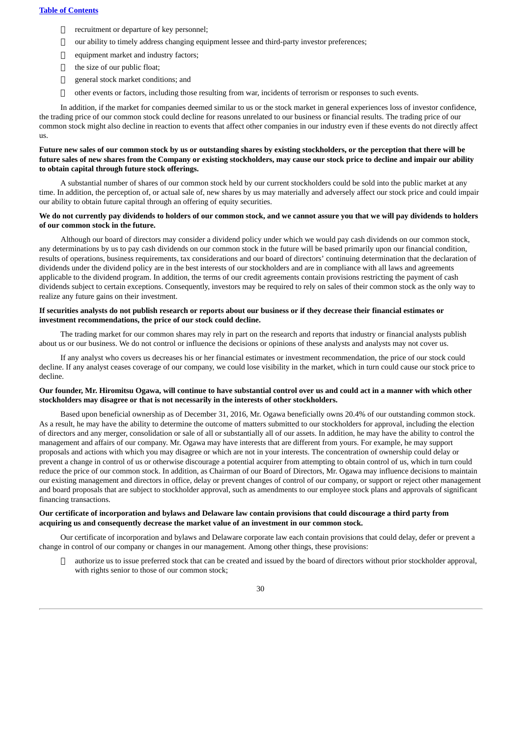- recruitment or departure of key personnel;
- our ability to timely address changing equipment lessee and third-party investor preferences;
- equipment market and industry factors;
- the size of our public float;
- general stock market conditions; and
- other events or factors, including those resulting from war, incidents of terrorism or responses to such events.

In addition, if the market for companies deemed similar to us or the stock market in general experiences loss of investor confidence, the trading price of our common stock could decline for reasons unrelated to our business or financial results. The trading price of our common stock might also decline in reaction to events that affect other companies in our industry even if these events do not directly affect us.

**Future new sales of our common stock by us or outstanding shares by existing stockholders, or the perception that there will be future sales of new shares from the Company or existing stockholders, may cause our stock price to decline and impair our ability to obtain capital through future stock offerings.**

A substantial number of shares of our common stock held by our current stockholders could be sold into the public market at any time. In addition, the perception of, or actual sale of, new shares by us may materially and adversely affect our stock price and could impair our ability to obtain future capital through an offering of equity securities.

**We do not currently pay dividends to holders of our common stock, and we cannot assure you that we will pay dividends to holders of our common stock in the future.**

Although our board of directors may consider a dividend policy under which we would pay cash dividends on our common stock, any determinations by us to pay cash dividends on our common stock in the future will be based primarily upon our financial condition, results of operations, business requirements, tax considerations and our board of directors' continuing determination that the declaration of dividends under the dividend policy are in the best interests of our stockholders and are in compliance with all laws and agreements applicable to the dividend program. In addition, the terms of our credit agreements contain provisions restricting the payment of cash dividends subject to certain exceptions. Consequently, investors may be required to rely on sales of their common stock as the only way to realize any future gains on their investment.

**If securities analysts do not publish research or reports about our business or if they decrease their financial estimates or investment recommendations, the price of our stock could decline.**

The trading market for our common shares may rely in part on the research and reports that industry or financial analysts publish about us or our business. We do not control or influence the decisions or opinions of these analysts and analysts may not cover us.

If any analyst who covers us decreases his or her financial estimates or investment recommendation, the price of our stock could decline. If any analyst ceases coverage of our company, we could lose visibility in the market, which in turn could cause our stock price to decline.

**Our founder, Mr. Hiromitsu Ogawa, will continue to have substantial control over us and could act in a manner with which other stockholders may disagree or that is not necessarily in the interests of other stockholders.**

Based upon beneficial ownership as of December 31, 2016, Mr. Ogawa beneficially owns 20.4% of our outstanding common stock. As a result, he may have the ability to determine the outcome of matters submitted to our stockholders for approval, including the election of directors and any merger, consolidation or sale of all or substantially all of our assets. In addition, he may have the ability to control the management and affairs of our company. Mr. Ogawa may have interests that are different from yours. For example, he may support proposals and actions with which you may disagree or which are not in your interests. The concentration of ownership could delay or prevent a change in control of us or otherwise discourage a potential acquirer from attempting to obtain control of us, which in turn could reduce the price of our common stock. In addition, as Chairman of our Board of Directors, Mr. Ogawa may influence decisions to maintain our existing management and directors in office, delay or prevent changes of control of our company, or support or reject other management and board proposals that are subject to stockholder approval, such as amendments to our employee stock plans and approvals of significant financing transactions.

**Our certificate of incorporation and bylaws and Delaware law contain provisions that could discourage a third party from acquiring us and consequently decrease the market value of an investment in our common stock.**

Our certificate of incorporation and bylaws and Delaware corporate law each contain provisions that could delay, defer or prevent a change in control of our company or changes in our management. Among other things, these provisions:

- authorize us to issue preferred stock that can be created and issued by the board of directors without prior stockholder approval, with rights senior to those of our common stock;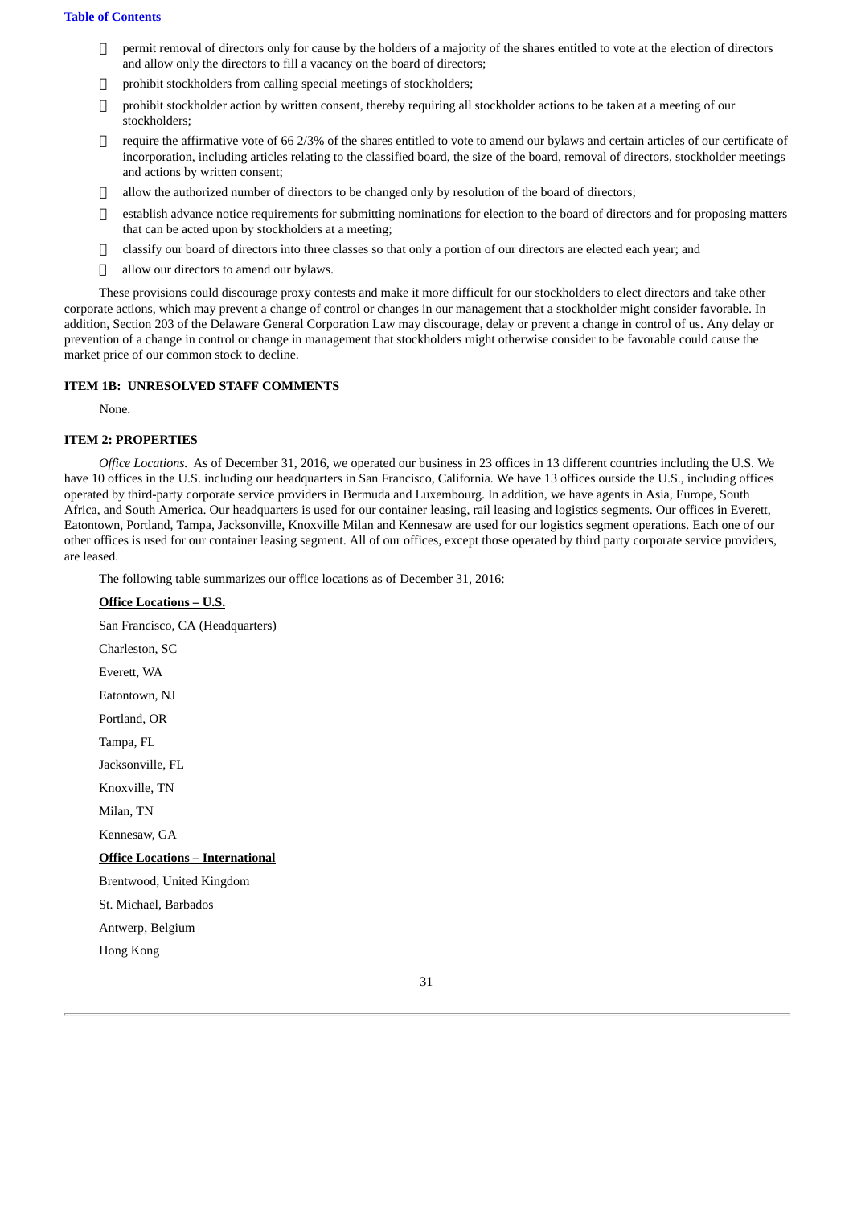- permit removal of directors only for cause by the holders of a majority of the shares entitled to vote at the election of directors and allow only the directors to fill a vacancy on the board of directors;
- prohibit stockholders from calling special meetings of stockholders;
- prohibit stockholder action by written consent, thereby requiring all stockholder actions to be taken at a meeting of our stockholders;
- require the affirmative vote of 66 2/3% of the shares entitled to vote to amend our bylaws and certain articles of our certificate of incorporation, including articles relating to the classified board, the size of the board, removal of directors, stockholder meetings and actions by written consent;
- allow the authorized number of directors to be changed only by resolution of the board of directors;
- establish advance notice requirements for submitting nominations for election to the board of directors and for proposing matters that can be acted upon by stockholders at a meeting;
- classify our board of directors into three classes so that only a portion of our directors are elected each year; and
- allow our directors to amend our bylaws.

These provisions could discourage proxy contests and make it more difficult for our stockholders to elect directors and take other corporate actions, which may prevent a change of control or changes in our management that a stockholder might consider favorable. In addition, Section 203 of the Delaware General Corporation Law may discourage, delay or prevent a change in control of us. Any delay or prevention of a change in control or change in management that stockholders might otherwise consider to be favorable could cause the market price of our common stock to decline.

## ITEM 1B: UNRESOLVED STAFF COMMENTS

None.

## ITEM 2: PROPERTIES

*Office Locations.* As of December 31, 2016, we operated our business in 23 offices in 13 different countries including the U.S. We have 10 offices in the U.S. including our headquarters in San Francisco, California. We have 13 offices outside the U.S., including offices operated by third-party corporate service providers in Bermuda and Luxembourg. In addition, we have agents in Asia, Europe, South Africa, and South America. Our headquarters is used for our container leasing, rail leasing and logistics segments. Our offices in Everett, Eatontown, Portland, Tampa, Jacksonville, Knoxville Milan and Kennesaw are used for our logistics segment operations. Each one of our other offices is used for our container leasing segment. All of our offices, except those operated by third party corporate service providers, are leased.

The following table summarizes our office locations as of December 31, 2016:

**Office Locations – U.S.**

San Francisco, CA (Headquarters)

Charleston, SC

Everett, WA

Eatontown, NJ

Portland, OR

Tampa, FL

Jacksonville, FL

Knoxville, TN

Milan, TN

Kennesaw, GA

**Office Locations – International**

Brentwood, United Kingdom

St. Michael, Barbados

Antwerp, Belgium

Hong Kong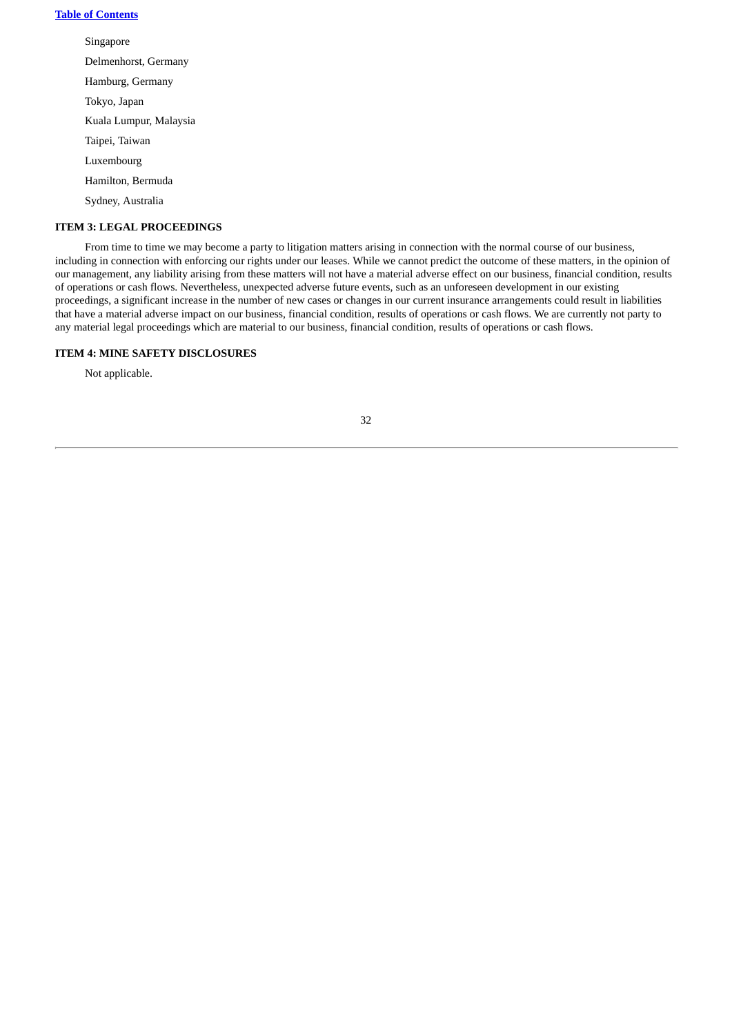Singapore

Delmenhorst, Germany

Hamburg, Germany

Tokyo, Japan

Kuala Lumpur, Malaysia

Taipei, Taiwan

Luxembourg

Hamilton, Bermuda

Sydney, Australia

**ITEM 3: LEGAL PROCEEDINGS**

From time to time we may become a party to litigation matters arising in connection with the normal course of our business, including in connection with enforcing our rights under our leases. While we cannot predict the outcome of these matters, in the opinion of our management, any liability arising from these matters will not have a material adverse effect on our business, financial condition, results of operations or cash flows. Nevertheless, unexpected adverse future events, such as an unforeseen development in our existing proceedings, a significant increase in the number of new cases or changes in our current insurance arrangements could result in liabilities that have a material adverse impact on our business, financial condition, results of operations or cash flows. We are currently not party to any material legal proceedings which are material to our business, financial condition, results of operations or cash flows.

**ITEM 4: MINE SAFETY DISCLOSURES**

Not applicable.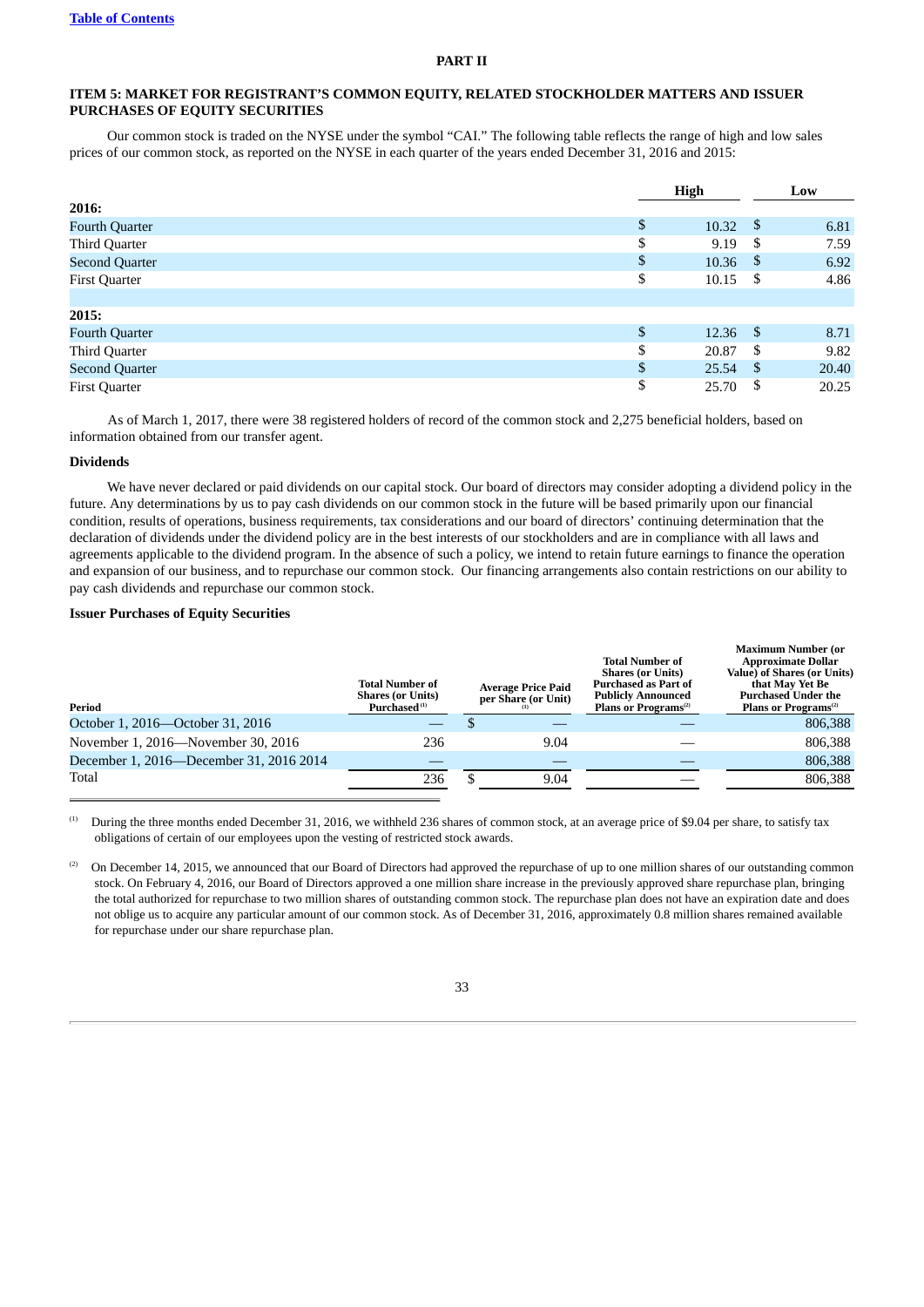[Table of Contents](#)

# PART II

## ITEM 5: MARKET FOR REGISTRANT'S COMMON EQUITY, RELATED STOCKHOLDER MATTERS AND ISSUER PURCHASES OF EQUITY SECURITIES

Our common stock is traded on the NYSE under the symbol "CAI." The following table reflects the range of high and low sales prices of our common stock, as reported on the NYSE in each quarter of the years ended December 31, 2016 and 2015:

| | High | Low |
|---|---|---|
| **2016:** | | |
| Fourth Quarter | $ 10.32 | $ 6.81 |
| Third Quarter | $ 9.19 | $ 7.59 |
| Second Quarter | $ 10.36 | $ 6.92 |
| First Quarter | $ 10.15 | $ 4.86 |
| | | |
| **2015:** | | |
| Fourth Quarter | $ 12.36 | $ 8.71 |
| Third Quarter | $ 20.87 | $ 9.82 |
| Second Quarter | $ 25.54 | $ 20.40 |
| First Quarter | $ 25.70 | $ 20.25 |

As of March 1, 2017, there were 38 registered holders of record of the common stock and 2,275 beneficial holders, based on information obtained from our transfer agent.

### Dividends

We have never declared or paid dividends on our capital stock. Our board of directors may consider adopting a dividend policy in the future. Any determinations by us to pay cash dividends on our common stock in the future will be based primarily upon our financial condition, results of operations, business requirements, tax considerations and our board of directors' continuing determination that the declaration of dividends under the dividend policy are in the best interests of our stockholders and are in compliance with all laws and agreements applicable to the dividend program. In the absence of such a policy, we intend to retain future earnings to finance the operation and expansion of our business, and to repurchase our common stock. Our financing arrangements also contain restrictions on our ability to pay cash dividends and repurchase our common stock.

### Issuer Purchases of Equity Securities

| Period | Total Number of Shares (or Units) Purchased[1] | Average Price Paid per Share (or Unit)[1] | Total Number of Shares (or Units) Purchased as Part of Publicly Announced Plans or Programs[2] | Maximum Number (or Approximate Dollar Value) of Shares (or Units) that May Yet Be Purchased Under the Plans or Programs[2] |
|---|---|---|---|---|
| October 1, 2016—October 31, 2016 | — | $ — | — | 806,388 |
| November 1, 2016—November 30, 2016 | 236 | 9.04 | — | 806,388 |
| December 1, 2016—December 31, 2016 2014 | — | — | — | 806,388 |
| Total | 236 | $ 9.04 | — | 806,388 |

(1) During the three months ended December 31, 2016, we withheld 236 shares of common stock, at an average price of $9.04 per share, to satisfy tax obligations of certain of our employees upon the vesting of restricted stock awards.

(2) On December 14, 2015, we announced that our Board of Directors had approved the repurchase of up to one million shares of our outstanding common stock. On February 4, 2016, our Board of Directors approved a one million share increase in the previously approved share repurchase plan, bringing the total authorized for repurchase to two million shares of outstanding common stock. The repurchase plan does not have an expiration date and does not oblige us to acquire any particular amount of our common stock. As of December 31, 2016, approximately 0.8 million shares remained available for repurchase under our share repurchase plan.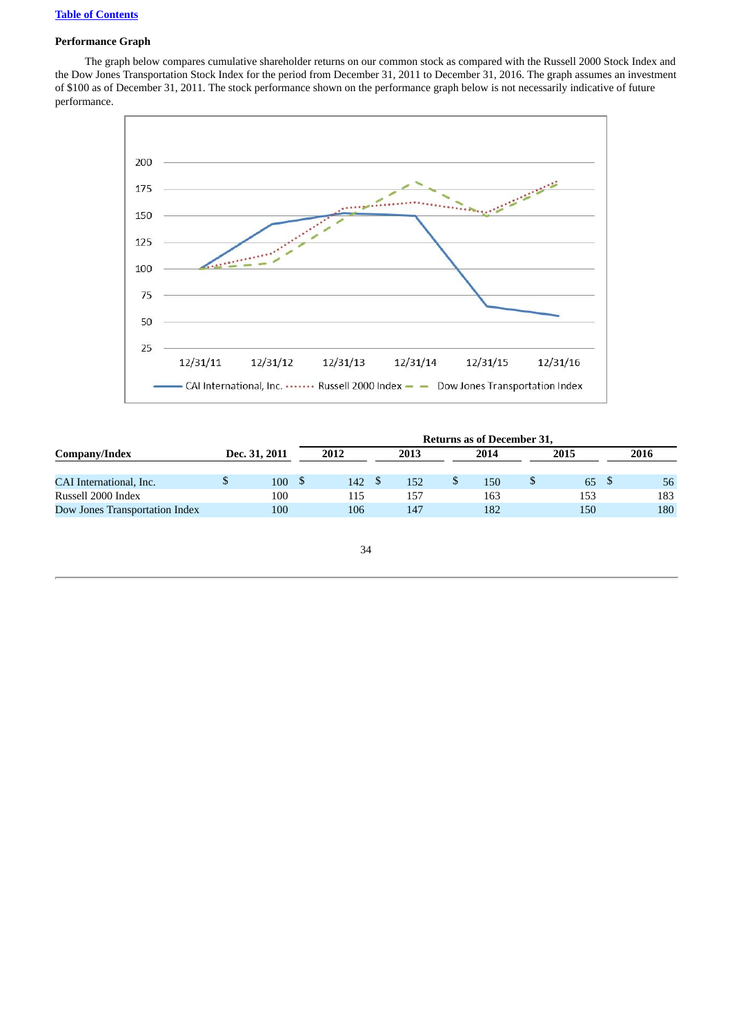[Table of Contents](#)

**Performance Graph**

The graph below compares cumulative shareholder returns on our common stock as compared with the Russell 2000 Stock Index and the Dow Jones Transportation Stock Index for the period from December 31, 2011 to December 31, 2016. The graph assumes an investment of $100 as of December 31, 2011. The stock performance shown on the performance graph below is not necessarily indicative of future performance.

| Company/Index | Dec. 31, 2011 | Returns as of December 31, 2012 | 2013 | 2014 | 2015 | 2016 |
|---|---|---|---|---|---|---|
| CAI International, Inc. | $ 100 | $ 142 | $ 152 | $ 150 | $ 65 | $ 56 |
| Russell 2000 Index | 100 | 115 | 157 | 163 | 153 | 183 |
| Dow Jones Transportation Index | 100 | 106 | 147 | 182 | 150 | 180 |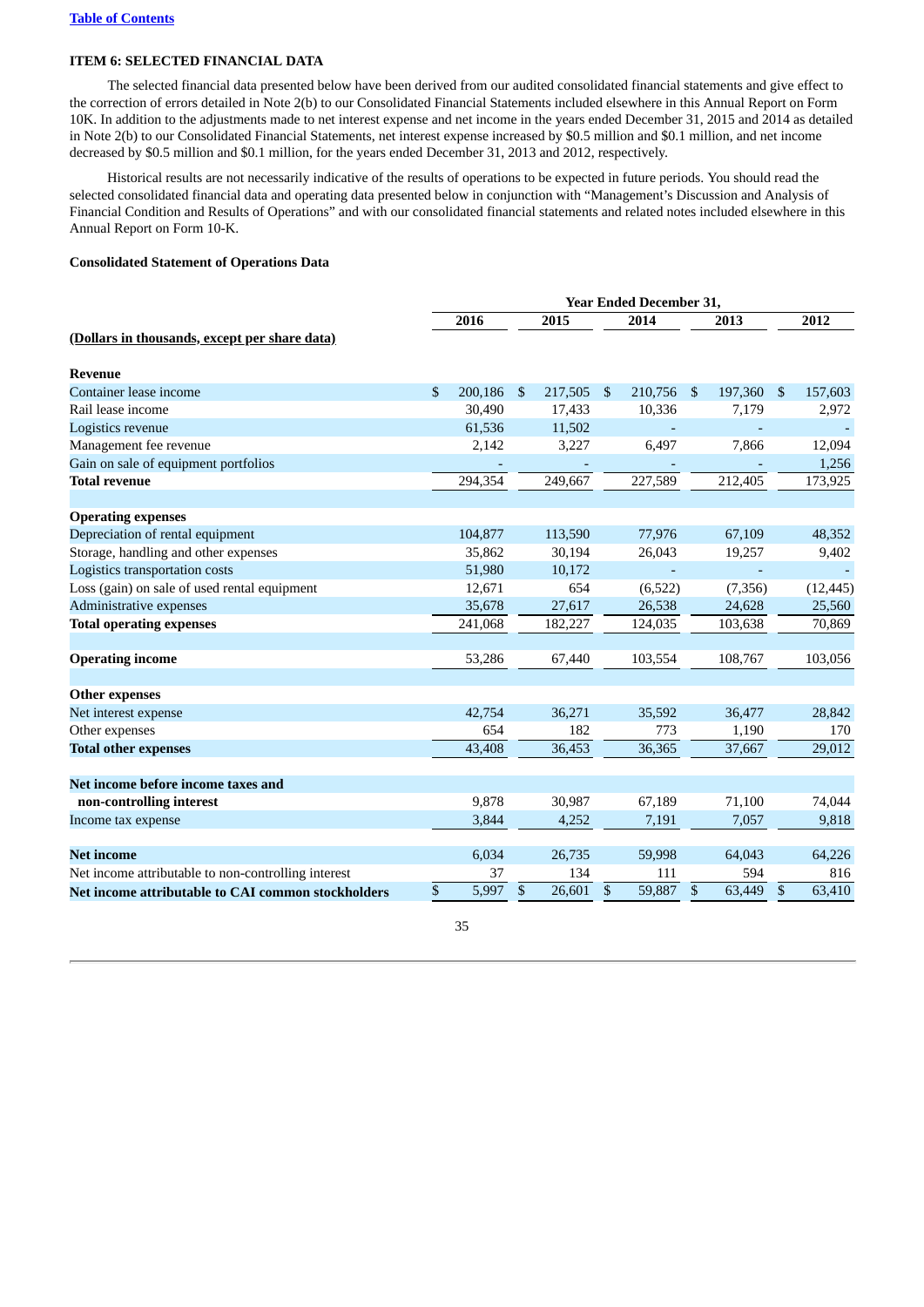[Table of Contents](#)

**ITEM 6: SELECTED FINANCIAL DATA**

The selected financial data presented below have been derived from our audited consolidated financial statements and give effect to the correction of errors detailed in Note 2(b) to our Consolidated Financial Statements included elsewhere in this Annual Report on Form 10K. In addition to the adjustments made to net interest expense and net income in the years ended December 31, 2015 and 2014 as detailed in Note 2(b) to our Consolidated Financial Statements, net interest expense increased by $0.5 million and $0.1 million, and net income decreased by $0.5 million and $0.1 million, for the years ended December 31, 2013 and 2012, respectively.

Historical results are not necessarily indicative of the results of operations to be expected in future periods. You should read the selected consolidated financial data and operating data presented below in conjunction with "Management's Discussion and Analysis of Financial Condition and Results of Operations" and with our consolidated financial statements and related notes included elsewhere in this Annual Report on Form 10-K.

**Consolidated Statement of Operations Data**

| | Year Ended December 31, | | | | |
|---|---|---|---|---|---|
| (Dollars in thousands, except per share data) | 2016 | 2015 | 2014 | 2013 | 2012 |
| **Revenue** | | | | | |
| Container lease income | $ 200,186 | $ 217,505 | $ 210,756 | $ 197,360 | $ 157,603 |
| Rail lease income | 30,490 | 17,433 | 10,336 | 7,179 | 2,972 |
| Logistics revenue | 61,536 | 11,502 | - | - | - |
| Management fee revenue | 2,142 | 3,227 | 6,497 | 7,866 | 12,094 |
| Gain on sale of equipment portfolios | - | - | - | - | 1,256 |
| **Total revenue** | 294,354 | 249,667 | 227,589 | 212,405 | 173,925 |
| **Operating expenses** | | | | | |
| Depreciation of rental equipment | 104,877 | 113,590 | 77,976 | 67,109 | 48,352 |
| Storage, handling and other expenses | 35,862 | 30,194 | 26,043 | 19,257 | 9,402 |
| Logistics transportation costs | 51,980 | 10,172 | - | - | - |
| Loss (gain) on sale of used rental equipment | 12,671 | 654 | (6,522) | (7,356) | (12,445) |
| Administrative expenses | 35,678 | 27,617 | 26,538 | 24,628 | 25,560 |
| **Total operating expenses** | 241,068 | 182,227 | 124,035 | 103,638 | 70,869 |
| **Operating income** | 53,286 | 67,440 | 103,554 | 108,767 | 103,056 |
| **Other expenses** | | | | | |
| Net interest expense | 42,754 | 36,271 | 35,592 | 36,477 | 28,842 |
| Other expenses | 654 | 182 | 773 | 1,190 | 170 |
| **Total other expenses** | 43,408 | 36,453 | 36,365 | 37,667 | 29,012 |
| **Net income before income taxes and non-controlling interest** | 9,878 | 30,987 | 67,189 | 71,100 | 74,044 |
| Income tax expense | 3,844 | 4,252 | 7,191 | 7,057 | 9,818 |
| **Net income** | 6,034 | 26,735 | 59,998 | 64,043 | 64,226 |
| Net income attributable to non-controlling interest | 37 | 134 | 111 | 594 | 816 |
| **Net income attributable to CAI common stockholders** | $ 5,997 | $ 26,601 | $ 59,887 | $ 63,449 | $ 63,410 |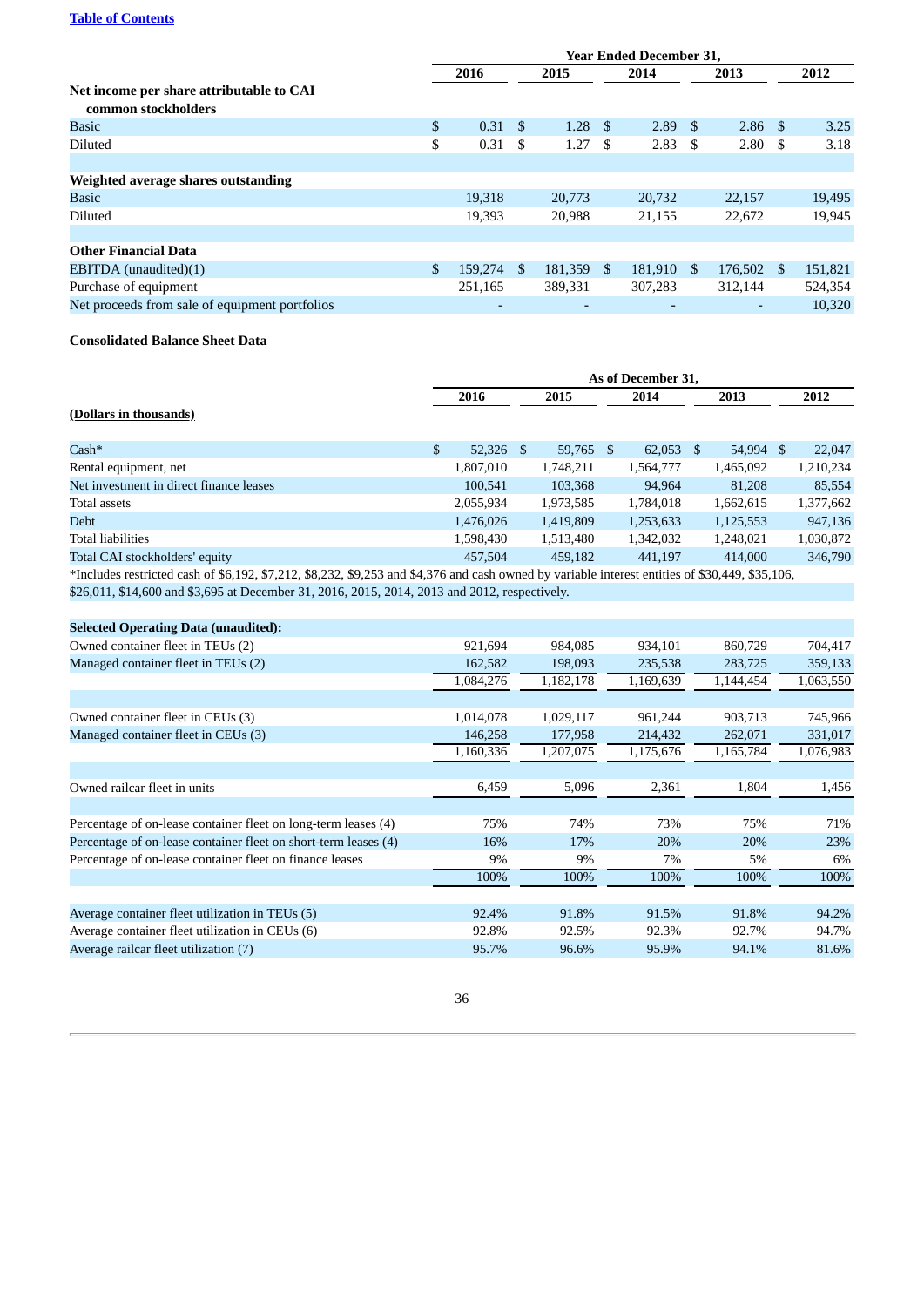|  | Year Ended December 31, | | | | |
|---|---|---|---|---|---|
|  | 2016 | 2015 | 2014 | 2013 | 2012 |
| **Net income per share attributable to CAI common stockholders** | | | | | |
| Basic | $ 0.31 | $ 1.28 | $ 2.89 | $ 2.86 | $ 3.25 |
| Diluted | $ 0.31 | $ 1.27 | $ 2.83 | $ 2.80 | $ 3.18 |
| | | | | | |
| **Weighted average shares outstanding** | | | | | |
| Basic | 19,318 | 20,773 | 20,732 | 22,157 | 19,495 |
| Diluted | 19,393 | 20,988 | 21,155 | 22,672 | 19,945 |
| | | | | | |
| **Other Financial Data** | | | | | |
| EBITDA (unaudited)(1) | $ 159,274 | $ 181,359 | $ 181,910 | $ 176,502 | $ 151,821 |
| Purchase of equipment | 251,165 | 389,331 | 307,283 | 312,144 | 524,354 |
| Net proceeds from sale of equipment portfolios | - | - | - | - | 10,320 |

**Consolidated Balance Sheet Data**

|  | As of December 31, | | | | |
|---|---|---|---|---|---|
|  | 2016 | 2015 | 2014 | 2013 | 2012 |
| **(Dollars in thousands)** | | | | | |
| Cash* | $ 52,326 | $ 59,765 | $ 62,053 | $ 54,994 | $ 22,047 |
| Rental equipment, net | 1,807,010 | 1,748,211 | 1,564,777 | 1,465,092 | 1,210,234 |
| Net investment in direct finance leases | 100,541 | 103,368 | 94,964 | 81,208 | 85,554 |
| Total assets | 2,055,934 | 1,973,585 | 1,784,018 | 1,662,615 | 1,377,662 |
| Debt | 1,476,026 | 1,419,809 | 1,253,633 | 1,125,553 | 947,136 |
| Total liabilities | 1,598,430 | 1,513,480 | 1,342,032 | 1,248,021 | 1,030,872 |
| Total CAI stockholders' equity | 457,504 | 459,182 | 441,197 | 414,000 | 346,790 |

*Includes restricted cash of $6,192, $7,212, $8,232, $9,253 and $4,376 and cash owned by variable interest entities of $30,449, $35,106, $26,011, $14,600 and $3,695 at December 31, 2016, 2015, 2014, 2013 and 2012, respectively.

| **Selected Operating Data (unaudited):** | 2016 | 2015 | 2014 | 2013 | 2012 |
|---|---|---|---|---|---|
| Owned container fleet in TEUs (2) | 921,694 | 984,085 | 934,101 | 860,729 | 704,417 |
| Managed container fleet in TEUs (2) | 162,582 | 198,093 | 235,538 | 283,725 | 359,133 |
|  | 1,084,276 | 1,182,178 | 1,169,639 | 1,144,454 | 1,063,550 |
| | | | | | |
| Owned container fleet in CEUs (3) | 1,014,078 | 1,029,117 | 961,244 | 903,713 | 745,966 |
| Managed container fleet in CEUs (3) | 146,258 | 177,958 | 214,432 | 262,071 | 331,017 |
|  | 1,160,336 | 1,207,075 | 1,175,676 | 1,165,784 | 1,076,983 |
| | | | | | |
| Owned railcar fleet in units | 6,459 | 5,096 | 2,361 | 1,804 | 1,456 |
| | | | | | |
| Percentage of on-lease container fleet on long-term leases (4) | 75% | 74% | 73% | 75% | 71% |
| Percentage of on-lease container fleet on short-term leases (4) | 16% | 17% | 20% | 20% | 23% |
| Percentage of on-lease container fleet on finance leases | 9% | 9% | 7% | 5% | 6% |
|  | 100% | 100% | 100% | 100% | 100% |
| | | | | | |
| Average container fleet utilization in TEUs (5) | 92.4% | 91.8% | 91.5% | 91.8% | 94.2% |
| Average container fleet utilization in CEUs (6) | 92.8% | 92.5% | 92.3% | 92.7% | 94.7% |
| Average railcar fleet utilization (7) | 95.7% | 96.6% | 95.9% | 94.1% | 81.6% |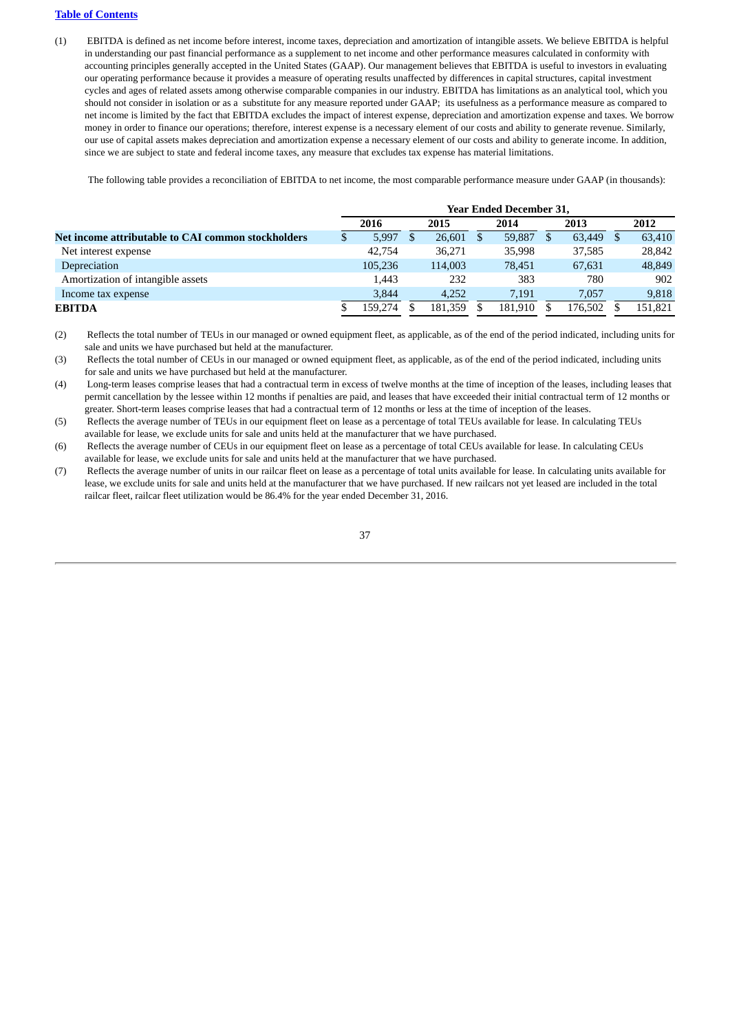[Table of Contents](#)

(1) EBITDA is defined as net income before interest, income taxes, depreciation and amortization of intangible assets. We believe EBITDA is helpful in understanding our past financial performance as a supplement to net income and other performance measures calculated in conformity with accounting principles generally accepted in the United States (GAAP). Our management believes that EBITDA is useful to investors in evaluating our operating performance because it provides a measure of operating results unaffected by differences in capital structures, capital investment cycles and ages of related assets among otherwise comparable companies in our industry. EBITDA has limitations as an analytical tool, which you should not consider in isolation or as a substitute for any measure reported under GAAP; its usefulness as a performance measure as compared to net income is limited by the fact that EBITDA excludes the impact of interest expense, depreciation and amortization expense and taxes. We borrow money in order to finance our operations; therefore, interest expense is a necessary element of our costs and ability to generate revenue. Similarly, our use of capital assets makes depreciation and amortization expense a necessary element of our costs and ability to generate income. In addition, since we are subject to state and federal income taxes, any measure that excludes tax expense has material limitations.

The following table provides a reconciliation of EBITDA to net income, the most comparable performance measure under GAAP (in thousands):

| | Year Ended December 31, | | | | |
|---|---|---|---|---|---|
| | 2016 | 2015 | 2014 | 2013 | 2012 |
| **Net income attributable to CAI common stockholders** | $ 5,997 | $ 26,601 | $ 59,887 | $ 63,449 | $ 63,410 |
| Net interest expense | 42,754 | 36,271 | 35,998 | 37,585 | 28,842 |
| Depreciation | 105,236 | 114,003 | 78,451 | 67,631 | 48,849 |
| Amortization of intangible assets | 1,443 | 232 | 383 | 780 | 902 |
| Income tax expense | 3,844 | 4,252 | 7,191 | 7,057 | 9,818 |
| **EBITDA** | $ 159,274 | $ 181,359 | $ 181,910 | $ 176,502 | $ 151,821 |

(2) Reflects the total number of TEUs in our managed or owned equipment fleet, as applicable, as of the end of the period indicated, including units for sale and units we have purchased but held at the manufacturer.

(3) Reflects the total number of CEUs in our managed or owned equipment fleet, as applicable, as of the end of the period indicated, including units for sale and units we have purchased but held at the manufacturer.

(4) Long-term leases comprise leases that had a contractual term in excess of twelve months at the time of inception of the leases, including leases that permit cancellation by the lessee within 12 months if penalties are paid, and leases that have exceeded their initial contractual term of 12 months or greater. Short-term leases comprise leases that had a contractual term of 12 months or less at the time of inception of the leases.

(5) Reflects the average number of TEUs in our equipment fleet on lease as a percentage of total TEUs available for lease. In calculating TEUs available for lease, we exclude units for sale and units held at the manufacturer that we have purchased.

(6) Reflects the average number of CEUs in our equipment fleet on lease as a percentage of total CEUs available for lease. In calculating CEUs available for lease, we exclude units for sale and units held at the manufacturer that we have purchased.

(7) Reflects the average number of units in our railcar fleet on lease as a percentage of total units available for lease. In calculating units available for lease, we exclude units for sale and units held at the manufacturer that we have purchased. If new railcars not yet leased are included in the total railcar fleet, railcar fleet utilization would be 86.4% for the year ended December 31, 2016.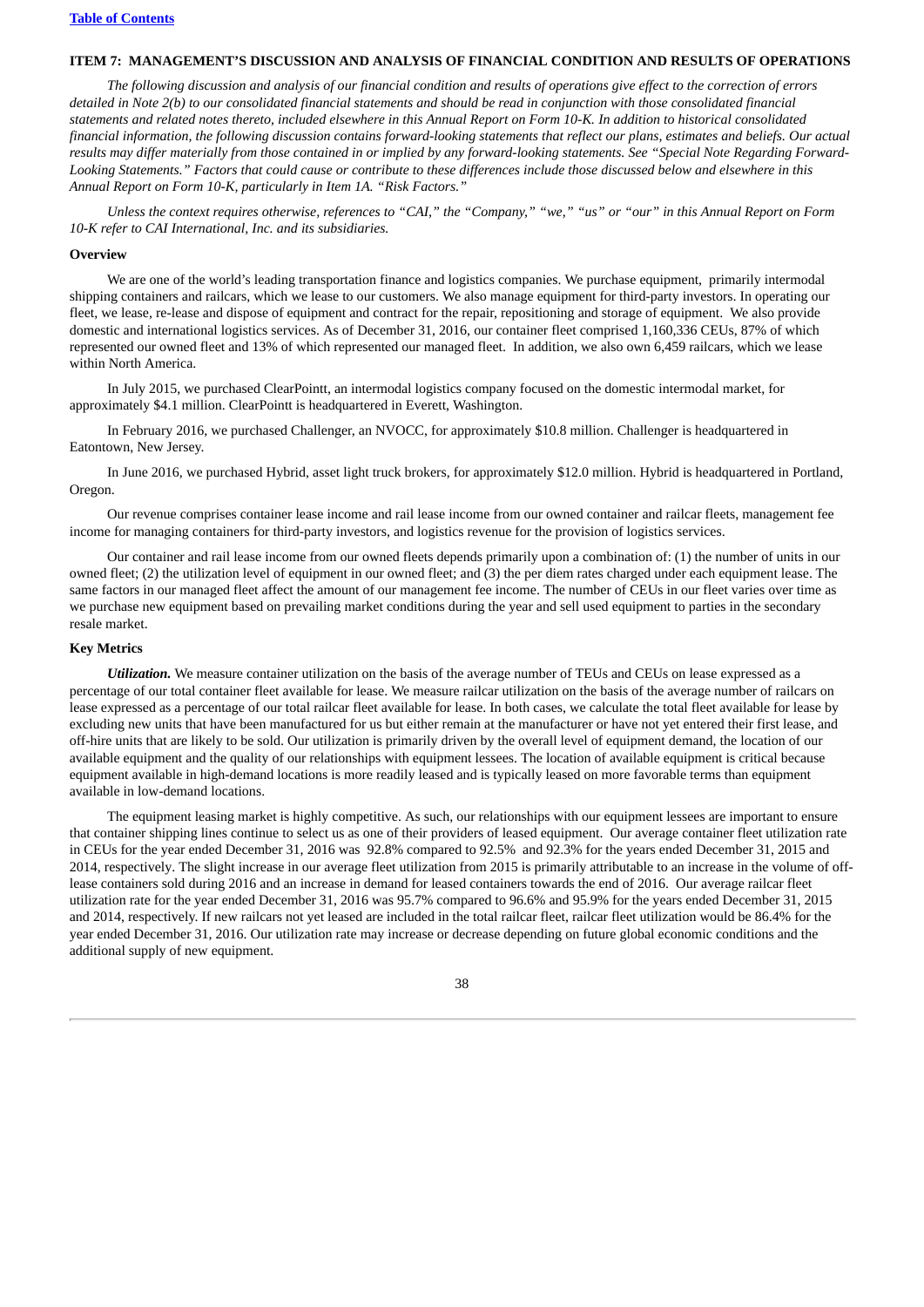## ITEM 7: MANAGEMENT'S DISCUSSION AND ANALYSIS OF FINANCIAL CONDITION AND RESULTS OF OPERATIONS

*The following discussion and analysis of our financial condition and results of operations give effect to the correction of errors detailed in Note 2(b) to our consolidated financial statements and should be read in conjunction with those consolidated financial statements and related notes thereto, included elsewhere in this Annual Report on Form 10-K. In addition to historical consolidated financial information, the following discussion contains forward-looking statements that reflect our plans, estimates and beliefs. Our actual results may differ materially from those contained in or implied by any forward-looking statements. See "Special Note Regarding Forward-Looking Statements." Factors that could cause or contribute to these differences include those discussed below and elsewhere in this Annual Report on Form 10-K, particularly in Item 1A. "Risk Factors."*

*Unless the context requires otherwise, references to "CAI," the "Company," "we," "us" or "our" in this Annual Report on Form 10-K refer to CAI International, Inc. and its subsidiaries.*

### Overview

We are one of the world's leading transportation finance and logistics companies. We purchase equipment, primarily intermodal shipping containers and railcars, which we lease to our customers. We also manage equipment for third-party investors. In operating our fleet, we lease, re-lease and dispose of equipment and contract for the repair, repositioning and storage of equipment. We also provide domestic and international logistics services. As of December 31, 2016, our container fleet comprised 1,160,336 CEUs, 87% of which represented our owned fleet and 13% of which represented our managed fleet. In addition, we also own 6,459 railcars, which we lease within North America.

In July 2015, we purchased ClearPointt, an intermodal logistics company focused on the domestic intermodal market, for approximately $4.1 million. ClearPointt is headquartered in Everett, Washington.

In February 2016, we purchased Challenger, an NVOCC, for approximately $10.8 million. Challenger is headquartered in Eatontown, New Jersey.

In June 2016, we purchased Hybrid, asset light truck brokers, for approximately $12.0 million. Hybrid is headquartered in Portland, Oregon.

Our revenue comprises container lease income and rail lease income from our owned container and railcar fleets, management fee income for managing containers for third-party investors, and logistics revenue for the provision of logistics services.

Our container and rail lease income from our owned fleets depends primarily upon a combination of: (1) the number of units in our owned fleet; (2) the utilization level of equipment in our owned fleet; and (3) the per diem rates charged under each equipment lease. The same factors in our managed fleet affect the amount of our management fee income. The number of CEUs in our fleet varies over time as we purchase new equipment based on prevailing market conditions during the year and sell used equipment to parties in the secondary resale market.

### Key Metrics

***Utilization.*** We measure container utilization on the basis of the average number of TEUs and CEUs on lease expressed as a percentage of our total container fleet available for lease. We measure railcar utilization on the basis of the average number of railcars on lease expressed as a percentage of our total railcar fleet available for lease. In both cases, we calculate the total fleet available for lease by excluding new units that have been manufactured for us but either remain at the manufacturer or have not yet entered their first lease, and off-hire units that are likely to be sold. Our utilization is primarily driven by the overall level of equipment demand, the location of our available equipment and the quality of our relationships with equipment lessees. The location of available equipment is critical because equipment available in high-demand locations is more readily leased and is typically leased on more favorable terms than equipment available in low-demand locations.

The equipment leasing market is highly competitive. As such, our relationships with our equipment lessees are important to ensure that container shipping lines continue to select us as one of their providers of leased equipment. Our average container fleet utilization rate in CEUs for the year ended December 31, 2016 was 92.8% compared to 92.5% and 92.3% for the years ended December 31, 2015 and 2014, respectively. The slight increase in our average fleet utilization from 2015 is primarily attributable to an increase in the volume of off-lease containers sold during 2016 and an increase in demand for leased containers towards the end of 2016. Our average railcar fleet utilization rate for the year ended December 31, 2016 was 95.7% compared to 96.6% and 95.9% for the years ended December 31, 2015 and 2014, respectively. If new railcars not yet leased are included in the total railcar fleet, railcar fleet utilization would be 86.4% for the year ended December 31, 2016. Our utilization rate may increase or decrease depending on future global economic conditions and the additional supply of new equipment.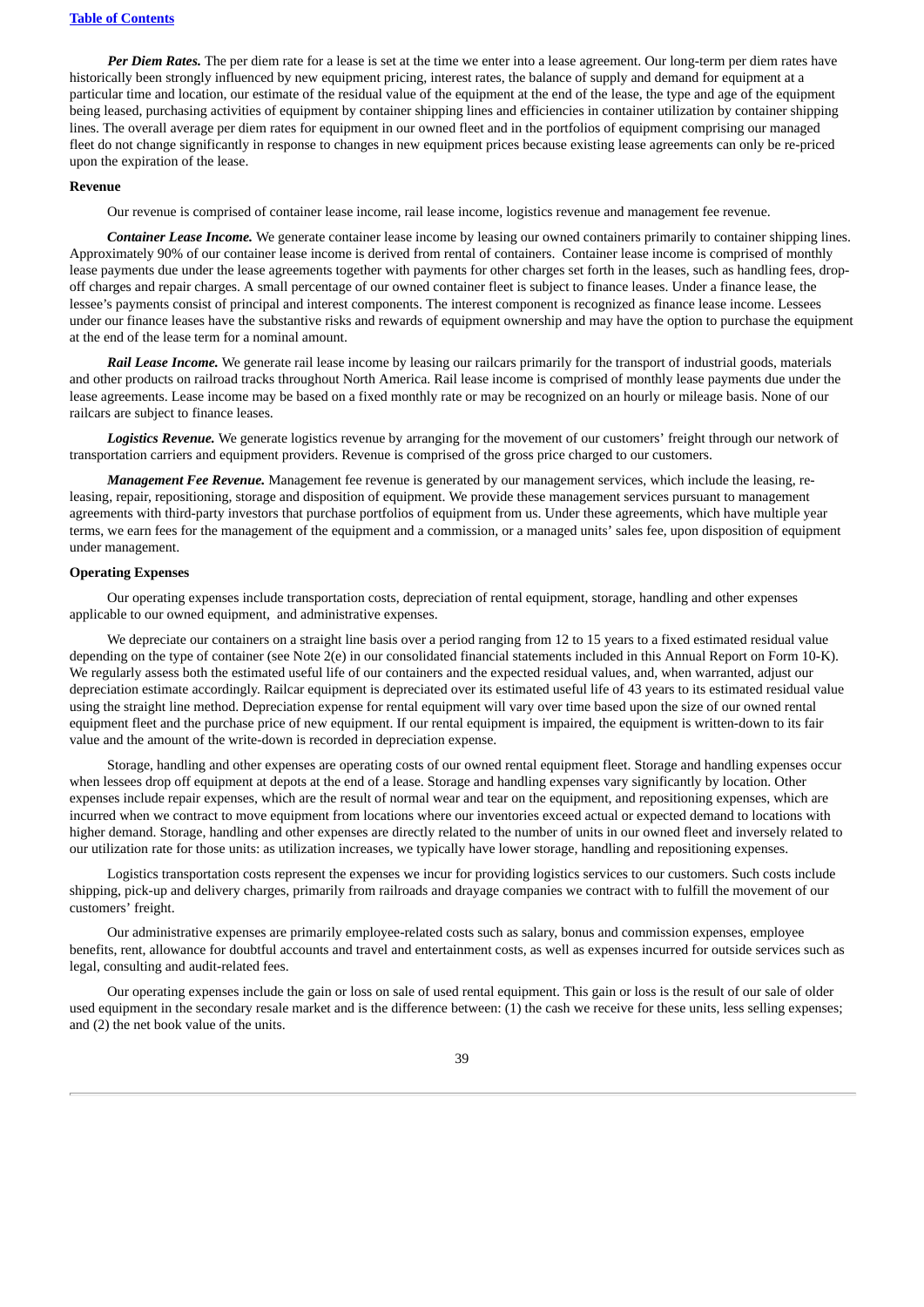***Per Diem Rates.*** The per diem rate for a lease is set at the time we enter into a lease agreement. Our long-term per diem rates have historically been strongly influenced by new equipment pricing, interest rates, the balance of supply and demand for equipment at a particular time and location, our estimate of the residual value of the equipment at the end of the lease, the type and age of the equipment being leased, purchasing activities of equipment by container shipping lines and efficiencies in container utilization by container shipping lines. The overall average per diem rates for equipment in our owned fleet and in the portfolios of equipment comprising our managed fleet do not change significantly in response to changes in new equipment prices because existing lease agreements can only be re-priced upon the expiration of the lease.

**Revenue**

Our revenue is comprised of container lease income, rail lease income, logistics revenue and management fee revenue.

***Container Lease Income.*** We generate container lease income by leasing our owned containers primarily to container shipping lines. Approximately 90% of our container lease income is derived from rental of containers. Container lease income is comprised of monthly lease payments due under the lease agreements together with payments for other charges set forth in the leases, such as handling fees, drop-off charges and repair charges. A small percentage of our owned container fleet is subject to finance leases. Under a finance lease, the lessee's payments consist of principal and interest components. The interest component is recognized as finance lease income. Lessees under our finance leases have the substantive risks and rewards of equipment ownership and may have the option to purchase the equipment at the end of the lease term for a nominal amount.

***Rail Lease Income.*** We generate rail lease income by leasing our railcars primarily for the transport of industrial goods, materials and other products on railroad tracks throughout North America. Rail lease income is comprised of monthly lease payments due under the lease agreements. Lease income may be based on a fixed monthly rate or may be recognized on an hourly or mileage basis. None of our railcars are subject to finance leases.

***Logistics Revenue.*** We generate logistics revenue by arranging for the movement of our customers' freight through our network of transportation carriers and equipment providers. Revenue is comprised of the gross price charged to our customers.

***Management Fee Revenue.*** Management fee revenue is generated by our management services, which include the leasing, re-leasing, repair, repositioning, storage and disposition of equipment. We provide these management services pursuant to management agreements with third-party investors that purchase portfolios of equipment from us. Under these agreements, which have multiple year terms, we earn fees for the management of the equipment and a commission, or a managed units' sales fee, upon disposition of equipment under management.

**Operating Expenses**

Our operating expenses include transportation costs, depreciation of rental equipment, storage, handling and other expenses applicable to our owned equipment, and administrative expenses.

We depreciate our containers on a straight line basis over a period ranging from 12 to 15 years to a fixed estimated residual value depending on the type of container (see Note 2(e) in our consolidated financial statements included in this Annual Report on Form 10-K). We regularly assess both the estimated useful life of our containers and the expected residual values, and, when warranted, adjust our depreciation estimate accordingly. Railcar equipment is depreciated over its estimated useful life of 43 years to its estimated residual value using the straight line method. Depreciation expense for rental equipment will vary over time based upon the size of our owned rental equipment fleet and the purchase price of new equipment. If our rental equipment is impaired, the equipment is written-down to its fair value and the amount of the write-down is recorded in depreciation expense.

Storage, handling and other expenses are operating costs of our owned rental equipment fleet. Storage and handling expenses occur when lessees drop off equipment at depots at the end of a lease. Storage and handling expenses vary significantly by location. Other expenses include repair expenses, which are the result of normal wear and tear on the equipment, and repositioning expenses, which are incurred when we contract to move equipment from locations where our inventories exceed actual or expected demand to locations with higher demand. Storage, handling and other expenses are directly related to the number of units in our owned fleet and inversely related to our utilization rate for those units: as utilization increases, we typically have lower storage, handling and repositioning expenses.

Logistics transportation costs represent the expenses we incur for providing logistics services to our customers. Such costs include shipping, pick-up and delivery charges, primarily from railroads and drayage companies we contract with to fulfill the movement of our customers' freight.

Our administrative expenses are primarily employee-related costs such as salary, bonus and commission expenses, employee benefits, rent, allowance for doubtful accounts and travel and entertainment costs, as well as expenses incurred for outside services such as legal, consulting and audit-related fees.

Our operating expenses include the gain or loss on sale of used rental equipment. This gain or loss is the result of our sale of older used equipment in the secondary resale market and is the difference between: (1) the cash we receive for these units, less selling expenses; and (2) the net book value of the units.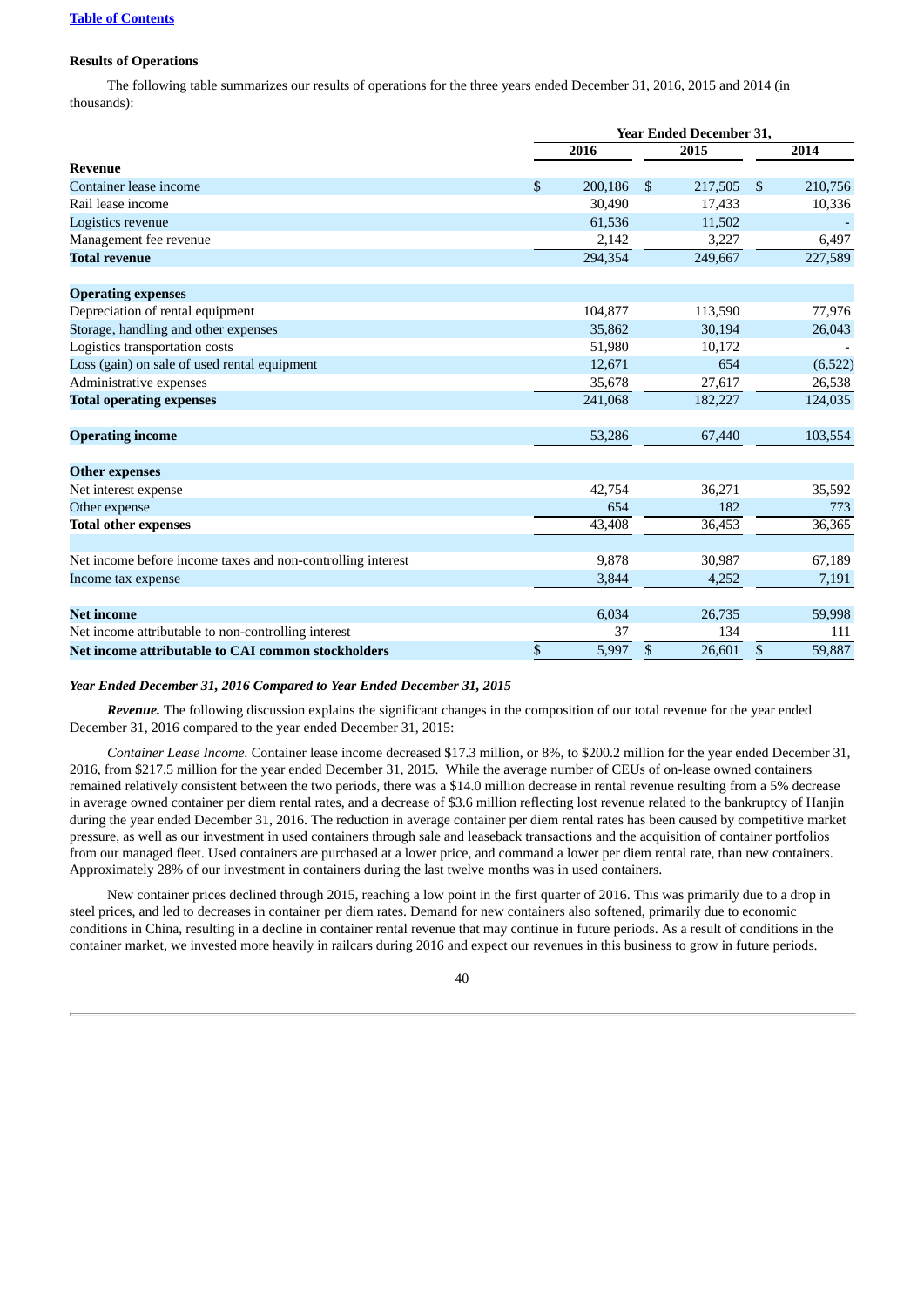[Table of Contents](#)

**Results of Operations**

The following table summarizes our results of operations for the three years ended December 31, 2016, 2015 and 2014 (in thousands):

| | Year Ended December 31, | | |
|---|---|---|---|
| | 2016 | 2015 | 2014 |
| **Revenue** | | | |
| Container lease income | $ 200,186 | $ 217,505 | $ 210,756 |
| Rail lease income | 30,490 | 17,433 | 10,336 |
| Logistics revenue | 61,536 | 11,502 | - |
| Management fee revenue | 2,142 | 3,227 | 6,497 |
| **Total revenue** | 294,354 | 249,667 | 227,589 |
| | | | |
| **Operating expenses** | | | |
| Depreciation of rental equipment | 104,877 | 113,590 | 77,976 |
| Storage, handling and other expenses | 35,862 | 30,194 | 26,043 |
| Logistics transportation costs | 51,980 | 10,172 | - |
| Loss (gain) on sale of used rental equipment | 12,671 | 654 | (6,522) |
| Administrative expenses | 35,678 | 27,617 | 26,538 |
| **Total operating expenses** | 241,068 | 182,227 | 124,035 |
| | | | |
| **Operating income** | 53,286 | 67,440 | 103,554 |
| | | | |
| **Other expenses** | | | |
| Net interest expense | 42,754 | 36,271 | 35,592 |
| Other expense | 654 | 182 | 773 |
| **Total other expenses** | 43,408 | 36,453 | 36,365 |
| | | | |
| Net income before income taxes and non-controlling interest | 9,878 | 30,987 | 67,189 |
| Income tax expense | 3,844 | 4,252 | 7,191 |
| | | | |
| **Net income** | 6,034 | 26,735 | 59,998 |
| Net income attributable to non-controlling interest | 37 | 134 | 111 |
| **Net income attributable to CAI common stockholders** | $ 5,997 | $ 26,601 | $ 59,887 |

***Year Ended December 31, 2016 Compared to Year Ended December 31, 2015***

***Revenue.*** The following discussion explains the significant changes in the composition of our total revenue for the year ended December 31, 2016 compared to the year ended December 31, 2015:

*Container Lease Income.* Container lease income decreased $17.3 million, or 8%, to $200.2 million for the year ended December 31, 2016, from $217.5 million for the year ended December 31, 2015. While the average number of CEUs of on-lease owned containers remained relatively consistent between the two periods, there was a $14.0 million decrease in rental revenue resulting from a 5% decrease in average owned container per diem rental rates, and a decrease of $3.6 million reflecting lost revenue related to the bankruptcy of Hanjin during the year ended December 31, 2016. The reduction in average container per diem rental rates has been caused by competitive market pressure, as well as our investment in used containers through sale and leaseback transactions and the acquisition of container portfolios from our managed fleet. Used containers are purchased at a lower price, and command a lower per diem rental rate, than new containers. Approximately 28% of our investment in containers during the last twelve months was in used containers.

New container prices declined through 2015, reaching a low point in the first quarter of 2016. This was primarily due to a drop in steel prices, and led to decreases in container per diem rates. Demand for new containers also softened, primarily due to economic conditions in China, resulting in a decline in container rental revenue that may continue in future periods. As a result of conditions in the container market, we invested more heavily in railcars during 2016 and expect our revenues in this business to grow in future periods.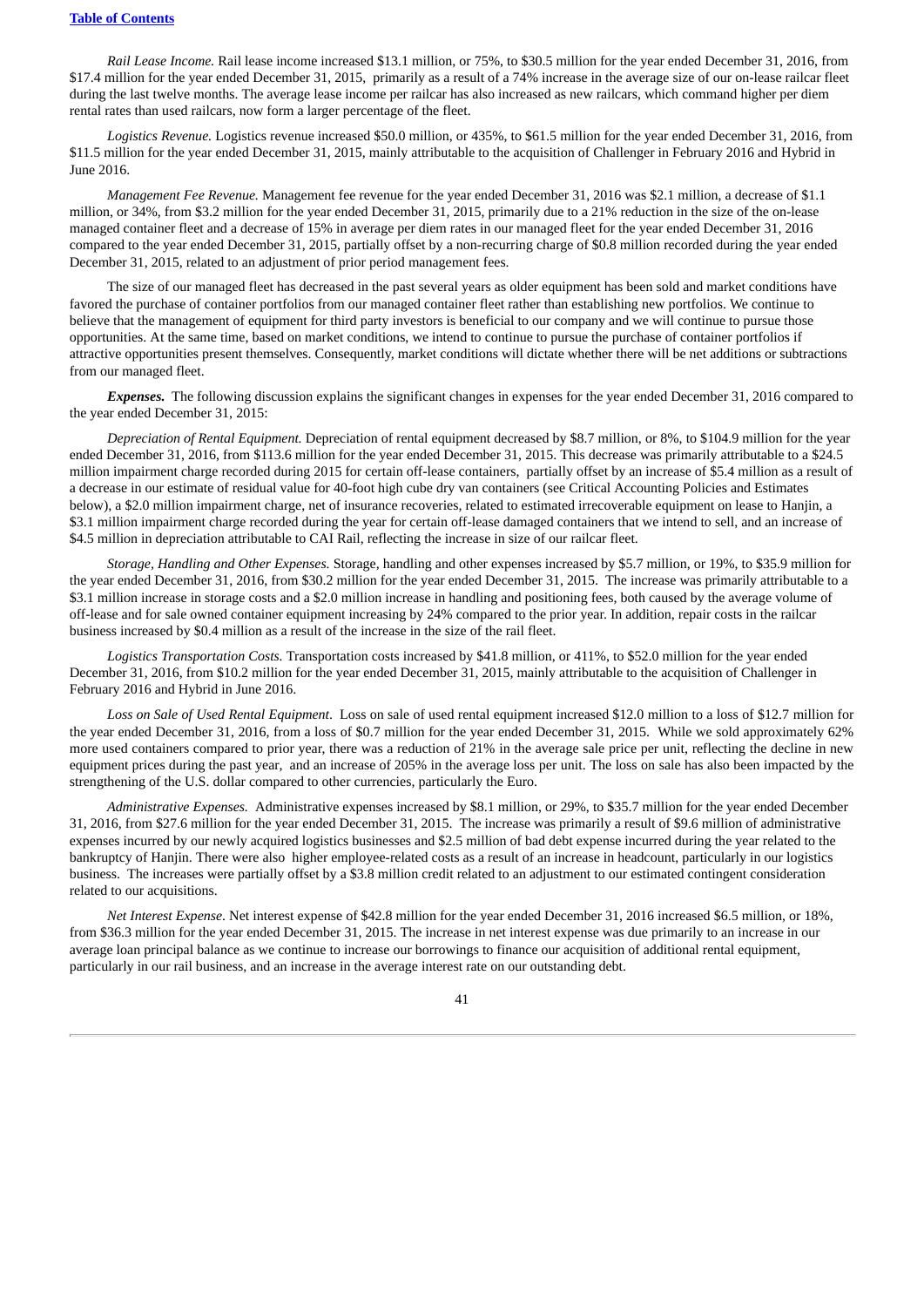*Rail Lease Income.* Rail lease income increased $13.1 million, or 75%, to $30.5 million for the year ended December 31, 2016, from $17.4 million for the year ended December 31, 2015, primarily as a result of a 74% increase in the average size of our on-lease railcar fleet during the last twelve months. The average lease income per railcar has also increased as new railcars, which command higher per diem rental rates than used railcars, now form a larger percentage of the fleet.

*Logistics Revenue.* Logistics revenue increased $50.0 million, or 435%, to $61.5 million for the year ended December 31, 2016, from $11.5 million for the year ended December 31, 2015, mainly attributable to the acquisition of Challenger in February 2016 and Hybrid in June 2016.

*Management Fee Revenue.* Management fee revenue for the year ended December 31, 2016 was $2.1 million, a decrease of $1.1 million, or 34%, from $3.2 million for the year ended December 31, 2015, primarily due to a 21% reduction in the size of the on-lease managed container fleet and a decrease of 15% in average per diem rates in our managed fleet for the year ended December 31, 2016 compared to the year ended December 31, 2015, partially offset by a non-recurring charge of $0.8 million recorded during the year ended December 31, 2015, related to an adjustment of prior period management fees.

The size of our managed fleet has decreased in the past several years as older equipment has been sold and market conditions have favored the purchase of container portfolios from our managed container fleet rather than establishing new portfolios. We continue to believe that the management of equipment for third party investors is beneficial to our company and we will continue to pursue those opportunities. At the same time, based on market conditions, we intend to continue to pursue the purchase of container portfolios if attractive opportunities present themselves. Consequently, market conditions will dictate whether there will be net additions or subtractions from our managed fleet.

***Expenses.*** The following discussion explains the significant changes in expenses for the year ended December 31, 2016 compared to the year ended December 31, 2015:

*Depreciation of Rental Equipment.* Depreciation of rental equipment decreased by $8.7 million, or 8%, to $104.9 million for the year ended December 31, 2016, from $113.6 million for the year ended December 31, 2015. This decrease was primarily attributable to a $24.5 million impairment charge recorded during 2015 for certain off-lease containers, partially offset by an increase of $5.4 million as a result of a decrease in our estimate of residual value for 40-foot high cube dry van containers (see Critical Accounting Policies and Estimates below), a $2.0 million impairment charge, net of insurance recoveries, related to estimated irrecoverable equipment on lease to Hanjin, a $3.1 million impairment charge recorded during the year for certain off-lease damaged containers that we intend to sell, and an increase of $4.5 million in depreciation attributable to CAI Rail, reflecting the increase in size of our railcar fleet.

*Storage, Handling and Other Expenses.* Storage, handling and other expenses increased by $5.7 million, or 19%, to $35.9 million for the year ended December 31, 2016, from $30.2 million for the year ended December 31, 2015. The increase was primarily attributable to a $3.1 million increase in storage costs and a $2.0 million increase in handling and positioning fees, both caused by the average volume of off-lease and for sale owned container equipment increasing by 24% compared to the prior year. In addition, repair costs in the railcar business increased by $0.4 million as a result of the increase in the size of the rail fleet.

*Logistics Transportation Costs.* Transportation costs increased by $41.8 million, or 411%, to $52.0 million for the year ended December 31, 2016, from $10.2 million for the year ended December 31, 2015, mainly attributable to the acquisition of Challenger in February 2016 and Hybrid in June 2016.

*Loss on Sale of Used Rental Equipment*. Loss on sale of used rental equipment increased $12.0 million to a loss of $12.7 million for the year ended December 31, 2016, from a loss of $0.7 million for the year ended December 31, 2015. While we sold approximately 62% more used containers compared to prior year, there was a reduction of 21% in the average sale price per unit, reflecting the decline in new equipment prices during the past year, and an increase of 205% in the average loss per unit. The loss on sale has also been impacted by the strengthening of the U.S. dollar compared to other currencies, particularly the Euro.

*Administrative Expenses.* Administrative expenses increased by $8.1 million, or 29%, to $35.7 million for the year ended December 31, 2016, from $27.6 million for the year ended December 31, 2015. The increase was primarily a result of $9.6 million of administrative expenses incurred by our newly acquired logistics businesses and $2.5 million of bad debt expense incurred during the year related to the bankruptcy of Hanjin. There were also higher employee-related costs as a result of an increase in headcount, particularly in our logistics business. The increases were partially offset by a $3.8 million credit related to an adjustment to our estimated contingent consideration related to our acquisitions.

*Net Interest Expense.* Net interest expense of $42.8 million for the year ended December 31, 2016 increased $6.5 million, or 18%, from $36.3 million for the year ended December 31, 2015. The increase in net interest expense was due primarily to an increase in our average loan principal balance as we continue to increase our borrowings to finance our acquisition of additional rental equipment, particularly in our rail business, and an increase in the average interest rate on our outstanding debt.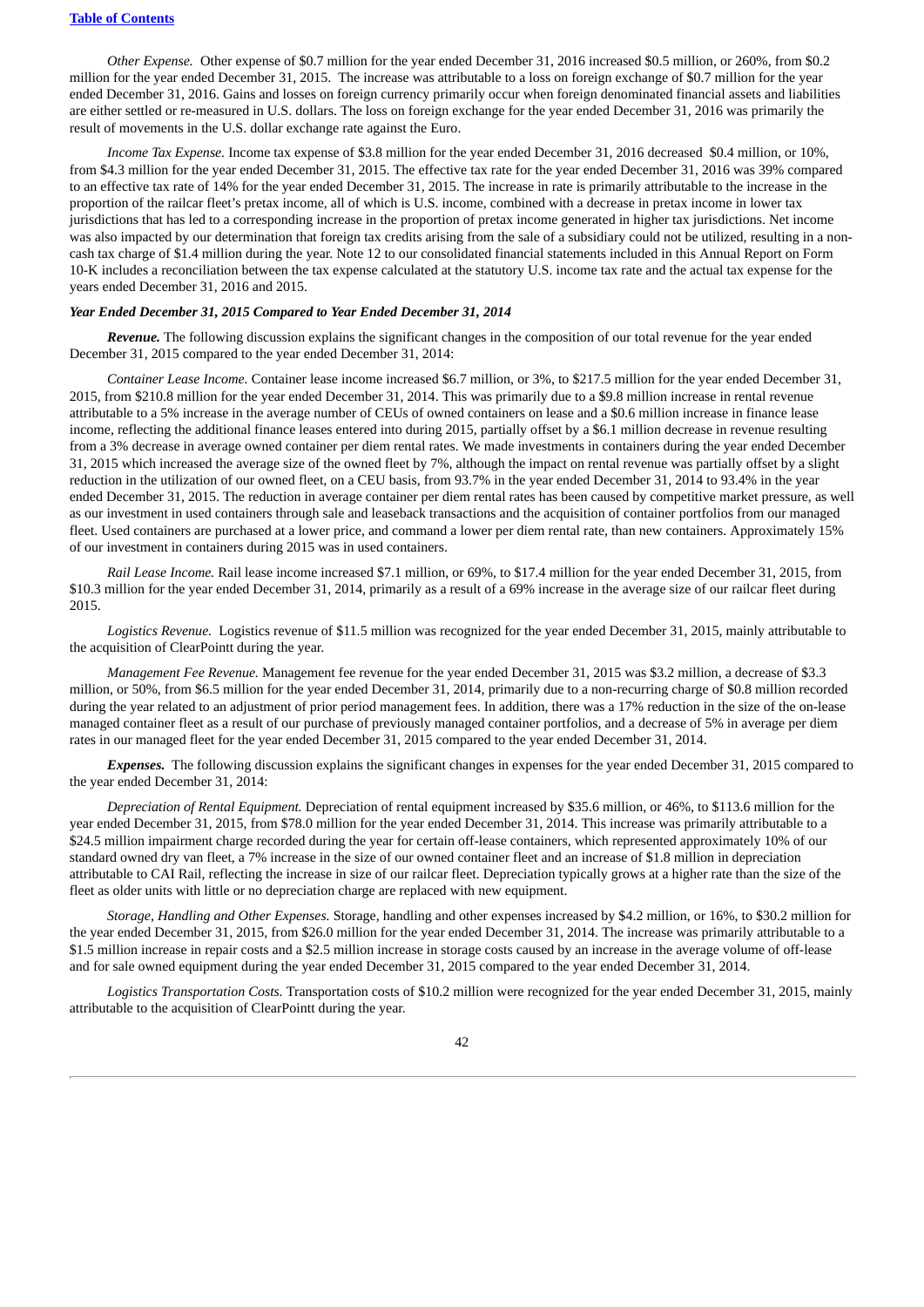*Other Expense.* Other expense of $0.7 million for the year ended December 31, 2016 increased $0.5 million, or 260%, from $0.2 million for the year ended December 31, 2015. The increase was attributable to a loss on foreign exchange of $0.7 million for the year ended December 31, 2016. Gains and losses on foreign currency primarily occur when foreign denominated financial assets and liabilities are either settled or re-measured in U.S. dollars. The loss on foreign exchange for the year ended December 31, 2016 was primarily the result of movements in the U.S. dollar exchange rate against the Euro.

*Income Tax Expense.* Income tax expense of $3.8 million for the year ended December 31, 2016 decreased $0.4 million, or 10%, from $4.3 million for the year ended December 31, 2015. The effective tax rate for the year ended December 31, 2016 was 39% compared to an effective tax rate of 14% for the year ended December 31, 2015. The increase in rate is primarily attributable to the increase in the proportion of the railcar fleet's pretax income, all of which is U.S. income, combined with a decrease in pretax income in lower tax jurisdictions that has led to a corresponding increase in the proportion of pretax income generated in higher tax jurisdictions. Net income was also impacted by our determination that foreign tax credits arising from the sale of a subsidiary could not be utilized, resulting in a non-cash tax charge of $1.4 million during the year. Note 12 to our consolidated financial statements included in this Annual Report on Form 10-K includes a reconciliation between the tax expense calculated at the statutory U.S. income tax rate and the actual tax expense for the years ended December 31, 2016 and 2015.

***Year Ended December 31, 2015 Compared to Year Ended December 31, 2014***

***Revenue.*** The following discussion explains the significant changes in the composition of our total revenue for the year ended December 31, 2015 compared to the year ended December 31, 2014:

*Container Lease Income.* Container lease income increased $6.7 million, or 3%, to $217.5 million for the year ended December 31, 2015, from $210.8 million for the year ended December 31, 2014. This was primarily due to a $9.8 million increase in rental revenue attributable to a 5% increase in the average number of CEUs of owned containers on lease and a $0.6 million increase in finance lease income, reflecting the additional finance leases entered into during 2015, partially offset by a $6.1 million decrease in revenue resulting from a 3% decrease in average owned container per diem rental rates. We made investments in containers during the year ended December 31, 2015 which increased the average size of the owned fleet by 7%, although the impact on rental revenue was partially offset by a slight reduction in the utilization of our owned fleet, on a CEU basis, from 93.7% in the year ended December 31, 2014 to 93.4% in the year ended December 31, 2015. The reduction in average container per diem rental rates has been caused by competitive market pressure, as well as our investment in used containers through sale and leaseback transactions and the acquisition of container portfolios from our managed fleet. Used containers are purchased at a lower price, and command a lower per diem rental rate, than new containers. Approximately 15% of our investment in containers during 2015 was in used containers.

*Rail Lease Income.* Rail lease income increased $7.1 million, or 69%, to $17.4 million for the year ended December 31, 2015, from $10.3 million for the year ended December 31, 2014, primarily as a result of a 69% increase in the average size of our railcar fleet during 2015.

*Logistics Revenue.* Logistics revenue of $11.5 million was recognized for the year ended December 31, 2015, mainly attributable to the acquisition of ClearPointt during the year.

*Management Fee Revenue.* Management fee revenue for the year ended December 31, 2015 was $3.2 million, a decrease of $3.3 million, or 50%, from $6.5 million for the year ended December 31, 2014, primarily due to a non-recurring charge of $0.8 million recorded during the year related to an adjustment of prior period management fees. In addition, there was a 17% reduction in the size of the on-lease managed container fleet as a result of our purchase of previously managed container portfolios, and a decrease of 5% in average per diem rates in our managed fleet for the year ended December 31, 2015 compared to the year ended December 31, 2014.

***Expenses.*** The following discussion explains the significant changes in expenses for the year ended December 31, 2015 compared to the year ended December 31, 2014:

*Depreciation of Rental Equipment.* Depreciation of rental equipment increased by $35.6 million, or 46%, to $113.6 million for the year ended December 31, 2015, from $78.0 million for the year ended December 31, 2014. This increase was primarily attributable to a $24.5 million impairment charge recorded during the year for certain off-lease containers, which represented approximately 10% of our standard owned dry van fleet, a 7% increase in the size of our owned container fleet and an increase of $1.8 million in depreciation attributable to CAI Rail, reflecting the increase in size of our railcar fleet. Depreciation typically grows at a higher rate than the size of the fleet as older units with little or no depreciation charge are replaced with new equipment.

*Storage, Handling and Other Expenses.* Storage, handling and other expenses increased by $4.2 million, or 16%, to $30.2 million for the year ended December 31, 2015, from $26.0 million for the year ended December 31, 2014. The increase was primarily attributable to a $1.5 million increase in repair costs and a $2.5 million increase in storage costs caused by an increase in the average volume of off-lease and for sale owned equipment during the year ended December 31, 2015 compared to the year ended December 31, 2014.

*Logistics Transportation Costs.* Transportation costs of $10.2 million were recognized for the year ended December 31, 2015, mainly attributable to the acquisition of ClearPointt during the year.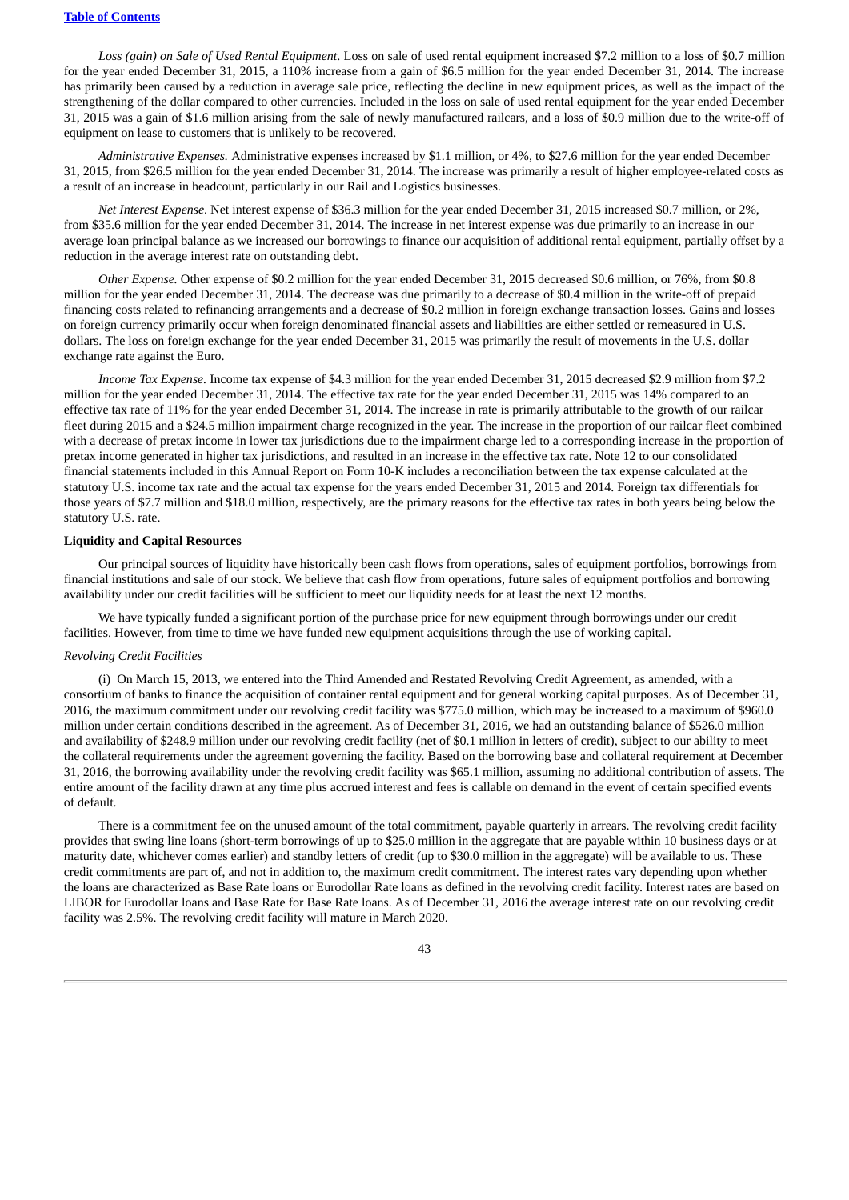*Loss (gain) on Sale of Used Rental Equipment*. Loss on sale of used rental equipment increased $7.2 million to a loss of $0.7 million for the year ended December 31, 2015, a 110% increase from a gain of $6.5 million for the year ended December 31, 2014. The increase has primarily been caused by a reduction in average sale price, reflecting the decline in new equipment prices, as well as the impact of the strengthening of the dollar compared to other currencies. Included in the loss on sale of used rental equipment for the year ended December 31, 2015 was a gain of $1.6 million arising from the sale of newly manufactured railcars, and a loss of $0.9 million due to the write-off of equipment on lease to customers that is unlikely to be recovered.

*Administrative Expenses.* Administrative expenses increased by $1.1 million, or 4%, to $27.6 million for the year ended December 31, 2015, from $26.5 million for the year ended December 31, 2014. The increase was primarily a result of higher employee-related costs as a result of an increase in headcount, particularly in our Rail and Logistics businesses.

*Net Interest Expense*. Net interest expense of $36.3 million for the year ended December 31, 2015 increased $0.7 million, or 2%, from $35.6 million for the year ended December 31, 2014. The increase in net interest expense was due primarily to an increase in our average loan principal balance as we increased our borrowings to finance our acquisition of additional rental equipment, partially offset by a reduction in the average interest rate on outstanding debt.

*Other Expense.* Other expense of $0.2 million for the year ended December 31, 2015 decreased $0.6 million, or 76%, from $0.8 million for the year ended December 31, 2014. The decrease was due primarily to a decrease of $0.4 million in the write-off of prepaid financing costs related to refinancing arrangements and a decrease of $0.2 million in foreign exchange transaction losses. Gains and losses on foreign currency primarily occur when foreign denominated financial assets and liabilities are either settled or remeasured in U.S. dollars. The loss on foreign exchange for the year ended December 31, 2015 was primarily the result of movements in the U.S. dollar exchange rate against the Euro.

*Income Tax Expense.* Income tax expense of $4.3 million for the year ended December 31, 2015 decreased $2.9 million from $7.2 million for the year ended December 31, 2014. The effective tax rate for the year ended December 31, 2015 was 14% compared to an effective tax rate of 11% for the year ended December 31, 2014. The increase in rate is primarily attributable to the growth of our railcar fleet during 2015 and a $24.5 million impairment charge recognized in the year. The increase in the proportion of our railcar fleet combined with a decrease of pretax income in lower tax jurisdictions due to the impairment charge led to a corresponding increase in the proportion of pretax income generated in higher tax jurisdictions, and resulted in an increase in the effective tax rate. Note 12 to our consolidated financial statements included in this Annual Report on Form 10-K includes a reconciliation between the tax expense calculated at the statutory U.S. income tax rate and the actual tax expense for the years ended December 31, 2015 and 2014. Foreign tax differentials for those years of $7.7 million and $18.0 million, respectively, are the primary reasons for the effective tax rates in both years being below the statutory U.S. rate.

**Liquidity and Capital Resources**

Our principal sources of liquidity have historically been cash flows from operations, sales of equipment portfolios, borrowings from financial institutions and sale of our stock. We believe that cash flow from operations, future sales of equipment portfolios and borrowing availability under our credit facilities will be sufficient to meet our liquidity needs for at least the next 12 months.

We have typically funded a significant portion of the purchase price for new equipment through borrowings under our credit facilities. However, from time to time we have funded new equipment acquisitions through the use of working capital.

*Revolving Credit Facilities*

(i) On March 15, 2013, we entered into the Third Amended and Restated Revolving Credit Agreement, as amended, with a consortium of banks to finance the acquisition of container rental equipment and for general working capital purposes. As of December 31, 2016, the maximum commitment under our revolving credit facility was $775.0 million, which may be increased to a maximum of $960.0 million under certain conditions described in the agreement. As of December 31, 2016, we had an outstanding balance of $526.0 million and availability of $248.9 million under our revolving credit facility (net of $0.1 million in letters of credit), subject to our ability to meet the collateral requirements under the agreement governing the facility. Based on the borrowing base and collateral requirement at December 31, 2016, the borrowing availability under the revolving credit facility was $65.1 million, assuming no additional contribution of assets. The entire amount of the facility drawn at any time plus accrued interest and fees is callable on demand in the event of certain specified events of default.

There is a commitment fee on the unused amount of the total commitment, payable quarterly in arrears. The revolving credit facility provides that swing line loans (short-term borrowings of up to $25.0 million in the aggregate that are payable within 10 business days or at maturity date, whichever comes earlier) and standby letters of credit (up to $30.0 million in the aggregate) will be available to us. These credit commitments are part of, and not in addition to, the maximum credit commitment. The interest rates vary depending upon whether the loans are characterized as Base Rate loans or Eurodollar Rate loans as defined in the revolving credit facility. Interest rates are based on LIBOR for Eurodollar loans and Base Rate for Base Rate loans. As of December 31, 2016 the average interest rate on our revolving credit facility was 2.5%. The revolving credit facility will mature in March 2020.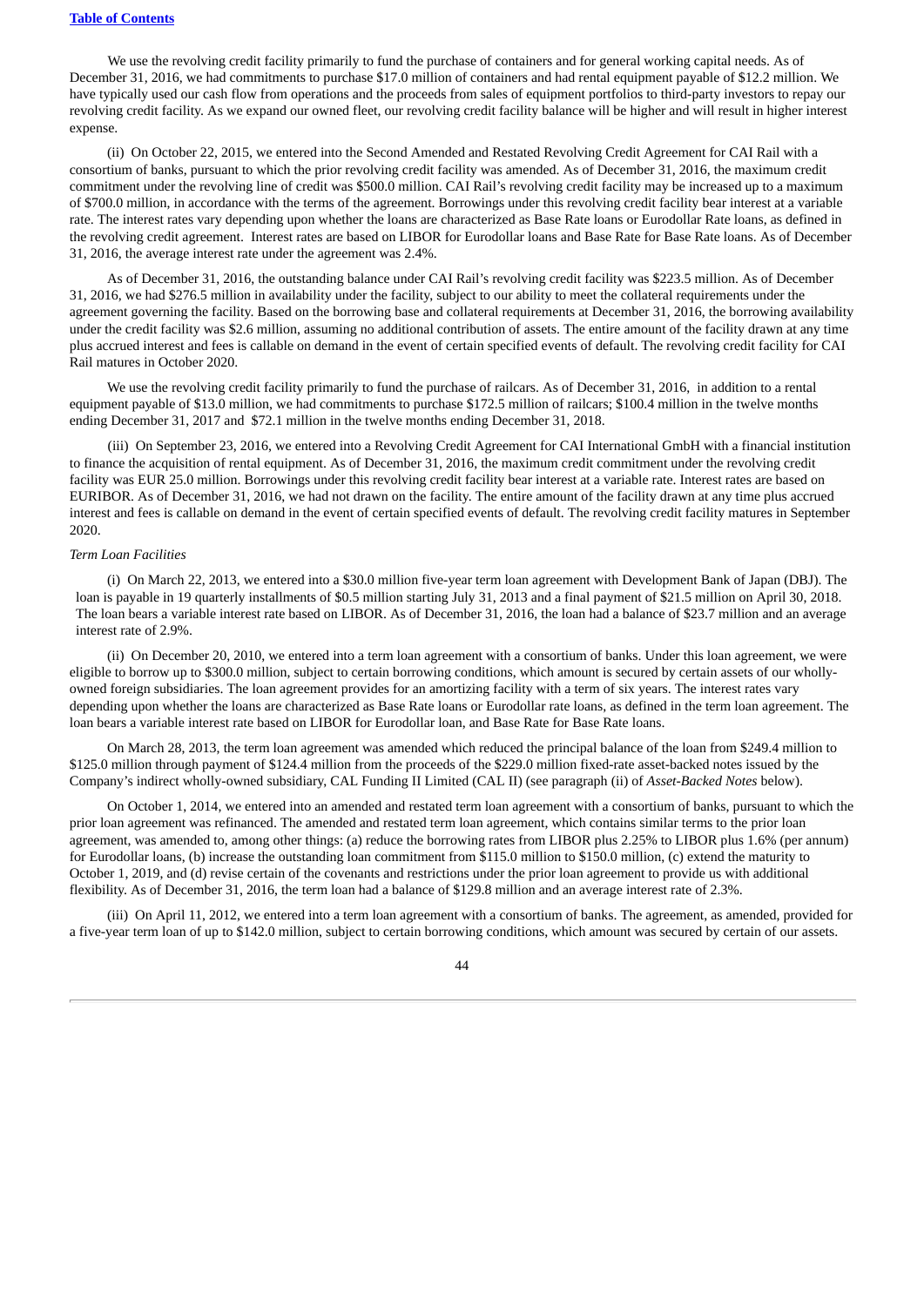We use the revolving credit facility primarily to fund the purchase of containers and for general working capital needs. As of December 31, 2016, we had commitments to purchase $17.0 million of containers and had rental equipment payable of $12.2 million. We have typically used our cash flow from operations and the proceeds from sales of equipment portfolios to third-party investors to repay our revolving credit facility. As we expand our owned fleet, our revolving credit facility balance will be higher and will result in higher interest expense.

(ii) On October 22, 2015, we entered into the Second Amended and Restated Revolving Credit Agreement for CAI Rail with a consortium of banks, pursuant to which the prior revolving credit facility was amended. As of December 31, 2016, the maximum credit commitment under the revolving line of credit was $500.0 million. CAI Rail's revolving credit facility may be increased up to a maximum of $700.0 million, in accordance with the terms of the agreement. Borrowings under this revolving credit facility bear interest at a variable rate. The interest rates vary depending upon whether the loans are characterized as Base Rate loans or Eurodollar Rate loans, as defined in the revolving credit agreement. Interest rates are based on LIBOR for Eurodollar loans and Base Rate for Base Rate loans. As of December 31, 2016, the average interest rate under the agreement was 2.4%.

As of December 31, 2016, the outstanding balance under CAI Rail's revolving credit facility was $223.5 million. As of December 31, 2016, we had $276.5 million in availability under the facility, subject to our ability to meet the collateral requirements under the agreement governing the facility. Based on the borrowing base and collateral requirements at December 31, 2016, the borrowing availability under the credit facility was $2.6 million, assuming no additional contribution of assets. The entire amount of the facility drawn at any time plus accrued interest and fees is callable on demand in the event of certain specified events of default. The revolving credit facility for CAI Rail matures in October 2020.

We use the revolving credit facility primarily to fund the purchase of railcars. As of December 31, 2016, in addition to a rental equipment payable of $13.0 million, we had commitments to purchase $172.5 million of railcars; $100.4 million in the twelve months ending December 31, 2017 and $72.1 million in the twelve months ending December 31, 2018.

(iii) On September 23, 2016, we entered into a Revolving Credit Agreement for CAI International GmbH with a financial institution to finance the acquisition of rental equipment. As of December 31, 2016, the maximum credit commitment under the revolving credit facility was EUR 25.0 million. Borrowings under this revolving credit facility bear interest at a variable rate. Interest rates are based on EURIBOR. As of December 31, 2016, we had not drawn on the facility. The entire amount of the facility drawn at any time plus accrued interest and fees is callable on demand in the event of certain specified events of default. The revolving credit facility matures in September 2020.

*Term Loan Facilities*

(i) On March 22, 2013, we entered into a $30.0 million five-year term loan agreement with Development Bank of Japan (DBJ). The loan is payable in 19 quarterly installments of $0.5 million starting July 31, 2013 and a final payment of $21.5 million on April 30, 2018. The loan bears a variable interest rate based on LIBOR. As of December 31, 2016, the loan had a balance of $23.7 million and an average interest rate of 2.9%.

(ii) On December 20, 2010, we entered into a term loan agreement with a consortium of banks. Under this loan agreement, we were eligible to borrow up to $300.0 million, subject to certain borrowing conditions, which amount is secured by certain assets of our wholly-owned foreign subsidiaries. The loan agreement provides for an amortizing facility with a term of six years. The interest rates vary depending upon whether the loans are characterized as Base Rate loans or Eurodollar rate loans, as defined in the term loan agreement. The loan bears a variable interest rate based on LIBOR for Eurodollar loan, and Base Rate for Base Rate loans.

On March 28, 2013, the term loan agreement was amended which reduced the principal balance of the loan from $249.4 million to $125.0 million through payment of $124.4 million from the proceeds of the $229.0 million fixed-rate asset-backed notes issued by the Company's indirect wholly-owned subsidiary, CAL Funding II Limited (CAL II) (see paragraph (ii) of *Asset-Backed Notes* below).

On October 1, 2014, we entered into an amended and restated term loan agreement with a consortium of banks, pursuant to which the prior loan agreement was refinanced. The amended and restated term loan agreement, which contains similar terms to the prior loan agreement, was amended to, among other things: (a) reduce the borrowing rates from LIBOR plus 2.25% to LIBOR plus 1.6% (per annum) for Eurodollar loans, (b) increase the outstanding loan commitment from $115.0 million to $150.0 million, (c) extend the maturity to October 1, 2019, and (d) revise certain of the covenants and restrictions under the prior loan agreement to provide us with additional flexibility. As of December 31, 2016, the term loan had a balance of $129.8 million and an average interest rate of 2.3%.

(iii) On April 11, 2012, we entered into a term loan agreement with a consortium of banks. The agreement, as amended, provided for a five-year term loan of up to $142.0 million, subject to certain borrowing conditions, which amount was secured by certain of our assets.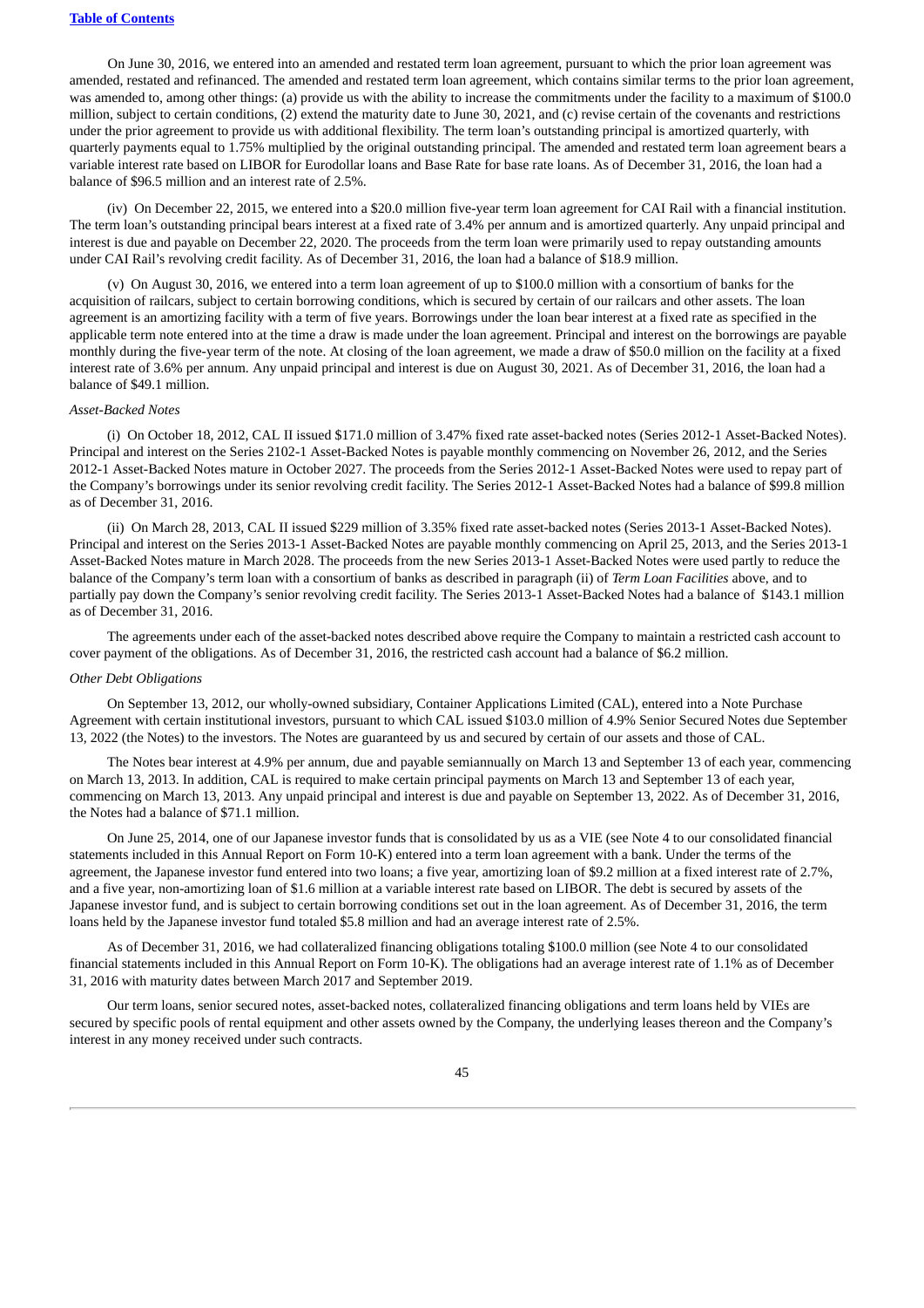On June 30, 2016, we entered into an amended and restated term loan agreement, pursuant to which the prior loan agreement was amended, restated and refinanced. The amended and restated term loan agreement, which contains similar terms to the prior loan agreement, was amended to, among other things: (a) provide us with the ability to increase the commitments under the facility to a maximum of $100.0 million, subject to certain conditions, (2) extend the maturity date to June 30, 2021, and (c) revise certain of the covenants and restrictions under the prior agreement to provide us with additional flexibility. The term loan's outstanding principal is amortized quarterly, with quarterly payments equal to 1.75% multiplied by the original outstanding principal. The amended and restated term loan agreement bears a variable interest rate based on LIBOR for Eurodollar loans and Base Rate for base rate loans. As of December 31, 2016, the loan had a balance of $96.5 million and an interest rate of 2.5%.

(iv) On December 22, 2015, we entered into a $20.0 million five-year term loan agreement for CAI Rail with a financial institution. The term loan's outstanding principal bears interest at a fixed rate of 3.4% per annum and is amortized quarterly. Any unpaid principal and interest is due and payable on December 22, 2020. The proceeds from the term loan were primarily used to repay outstanding amounts under CAI Rail's revolving credit facility. As of December 31, 2016, the loan had a balance of $18.9 million.

(v) On August 30, 2016, we entered into a term loan agreement of up to $100.0 million with a consortium of banks for the acquisition of railcars, subject to certain borrowing conditions, which is secured by certain of our railcars and other assets. The loan agreement is an amortizing facility with a term of five years. Borrowings under the loan bear interest at a fixed rate as specified in the applicable term note entered into at the time a draw is made under the loan agreement. Principal and interest on the borrowings are payable monthly during the five-year term of the note. At closing of the loan agreement, we made a draw of $50.0 million on the facility at a fixed interest rate of 3.6% per annum. Any unpaid principal and interest is due on August 30, 2021. As of December 31, 2016, the loan had a balance of $49.1 million.

*Asset-Backed Notes*

(i) On October 18, 2012, CAL II issued $171.0 million of 3.47% fixed rate asset-backed notes (Series 2012-1 Asset-Backed Notes). Principal and interest on the Series 2102-1 Asset-Backed Notes is payable monthly commencing on November 26, 2012, and the Series 2012-1 Asset-Backed Notes mature in October 2027. The proceeds from the Series 2012-1 Asset-Backed Notes were used to repay part of the Company's borrowings under its senior revolving credit facility. The Series 2012-1 Asset-Backed Notes had a balance of $99.8 million as of December 31, 2016.

(ii) On March 28, 2013, CAL II issued $229 million of 3.35% fixed rate asset-backed notes (Series 2013-1 Asset-Backed Notes). Principal and interest on the Series 2013-1 Asset-Backed Notes are payable monthly commencing on April 25, 2013, and the Series 2013-1 Asset-Backed Notes mature in March 2028. The proceeds from the new Series 2013-1 Asset-Backed Notes were used partly to reduce the balance of the Company's term loan with a consortium of banks as described in paragraph (ii) of *Term Loan Facilities* above, and to partially pay down the Company's senior revolving credit facility. The Series 2013-1 Asset-Backed Notes had a balance of $143.1 million as of December 31, 2016.

The agreements under each of the asset-backed notes described above require the Company to maintain a restricted cash account to cover payment of the obligations. As of December 31, 2016, the restricted cash account had a balance of $6.2 million.

*Other Debt Obligations*

On September 13, 2012, our wholly-owned subsidiary, Container Applications Limited (CAL), entered into a Note Purchase Agreement with certain institutional investors, pursuant to which CAL issued $103.0 million of 4.9% Senior Secured Notes due September 13, 2022 (the Notes) to the investors. The Notes are guaranteed by us and secured by certain of our assets and those of CAL.

The Notes bear interest at 4.9% per annum, due and payable semiannually on March 13 and September 13 of each year, commencing on March 13, 2013. In addition, CAL is required to make certain principal payments on March 13 and September 13 of each year, commencing on March 13, 2013. Any unpaid principal and interest is due and payable on September 13, 2022. As of December 31, 2016, the Notes had a balance of $71.1 million.

On June 25, 2014, one of our Japanese investor funds that is consolidated by us as a VIE (see Note 4 to our consolidated financial statements included in this Annual Report on Form 10-K) entered into a term loan agreement with a bank. Under the terms of the agreement, the Japanese investor fund entered into two loans; a five year, amortizing loan of $9.2 million at a fixed interest rate of 2.7%, and a five year, non-amortizing loan of $1.6 million at a variable interest rate based on LIBOR. The debt is secured by assets of the Japanese investor fund, and is subject to certain borrowing conditions set out in the loan agreement. As of December 31, 2016, the term loans held by the Japanese investor fund totaled $5.8 million and had an average interest rate of 2.5%.

As of December 31, 2016, we had collateralized financing obligations totaling $100.0 million (see Note 4 to our consolidated financial statements included in this Annual Report on Form 10-K). The obligations had an average interest rate of 1.1% as of December 31, 2016 with maturity dates between March 2017 and September 2019.

Our term loans, senior secured notes, asset-backed notes, collateralized financing obligations and term loans held by VIEs are secured by specific pools of rental equipment and other assets owned by the Company, the underlying leases thereon and the Company's interest in any money received under such contracts.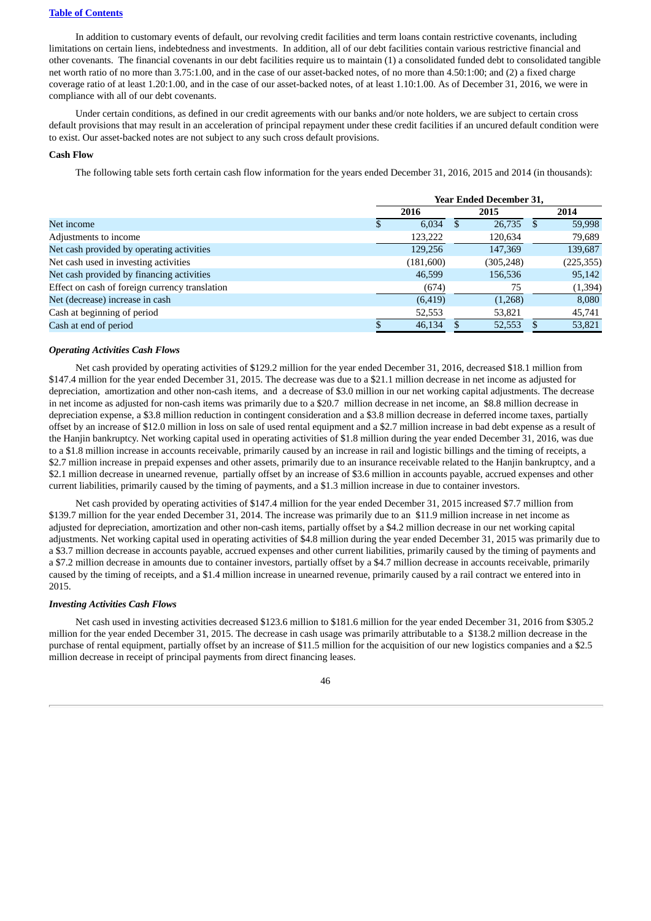In addition to customary events of default, our revolving credit facilities and term loans contain restrictive covenants, including limitations on certain liens, indebtedness and investments. In addition, all of our debt facilities contain various restrictive financial and other covenants. The financial covenants in our debt facilities require us to maintain (1) a consolidated funded debt to consolidated tangible net worth ratio of no more than 3.75:1.00, and in the case of our asset-backed notes, of no more than 4.50:1:00; and (2) a fixed charge coverage ratio of at least 1.20:1.00, and in the case of our asset-backed notes, of at least 1.10:1.00. As of December 31, 2016, we were in compliance with all of our debt covenants.

Under certain conditions, as defined in our credit agreements with our banks and/or note holders, we are subject to certain cross default provisions that may result in an acceleration of principal repayment under these credit facilities if an uncured default condition were to exist. Our asset-backed notes are not subject to any such cross default provisions.

**Cash Flow**

The following table sets forth certain cash flow information for the years ended December 31, 2016, 2015 and 2014 (in thousands):

| | Year Ended December 31, | | |
|---|---|---|---|
| | 2016 | 2015 | 2014 |
| Net income | $ 6,034 | $ 26,735 | $ 59,998 |
| Adjustments to income | 123,222 | 120,634 | 79,689 |
| Net cash provided by operating activities | 129,256 | 147,369 | 139,687 |
| Net cash used in investing activities | (181,600) | (305,248) | (225,355) |
| Net cash provided by financing activities | 46,599 | 156,536 | 95,142 |
| Effect on cash of foreign currency translation | (674) | 75 | (1,394) |
| Net (decrease) increase in cash | (6,419) | (1,268) | 8,080 |
| Cash at beginning of period | 52,553 | 53,821 | 45,741 |
| Cash at end of period | $ 46,134 | $ 52,553 | $ 53,821 |

***Operating Activities Cash Flows***

Net cash provided by operating activities of $129.2 million for the year ended December 31, 2016, decreased $18.1 million from $147.4 million for the year ended December 31, 2015. The decrease was due to a $21.1 million decrease in net income as adjusted for depreciation, amortization and other non-cash items, and a decrease of $3.0 million in our net working capital adjustments. The decrease in net income as adjusted for non-cash items was primarily due to a $20.7 million decrease in net income, an $8.8 million decrease in depreciation expense, a $3.8 million reduction in contingent consideration and a $3.8 million decrease in deferred income taxes, partially offset by an increase of $12.0 million in loss on sale of used rental equipment and a $2.7 million increase in bad debt expense as a result of the Hanjin bankruptcy. Net working capital used in operating activities of $1.8 million during the year ended December 31, 2016, was due to a $1.8 million increase in accounts receivable, primarily caused by an increase in rail and logistic billings and the timing of receipts, a $2.7 million increase in prepaid expenses and other assets, primarily due to an insurance receivable related to the Hanjin bankruptcy, and a $2.1 million decrease in unearned revenue, partially offset by an increase of $3.6 million in accounts payable, accrued expenses and other current liabilities, primarily caused by the timing of payments, and a $1.3 million increase in due to container investors.

Net cash provided by operating activities of $147.4 million for the year ended December 31, 2015 increased $7.7 million from $139.7 million for the year ended December 31, 2014. The increase was primarily due to an $11.9 million increase in net income as adjusted for depreciation, amortization and other non-cash items, partially offset by a $4.2 million decrease in our net working capital adjustments. Net working capital used in operating activities of $4.8 million during the year ended December 31, 2015 was primarily due to a $3.7 million decrease in accounts payable, accrued expenses and other current liabilities, primarily caused by the timing of payments and a $7.2 million decrease in amounts due to container investors, partially offset by a $4.7 million decrease in accounts receivable, primarily caused by the timing of receipts, and a $1.4 million increase in unearned revenue, primarily caused by a rail contract we entered into in 2015.

***Investing Activities Cash Flows***

Net cash used in investing activities decreased $123.6 million to $181.6 million for the year ended December 31, 2016 from $305.2 million for the year ended December 31, 2015. The decrease in cash usage was primarily attributable to a $138.2 million decrease in the purchase of rental equipment, partially offset by an increase of $11.5 million for the acquisition of our new logistics companies and a $2.5 million decrease in receipt of principal payments from direct financing leases.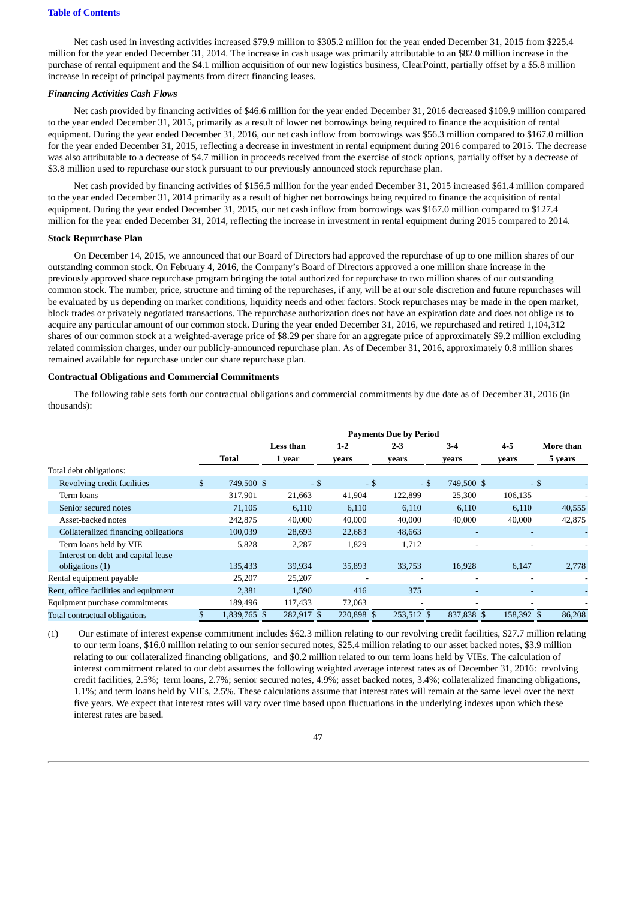Net cash used in investing activities increased $79.9 million to $305.2 million for the year ended December 31, 2015 from $225.4 million for the year ended December 31, 2014. The increase in cash usage was primarily attributable to an $82.0 million increase in the purchase of rental equipment and the $4.1 million acquisition of our new logistics business, ClearPointt, partially offset by a $5.8 million increase in receipt of principal payments from direct financing leases.

***Financing Activities Cash Flows***

Net cash provided by financing activities of $46.6 million for the year ended December 31, 2016 decreased $109.9 million compared to the year ended December 31, 2015, primarily as a result of lower net borrowings being required to finance the acquisition of rental equipment. During the year ended December 31, 2016, our net cash inflow from borrowings was $56.3 million compared to $167.0 million for the year ended December 31, 2015, reflecting a decrease in investment in rental equipment during 2016 compared to 2015. The decrease was also attributable to a decrease of $4.7 million in proceeds received from the exercise of stock options, partially offset by a decrease of $3.8 million used to repurchase our stock pursuant to our previously announced stock repurchase plan.

Net cash provided by financing activities of $156.5 million for the year ended December 31, 2015 increased $61.4 million compared to the year ended December 31, 2014 primarily as a result of higher net borrowings being required to finance the acquisition of rental equipment. During the year ended December 31, 2015, our net cash inflow from borrowings was $167.0 million compared to $127.4 million for the year ended December 31, 2014, reflecting the increase in investment in rental equipment during 2015 compared to 2014.

**Stock Repurchase Plan**

On December 14, 2015, we announced that our Board of Directors had approved the repurchase of up to one million shares of our outstanding common stock. On February 4, 2016, the Company's Board of Directors approved a one million share increase in the previously approved share repurchase program bringing the total authorized for repurchase to two million shares of our outstanding common stock. The number, price, structure and timing of the repurchases, if any, will be at our sole discretion and future repurchases will be evaluated by us depending on market conditions, liquidity needs and other factors. Stock repurchases may be made in the open market, block trades or privately negotiated transactions. The repurchase authorization does not have an expiration date and does not oblige us to acquire any particular amount of our common stock. During the year ended December 31, 2016, we repurchased and retired 1,104,312 shares of our common stock at a weighted-average price of $8.29 per share for an aggregate price of approximately $9.2 million excluding related commission charges, under our publicly-announced repurchase plan. As of December 31, 2016, approximately 0.8 million shares remained available for repurchase under our share repurchase plan.

**Contractual Obligations and Commercial Commitments**

The following table sets forth our contractual obligations and commercial commitments by due date as of December 31, 2016 (in thousands):

| | Payments Due by Period | | | | | | |
|---|---|---|---|---|---|---|---|
| | Total | Less than 1 year | 1-2 years | 2-3 years | 3-4 years | 4-5 years | More than 5 years |
| Total debt obligations: | | | | | | | |
| Revolving credit facilities | $ 749,500 | $ - | $ - | $ - | $ 749,500 | $ - | $ - |
| Term loans | 317,901 | 21,663 | 41,904 | 122,899 | 25,300 | 106,135 | - |
| Senior secured notes | 71,105 | 6,110 | 6,110 | 6,110 | 6,110 | 6,110 | 40,555 |
| Asset-backed notes | 242,875 | 40,000 | 40,000 | 40,000 | 40,000 | 40,000 | 42,875 |
| Collateralized financing obligations | 100,039 | 28,693 | 22,683 | 48,663 | - | - | - |
| Term loans held by VIE | 5,828 | 2,287 | 1,829 | 1,712 | - | - | - |
| Interest on debt and capital lease obligations (1) | 135,433 | 39,934 | 35,893 | 33,753 | 16,928 | 6,147 | 2,778 |
| Rental equipment payable | 25,207 | 25,207 | - | - | - | - | - |
| Rent, office facilities and equipment | 2,381 | 1,590 | 416 | 375 | - | - | - |
| Equipment purchase commitments | 189,496 | 117,433 | 72,063 | - | - | - | - |
| Total contractual obligations | $ 1,839,765 | $ 282,917 | $ 220,898 | $ 253,512 | $ 837,838 | $ 158,392 | $ 86,208 |

(1) Our estimate of interest expense commitment includes $62.3 million relating to our revolving credit facilities, $27.7 million relating to our term loans, $16.0 million relating to our senior secured notes, $25.4 million relating to our asset backed notes, $3.9 million relating to our collateralized financing obligations, and $0.2 million related to our term loans held by VIEs. The calculation of interest commitment related to our debt assumes the following weighted average interest rates as of December 31, 2016: revolving credit facilities, 2.5%; term loans, 2.7%; senior secured notes, 4.9%; asset backed notes, 3.4%; collateralized financing obligations, 1.1%; and term loans held by VIEs, 2.5%. These calculations assume that interest rates will remain at the same level over the next five years. We expect that interest rates will vary over time based upon fluctuations in the underlying indexes upon which these interest rates are based.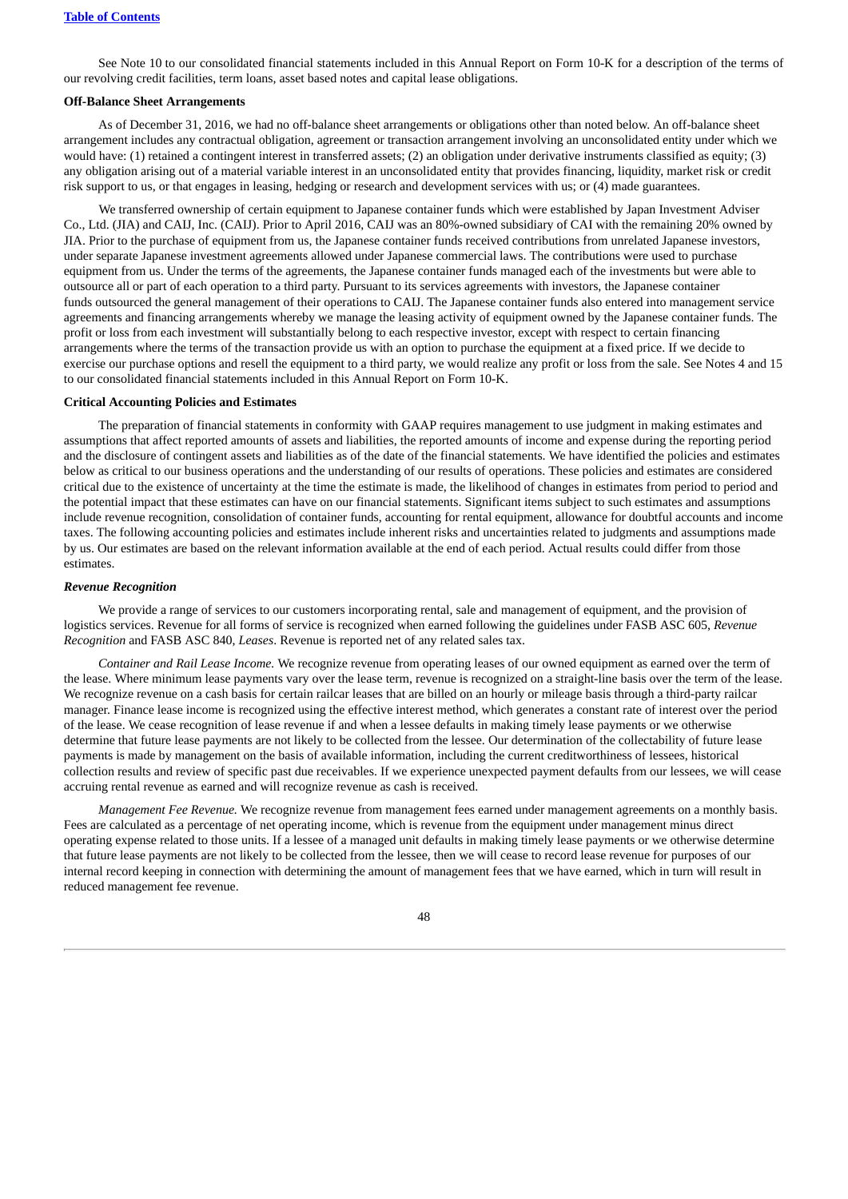See Note 10 to our consolidated financial statements included in this Annual Report on Form 10-K for a description of the terms of our revolving credit facilities, term loans, asset based notes and capital lease obligations.

**Off-Balance Sheet Arrangements**

As of December 31, 2016, we had no off-balance sheet arrangements or obligations other than noted below. An off-balance sheet arrangement includes any contractual obligation, agreement or transaction arrangement involving an unconsolidated entity under which we would have: (1) retained a contingent interest in transferred assets; (2) an obligation under derivative instruments classified as equity; (3) any obligation arising out of a material variable interest in an unconsolidated entity that provides financing, liquidity, market risk or credit risk support to us, or that engages in leasing, hedging or research and development services with us; or (4) made guarantees.

We transferred ownership of certain equipment to Japanese container funds which were established by Japan Investment Adviser Co., Ltd. (JIA) and CAIJ, Inc. (CAIJ). Prior to April 2016, CAIJ was an 80%-owned subsidiary of CAI with the remaining 20% owned by JIA. Prior to the purchase of equipment from us, the Japanese container funds received contributions from unrelated Japanese investors, under separate Japanese investment agreements allowed under Japanese commercial laws. The contributions were used to purchase equipment from us. Under the terms of the agreements, the Japanese container funds managed each of the investments but were able to outsource all or part of each operation to a third party. Pursuant to its services agreements with investors, the Japanese container funds outsourced the general management of their operations to CAIJ. The Japanese container funds also entered into management service agreements and financing arrangements whereby we manage the leasing activity of equipment owned by the Japanese container funds. The profit or loss from each investment will substantially belong to each respective investor, except with respect to certain financing arrangements where the terms of the transaction provide us with an option to purchase the equipment at a fixed price. If we decide to exercise our purchase options and resell the equipment to a third party, we would realize any profit or loss from the sale. See Notes 4 and 15 to our consolidated financial statements included in this Annual Report on Form 10-K.

**Critical Accounting Policies and Estimates**

The preparation of financial statements in conformity with GAAP requires management to use judgment in making estimates and assumptions that affect reported amounts of assets and liabilities, the reported amounts of income and expense during the reporting period and the disclosure of contingent assets and liabilities as of the date of the financial statements. We have identified the policies and estimates below as critical to our business operations and the understanding of our results of operations. These policies and estimates are considered critical due to the existence of uncertainty at the time the estimate is made, the likelihood of changes in estimates from period to period and the potential impact that these estimates can have on our financial statements. Significant items subject to such estimates and assumptions include revenue recognition, consolidation of container funds, accounting for rental equipment, allowance for doubtful accounts and income taxes. The following accounting policies and estimates include inherent risks and uncertainties related to judgments and assumptions made by us. Our estimates are based on the relevant information available at the end of each period. Actual results could differ from those estimates.

***Revenue Recognition***

We provide a range of services to our customers incorporating rental, sale and management of equipment, and the provision of logistics services. Revenue for all forms of service is recognized when earned following the guidelines under FASB ASC 605, *Revenue Recognition* and FASB ASC 840, *Leases*. Revenue is reported net of any related sales tax.

*Container and Rail Lease Income.* We recognize revenue from operating leases of our owned equipment as earned over the term of the lease. Where minimum lease payments vary over the lease term, revenue is recognized on a straight-line basis over the term of the lease. We recognize revenue on a cash basis for certain railcar leases that are billed on an hourly or mileage basis through a third-party railcar manager. Finance lease income is recognized using the effective interest method, which generates a constant rate of interest over the period of the lease. We cease recognition of lease revenue if and when a lessee defaults in making timely lease payments or we otherwise determine that future lease payments are not likely to be collected from the lessee. Our determination of the collectability of future lease payments is made by management on the basis of available information, including the current creditworthiness of lessees, historical collection results and review of specific past due receivables. If we experience unexpected payment defaults from our lessees, we will cease accruing rental revenue as earned and will recognize revenue as cash is received.

*Management Fee Revenue.* We recognize revenue from management fees earned under management agreements on a monthly basis. Fees are calculated as a percentage of net operating income, which is revenue from the equipment under management minus direct operating expense related to those units. If a lessee of a managed unit defaults in making timely lease payments or we otherwise determine that future lease payments are not likely to be collected from the lessee, then we will cease to record lease revenue for purposes of our internal record keeping in connection with determining the amount of management fees that we have earned, which in turn will result in reduced management fee revenue.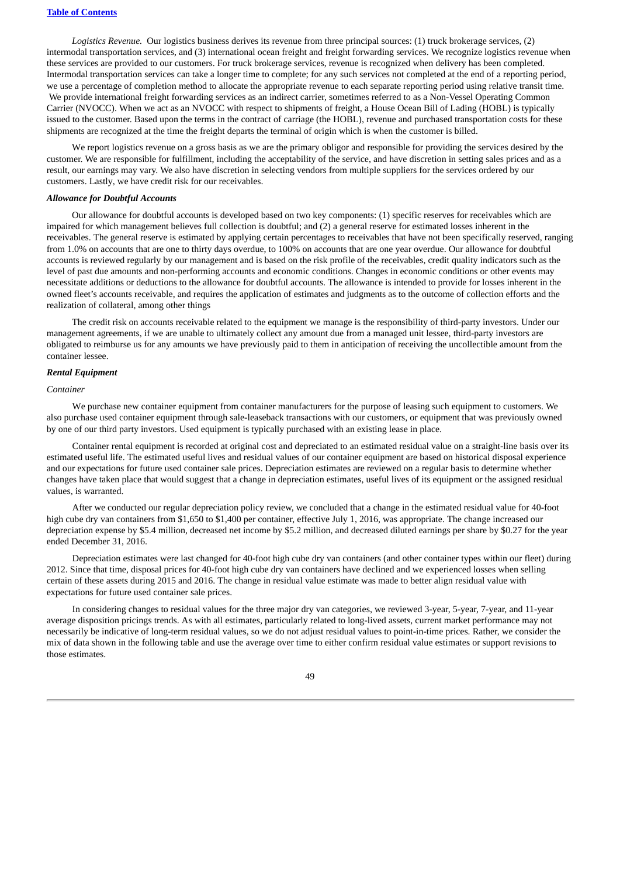*Logistics Revenue.* Our logistics business derives its revenue from three principal sources: (1) truck brokerage services, (2) intermodal transportation services, and (3) international ocean freight and freight forwarding services. We recognize logistics revenue when these services are provided to our customers. For truck brokerage services, revenue is recognized when delivery has been completed. Intermodal transportation services can take a longer time to complete; for any such services not completed at the end of a reporting period, we use a percentage of completion method to allocate the appropriate revenue to each separate reporting period using relative transit time. We provide international freight forwarding services as an indirect carrier, sometimes referred to as a Non-Vessel Operating Common Carrier (NVOCC). When we act as an NVOCC with respect to shipments of freight, a House Ocean Bill of Lading (HOBL) is typically issued to the customer. Based upon the terms in the contract of carriage (the HOBL), revenue and purchased transportation costs for these shipments are recognized at the time the freight departs the terminal of origin which is when the customer is billed.

We report logistics revenue on a gross basis as we are the primary obligor and responsible for providing the services desired by the customer. We are responsible for fulfillment, including the acceptability of the service, and have discretion in setting sales prices and as a result, our earnings may vary. We also have discretion in selecting vendors from multiple suppliers for the services ordered by our customers. Lastly, we have credit risk for our receivables.

***Allowance for Doubtful Accounts***

Our allowance for doubtful accounts is developed based on two key components: (1) specific reserves for receivables which are impaired for which management believes full collection is doubtful; and (2) a general reserve for estimated losses inherent in the receivables. The general reserve is estimated by applying certain percentages to receivables that have not been specifically reserved, ranging from 1.0% on accounts that are one to thirty days overdue, to 100% on accounts that are one year overdue. Our allowance for doubtful accounts is reviewed regularly by our management and is based on the risk profile of the receivables, credit quality indicators such as the level of past due amounts and non-performing accounts and economic conditions. Changes in economic conditions or other events may necessitate additions or deductions to the allowance for doubtful accounts. The allowance is intended to provide for losses inherent in the owned fleet's accounts receivable, and requires the application of estimates and judgments as to the outcome of collection efforts and the realization of collateral, among other things

The credit risk on accounts receivable related to the equipment we manage is the responsibility of third-party investors. Under our management agreements, if we are unable to ultimately collect any amount due from a managed unit lessee, third-party investors are obligated to reimburse us for any amounts we have previously paid to them in anticipation of receiving the uncollectible amount from the container lessee.

***Rental Equipment***

*Container*

We purchase new container equipment from container manufacturers for the purpose of leasing such equipment to customers. We also purchase used container equipment through sale-leaseback transactions with our customers, or equipment that was previously owned by one of our third party investors. Used equipment is typically purchased with an existing lease in place.

Container rental equipment is recorded at original cost and depreciated to an estimated residual value on a straight-line basis over its estimated useful life. The estimated useful lives and residual values of our container equipment are based on historical disposal experience and our expectations for future used container sale prices. Depreciation estimates are reviewed on a regular basis to determine whether changes have taken place that would suggest that a change in depreciation estimates, useful lives of its equipment or the assigned residual values, is warranted.

After we conducted our regular depreciation policy review, we concluded that a change in the estimated residual value for 40-foot high cube dry van containers from $1,650 to $1,400 per container, effective July 1, 2016, was appropriate. The change increased our depreciation expense by $5.4 million, decreased net income by $5.2 million, and decreased diluted earnings per share by $0.27 for the year ended December 31, 2016.

Depreciation estimates were last changed for 40-foot high cube dry van containers (and other container types within our fleet) during 2012. Since that time, disposal prices for 40-foot high cube dry van containers have declined and we experienced losses when selling certain of these assets during 2015 and 2016. The change in residual value estimate was made to better align residual value with expectations for future used container sale prices.

In considering changes to residual values for the three major dry van categories, we reviewed 3-year, 5-year, 7-year, and 11-year average disposition pricings trends. As with all estimates, particularly related to long-lived assets, current market performance may not necessarily be indicative of long-term residual values, so we do not adjust residual values to point-in-time prices. Rather, we consider the mix of data shown in the following table and use the average over time to either confirm residual value estimates or support revisions to those estimates.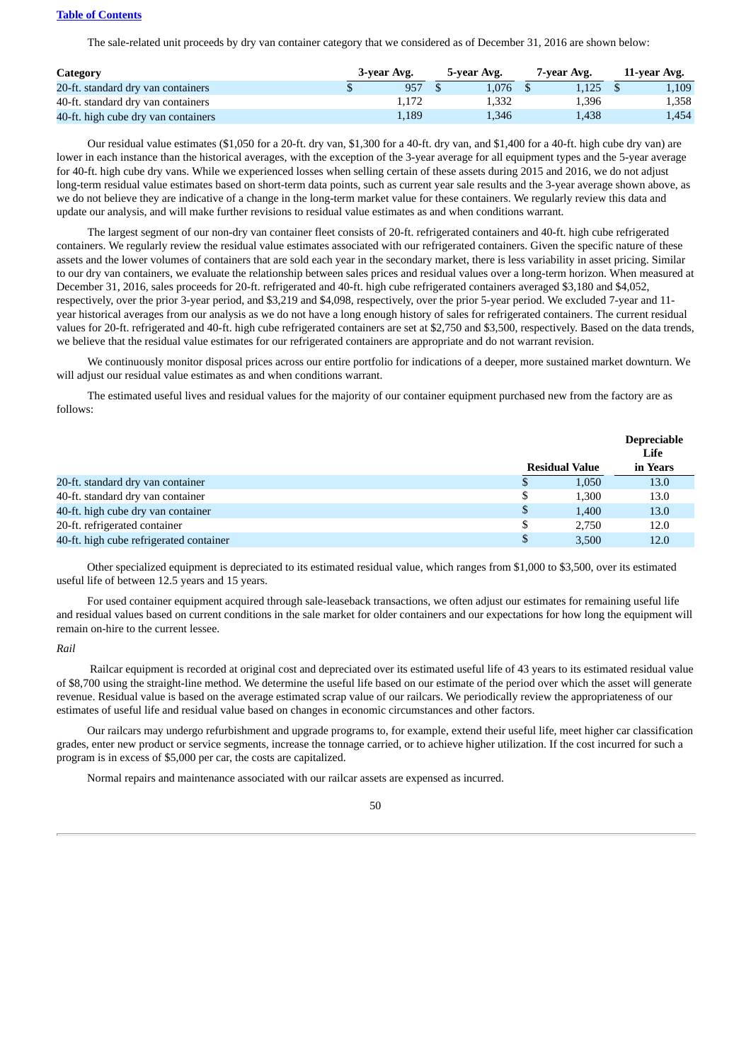The sale-related unit proceeds by dry van container category that we considered as of December 31, 2016 are shown below:

| Category | 3-year Avg. | 5-year Avg. | 7-year Avg. | 11-year Avg. |
|---|---|---|---|---|
| 20-ft. standard dry van containers | $ 957 | $ 1,076 | $ 1,125 | $ 1,109 |
| 40-ft. standard dry van containers | 1,172 | 1,332 | 1,396 | 1,358 |
| 40-ft. high cube dry van containers | 1,189 | 1,346 | 1,438 | 1,454 |

Our residual value estimates ($1,050 for a 20-ft. dry van, $1,300 for a 40-ft. dry van, and $1,400 for a 40-ft. high cube dry van) are lower in each instance than the historical averages, with the exception of the 3-year average for all equipment types and the 5-year average for 40-ft. high cube dry vans. While we experienced losses when selling certain of these assets during 2015 and 2016, we do not adjust long-term residual value estimates based on short-term data points, such as current year sale results and the 3-year average shown above, as we do not believe they are indicative of a change in the long-term market value for these containers. We regularly review this data and update our analysis, and will make further revisions to residual value estimates as and when conditions warrant.

The largest segment of our non-dry van container fleet consists of 20-ft. refrigerated containers and 40-ft. high cube refrigerated containers. We regularly review the residual value estimates associated with our refrigerated containers. Given the specific nature of these assets and the lower volumes of containers that are sold each year in the secondary market, there is less variability in asset pricing. Similar to our dry van containers, we evaluate the relationship between sales prices and residual values over a long-term horizon. When measured at December 31, 2016, sales proceeds for 20-ft. refrigerated and 40-ft. high cube refrigerated containers averaged $3,180 and $4,052, respectively, over the prior 3-year period, and $3,219 and $4,098, respectively, over the prior 5-year period. We excluded 7-year and 11-year historical averages from our analysis as we do not have a long enough history of sales for refrigerated containers. The current residual values for 20-ft. refrigerated and 40-ft. high cube refrigerated containers are set at $2,750 and $3,500, respectively. Based on the data trends, we believe that the residual value estimates for our refrigerated containers are appropriate and do not warrant revision.

We continuously monitor disposal prices across our entire portfolio for indications of a deeper, more sustained market downturn. We will adjust our residual value estimates as and when conditions warrant.

The estimated useful lives and residual values for the majority of our container equipment purchased new from the factory are as follows:

| | Residual Value | Depreciable Life in Years |
|---|---|---|
| 20-ft. standard dry van container | $ 1,050 | 13.0 |
| 40-ft. standard dry van container | $ 1,300 | 13.0 |
| 40-ft. high cube dry van container | $ 1,400 | 13.0 |
| 20-ft. refrigerated container | $ 2,750 | 12.0 |
| 40-ft. high cube refrigerated container | $ 3,500 | 12.0 |

Other specialized equipment is depreciated to its estimated residual value, which ranges from $1,000 to $3,500, over its estimated useful life of between 12.5 years and 15 years.

For used container equipment acquired through sale-leaseback transactions, we often adjust our estimates for remaining useful life and residual values based on current conditions in the sale market for older containers and our expectations for how long the equipment will remain on-hire to the current lessee.

*Rail*

Railcar equipment is recorded at original cost and depreciated over its estimated useful life of 43 years to its estimated residual value of $8,700 using the straight-line method. We determine the useful life based on our estimate of the period over which the asset will generate revenue. Residual value is based on the average estimated scrap value of our railcars. We periodically review the appropriateness of our estimates of useful life and residual value based on changes in economic circumstances and other factors.

Our railcars may undergo refurbishment and upgrade programs to, for example, extend their useful life, meet higher car classification grades, enter new product or service segments, increase the tonnage carried, or to achieve higher utilization. If the cost incurred for such a program is in excess of $5,000 per car, the costs are capitalized.

Normal repairs and maintenance associated with our railcar assets are expensed as incurred.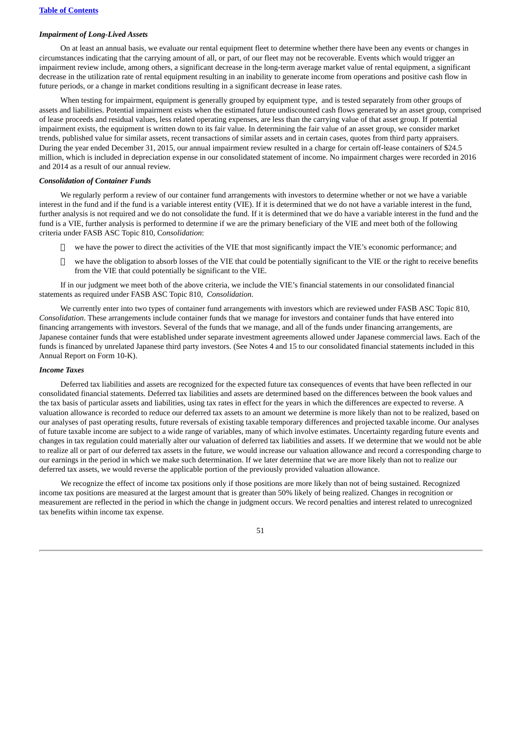### *Impairment of Long-Lived Assets*

On at least an annual basis, we evaluate our rental equipment fleet to determine whether there have been any events or changes in circumstances indicating that the carrying amount of all, or part, of our fleet may not be recoverable. Events which would trigger an impairment review include, among others, a significant decrease in the long-term average market value of rental equipment, a significant decrease in the utilization rate of rental equipment resulting in an inability to generate income from operations and positive cash flow in future periods, or a change in market conditions resulting in a significant decrease in lease rates.

When testing for impairment, equipment is generally grouped by equipment type, and is tested separately from other groups of assets and liabilities. Potential impairment exists when the estimated future undiscounted cash flows generated by an asset group, comprised of lease proceeds and residual values, less related operating expenses, are less than the carrying value of that asset group. If potential impairment exists, the equipment is written down to its fair value. In determining the fair value of an asset group, we consider market trends, published value for similar assets, recent transactions of similar assets and in certain cases, quotes from third party appraisers. During the year ended December 31, 2015, our annual impairment review resulted in a charge for certain off-lease containers of $24.5 million, which is included in depreciation expense in our consolidated statement of income. No impairment charges were recorded in 2016 and 2014 as a result of our annual review.

### *Consolidation of Container Funds*

We regularly perform a review of our container fund arrangements with investors to determine whether or not we have a variable interest in the fund and if the fund is a variable interest entity (VIE). If it is determined that we do not have a variable interest in the fund, further analysis is not required and we do not consolidate the fund. If it is determined that we do have a variable interest in the fund and the fund is a VIE, further analysis is performed to determine if we are the primary beneficiary of the VIE and meet both of the following criteria under FASB ASC Topic 810, C*onsolidation*:

- we have the power to direct the activities of the VIE that most significantly impact the VIE's economic performance; and
- we have the obligation to absorb losses of the VIE that could be potentially significant to the VIE or the right to receive benefits from the VIE that could potentially be significant to the VIE.

If in our judgment we meet both of the above criteria, we include the VIE's financial statements in our consolidated financial statements as required under FASB ASC Topic 810, *Consolidation*.

We currently enter into two types of container fund arrangements with investors which are reviewed under FASB ASC Topic 810, *Consolidation*. These arrangements include container funds that we manage for investors and container funds that have entered into financing arrangements with investors. Several of the funds that we manage, and all of the funds under financing arrangements, are Japanese container funds that were established under separate investment agreements allowed under Japanese commercial laws. Each of the funds is financed by unrelated Japanese third party investors. (See Notes 4 and 15 to our consolidated financial statements included in this Annual Report on Form 10-K).

### *Income Taxes*

Deferred tax liabilities and assets are recognized for the expected future tax consequences of events that have been reflected in our consolidated financial statements. Deferred tax liabilities and assets are determined based on the differences between the book values and the tax basis of particular assets and liabilities, using tax rates in effect for the years in which the differences are expected to reverse. A valuation allowance is recorded to reduce our deferred tax assets to an amount we determine is more likely than not to be realized, based on our analyses of past operating results, future reversals of existing taxable temporary differences and projected taxable income. Our analyses of future taxable income are subject to a wide range of variables, many of which involve estimates. Uncertainty regarding future events and changes in tax regulation could materially alter our valuation of deferred tax liabilities and assets. If we determine that we would not be able to realize all or part of our deferred tax assets in the future, we would increase our valuation allowance and record a corresponding charge to our earnings in the period in which we make such determination. If we later determine that we are more likely than not to realize our deferred tax assets, we would reverse the applicable portion of the previously provided valuation allowance.

We recognize the effect of income tax positions only if those positions are more likely than not of being sustained. Recognized income tax positions are measured at the largest amount that is greater than 50% likely of being realized. Changes in recognition or measurement are reflected in the period in which the change in judgment occurs. We record penalties and interest related to unrecognized tax benefits within income tax expense.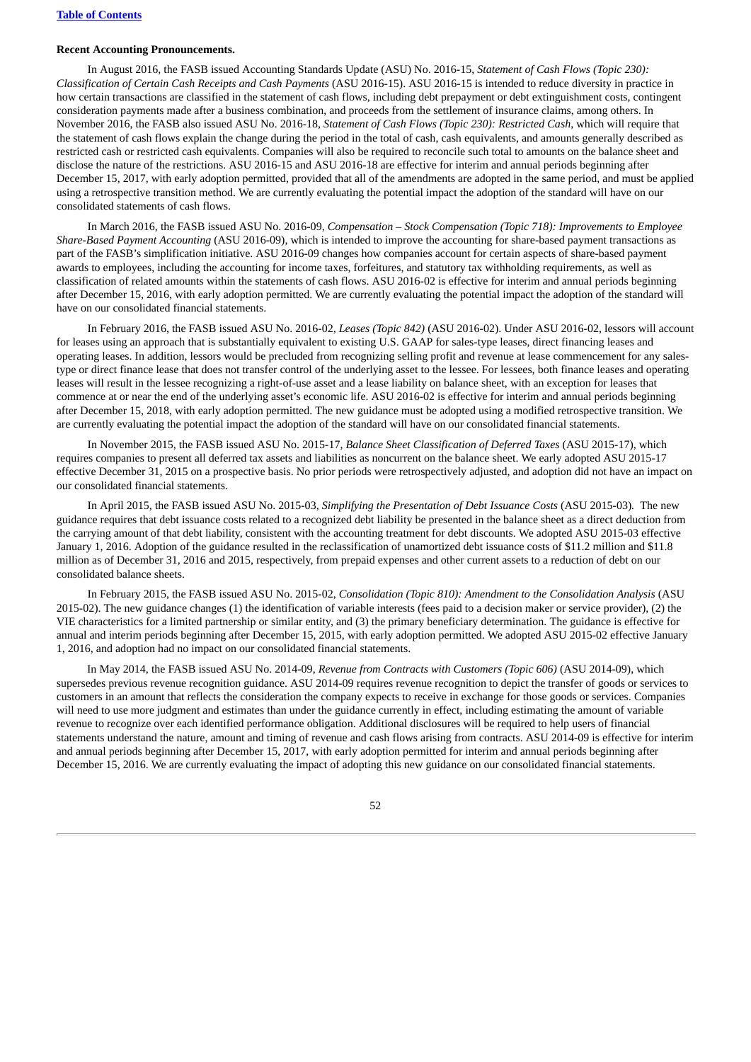**Recent Accounting Pronouncements.**

In August 2016, the FASB issued Accounting Standards Update (ASU) No. 2016-15, *Statement of Cash Flows (Topic 230): Classification of Certain Cash Receipts and Cash Payments* (ASU 2016-15). ASU 2016-15 is intended to reduce diversity in practice in how certain transactions are classified in the statement of cash flows, including debt prepayment or debt extinguishment costs, contingent consideration payments made after a business combination, and proceeds from the settlement of insurance claims, among others. In November 2016, the FASB also issued ASU No. 2016-18, *Statement of Cash Flows (Topic 230): Restricted Cash*, which will require that the statement of cash flows explain the change during the period in the total of cash, cash equivalents, and amounts generally described as restricted cash or restricted cash equivalents. Companies will also be required to reconcile such total to amounts on the balance sheet and disclose the nature of the restrictions. ASU 2016-15 and ASU 2016-18 are effective for interim and annual periods beginning after December 15, 2017, with early adoption permitted, provided that all of the amendments are adopted in the same period, and must be applied using a retrospective transition method. We are currently evaluating the potential impact the adoption of the standard will have on our consolidated statements of cash flows.

In March 2016, the FASB issued ASU No. 2016-09, *Compensation – Stock Compensation (Topic 718): Improvements to Employee Share-Based Payment Accounting* (ASU 2016-09), which is intended to improve the accounting for share-based payment transactions as part of the FASB's simplification initiative. ASU 2016-09 changes how companies account for certain aspects of share-based payment awards to employees, including the accounting for income taxes, forfeitures, and statutory tax withholding requirements, as well as classification of related amounts within the statements of cash flows. ASU 2016-02 is effective for interim and annual periods beginning after December 15, 2016, with early adoption permitted. We are currently evaluating the potential impact the adoption of the standard will have on our consolidated financial statements.

In February 2016, the FASB issued ASU No. 2016-02, *Leases (Topic 842)* (ASU 2016-02). Under ASU 2016-02, lessors will account for leases using an approach that is substantially equivalent to existing U.S. GAAP for sales-type leases, direct financing leases and operating leases. In addition, lessors would be precluded from recognizing selling profit and revenue at lease commencement for any sales-type or direct finance lease that does not transfer control of the underlying asset to the lessee. For lessees, both finance leases and operating leases will result in the lessee recognizing a right-of-use asset and a lease liability on balance sheet, with an exception for leases that commence at or near the end of the underlying asset's economic life. ASU 2016-02 is effective for interim and annual periods beginning after December 15, 2018, with early adoption permitted. The new guidance must be adopted using a modified retrospective transition. We are currently evaluating the potential impact the adoption of the standard will have on our consolidated financial statements.

In November 2015, the FASB issued ASU No. 2015-17, *Balance Sheet Classification of Deferred Taxes* (ASU 2015-17), which requires companies to present all deferred tax assets and liabilities as noncurrent on the balance sheet. We early adopted ASU 2015-17 effective December 31, 2015 on a prospective basis. No prior periods were retrospectively adjusted, and adoption did not have an impact on our consolidated financial statements.

In April 2015, the FASB issued ASU No. 2015-03, *Simplifying the Presentation of Debt Issuance Costs* (ASU 2015-03). The new guidance requires that debt issuance costs related to a recognized debt liability be presented in the balance sheet as a direct deduction from the carrying amount of that debt liability, consistent with the accounting treatment for debt discounts. We adopted ASU 2015-03 effective January 1, 2016. Adoption of the guidance resulted in the reclassification of unamortized debt issuance costs of $11.2 million and $11.8 million as of December 31, 2016 and 2015, respectively, from prepaid expenses and other current assets to a reduction of debt on our consolidated balance sheets.

In February 2015, the FASB issued ASU No. 2015-02, *Consolidation (Topic 810): Amendment to the Consolidation Analysis* (ASU 2015-02). The new guidance changes (1) the identification of variable interests (fees paid to a decision maker or service provider), (2) the VIE characteristics for a limited partnership or similar entity, and (3) the primary beneficiary determination. The guidance is effective for annual and interim periods beginning after December 15, 2015, with early adoption permitted. We adopted ASU 2015-02 effective January 1, 2016, and adoption had no impact on our consolidated financial statements.

In May 2014, the FASB issued ASU No. 2014-09, *Revenue from Contracts with Customers (Topic 606)* (ASU 2014-09), which supersedes previous revenue recognition guidance. ASU 2014-09 requires revenue recognition to depict the transfer of goods or services to customers in an amount that reflects the consideration the company expects to receive in exchange for those goods or services. Companies will need to use more judgment and estimates than under the guidance currently in effect, including estimating the amount of variable revenue to recognize over each identified performance obligation. Additional disclosures will be required to help users of financial statements understand the nature, amount and timing of revenue and cash flows arising from contracts. ASU 2014-09 is effective for interim and annual periods beginning after December 15, 2017, with early adoption permitted for interim and annual periods beginning after December 15, 2016. We are currently evaluating the impact of adopting this new guidance on our consolidated financial statements.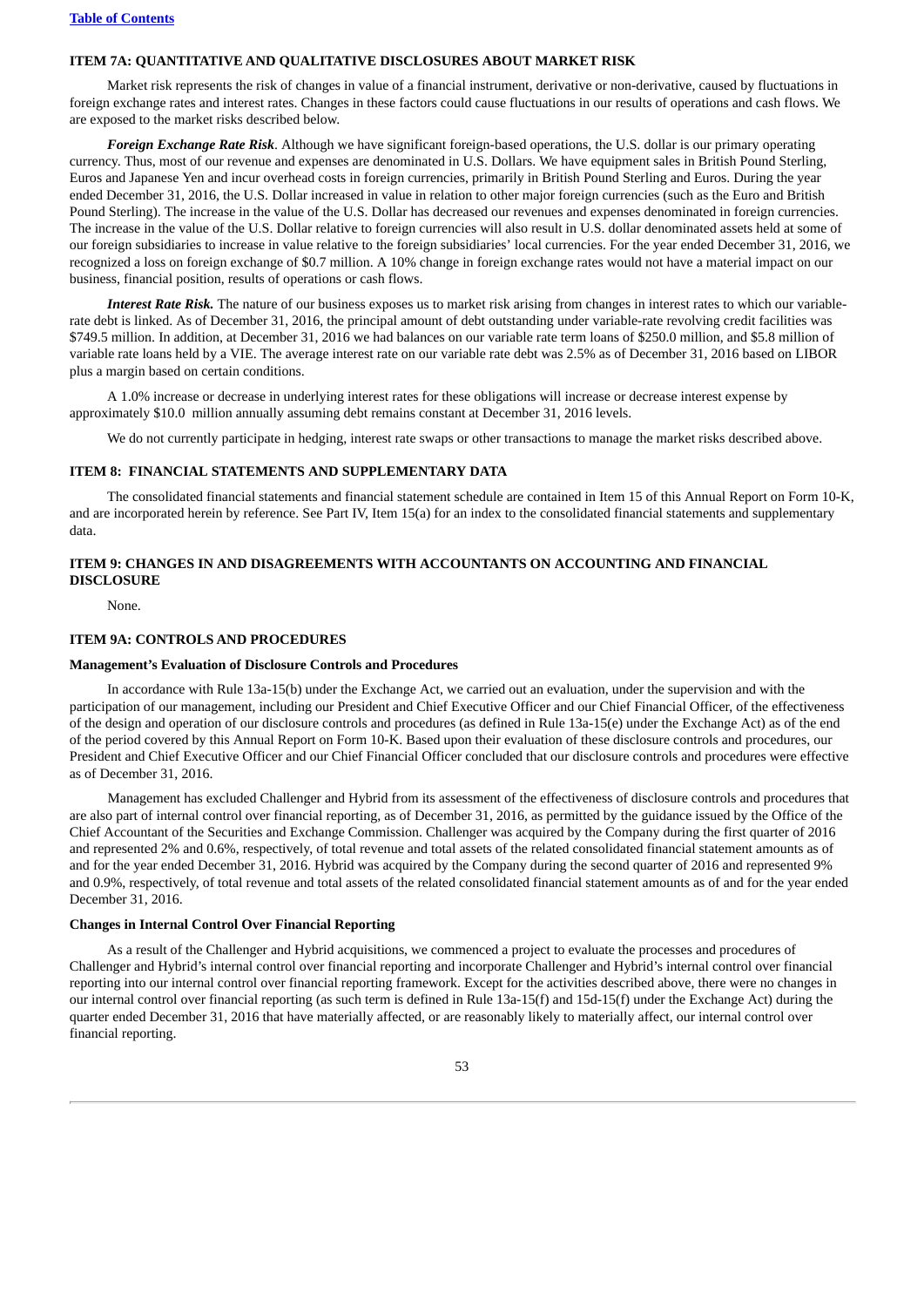### ITEM 7A: QUANTITATIVE AND QUALITATIVE DISCLOSURES ABOUT MARKET RISK

Market risk represents the risk of changes in value of a financial instrument, derivative or non-derivative, caused by fluctuations in foreign exchange rates and interest rates. Changes in these factors could cause fluctuations in our results of operations and cash flows. We are exposed to the market risks described below.

***Foreign Exchange Rate Risk***. Although we have significant foreign-based operations, the U.S. dollar is our primary operating currency. Thus, most of our revenue and expenses are denominated in U.S. Dollars. We have equipment sales in British Pound Sterling, Euros and Japanese Yen and incur overhead costs in foreign currencies, primarily in British Pound Sterling and Euros. During the year ended December 31, 2016, the U.S. Dollar increased in value in relation to other major foreign currencies (such as the Euro and British Pound Sterling). The increase in the value of the U.S. Dollar has decreased our revenues and expenses denominated in foreign currencies. The increase in the value of the U.S. Dollar relative to foreign currencies will also result in U.S. dollar denominated assets held at some of our foreign subsidiaries to increase in value relative to the foreign subsidiaries' local currencies. For the year ended December 31, 2016, we recognized a loss on foreign exchange of $0.7 million. A 10% change in foreign exchange rates would not have a material impact on our business, financial position, results of operations or cash flows.

***Interest Rate Risk.*** The nature of our business exposes us to market risk arising from changes in interest rates to which our variable-rate debt is linked. As of December 31, 2016, the principal amount of debt outstanding under variable-rate revolving credit facilities was $749.5 million. In addition, at December 31, 2016 we had balances on our variable rate term loans of $250.0 million, and $5.8 million of variable rate loans held by a VIE. The average interest rate on our variable rate debt was 2.5% as of December 31, 2016 based on LIBOR plus a margin based on certain conditions.

A 1.0% increase or decrease in underlying interest rates for these obligations will increase or decrease interest expense by approximately $10.0 million annually assuming debt remains constant at December 31, 2016 levels.

We do not currently participate in hedging, interest rate swaps or other transactions to manage the market risks described above.

### ITEM 8: FINANCIAL STATEMENTS AND SUPPLEMENTARY DATA

The consolidated financial statements and financial statement schedule are contained in Item 15 of this Annual Report on Form 10-K, and are incorporated herein by reference. See Part IV, Item 15(a) for an index to the consolidated financial statements and supplementary data.

### ITEM 9: CHANGES IN AND DISAGREEMENTS WITH ACCOUNTANTS ON ACCOUNTING AND FINANCIAL DISCLOSURE

None.

### ITEM 9A: CONTROLS AND PROCEDURES

#### Management's Evaluation of Disclosure Controls and Procedures

In accordance with Rule 13a-15(b) under the Exchange Act, we carried out an evaluation, under the supervision and with the participation of our management, including our President and Chief Executive Officer and our Chief Financial Officer, of the effectiveness of the design and operation of our disclosure controls and procedures (as defined in Rule 13a-15(e) under the Exchange Act) as of the end of the period covered by this Annual Report on Form 10-K. Based upon their evaluation of these disclosure controls and procedures, our President and Chief Executive Officer and our Chief Financial Officer concluded that our disclosure controls and procedures were effective as of December 31, 2016.

Management has excluded Challenger and Hybrid from its assessment of the effectiveness of disclosure controls and procedures that are also part of internal control over financial reporting, as of December 31, 2016, as permitted by the guidance issued by the Office of the Chief Accountant of the Securities and Exchange Commission. Challenger was acquired by the Company during the first quarter of 2016 and represented 2% and 0.6%, respectively, of total revenue and total assets of the related consolidated financial statement amounts as of and for the year ended December 31, 2016. Hybrid was acquired by the Company during the second quarter of 2016 and represented 9% and 0.9%, respectively, of total revenue and total assets of the related consolidated financial statement amounts as of and for the year ended December 31, 2016.

#### Changes in Internal Control Over Financial Reporting

As a result of the Challenger and Hybrid acquisitions, we commenced a project to evaluate the processes and procedures of Challenger and Hybrid's internal control over financial reporting and incorporate Challenger and Hybrid's internal control over financial reporting into our internal control over financial reporting framework. Except for the activities described above, there were no changes in our internal control over financial reporting (as such term is defined in Rule 13a-15(f) and 15d-15(f) under the Exchange Act) during the quarter ended December 31, 2016 that have materially affected, or are reasonably likely to materially affect, our internal control over financial reporting.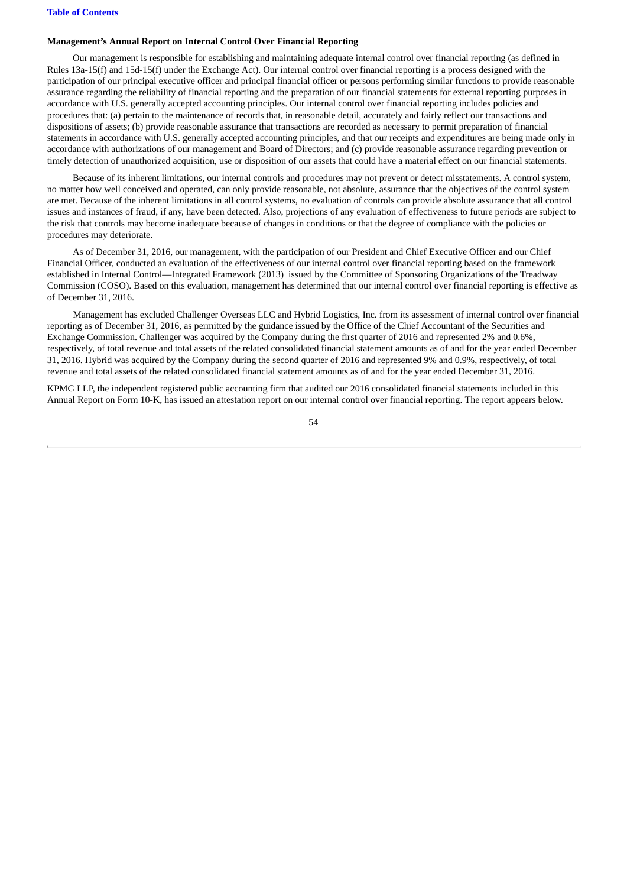**Management's Annual Report on Internal Control Over Financial Reporting**

Our management is responsible for establishing and maintaining adequate internal control over financial reporting (as defined in Rules 13a-15(f) and 15d-15(f) under the Exchange Act). Our internal control over financial reporting is a process designed with the participation of our principal executive officer and principal financial officer or persons performing similar functions to provide reasonable assurance regarding the reliability of financial reporting and the preparation of our financial statements for external reporting purposes in accordance with U.S. generally accepted accounting principles. Our internal control over financial reporting includes policies and procedures that: (a) pertain to the maintenance of records that, in reasonable detail, accurately and fairly reflect our transactions and dispositions of assets; (b) provide reasonable assurance that transactions are recorded as necessary to permit preparation of financial statements in accordance with U.S. generally accepted accounting principles, and that our receipts and expenditures are being made only in accordance with authorizations of our management and Board of Directors; and (c) provide reasonable assurance regarding prevention or timely detection of unauthorized acquisition, use or disposition of our assets that could have a material effect on our financial statements.

Because of its inherent limitations, our internal controls and procedures may not prevent or detect misstatements. A control system, no matter how well conceived and operated, can only provide reasonable, not absolute, assurance that the objectives of the control system are met. Because of the inherent limitations in all control systems, no evaluation of controls can provide absolute assurance that all control issues and instances of fraud, if any, have been detected. Also, projections of any evaluation of effectiveness to future periods are subject to the risk that controls may become inadequate because of changes in conditions or that the degree of compliance with the policies or procedures may deteriorate.

As of December 31, 2016, our management, with the participation of our President and Chief Executive Officer and our Chief Financial Officer, conducted an evaluation of the effectiveness of our internal control over financial reporting based on the framework established in Internal Control—Integrated Framework (2013) issued by the Committee of Sponsoring Organizations of the Treadway Commission (COSO). Based on this evaluation, management has determined that our internal control over financial reporting is effective as of December 31, 2016.

Management has excluded Challenger Overseas LLC and Hybrid Logistics, Inc. from its assessment of internal control over financial reporting as of December 31, 2016, as permitted by the guidance issued by the Office of the Chief Accountant of the Securities and Exchange Commission. Challenger was acquired by the Company during the first quarter of 2016 and represented 2% and 0.6%, respectively, of total revenue and total assets of the related consolidated financial statement amounts as of and for the year ended December 31, 2016. Hybrid was acquired by the Company during the second quarter of 2016 and represented 9% and 0.9%, respectively, of total revenue and total assets of the related consolidated financial statement amounts as of and for the year ended December 31, 2016.

KPMG LLP, the independent registered public accounting firm that audited our 2016 consolidated financial statements included in this Annual Report on Form 10-K, has issued an attestation report on our internal control over financial reporting. The report appears below.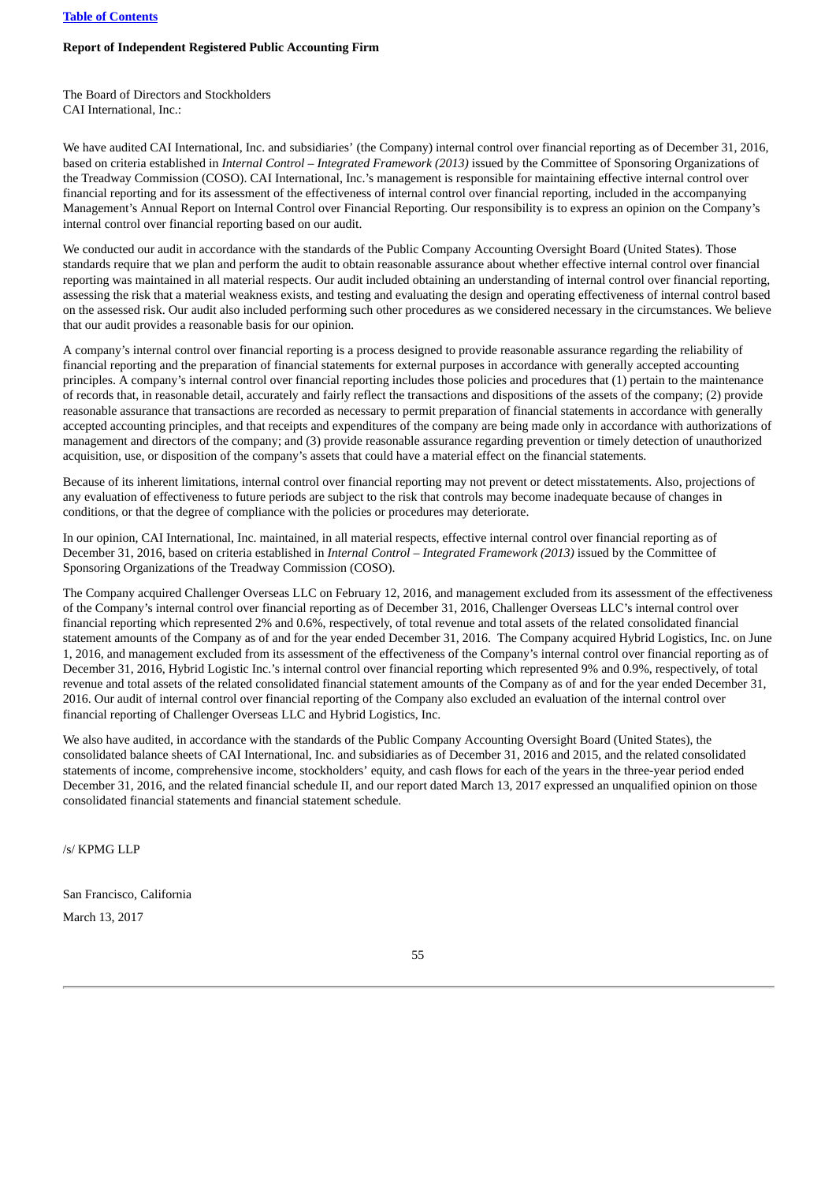**Report of Independent Registered Public Accounting Firm**

The Board of Directors and Stockholders
CAI International, Inc.:

We have audited CAI International, Inc. and subsidiaries' (the Company) internal control over financial reporting as of December 31, 2016, based on criteria established in *Internal Control – Integrated Framework (2013)* issued by the Committee of Sponsoring Organizations of the Treadway Commission (COSO). CAI International, Inc.'s management is responsible for maintaining effective internal control over financial reporting and for its assessment of the effectiveness of internal control over financial reporting, included in the accompanying Management's Annual Report on Internal Control over Financial Reporting. Our responsibility is to express an opinion on the Company's internal control over financial reporting based on our audit.

We conducted our audit in accordance with the standards of the Public Company Accounting Oversight Board (United States). Those standards require that we plan and perform the audit to obtain reasonable assurance about whether effective internal control over financial reporting was maintained in all material respects. Our audit included obtaining an understanding of internal control over financial reporting, assessing the risk that a material weakness exists, and testing and evaluating the design and operating effectiveness of internal control based on the assessed risk. Our audit also included performing such other procedures as we considered necessary in the circumstances. We believe that our audit provides a reasonable basis for our opinion.

A company's internal control over financial reporting is a process designed to provide reasonable assurance regarding the reliability of financial reporting and the preparation of financial statements for external purposes in accordance with generally accepted accounting principles. A company's internal control over financial reporting includes those policies and procedures that (1) pertain to the maintenance of records that, in reasonable detail, accurately and fairly reflect the transactions and dispositions of the assets of the company; (2) provide reasonable assurance that transactions are recorded as necessary to permit preparation of financial statements in accordance with generally accepted accounting principles, and that receipts and expenditures of the company are being made only in accordance with authorizations of management and directors of the company; and (3) provide reasonable assurance regarding prevention or timely detection of unauthorized acquisition, use, or disposition of the company's assets that could have a material effect on the financial statements.

Because of its inherent limitations, internal control over financial reporting may not prevent or detect misstatements. Also, projections of any evaluation of effectiveness to future periods are subject to the risk that controls may become inadequate because of changes in conditions, or that the degree of compliance with the policies or procedures may deteriorate.

In our opinion, CAI International, Inc. maintained, in all material respects, effective internal control over financial reporting as of December 31, 2016, based on criteria established in *Internal Control – Integrated Framework (2013)* issued by the Committee of Sponsoring Organizations of the Treadway Commission (COSO).

The Company acquired Challenger Overseas LLC on February 12, 2016, and management excluded from its assessment of the effectiveness of the Company's internal control over financial reporting as of December 31, 2016, Challenger Overseas LLC's internal control over financial reporting which represented 2% and 0.6%, respectively, of total revenue and total assets of the related consolidated financial statement amounts of the Company as of and for the year ended December 31, 2016. The Company acquired Hybrid Logistics, Inc. on June 1, 2016, and management excluded from its assessment of the effectiveness of the Company's internal control over financial reporting as of December 31, 2016, Hybrid Logistic Inc.'s internal control over financial reporting which represented 9% and 0.9%, respectively, of total revenue and total assets of the related consolidated financial statement amounts of the Company as of and for the year ended December 31, 2016. Our audit of internal control over financial reporting of the Company also excluded an evaluation of the internal control over financial reporting of Challenger Overseas LLC and Hybrid Logistics, Inc.

We also have audited, in accordance with the standards of the Public Company Accounting Oversight Board (United States), the consolidated balance sheets of CAI International, Inc. and subsidiaries as of December 31, 2016 and 2015, and the related consolidated statements of income, comprehensive income, stockholders' equity, and cash flows for each of the years in the three-year period ended December 31, 2016, and the related financial schedule II, and our report dated March 13, 2017 expressed an unqualified opinion on those consolidated financial statements and financial statement schedule.

/s/ KPMG LLP

San Francisco, California

March 13, 2017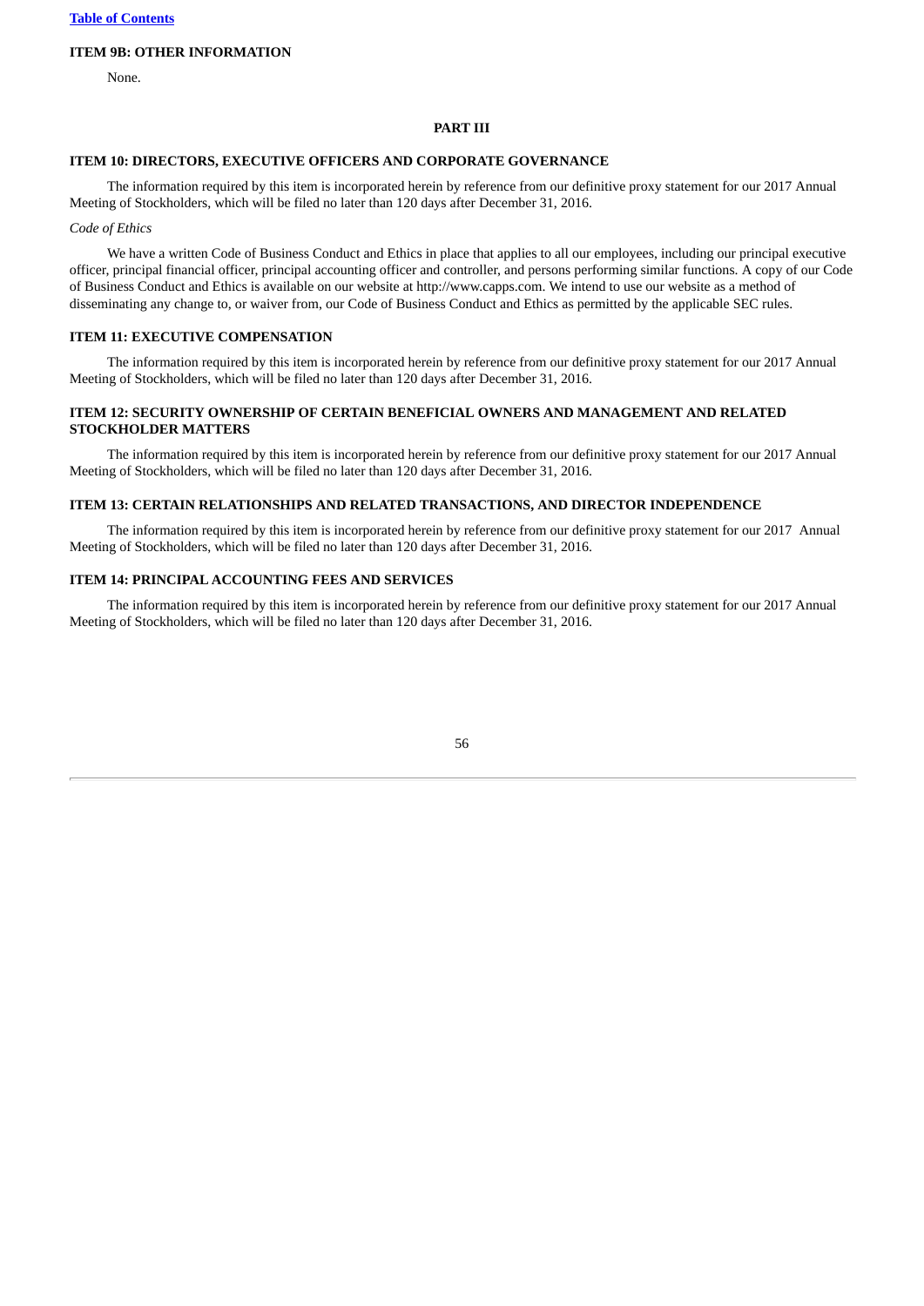## ITEM 9B: OTHER INFORMATION

None.

# PART III

## ITEM 10: DIRECTORS, EXECUTIVE OFFICERS AND CORPORATE GOVERNANCE

The information required by this item is incorporated herein by reference from our definitive proxy statement for our 2017 Annual Meeting of Stockholders, which will be filed no later than 120 days after December 31, 2016.

*Code of Ethics*

We have a written Code of Business Conduct and Ethics in place that applies to all our employees, including our principal executive officer, principal financial officer, principal accounting officer and controller, and persons performing similar functions. A copy of our Code of Business Conduct and Ethics is available on our website at http://www.capps.com. We intend to use our website as a method of disseminating any change to, or waiver from, our Code of Business Conduct and Ethics as permitted by the applicable SEC rules.

## ITEM 11: EXECUTIVE COMPENSATION

The information required by this item is incorporated herein by reference from our definitive proxy statement for our 2017 Annual Meeting of Stockholders, which will be filed no later than 120 days after December 31, 2016.

## ITEM 12: SECURITY OWNERSHIP OF CERTAIN BENEFICIAL OWNERS AND MANAGEMENT AND RELATED STOCKHOLDER MATTERS

The information required by this item is incorporated herein by reference from our definitive proxy statement for our 2017 Annual Meeting of Stockholders, which will be filed no later than 120 days after December 31, 2016.

## ITEM 13: CERTAIN RELATIONSHIPS AND RELATED TRANSACTIONS, AND DIRECTOR INDEPENDENCE

The information required by this item is incorporated herein by reference from our definitive proxy statement for our 2017 Annual Meeting of Stockholders, which will be filed no later than 120 days after December 31, 2016.

## ITEM 14: PRINCIPAL ACCOUNTING FEES AND SERVICES

The information required by this item is incorporated herein by reference from our definitive proxy statement for our 2017 Annual Meeting of Stockholders, which will be filed no later than 120 days after December 31, 2016.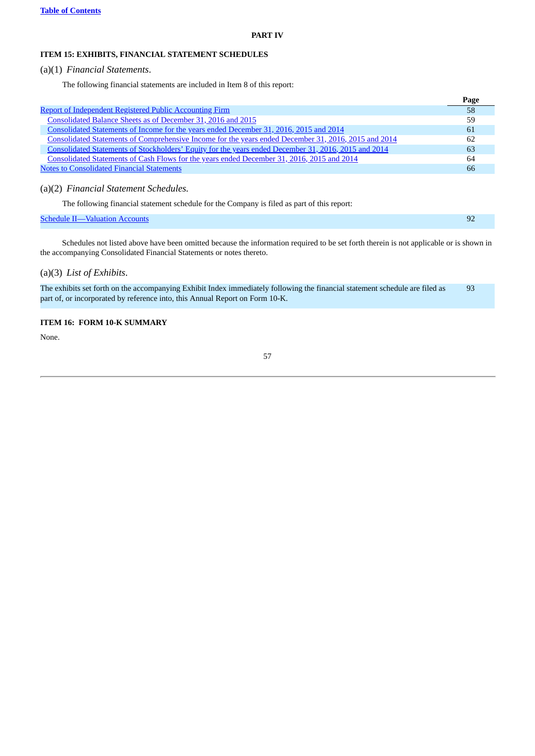## PART IV

### ITEM 15: EXHIBITS, FINANCIAL STATEMENT SCHEDULES

(a)(1) *Financial Statements*.

The following financial statements are included in Item 8 of this report:

| | Page |
|---|---|
| Report of Independent Registered Public Accounting Firm | 58 |
| Consolidated Balance Sheets as of December 31, 2016 and 2015 | 59 |
| Consolidated Statements of Income for the years ended December 31, 2016, 2015 and 2014 | 61 |
| Consolidated Statements of Comprehensive Income for the years ended December 31, 2016, 2015 and 2014 | 62 |
| Consolidated Statements of Stockholders' Equity for the years ended December 31, 2016, 2015 and 2014 | 63 |
| Consolidated Statements of Cash Flows for the years ended December 31, 2016, 2015 and 2014 | 64 |
| Notes to Consolidated Financial Statements | 66 |

(a)(2) *Financial Statement Schedules.*

The following financial statement schedule for the Company is filed as part of this report:

| | |
|---|---|
| Schedule II—Valuation Accounts | 92 |

Schedules not listed above have been omitted because the information required to be set forth therein is not applicable or is shown in the accompanying Consolidated Financial Statements or notes thereto.

(a)(3) *List of Exhibits*.

| | |
|---|---|
| The exhibits set forth on the accompanying Exhibit Index immediately following the financial statement schedule are filed as part of, or incorporated by reference into, this Annual Report on Form 10-K. | 93 |

### ITEM 16: FORM 10-K SUMMARY

None.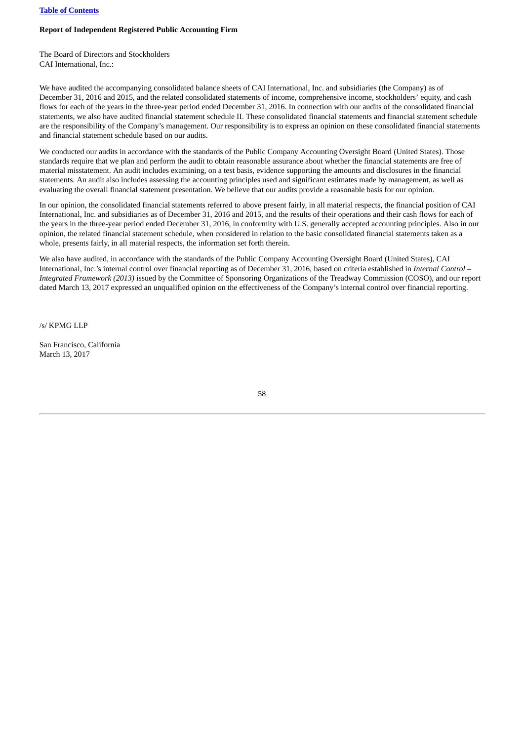[Table of Contents](#)

**Report of Independent Registered Public Accounting Firm**

The Board of Directors and Stockholders
CAI International, Inc.:

We have audited the accompanying consolidated balance sheets of CAI International, Inc. and subsidiaries (the Company) as of December 31, 2016 and 2015, and the related consolidated statements of income, comprehensive income, stockholders' equity, and cash flows for each of the years in the three-year period ended December 31, 2016. In connection with our audits of the consolidated financial statements, we also have audited financial statement schedule II. These consolidated financial statements and financial statement schedule are the responsibility of the Company's management. Our responsibility is to express an opinion on these consolidated financial statements and financial statement schedule based on our audits.

We conducted our audits in accordance with the standards of the Public Company Accounting Oversight Board (United States). Those standards require that we plan and perform the audit to obtain reasonable assurance about whether the financial statements are free of material misstatement. An audit includes examining, on a test basis, evidence supporting the amounts and disclosures in the financial statements. An audit also includes assessing the accounting principles used and significant estimates made by management, as well as evaluating the overall financial statement presentation. We believe that our audits provide a reasonable basis for our opinion.

In our opinion, the consolidated financial statements referred to above present fairly, in all material respects, the financial position of CAI International, Inc. and subsidiaries as of December 31, 2016 and 2015, and the results of their operations and their cash flows for each of the years in the three-year period ended December 31, 2016, in conformity with U.S. generally accepted accounting principles. Also in our opinion, the related financial statement schedule, when considered in relation to the basic consolidated financial statements taken as a whole, presents fairly, in all material respects, the information set forth therein.

We also have audited, in accordance with the standards of the Public Company Accounting Oversight Board (United States), CAI International, Inc.'s internal control over financial reporting as of December 31, 2016, based on criteria established in *Internal Control – Integrated Framework (2013)* issued by the Committee of Sponsoring Organizations of the Treadway Commission (COSO), and our report dated March 13, 2017 expressed an unqualified opinion on the effectiveness of the Company's internal control over financial reporting.

/s/ KPMG LLP

San Francisco, California
March 13, 2017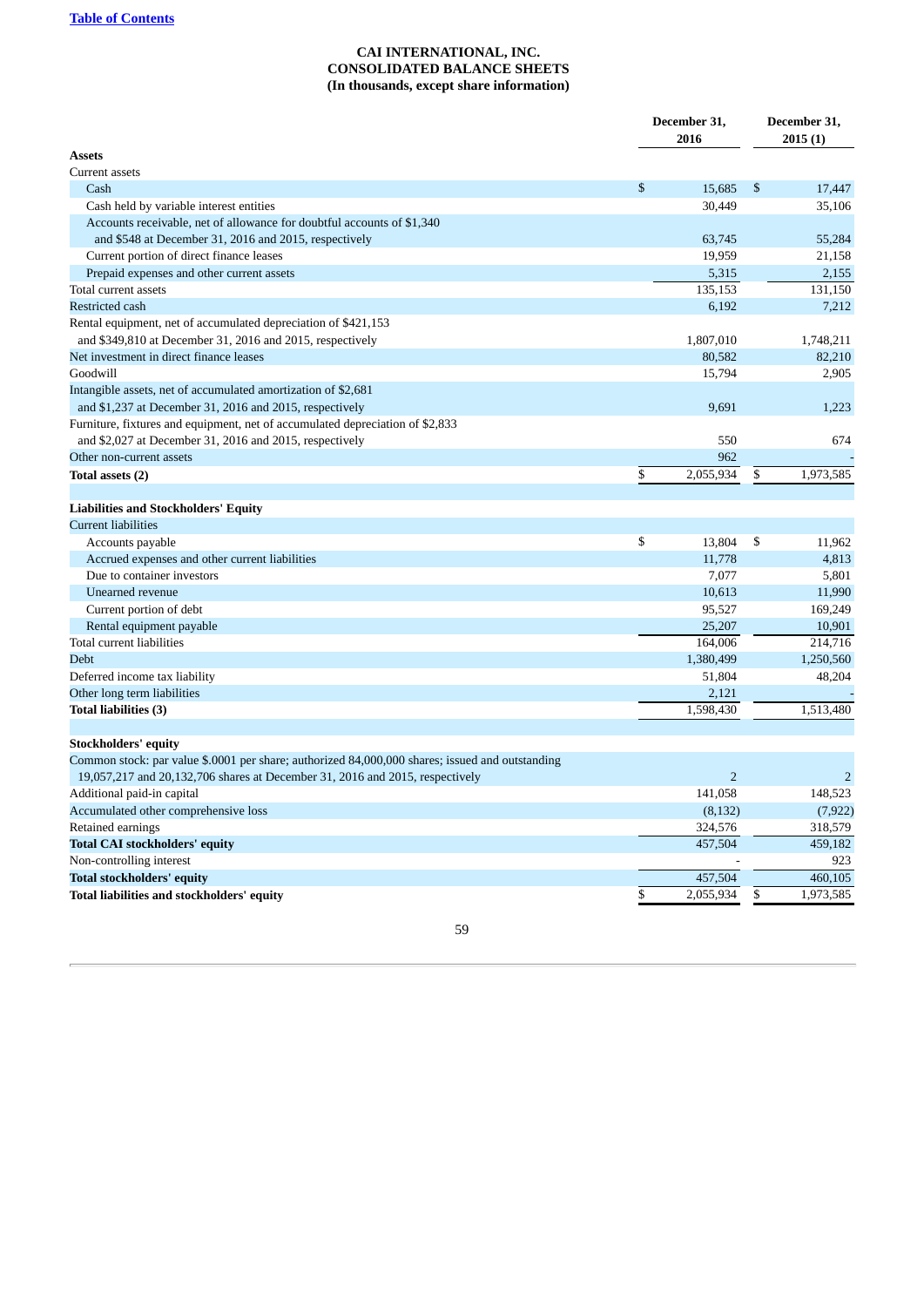[Table of Contents](#)

**CAI INTERNATIONAL, INC.**
**CONSOLIDATED BALANCE SHEETS**
**(In thousands, except share information)**

| | December 31, 2016 | December 31, 2015 (1) |
|---|---|---|
| **Assets** | | |
| Current assets | | |
| Cash | $ 15,685 | $ 17,447 |
| Cash held by variable interest entities | 30,449 | 35,106 |
| Accounts receivable, net of allowance for doubtful accounts of $1,340 and $548 at December 31, 2016 and 2015, respectively | 63,745 | 55,284 |
| Current portion of direct finance leases | 19,959 | 21,158 |
| Prepaid expenses and other current assets | 5,315 | 2,155 |
| Total current assets | 135,153 | 131,150 |
| Restricted cash | 6,192 | 7,212 |
| Rental equipment, net of accumulated depreciation of $421,153 and $349,810 at December 31, 2016 and 2015, respectively | 1,807,010 | 1,748,211 |
| Net investment in direct finance leases | 80,582 | 82,210 |
| Goodwill | 15,794 | 2,905 |
| Intangible assets, net of accumulated amortization of $2,681 and $1,237 at December 31, 2016 and 2015, respectively | 9,691 | 1,223 |
| Furniture, fixtures and equipment, net of accumulated depreciation of $2,833 and $2,027 at December 31, 2016 and 2015, respectively | 550 | 674 |
| Other non-current assets | 962 | - |
| **Total assets (2)** | $ 2,055,934 | $ 1,973,585 |
| | | |
| **Liabilities and Stockholders' Equity** | | |
| Current liabilities | | |
| Accounts payable | $ 13,804 | $ 11,962 |
| Accrued expenses and other current liabilities | 11,778 | 4,813 |
| Due to container investors | 7,077 | 5,801 |
| Unearned revenue | 10,613 | 11,990 |
| Current portion of debt | 95,527 | 169,249 |
| Rental equipment payable | 25,207 | 10,901 |
| Total current liabilities | 164,006 | 214,716 |
| Debt | 1,380,499 | 1,250,560 |
| Deferred income tax liability | 51,804 | 48,204 |
| Other long term liabilities | 2,121 | - |
| **Total liabilities (3)** | 1,598,430 | 1,513,480 |
| | | |
| **Stockholders' equity** | | |
| Common stock: par value $.0001 per share; authorized 84,000,000 shares; issued and outstanding 19,057,217 and 20,132,706 shares at December 31, 2016 and 2015, respectively | 2 | 2 |
| Additional paid-in capital | 141,058 | 148,523 |
| Accumulated other comprehensive loss | (8,132) | (7,922) |
| Retained earnings | 324,576 | 318,579 |
| **Total CAI stockholders' equity** | 457,504 | 459,182 |
| Non-controlling interest | - | 923 |
| **Total stockholders' equity** | 457,504 | 460,105 |
| **Total liabilities and stockholders' equity** | $ 2,055,934 | $ 1,973,585 |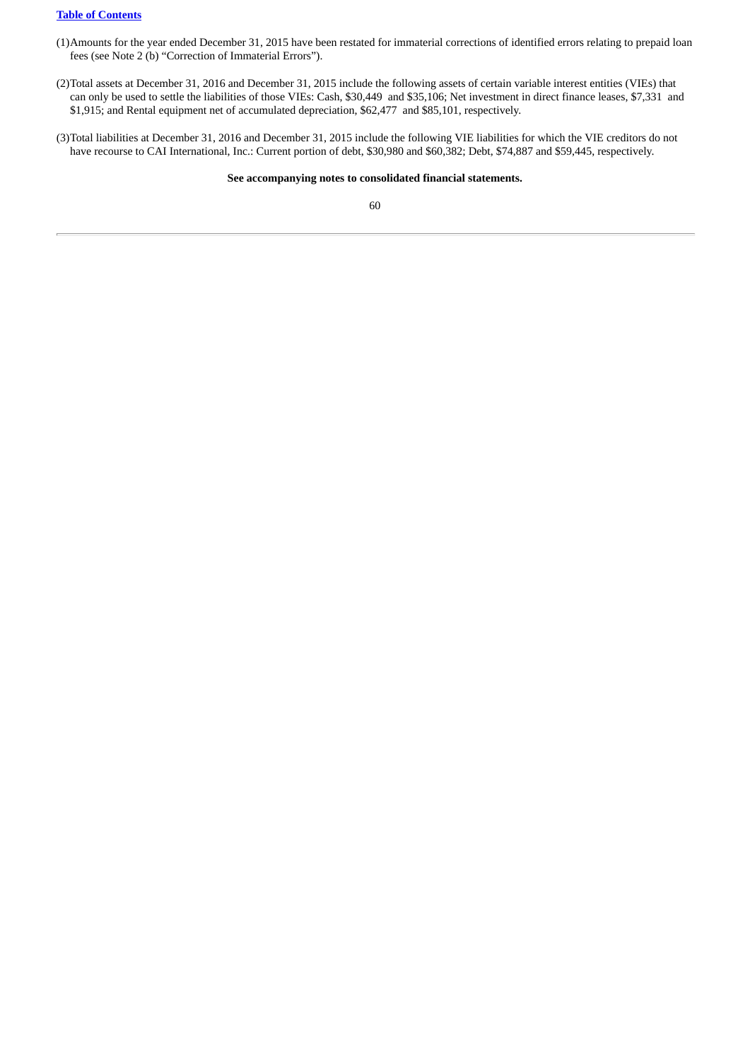(1) Amounts for the year ended December 31, 2015 have been restated for immaterial corrections of identified errors relating to prepaid loan fees (see Note 2 (b) "Correction of Immaterial Errors").

(2) Total assets at December 31, 2016 and December 31, 2015 include the following assets of certain variable interest entities (VIEs) that can only be used to settle the liabilities of those VIEs: Cash, $30,449 and $35,106; Net investment in direct finance leases, $7,331 and $1,915; and Rental equipment net of accumulated depreciation, $62,477 and $85,101, respectively.

(3) Total liabilities at December 31, 2016 and December 31, 2015 include the following VIE liabilities for which the VIE creditors do not have recourse to CAI International, Inc.: Current portion of debt, $30,980 and $60,382; Debt, $74,887 and $59,445, respectively.

**See accompanying notes to consolidated financial statements.**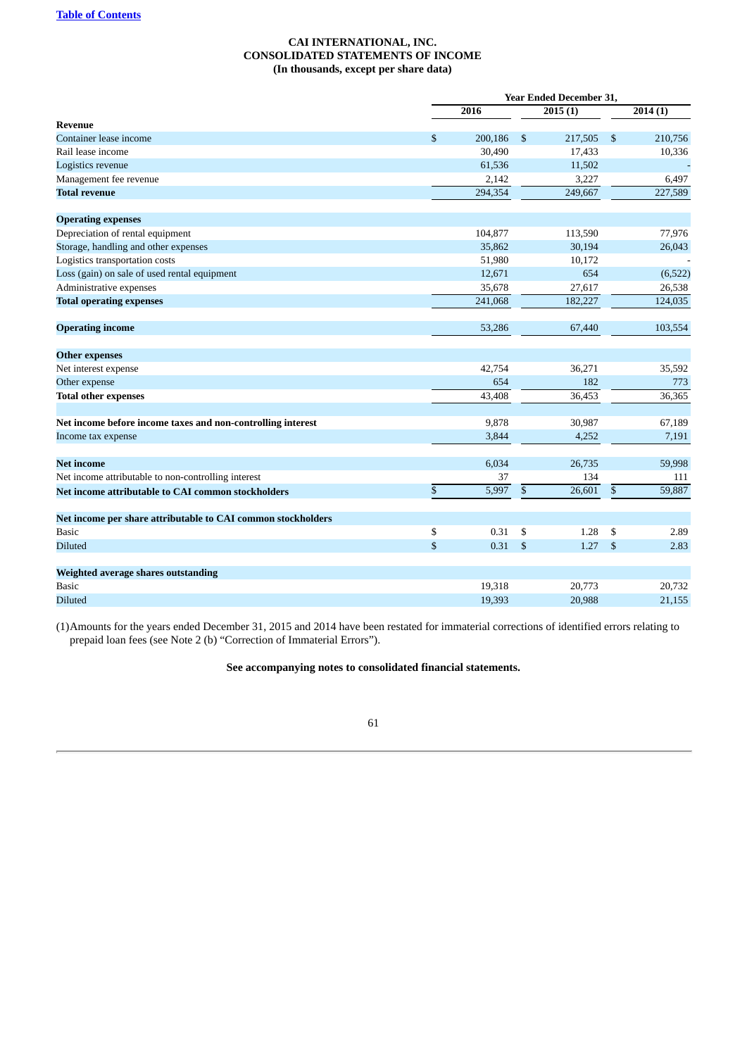Table of Contents

**CAI INTERNATIONAL, INC.**
**CONSOLIDATED STATEMENTS OF INCOME**
**(In thousands, except per share data)**

| | Year Ended December 31, | | |
|---|---|---|---|
| | 2016 | 2015 (1) | 2014 (1) |
| **Revenue** | | | |
| Container lease income | $ 200,186 | $ 217,505 | $ 210,756 |
| Rail lease income | 30,490 | 17,433 | 10,336 |
| Logistics revenue | 61,536 | 11,502 | - |
| Management fee revenue | 2,142 | 3,227 | 6,497 |
| **Total revenue** | 294,354 | 249,667 | 227,589 |
| | | | |
| **Operating expenses** | | | |
| Depreciation of rental equipment | 104,877 | 113,590 | 77,976 |
| Storage, handling and other expenses | 35,862 | 30,194 | 26,043 |
| Logistics transportation costs | 51,980 | 10,172 | - |
| Loss (gain) on sale of used rental equipment | 12,671 | 654 | (6,522) |
| Administrative expenses | 35,678 | 27,617 | 26,538 |
| **Total operating expenses** | 241,068 | 182,227 | 124,035 |
| | | | |
| **Operating income** | 53,286 | 67,440 | 103,554 |
| | | | |
| **Other expenses** | | | |
| Net interest expense | 42,754 | 36,271 | 35,592 |
| Other expense | 654 | 182 | 773 |
| **Total other expenses** | 43,408 | 36,453 | 36,365 |
| | | | |
| **Net income before income taxes and non-controlling interest** | 9,878 | 30,987 | 67,189 |
| Income tax expense | 3,844 | 4,252 | 7,191 |
| | | | |
| **Net income** | 6,034 | 26,735 | 59,998 |
| Net income attributable to non-controlling interest | 37 | 134 | 111 |
| **Net income attributable to CAI common stockholders** | $ 5,997 | $ 26,601 | $ 59,887 |
| | | | |
| **Net income per share attributable to CAI common stockholders** | | | |
| Basic | $ 0.31 | $ 1.28 | $ 2.89 |
| Diluted | $ 0.31 | $ 1.27 | $ 2.83 |
| | | | |
| **Weighted average shares outstanding** | | | |
| Basic | 19,318 | 20,773 | 20,732 |
| Diluted | 19,393 | 20,988 | 21,155 |

(1)Amounts for the years ended December 31, 2015 and 2014 have been restated for immaterial corrections of identified errors relating to prepaid loan fees (see Note 2 (b) "Correction of Immaterial Errors").

**See accompanying notes to consolidated financial statements.**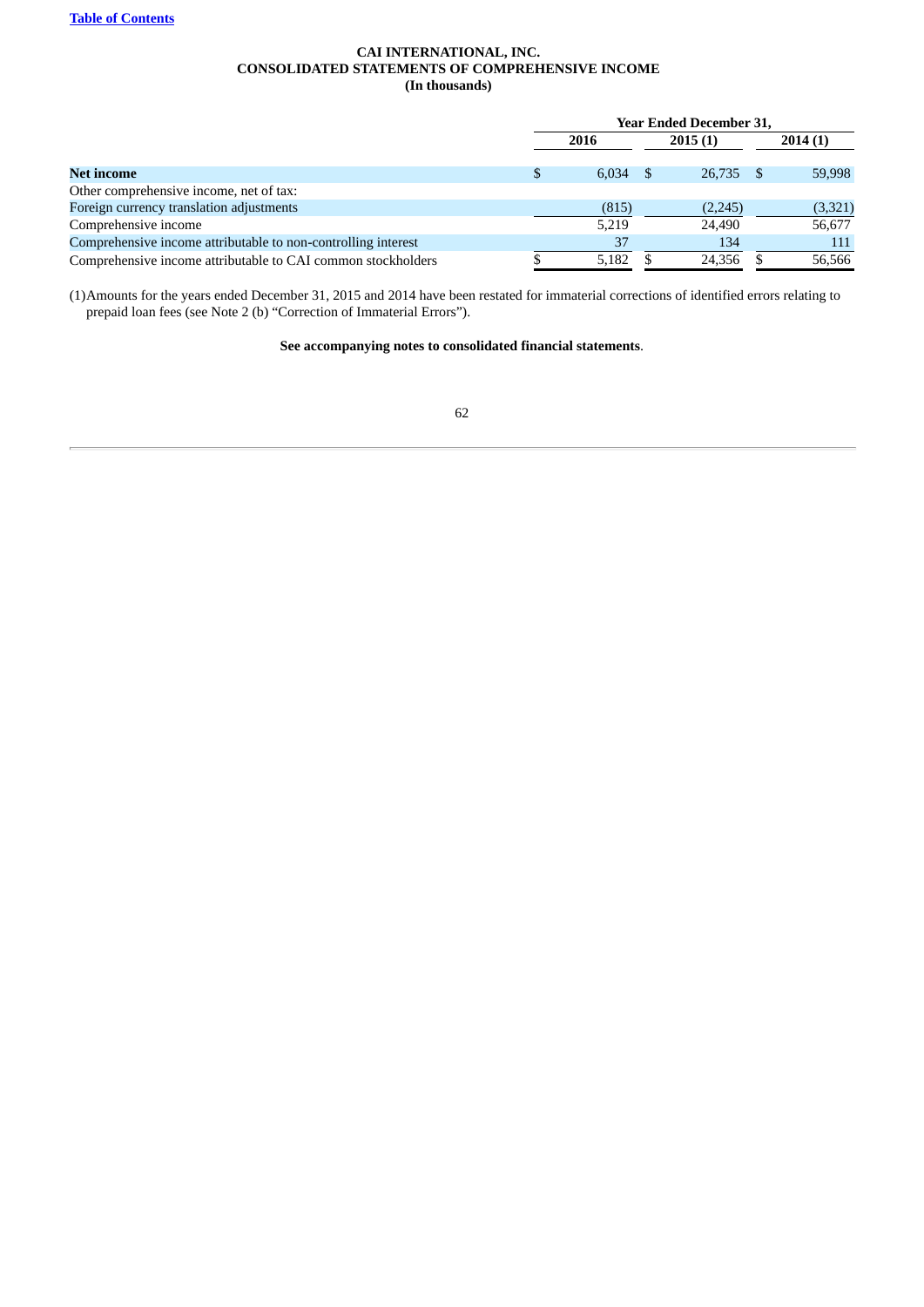**CAI INTERNATIONAL, INC.**
**CONSOLIDATED STATEMENTS OF COMPREHENSIVE INCOME**
**(In thousands)**

| | Year Ended December 31, | | |
|---|---|---|---|
| | 2016 | 2015 (1) | 2014 (1) |
| **Net income** | $ 6,034 | $ 26,735 | $ 59,998 |
| Other comprehensive income, net of tax: | | | |
| Foreign currency translation adjustments | (815) | (2,245) | (3,321) |
| Comprehensive income | 5,219 | 24,490 | 56,677 |
| Comprehensive income attributable to non-controlling interest | 37 | 134 | 111 |
| Comprehensive income attributable to CAI common stockholders | $ 5,182 | $ 24,356 | $ 56,566 |

(1) Amounts for the years ended December 31, 2015 and 2014 have been restated for immaterial corrections of identified errors relating to prepaid loan fees (see Note 2 (b) "Correction of Immaterial Errors").

**See accompanying notes to consolidated financial statements**.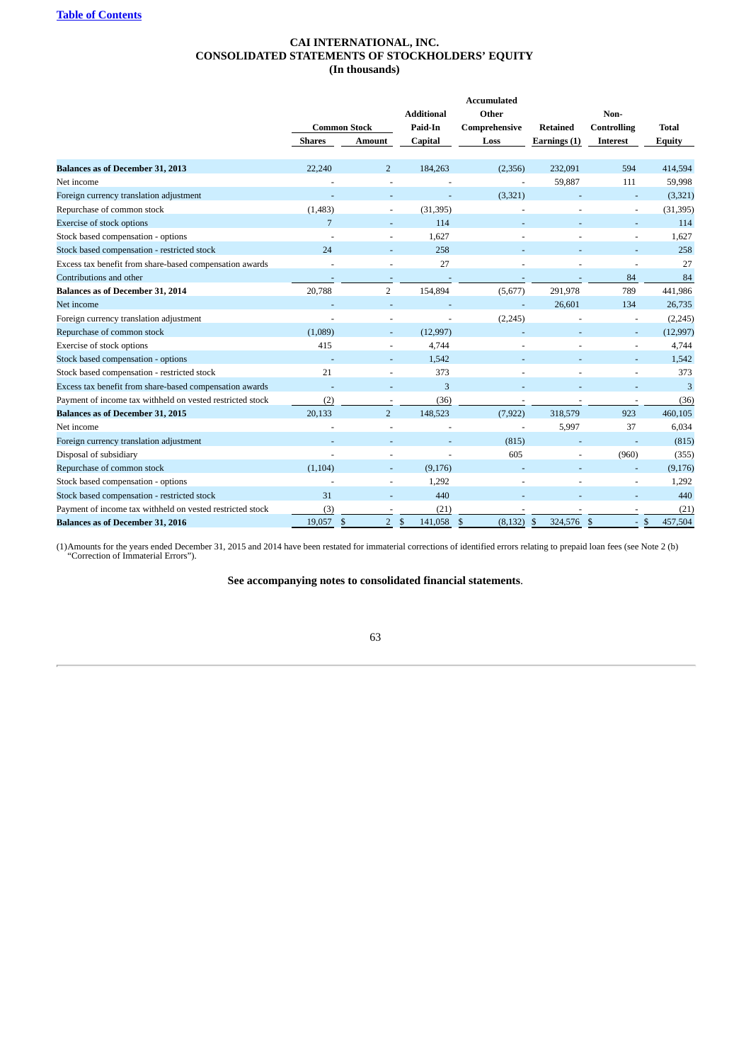**Table of Contents**

**CAI INTERNATIONAL, INC.**
**CONSOLIDATED STATEMENTS OF STOCKHOLDERS' EQUITY**
**(In thousands)**

| | Common Stock | | Additional Paid-In Capital | Accumulated Other Comprehensive Loss | Retained Earnings (1) | Non-Controlling Interest | Total Equity |
|---|---|---|---|---|---|---|---|
| | Shares | Amount | | | | | |
| **Balances as of December 31, 2013** | 22,240 | 2 | 184,263 | (2,356) | 232,091 | 594 | 414,594 |
| Net income | - | - | - | - | 59,887 | 111 | 59,998 |
| Foreign currency translation adjustment | - | - | - | (3,321) | - | - | (3,321) |
| Repurchase of common stock | (1,483) | - | (31,395) | - | - | - | (31,395) |
| Exercise of stock options | 7 | - | 114 | - | - | - | 114 |
| Stock based compensation - options | - | - | 1,627 | - | - | - | 1,627 |
| Stock based compensation - restricted stock | 24 | - | 258 | - | - | - | 258 |
| Excess tax benefit from share-based compensation awards | - | - | 27 | - | - | - | 27 |
| Contributions and other | - | - | - | - | - | 84 | 84 |
| **Balances as of December 31, 2014** | 20,788 | 2 | 154,894 | (5,677) | 291,978 | 789 | 441,986 |
| Net income | - | - | - | - | 26,601 | 134 | 26,735 |
| Foreign currency translation adjustment | - | - | - | (2,245) | - | - | (2,245) |
| Repurchase of common stock | (1,089) | - | (12,997) | - | - | - | (12,997) |
| Exercise of stock options | 415 | - | 4,744 | - | - | - | 4,744 |
| Stock based compensation - options | - | - | 1,542 | - | - | - | 1,542 |
| Stock based compensation - restricted stock | 21 | - | 373 | - | - | - | 373 |
| Excess tax benefit from share-based compensation awards | - | - | 3 | - | - | - | 3 |
| Payment of income tax withheld on vested restricted stock | (2) | - | (36) | - | - | - | (36) |
| **Balances as of December 31, 2015** | 20,133 | 2 | 148,523 | (7,922) | 318,579 | 923 | 460,105 |
| Net income | - | - | - | - | 5,997 | 37 | 6,034 |
| Foreign currency translation adjustment | - | - | - | (815) | - | - | (815) |
| Disposal of subsidiary | - | - | - | 605 | - | (960) | (355) |
| Repurchase of common stock | (1,104) | - | (9,176) | - | - | - | (9,176) |
| Stock based compensation - options | - | - | 1,292 | - | - | - | 1,292 |
| Stock based compensation - restricted stock | 31 | - | 440 | - | - | - | 440 |
| Payment of income tax withheld on vested restricted stock | (3) | - | (21) | - | - | - | (21) |
| **Balances as of December 31, 2016** | 19,057 | $ 2 | $ 141,058 | $ (8,132) | $ 324,576 | $ - | $ 457,504 |

(1)Amounts for the years ended December 31, 2015 and 2014 have been restated for immaterial corrections of identified errors relating to prepaid loan fees (see Note 2 (b) "Correction of Immaterial Errors").

**See accompanying notes to consolidated financial statements**.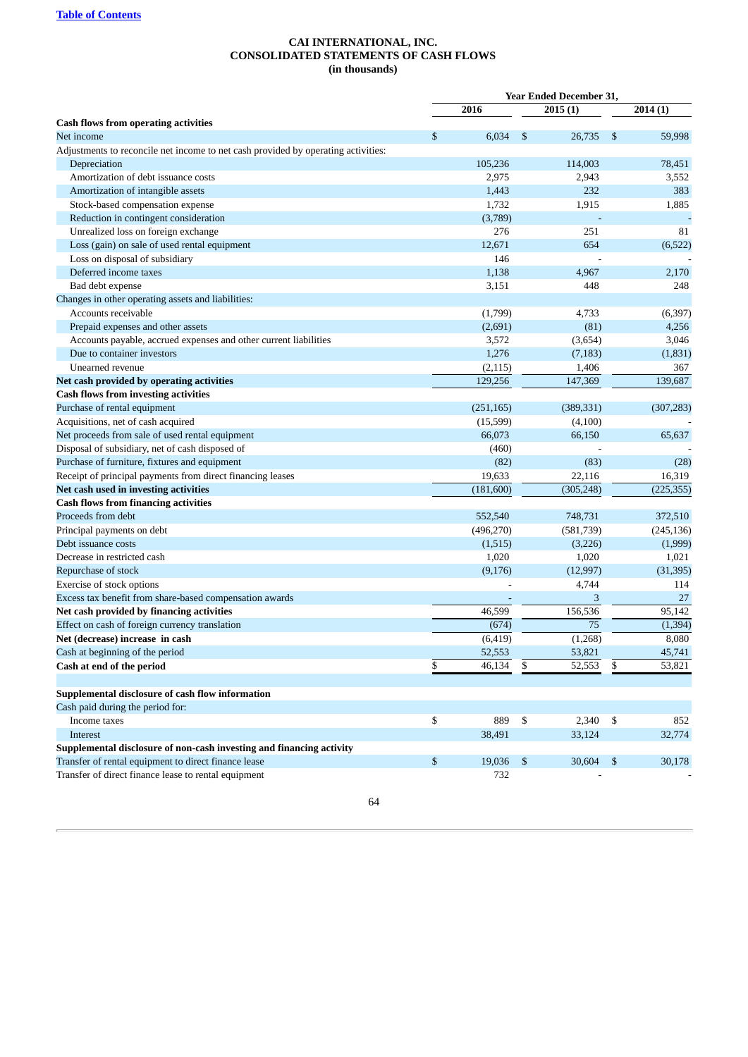[Table of Contents](#)

**CAI INTERNATIONAL, INC.**
**CONSOLIDATED STATEMENTS OF CASH FLOWS**
**(in thousands)**

| | Year Ended December 31, | | |
|---|---|---|---|
| | 2016 | 2015 (1) | 2014 (1) |
| **Cash flows from operating activities** | | | |
| Net income | $ 6,034 | $ 26,735 | $ 59,998 |
| Adjustments to reconcile net income to net cash provided by operating activities: | | | |
| Depreciation | 105,236 | 114,003 | 78,451 |
| Amortization of debt issuance costs | 2,975 | 2,943 | 3,552 |
| Amortization of intangible assets | 1,443 | 232 | 383 |
| Stock-based compensation expense | 1,732 | 1,915 | 1,885 |
| Reduction in contingent consideration | (3,789) | - | - |
| Unrealized loss on foreign exchange | 276 | 251 | 81 |
| Loss (gain) on sale of used rental equipment | 12,671 | 654 | (6,522) |
| Loss on disposal of subsidiary | 146 | - | - |
| Deferred income taxes | 1,138 | 4,967 | 2,170 |
| Bad debt expense | 3,151 | 448 | 248 |
| Changes in other operating assets and liabilities: | | | |
| Accounts receivable | (1,799) | 4,733 | (6,397) |
| Prepaid expenses and other assets | (2,691) | (81) | 4,256 |
| Accounts payable, accrued expenses and other current liabilities | 3,572 | (3,654) | 3,046 |
| Due to container investors | 1,276 | (7,183) | (1,831) |
| Unearned revenue | (2,115) | 1,406 | 367 |
| **Net cash provided by operating activities** | 129,256 | 147,369 | 139,687 |
| **Cash flows from investing activities** | | | |
| Purchase of rental equipment | (251,165) | (389,331) | (307,283) |
| Acquisitions, net of cash acquired | (15,599) | (4,100) | - |
| Net proceeds from sale of used rental equipment | 66,073 | 66,150 | 65,637 |
| Disposal of subsidiary, net of cash disposed of | (460) | - | - |
| Purchase of furniture, fixtures and equipment | (82) | (83) | (28) |
| Receipt of principal payments from direct financing leases | 19,633 | 22,116 | 16,319 |
| **Net cash used in investing activities** | (181,600) | (305,248) | (225,355) |
| **Cash flows from financing activities** | | | |
| Proceeds from debt | 552,540 | 748,731 | 372,510 |
| Principal payments on debt | (496,270) | (581,739) | (245,136) |
| Debt issuance costs | (1,515) | (3,226) | (1,999) |
| Decrease in restricted cash | 1,020 | 1,020 | 1,021 |
| Repurchase of stock | (9,176) | (12,997) | (31,395) |
| Exercise of stock options | - | 4,744 | 114 |
| Excess tax benefit from share-based compensation awards | - | 3 | 27 |
| **Net cash provided by financing activities** | 46,599 | 156,536 | 95,142 |
| Effect on cash of foreign currency translation | (674) | 75 | (1,394) |
| **Net (decrease) increase in cash** | (6,419) | (1,268) | 8,080 |
| Cash at beginning of the period | 52,553 | 53,821 | 45,741 |
| **Cash at end of the period** | $ 46,134 | $ 52,553 | $ 53,821 |
| | | | |
| **Supplemental disclosure of cash flow information** | | | |
| Cash paid during the period for: | | | |
| Income taxes | $ 889 | $ 2,340 | $ 852 |
| Interest | 38,491 | 33,124 | 32,774 |
| **Supplemental disclosure of non-cash investing and financing activity** | | | |
| Transfer of rental equipment to direct finance lease | $ 19,036 | $ 30,604 | $ 30,178 |
| Transfer of direct finance lease to rental equipment | 732 | - | - |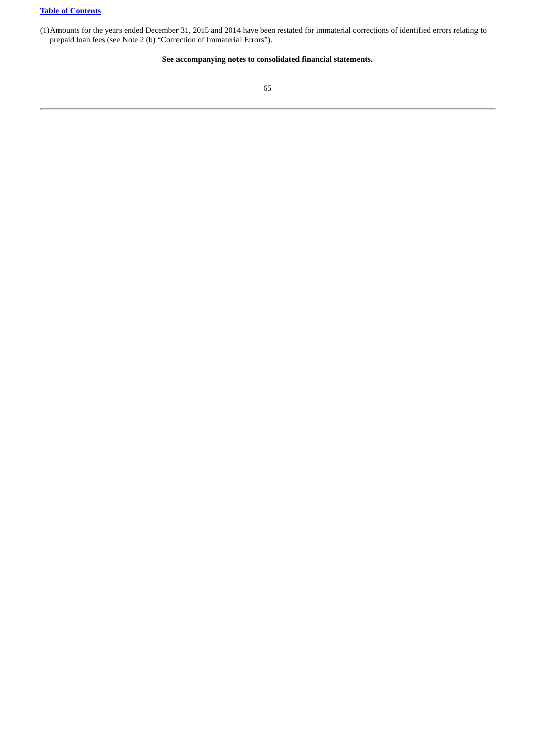(1)Amounts for the years ended December 31, 2015 and 2014 have been restated for immaterial corrections of identified errors relating to prepaid loan fees (see Note 2 (b) "Correction of Immaterial Errors").

**See accompanying notes to consolidated financial statements.**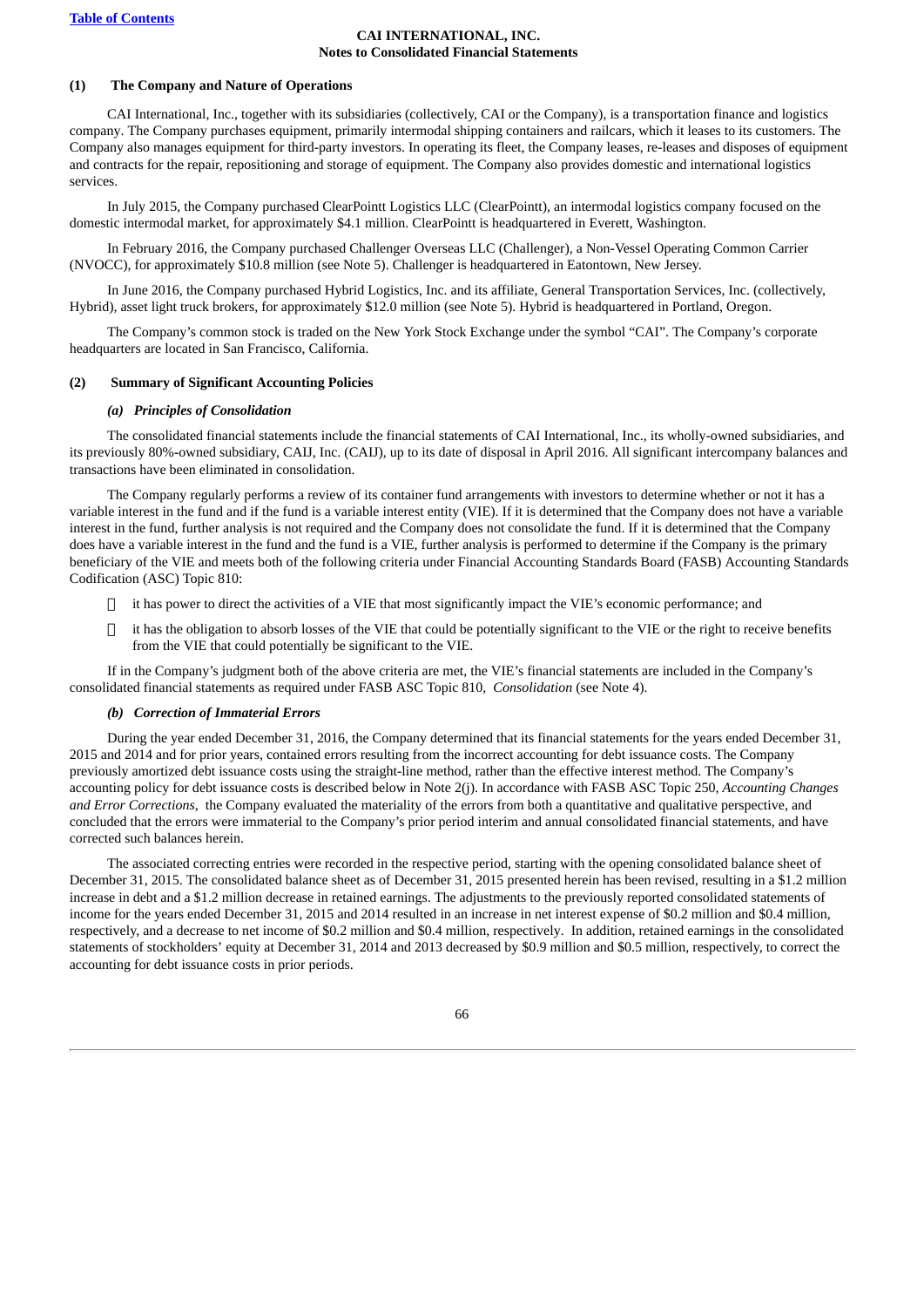**CAI INTERNATIONAL, INC.**
**Notes to Consolidated Financial Statements**

## (1) The Company and Nature of Operations

CAI International, Inc., together with its subsidiaries (collectively, CAI or the Company), is a transportation finance and logistics company. The Company purchases equipment, primarily intermodal shipping containers and railcars, which it leases to its customers. The Company also manages equipment for third-party investors. In operating its fleet, the Company leases, re-leases and disposes of equipment and contracts for the repair, repositioning and storage of equipment. The Company also provides domestic and international logistics services.

In July 2015, the Company purchased ClearPointt Logistics LLC (ClearPointt), an intermodal logistics company focused on the domestic intermodal market, for approximately $4.1 million. ClearPointt is headquartered in Everett, Washington.

In February 2016, the Company purchased Challenger Overseas LLC (Challenger), a Non-Vessel Operating Common Carrier (NVOCC), for approximately $10.8 million (see Note 5). Challenger is headquartered in Eatontown, New Jersey.

In June 2016, the Company purchased Hybrid Logistics, Inc. and its affiliate, General Transportation Services, Inc. (collectively, Hybrid), asset light truck brokers, for approximately $12.0 million (see Note 5). Hybrid is headquartered in Portland, Oregon.

The Company's common stock is traded on the New York Stock Exchange under the symbol "CAI". The Company's corporate headquarters are located in San Francisco, California.

## (2) Summary of Significant Accounting Policies

### *(a) Principles of Consolidation*

The consolidated financial statements include the financial statements of CAI International, Inc., its wholly-owned subsidiaries, and its previously 80%-owned subsidiary, CAIJ, Inc. (CAIJ), up to its date of disposal in April 2016. All significant intercompany balances and transactions have been eliminated in consolidation.

The Company regularly performs a review of its container fund arrangements with investors to determine whether or not it has a variable interest in the fund and if the fund is a variable interest entity (VIE). If it is determined that the Company does not have a variable interest in the fund, further analysis is not required and the Company does not consolidate the fund. If it is determined that the Company does have a variable interest in the fund and the fund is a VIE, further analysis is performed to determine if the Company is the primary beneficiary of the VIE and meets both of the following criteria under Financial Accounting Standards Board (FASB) Accounting Standards Codification (ASC) Topic 810:

- it has power to direct the activities of a VIE that most significantly impact the VIE's economic performance; and
- it has the obligation to absorb losses of the VIE that could be potentially significant to the VIE or the right to receive benefits from the VIE that could potentially be significant to the VIE.

If in the Company's judgment both of the above criteria are met, the VIE's financial statements are included in the Company's consolidated financial statements as required under FASB ASC Topic 810, *Consolidation* (see Note 4).

### *(b) Correction of Immaterial Errors*

During the year ended December 31, 2016, the Company determined that its financial statements for the years ended December 31, 2015 and 2014 and for prior years, contained errors resulting from the incorrect accounting for debt issuance costs. The Company previously amortized debt issuance costs using the straight-line method, rather than the effective interest method. The Company's accounting policy for debt issuance costs is described below in Note 2(j). In accordance with FASB ASC Topic 250, *Accounting Changes and Error Corrections*, the Company evaluated the materiality of the errors from both a quantitative and qualitative perspective, and concluded that the errors were immaterial to the Company's prior period interim and annual consolidated financial statements, and have corrected such balances herein.

The associated correcting entries were recorded in the respective period, starting with the opening consolidated balance sheet of December 31, 2015. The consolidated balance sheet as of December 31, 2015 presented herein has been revised, resulting in a $1.2 million increase in debt and a $1.2 million decrease in retained earnings. The adjustments to the previously reported consolidated statements of income for the years ended December 31, 2015 and 2014 resulted in an increase in net interest expense of $0.2 million and $0.4 million, respectively, and a decrease to net income of $0.2 million and $0.4 million, respectively. In addition, retained earnings in the consolidated statements of stockholders' equity at December 31, 2014 and 2013 decreased by $0.9 million and $0.5 million, respectively, to correct the accounting for debt issuance costs in prior periods.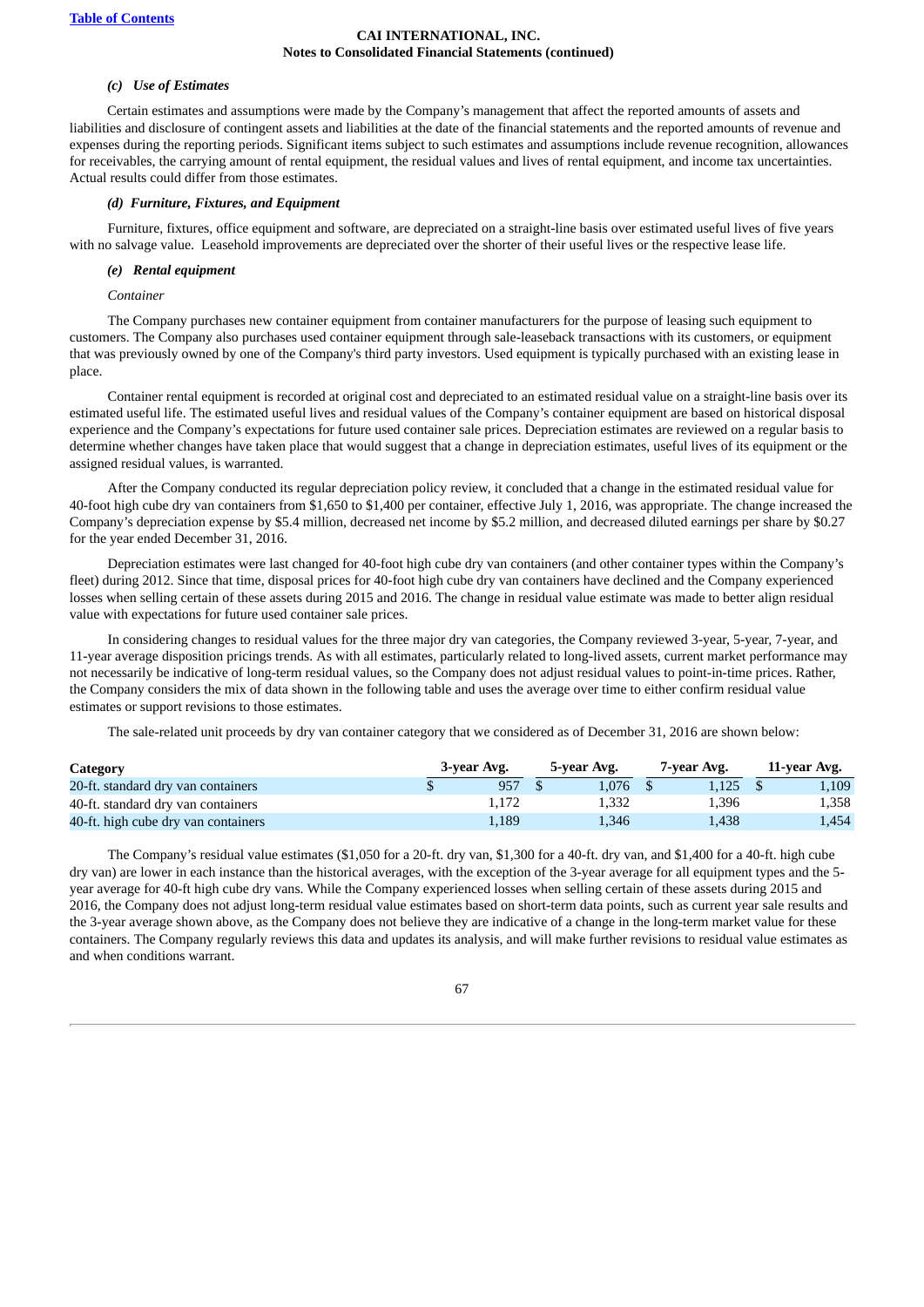### (c) *Use of Estimates*

Certain estimates and assumptions were made by the Company's management that affect the reported amounts of assets and liabilities and disclosure of contingent assets and liabilities at the date of the financial statements and the reported amounts of revenue and expenses during the reporting periods. Significant items subject to such estimates and assumptions include revenue recognition, allowances for receivables, the carrying amount of rental equipment, the residual values and lives of rental equipment, and income tax uncertainties. Actual results could differ from those estimates.

### (d) *Furniture, Fixtures, and Equipment*

Furniture, fixtures, office equipment and software, are depreciated on a straight-line basis over estimated useful lives of five years with no salvage value. Leasehold improvements are depreciated over the shorter of their useful lives or the respective lease life.

### (e) *Rental equipment*

*Container*

The Company purchases new container equipment from container manufacturers for the purpose of leasing such equipment to customers. The Company also purchases used container equipment through sale-leaseback transactions with its customers, or equipment that was previously owned by one of the Company's third party investors. Used equipment is typically purchased with an existing lease in place.

Container rental equipment is recorded at original cost and depreciated to an estimated residual value on a straight-line basis over its estimated useful life. The estimated useful lives and residual values of the Company's container equipment are based on historical disposal experience and the Company's expectations for future used container sale prices. Depreciation estimates are reviewed on a regular basis to determine whether changes have taken place that would suggest that a change in depreciation estimates, useful lives of its equipment or the assigned residual values, is warranted.

After the Company conducted its regular depreciation policy review, it concluded that a change in the estimated residual value for 40-foot high cube dry van containers from $1,650 to $1,400 per container, effective July 1, 2016, was appropriate. The change increased the Company's depreciation expense by $5.4 million, decreased net income by $5.2 million, and decreased diluted earnings per share by $0.27 for the year ended December 31, 2016.

Depreciation estimates were last changed for 40-foot high cube dry van containers (and other container types within the Company's fleet) during 2012. Since that time, disposal prices for 40-foot high cube dry van containers have declined and the Company experienced losses when selling certain of these assets during 2015 and 2016. The change in residual value estimate was made to better align residual value with expectations for future used container sale prices.

In considering changes to residual values for the three major dry van categories, the Company reviewed 3-year, 5-year, 7-year, and 11-year average disposition pricings trends. As with all estimates, particularly related to long-lived assets, current market performance may not necessarily be indicative of long-term residual values, so the Company does not adjust residual values to point-in-time prices. Rather, the Company considers the mix of data shown in the following table and uses the average over time to either confirm residual value estimates or support revisions to those estimates.

The sale-related unit proceeds by dry van container category that we considered as of December 31, 2016 are shown below:

| Category | 3-year Avg. | 5-year Avg. | 7-year Avg. | 11-year Avg. |
|---|---|---|---|---|
| 20-ft. standard dry van containers | $ 957 | $ 1,076 | $ 1,125 | $ 1,109 |
| 40-ft. standard dry van containers | 1,172 | 1,332 | 1,396 | 1,358 |
| 40-ft. high cube dry van containers | 1,189 | 1,346 | 1,438 | 1,454 |

The Company's residual value estimates ($1,050 for a 20-ft. dry van, $1,300 for a 40-ft. dry van, and $1,400 for a 40-ft. high cube dry van) are lower in each instance than the historical averages, with the exception of the 3-year average for all equipment types and the 5-year average for 40-ft high cube dry vans. While the Company experienced losses when selling certain of these assets during 2015 and 2016, the Company does not adjust long-term residual value estimates based on short-term data points, such as current year sale results and the 3-year average shown above, as the Company does not believe they are indicative of a change in the long-term market value for these containers. The Company regularly reviews this data and updates its analysis, and will make further revisions to residual value estimates as and when conditions warrant.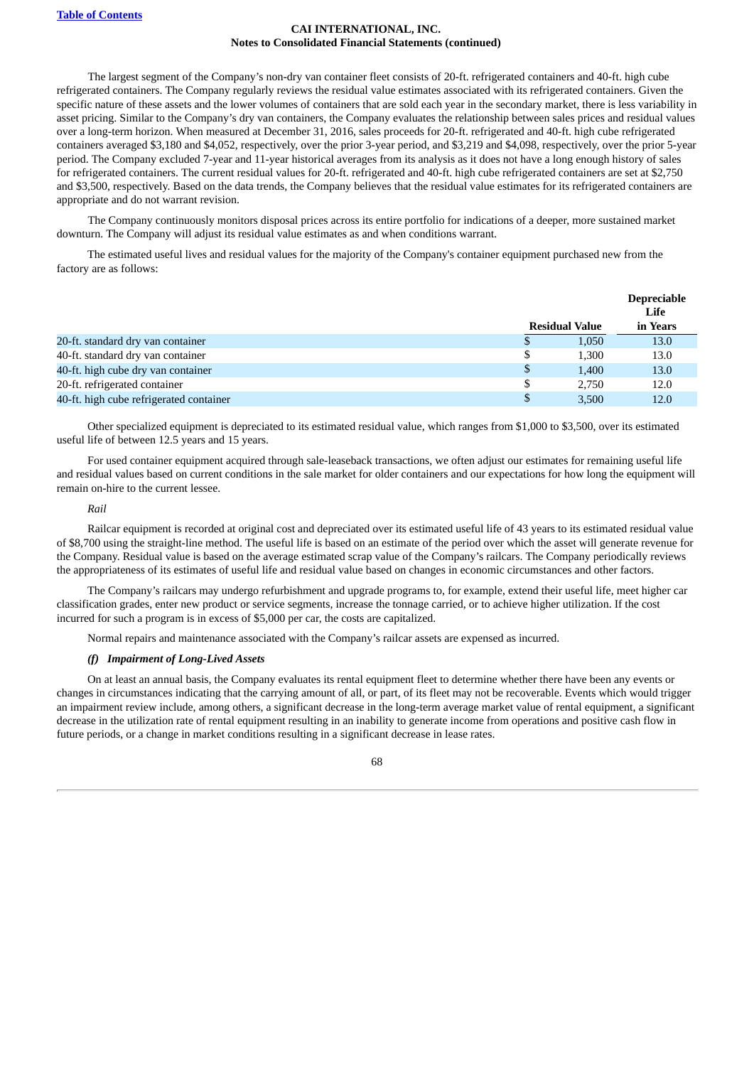The largest segment of the Company's non-dry van container fleet consists of 20-ft. refrigerated containers and 40-ft. high cube refrigerated containers. The Company regularly reviews the residual value estimates associated with its refrigerated containers. Given the specific nature of these assets and the lower volumes of containers that are sold each year in the secondary market, there is less variability in asset pricing. Similar to the Company's dry van containers, the Company evaluates the relationship between sales prices and residual values over a long-term horizon. When measured at December 31, 2016, sales proceeds for 20-ft. refrigerated and 40-ft. high cube refrigerated containers averaged $3,180 and $4,052, respectively, over the prior 3-year period, and $3,219 and $4,098, respectively, over the prior 5-year period. The Company excluded 7-year and 11-year historical averages from its analysis as it does not have a long enough history of sales for refrigerated containers. The current residual values for 20-ft. refrigerated and 40-ft. high cube refrigerated containers are set at $2,750 and $3,500, respectively. Based on the data trends, the Company believes that the residual value estimates for its refrigerated containers are appropriate and do not warrant revision.

The Company continuously monitors disposal prices across its entire portfolio for indications of a deeper, more sustained market downturn. The Company will adjust its residual value estimates as and when conditions warrant.

The estimated useful lives and residual values for the majority of the Company's container equipment purchased new from the factory are as follows:

| | Residual Value | Depreciable Life in Years |
|---|---|---|
| 20-ft. standard dry van container | $ 1,050 | 13.0 |
| 40-ft. standard dry van container | $ 1,300 | 13.0 |
| 40-ft. high cube dry van container | $ 1,400 | 13.0 |
| 20-ft. refrigerated container | $ 2,750 | 12.0 |
| 40-ft. high cube refrigerated container | $ 3,500 | 12.0 |

Other specialized equipment is depreciated to its estimated residual value, which ranges from $1,000 to $3,500, over its estimated useful life of between 12.5 years and 15 years.

For used container equipment acquired through sale-leaseback transactions, we often adjust our estimates for remaining useful life and residual values based on current conditions in the sale market for older containers and our expectations for how long the equipment will remain on-hire to the current lessee.

*Rail*

Railcar equipment is recorded at original cost and depreciated over its estimated useful life of 43 years to its estimated residual value of $8,700 using the straight-line method. The useful life is based on an estimate of the period over which the asset will generate revenue for the Company. Residual value is based on the average estimated scrap value of the Company's railcars. The Company periodically reviews the appropriateness of its estimates of useful life and residual value based on changes in economic circumstances and other factors.

The Company's railcars may undergo refurbishment and upgrade programs to, for example, extend their useful life, meet higher car classification grades, enter new product or service segments, increase the tonnage carried, or to achieve higher utilization. If the cost incurred for such a program is in excess of $5,000 per car, the costs are capitalized.

Normal repairs and maintenance associated with the Company's railcar assets are expensed as incurred.

***(f) Impairment of Long-Lived Assets***

On at least an annual basis, the Company evaluates its rental equipment fleet to determine whether there have been any events or changes in circumstances indicating that the carrying amount of all, or part, of its fleet may not be recoverable. Events which would trigger an impairment review include, among others, a significant decrease in the long-term average market value of rental equipment, a significant decrease in the utilization rate of rental equipment resulting in an inability to generate income from operations and positive cash flow in future periods, or a change in market conditions resulting in a significant decrease in lease rates.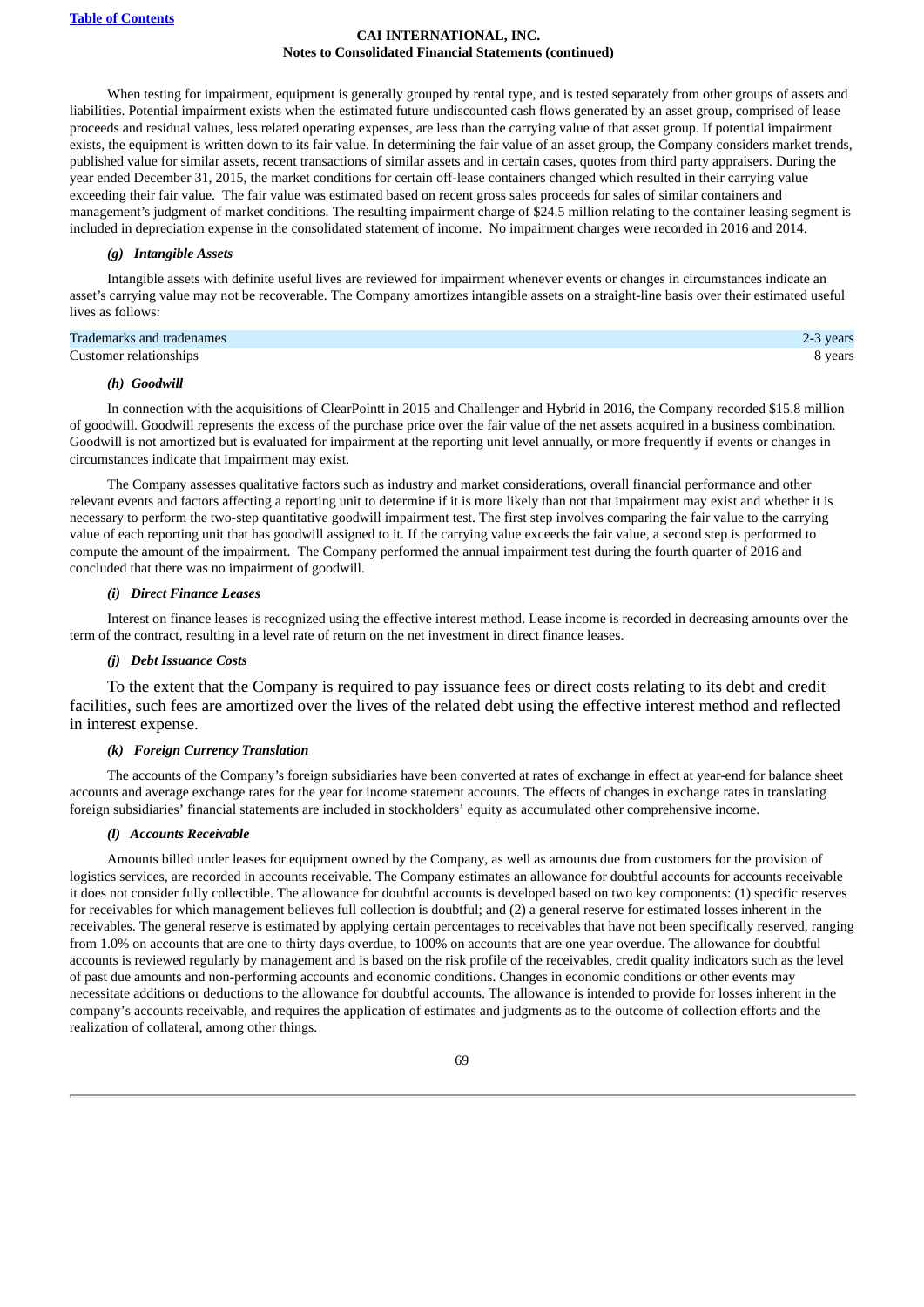When testing for impairment, equipment is generally grouped by rental type, and is tested separately from other groups of assets and liabilities. Potential impairment exists when the estimated future undiscounted cash flows generated by an asset group, comprised of lease proceeds and residual values, less related operating expenses, are less than the carrying value of that asset group. If potential impairment exists, the equipment is written down to its fair value. In determining the fair value of an asset group, the Company considers market trends, published value for similar assets, recent transactions of similar assets and in certain cases, quotes from third party appraisers. During the year ended December 31, 2015, the market conditions for certain off-lease containers changed which resulted in their carrying value exceeding their fair value. The fair value was estimated based on recent gross sales proceeds for sales of similar containers and management's judgment of market conditions. The resulting impairment charge of $24.5 million relating to the container leasing segment is included in depreciation expense in the consolidated statement of income. No impairment charges were recorded in 2016 and 2014.

***(g) Intangible Assets***

Intangible assets with definite useful lives are reviewed for impairment whenever events or changes in circumstances indicate an asset's carrying value may not be recoverable. The Company amortizes intangible assets on a straight-line basis over their estimated useful lives as follows:

| | |
|---|---|
| Trademarks and tradenames | 2-3 years |
| Customer relationships | 8 years |

***(h) Goodwill***

In connection with the acquisitions of ClearPointt in 2015 and Challenger and Hybrid in 2016, the Company recorded $15.8 million of goodwill. Goodwill represents the excess of the purchase price over the fair value of the net assets acquired in a business combination. Goodwill is not amortized but is evaluated for impairment at the reporting unit level annually, or more frequently if events or changes in circumstances indicate that impairment may exist.

The Company assesses qualitative factors such as industry and market considerations, overall financial performance and other relevant events and factors affecting a reporting unit to determine if it is more likely than not that impairment may exist and whether it is necessary to perform the two-step quantitative goodwill impairment test. The first step involves comparing the fair value to the carrying value of each reporting unit that has goodwill assigned to it. If the carrying value exceeds the fair value, a second step is performed to compute the amount of the impairment. The Company performed the annual impairment test during the fourth quarter of 2016 and concluded that there was no impairment of goodwill.

***(i) Direct Finance Leases***

Interest on finance leases is recognized using the effective interest method. Lease income is recorded in decreasing amounts over the term of the contract, resulting in a level rate of return on the net investment in direct finance leases.

***(j) Debt Issuance Costs***

To the extent that the Company is required to pay issuance fees or direct costs relating to its debt and credit facilities, such fees are amortized over the lives of the related debt using the effective interest method and reflected in interest expense.

***(k) Foreign Currency Translation***

The accounts of the Company's foreign subsidiaries have been converted at rates of exchange in effect at year-end for balance sheet accounts and average exchange rates for the year for income statement accounts. The effects of changes in exchange rates in translating foreign subsidiaries' financial statements are included in stockholders' equity as accumulated other comprehensive income.

***(l) Accounts Receivable***

Amounts billed under leases for equipment owned by the Company, as well as amounts due from customers for the provision of logistics services, are recorded in accounts receivable. The Company estimates an allowance for doubtful accounts for accounts receivable it does not consider fully collectible. The allowance for doubtful accounts is developed based on two key components: (1) specific reserves for receivables for which management believes full collection is doubtful; and (2) a general reserve for estimated losses inherent in the receivables. The general reserve is estimated by applying certain percentages to receivables that have not been specifically reserved, ranging from 1.0% on accounts that are one to thirty days overdue, to 100% on accounts that are one year overdue. The allowance for doubtful accounts is reviewed regularly by management and is based on the risk profile of the receivables, credit quality indicators such as the level of past due amounts and non-performing accounts and economic conditions. Changes in economic conditions or other events may necessitate additions or deductions to the allowance for doubtful accounts. The allowance is intended to provide for losses inherent in the company's accounts receivable, and requires the application of estimates and judgments as to the outcome of collection efforts and the realization of collateral, among other things.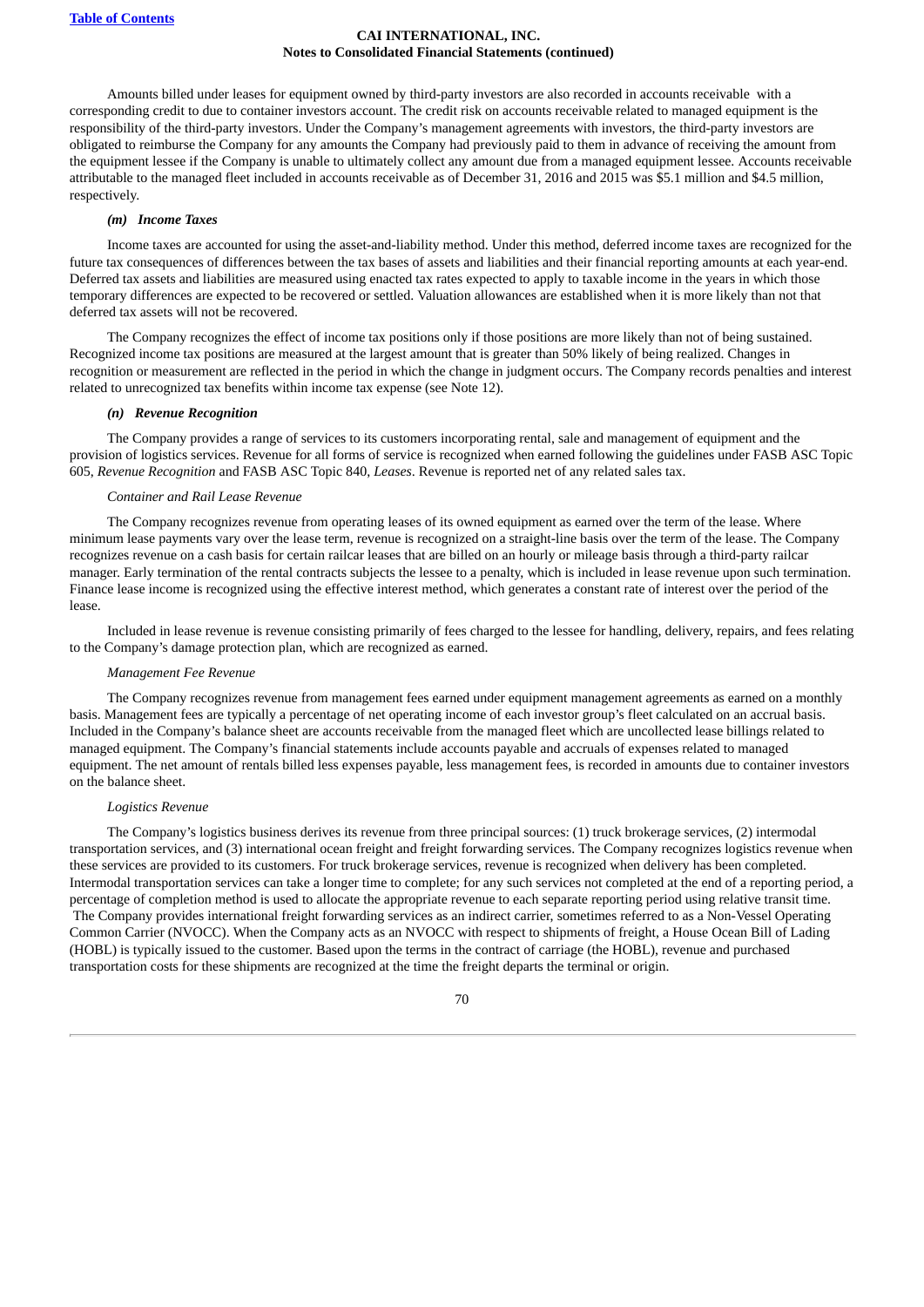Amounts billed under leases for equipment owned by third-party investors are also recorded in accounts receivable with a corresponding credit to due to container investors account. The credit risk on accounts receivable related to managed equipment is the responsibility of the third-party investors. Under the Company's management agreements with investors, the third-party investors are obligated to reimburse the Company for any amounts the Company had previously paid to them in advance of receiving the amount from the equipment lessee if the Company is unable to ultimately collect any amount due from a managed equipment lessee. Accounts receivable attributable to the managed fleet included in accounts receivable as of December 31, 2016 and 2015 was $5.1 million and $4.5 million, respectively.

#### *(m) Income Taxes*

Income taxes are accounted for using the asset-and-liability method. Under this method, deferred income taxes are recognized for the future tax consequences of differences between the tax bases of assets and liabilities and their financial reporting amounts at each year-end. Deferred tax assets and liabilities are measured using enacted tax rates expected to apply to taxable income in the years in which those temporary differences are expected to be recovered or settled. Valuation allowances are established when it is more likely than not that deferred tax assets will not be recovered.

The Company recognizes the effect of income tax positions only if those positions are more likely than not of being sustained. Recognized income tax positions are measured at the largest amount that is greater than 50% likely of being realized. Changes in recognition or measurement are reflected in the period in which the change in judgment occurs. The Company records penalties and interest related to unrecognized tax benefits within income tax expense (see Note 12).

#### *(n) Revenue Recognition*

The Company provides a range of services to its customers incorporating rental, sale and management of equipment and the provision of logistics services. Revenue for all forms of service is recognized when earned following the guidelines under FASB ASC Topic 605, *Revenue Recognition* and FASB ASC Topic 840, *Leases*. Revenue is reported net of any related sales tax.

*Container and Rail Lease Revenue*

The Company recognizes revenue from operating leases of its owned equipment as earned over the term of the lease. Where minimum lease payments vary over the lease term, revenue is recognized on a straight-line basis over the term of the lease. The Company recognizes revenue on a cash basis for certain railcar leases that are billed on an hourly or mileage basis through a third-party railcar manager. Early termination of the rental contracts subjects the lessee to a penalty, which is included in lease revenue upon such termination. Finance lease income is recognized using the effective interest method, which generates a constant rate of interest over the period of the lease.

Included in lease revenue is revenue consisting primarily of fees charged to the lessee for handling, delivery, repairs, and fees relating to the Company's damage protection plan, which are recognized as earned.

*Management Fee Revenue*

The Company recognizes revenue from management fees earned under equipment management agreements as earned on a monthly basis. Management fees are typically a percentage of net operating income of each investor group's fleet calculated on an accrual basis. Included in the Company's balance sheet are accounts receivable from the managed fleet which are uncollected lease billings related to managed equipment. The Company's financial statements include accounts payable and accruals of expenses related to managed equipment. The net amount of rentals billed less expenses payable, less management fees, is recorded in amounts due to container investors on the balance sheet.

*Logistics Revenue*

The Company's logistics business derives its revenue from three principal sources: (1) truck brokerage services, (2) intermodal transportation services, and (3) international ocean freight and freight forwarding services. The Company recognizes logistics revenue when these services are provided to its customers. For truck brokerage services, revenue is recognized when delivery has been completed. Intermodal transportation services can take a longer time to complete; for any such services not completed at the end of a reporting period, a percentage of completion method is used to allocate the appropriate revenue to each separate reporting period using relative transit time. The Company provides international freight forwarding services as an indirect carrier, sometimes referred to as a Non-Vessel Operating Common Carrier (NVOCC). When the Company acts as an NVOCC with respect to shipments of freight, a House Ocean Bill of Lading (HOBL) is typically issued to the customer. Based upon the terms in the contract of carriage (the HOBL), revenue and purchased transportation costs for these shipments are recognized at the time the freight departs the terminal or origin.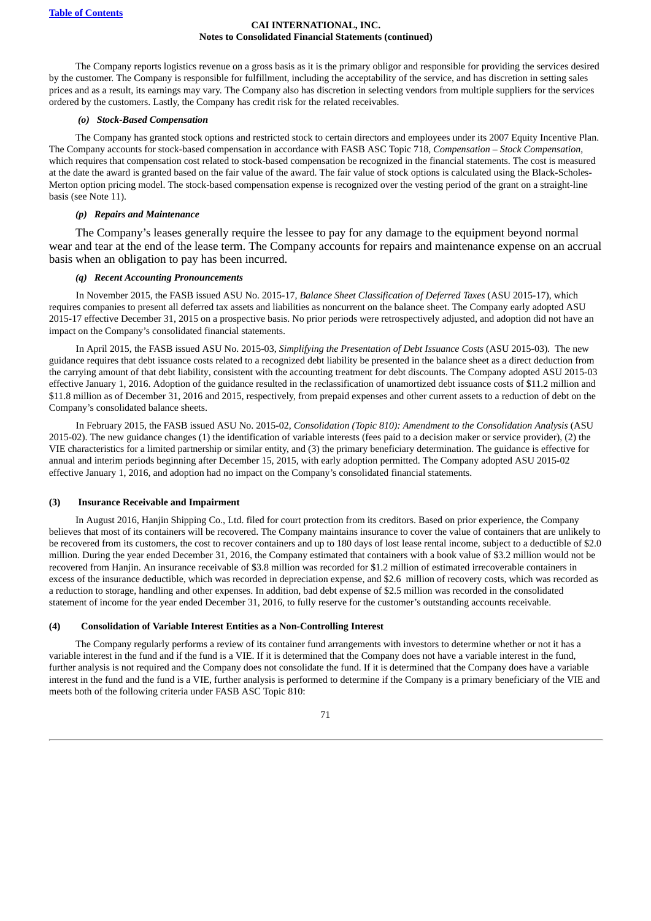The Company reports logistics revenue on a gross basis as it is the primary obligor and responsible for providing the services desired by the customer. The Company is responsible for fulfillment, including the acceptability of the service, and has discretion in setting sales prices and as a result, its earnings may vary. The Company also has discretion in selecting vendors from multiple suppliers for the services ordered by the customers. Lastly, the Company has credit risk for the related receivables.

#### *(o) Stock-Based Compensation*

The Company has granted stock options and restricted stock to certain directors and employees under its 2007 Equity Incentive Plan. The Company accounts for stock-based compensation in accordance with FASB ASC Topic 718, *Compensation – Stock Compensation*, which requires that compensation cost related to stock-based compensation be recognized in the financial statements. The cost is measured at the date the award is granted based on the fair value of the award. The fair value of stock options is calculated using the Black-Scholes-Merton option pricing model. The stock-based compensation expense is recognized over the vesting period of the grant on a straight-line basis (see Note 11).

#### *(p) Repairs and Maintenance*

The Company's leases generally require the lessee to pay for any damage to the equipment beyond normal wear and tear at the end of the lease term. The Company accounts for repairs and maintenance expense on an accrual basis when an obligation to pay has been incurred.

#### *(q) Recent Accounting Pronouncements*

In November 2015, the FASB issued ASU No. 2015-17, *Balance Sheet Classification of Deferred Taxes* (ASU 2015-17), which requires companies to present all deferred tax assets and liabilities as noncurrent on the balance sheet. The Company early adopted ASU 2015-17 effective December 31, 2015 on a prospective basis. No prior periods were retrospectively adjusted, and adoption did not have an impact on the Company's consolidated financial statements.

In April 2015, the FASB issued ASU No. 2015-03, *Simplifying the Presentation of Debt Issuance Costs* (ASU 2015-03). The new guidance requires that debt issuance costs related to a recognized debt liability be presented in the balance sheet as a direct deduction from the carrying amount of that debt liability, consistent with the accounting treatment for debt discounts. The Company adopted ASU 2015-03 effective January 1, 2016. Adoption of the guidance resulted in the reclassification of unamortized debt issuance costs of $11.2 million and $11.8 million as of December 31, 2016 and 2015, respectively, from prepaid expenses and other current assets to a reduction of debt on the Company's consolidated balance sheets.

In February 2015, the FASB issued ASU No. 2015-02, *Consolidation (Topic 810): Amendment to the Consolidation Analysis* (ASU 2015-02). The new guidance changes (1) the identification of variable interests (fees paid to a decision maker or service provider), (2) the VIE characteristics for a limited partnership or similar entity, and (3) the primary beneficiary determination. The guidance is effective for annual and interim periods beginning after December 15, 2015, with early adoption permitted. The Company adopted ASU 2015-02 effective January 1, 2016, and adoption had no impact on the Company's consolidated financial statements.

### (3) Insurance Receivable and Impairment

In August 2016, Hanjin Shipping Co., Ltd. filed for court protection from its creditors. Based on prior experience, the Company believes that most of its containers will be recovered. The Company maintains insurance to cover the value of containers that are unlikely to be recovered from its customers, the cost to recover containers and up to 180 days of lost lease rental income, subject to a deductible of $2.0 million. During the year ended December 31, 2016, the Company estimated that containers with a book value of $3.2 million would not be recovered from Hanjin. An insurance receivable of $3.8 million was recorded for $1.2 million of estimated irrecoverable containers in excess of the insurance deductible, which was recorded in depreciation expense, and $2.6 million of recovery costs, which was recorded as a reduction to storage, handling and other expenses. In addition, bad debt expense of $2.5 million was recorded in the consolidated statement of income for the year ended December 31, 2016, to fully reserve for the customer's outstanding accounts receivable.

### (4) Consolidation of Variable Interest Entities as a Non-Controlling Interest

The Company regularly performs a review of its container fund arrangements with investors to determine whether or not it has a variable interest in the fund and if the fund is a VIE. If it is determined that the Company does not have a variable interest in the fund, further analysis is not required and the Company does not consolidate the fund. If it is determined that the Company does have a variable interest in the fund and the fund is a VIE, further analysis is performed to determine if the Company is a primary beneficiary of the VIE and meets both of the following criteria under FASB ASC Topic 810: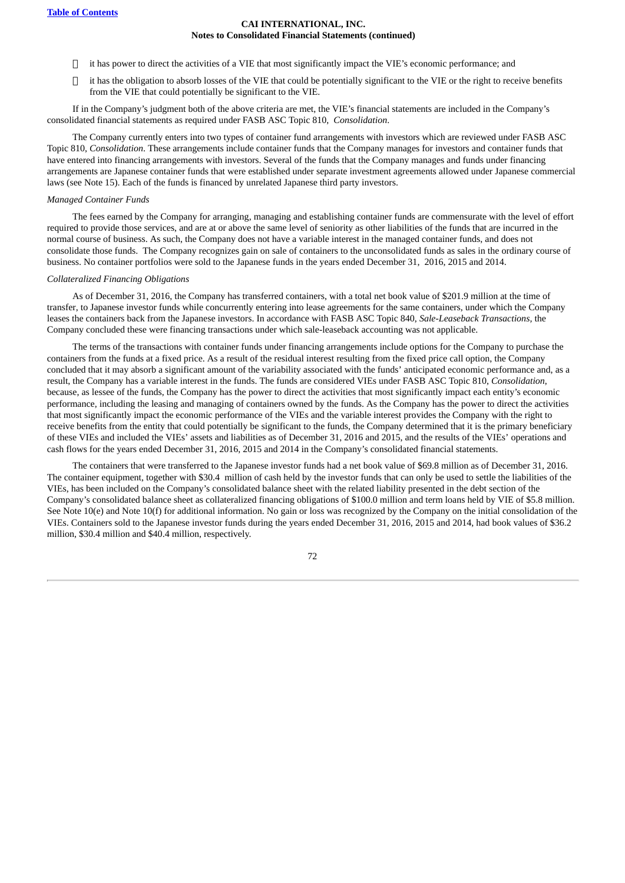- it has power to direct the activities of a VIE that most significantly impact the VIE's economic performance; and
- it has the obligation to absorb losses of the VIE that could be potentially significant to the VIE or the right to receive benefits from the VIE that could potentially be significant to the VIE.

If in the Company's judgment both of the above criteria are met, the VIE's financial statements are included in the Company's consolidated financial statements as required under FASB ASC Topic 810, *Consolidation*.

The Company currently enters into two types of container fund arrangements with investors which are reviewed under FASB ASC Topic 810, *Consolidation*. These arrangements include container funds that the Company manages for investors and container funds that have entered into financing arrangements with investors. Several of the funds that the Company manages and funds under financing arrangements are Japanese container funds that were established under separate investment agreements allowed under Japanese commercial laws (see Note 15). Each of the funds is financed by unrelated Japanese third party investors.

*Managed Container Funds*

The fees earned by the Company for arranging, managing and establishing container funds are commensurate with the level of effort required to provide those services, and are at or above the same level of seniority as other liabilities of the funds that are incurred in the normal course of business. As such, the Company does not have a variable interest in the managed container funds, and does not consolidate those funds. The Company recognizes gain on sale of containers to the unconsolidated funds as sales in the ordinary course of business. No container portfolios were sold to the Japanese funds in the years ended December 31, 2016, 2015 and 2014.

*Collateralized Financing Obligations*

As of December 31, 2016, the Company has transferred containers, with a total net book value of $201.9 million at the time of transfer, to Japanese investor funds while concurrently entering into lease agreements for the same containers, under which the Company leases the containers back from the Japanese investors. In accordance with FASB ASC Topic 840, *Sale-Leaseback Transactions*, the Company concluded these were financing transactions under which sale-leaseback accounting was not applicable.

The terms of the transactions with container funds under financing arrangements include options for the Company to purchase the containers from the funds at a fixed price. As a result of the residual interest resulting from the fixed price call option, the Company concluded that it may absorb a significant amount of the variability associated with the funds' anticipated economic performance and, as a result, the Company has a variable interest in the funds. The funds are considered VIEs under FASB ASC Topic 810, *Consolidation*, because, as lessee of the funds, the Company has the power to direct the activities that most significantly impact each entity's economic performance, including the leasing and managing of containers owned by the funds. As the Company has the power to direct the activities that most significantly impact the economic performance of the VIEs and the variable interest provides the Company with the right to receive benefits from the entity that could potentially be significant to the funds, the Company determined that it is the primary beneficiary of these VIEs and included the VIEs' assets and liabilities as of December 31, 2016 and 2015, and the results of the VIEs' operations and cash flows for the years ended December 31, 2016, 2015 and 2014 in the Company's consolidated financial statements.

The containers that were transferred to the Japanese investor funds had a net book value of $69.8 million as of December 31, 2016. The container equipment, together with $30.4 million of cash held by the investor funds that can only be used to settle the liabilities of the VIEs, has been included on the Company's consolidated balance sheet with the related liability presented in the debt section of the Company's consolidated balance sheet as collateralized financing obligations of $100.0 million and term loans held by VIE of $5.8 million. See Note 10(e) and Note 10(f) for additional information. No gain or loss was recognized by the Company on the initial consolidation of the VIEs. Containers sold to the Japanese investor funds during the years ended December 31, 2016, 2015 and 2014, had book values of $36.2 million, $30.4 million and $40.4 million, respectively.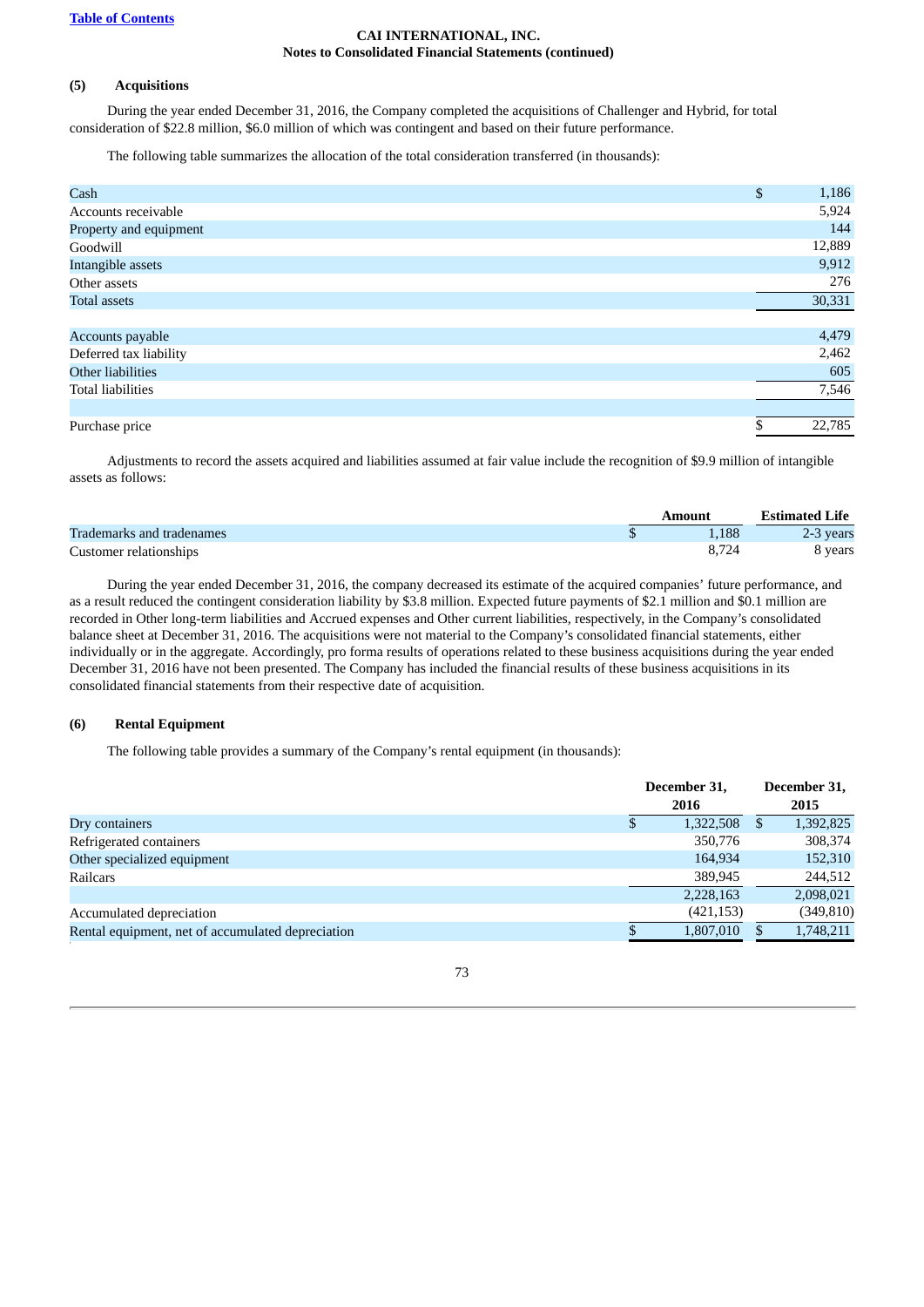[Table of Contents]

**CAI INTERNATIONAL, INC.**
**Notes to Consolidated Financial Statements (continued)**

### (5) Acquisitions

During the year ended December 31, 2016, the Company completed the acquisitions of Challenger and Hybrid, for total consideration of $22.8 million, $6.0 million of which was contingent and based on their future performance.

The following table summarizes the allocation of the total consideration transferred (in thousands):

| | |
|---|---|
| Cash | $ 1,186 |
| Accounts receivable | 5,924 |
| Property and equipment | 144 |
| Goodwill | 12,889 |
| Intangible assets | 9,912 |
| Other assets | 276 |
| Total assets | 30,331 |
| | |
| Accounts payable | 4,479 |
| Deferred tax liability | 2,462 |
| Other liabilities | 605 |
| Total liabilities | 7,546 |
| | |
| Purchase price | $ 22,785 |

Adjustments to record the assets acquired and liabilities assumed at fair value include the recognition of $9.9 million of intangible assets as follows:

| | Amount | Estimated Life |
|---|---|---|
| Trademarks and tradenames | $ 1,188 | 2-3 years |
| Customer relationships | 8,724 | 8 years |

During the year ended December 31, 2016, the company decreased its estimate of the acquired companies' future performance, and as a result reduced the contingent consideration liability by $3.8 million. Expected future payments of $2.1 million and $0.1 million are recorded in Other long-term liabilities and Accrued expenses and Other current liabilities, respectively, in the Company's consolidated balance sheet at December 31, 2016. The acquisitions were not material to the Company's consolidated financial statements, either individually or in the aggregate. Accordingly, pro forma results of operations related to these business acquisitions during the year ended December 31, 2016 have not been presented. The Company has included the financial results of these business acquisitions in its consolidated financial statements from their respective date of acquisition.

### (6) Rental Equipment

The following table provides a summary of the Company's rental equipment (in thousands):

| | December 31, 2016 | December 31, 2015 |
|---|---|---|
| Dry containers | $ 1,322,508 | $ 1,392,825 |
| Refrigerated containers | 350,776 | 308,374 |
| Other specialized equipment | 164,934 | 152,310 |
| Railcars | 389,945 | 244,512 |
| | 2,228,163 | 2,098,021 |
| Accumulated depreciation | (421,153) | (349,810) |
| Rental equipment, net of accumulated depreciation | $ 1,807,010 | $ 1,748,211 |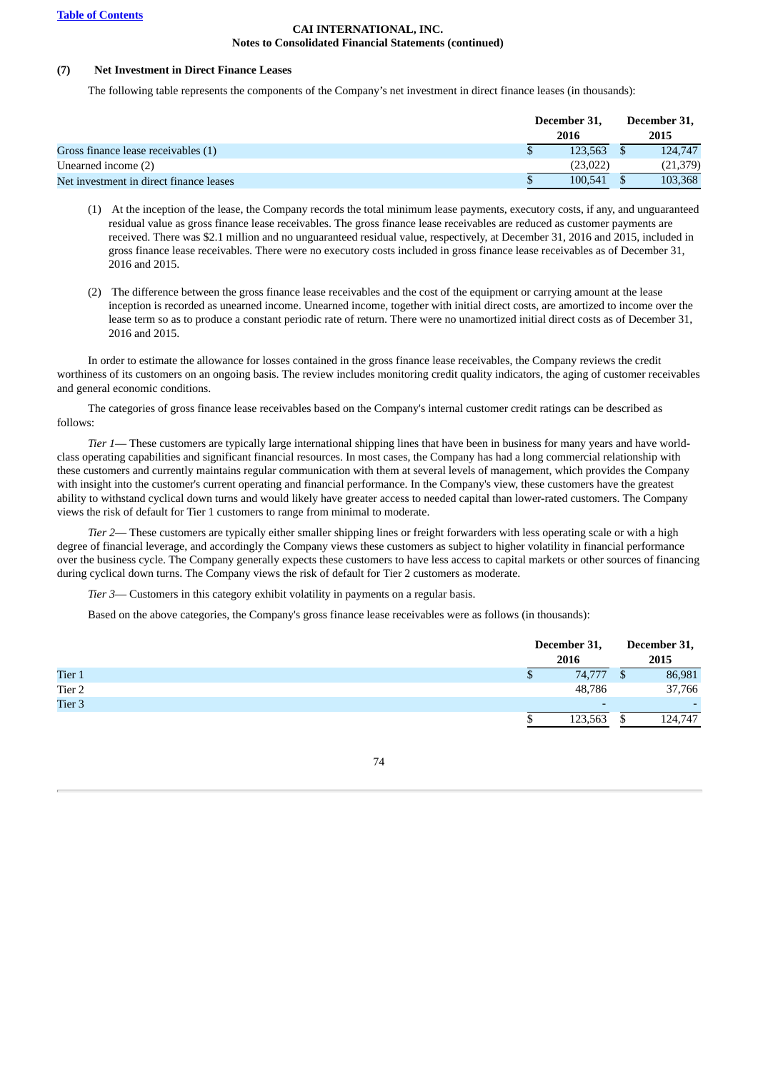CAI INTERNATIONAL, INC.
Notes to Consolidated Financial Statements (continued)

**(7) Net Investment in Direct Finance Leases**

The following table represents the components of the Company's net investment in direct finance leases (in thousands):

| | December 31, 2016 | December 31, 2015 |
|---|---|---|
| Gross finance lease receivables (1) | $ 123,563 | $ 124,747 |
| Unearned income (2) | (23,022) | (21,379) |
| Net investment in direct finance leases | $ 100,541 | $ 103,368 |

(1) At the inception of the lease, the Company records the total minimum lease payments, executory costs, if any, and unguaranteed residual value as gross finance lease receivables. The gross finance lease receivables are reduced as customer payments are received. There was $2.1 million and no unguaranteed residual value, respectively, at December 31, 2016 and 2015, included in gross finance lease receivables. There were no executory costs included in gross finance lease receivables as of December 31, 2016 and 2015.

(2) The difference between the gross finance lease receivables and the cost of the equipment or carrying amount at the lease inception is recorded as unearned income. Unearned income, together with initial direct costs, are amortized to income over the lease term so as to produce a constant periodic rate of return. There were no unamortized initial direct costs as of December 31, 2016 and 2015.

In order to estimate the allowance for losses contained in the gross finance lease receivables, the Company reviews the credit worthiness of its customers on an ongoing basis. The review includes monitoring credit quality indicators, the aging of customer receivables and general economic conditions.

The categories of gross finance lease receivables based on the Company's internal customer credit ratings can be described as follows:

*Tier 1*— These customers are typically large international shipping lines that have been in business for many years and have world-class operating capabilities and significant financial resources. In most cases, the Company has had a long commercial relationship with these customers and currently maintains regular communication with them at several levels of management, which provides the Company with insight into the customer's current operating and financial performance. In the Company's view, these customers have the greatest ability to withstand cyclical down turns and would likely have greater access to needed capital than lower-rated customers. The Company views the risk of default for Tier 1 customers to range from minimal to moderate.

*Tier 2*— These customers are typically either smaller shipping lines or freight forwarders with less operating scale or with a high degree of financial leverage, and accordingly the Company views these customers as subject to higher volatility in financial performance over the business cycle. The Company generally expects these customers to have less access to capital markets or other sources of financing during cyclical down turns. The Company views the risk of default for Tier 2 customers as moderate.

*Tier 3*— Customers in this category exhibit volatility in payments on a regular basis.

Based on the above categories, the Company's gross finance lease receivables were as follows (in thousands):

| | December 31, 2016 | December 31, 2015 |
|---|---|---|
| Tier 1 | $ 74,777 | $ 86,981 |
| Tier 2 | 48,786 | 37,766 |
| Tier 3 | - | - |
| | $ 123,563 | $ 124,747 |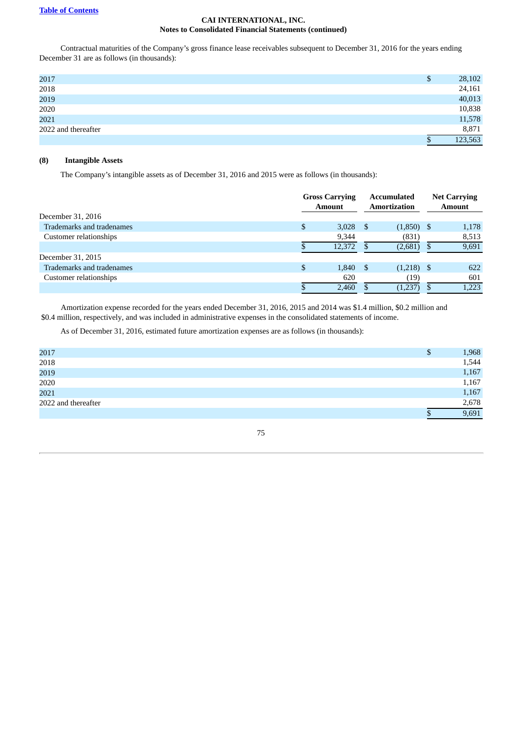Contractual maturities of the Company's gross finance lease receivables subsequent to December 31, 2016 for the years ending December 31 are as follows (in thousands):

| | |
|---|---|
| 2017 | $ 28,102 |
| 2018 | 24,161 |
| 2019 | 40,013 |
| 2020 | 10,838 |
| 2021 | 11,578 |
| 2022 and thereafter | 8,871 |
| | $ 123,563 |

**(8) Intangible Assets**

The Company's intangible assets as of December 31, 2016 and 2015 were as follows (in thousands):

| | Gross Carrying Amount | Accumulated Amortization | Net Carrying Amount |
|---|---|---|---|
| December 31, 2016 | | | |
| Trademarks and tradenames | $ 3,028 | $ (1,850) | $ 1,178 |
| Customer relationships | 9,344 | (831) | 8,513 |
| | $ 12,372 | $ (2,681) | $ 9,691 |
| December 31, 2015 | | | |
| Trademarks and tradenames | $ 1,840 | $ (1,218) | $ 622 |
| Customer relationships | 620 | (19) | 601 |
| | $ 2,460 | $ (1,237) | $ 1,223 |

Amortization expense recorded for the years ended December 31, 2016, 2015 and 2014 was $1.4 million, $0.2 million and $0.4 million, respectively, and was included in administrative expenses in the consolidated statements of income.

As of December 31, 2016, estimated future amortization expenses are as follows (in thousands):

| | |
|---|---|
| 2017 | $ 1,968 |
| 2018 | 1,544 |
| 2019 | 1,167 |
| 2020 | 1,167 |
| 2021 | 1,167 |
| 2022 and thereafter | 2,678 |
| | $ 9,691 |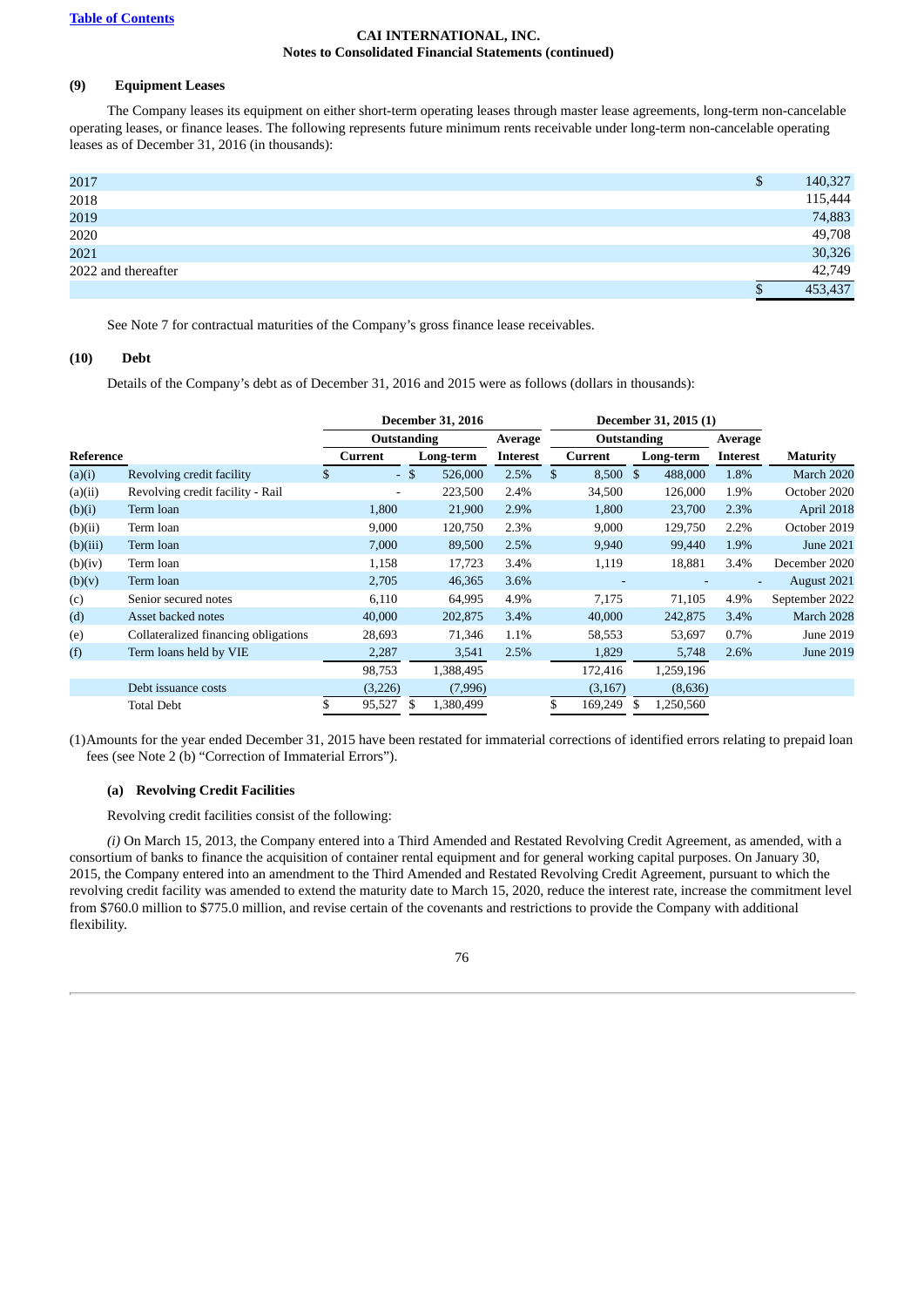**Table of Contents**

CAI INTERNATIONAL, INC.
Notes to Consolidated Financial Statements (continued)

## (9) Equipment Leases

The Company leases its equipment on either short-term operating leases through master lease agreements, long-term non-cancelable operating leases, or finance leases. The following represents future minimum rents receivable under long-term non-cancelable operating leases as of December 31, 2016 (in thousands):

| | |
|---|---|
| 2017 | $ 140,327 |
| 2018 | 115,444 |
| 2019 | 74,883 |
| 2020 | 49,708 |
| 2021 | 30,326 |
| 2022 and thereafter | 42,749 |
| | $ 453,437 |

See Note 7 for contractual maturities of the Company's gross finance lease receivables.

## (10) Debt

Details of the Company's debt as of December 31, 2016 and 2015 were as follows (dollars in thousands):

| | | December 31, 2016 | | | December 31, 2015 (1) | | | |
|---|---|---|---|---|---|---|---|---|
| | | Outstanding | | Average | Outstanding | | Average | |
| Reference | | Current | Long-term | Interest | Current | Long-term | Interest | Maturity |
| (a)(i) | Revolving credit facility | $ - | $ 526,000 | 2.5% | $ 8,500 | $ 488,000 | 1.8% | March 2020 |
| (a)(ii) | Revolving credit facility - Rail | - | 223,500 | 2.4% | 34,500 | 126,000 | 1.9% | October 2020 |
| (b)(i) | Term loan | 1,800 | 21,900 | 2.9% | 1,800 | 23,700 | 2.3% | April 2018 |
| (b)(ii) | Term loan | 9,000 | 120,750 | 2.3% | 9,000 | 129,750 | 2.2% | October 2019 |
| (b)(iii) | Term loan | 7,000 | 89,500 | 2.5% | 9,940 | 99,440 | 1.9% | June 2021 |
| (b)(iv) | Term loan | 1,158 | 17,723 | 3.4% | 1,119 | 18,881 | 3.4% | December 2020 |
| (b)(v) | Term loan | 2,705 | 46,365 | 3.6% | - | - | - | August 2021 |
| (c) | Senior secured notes | 6,110 | 64,995 | 4.9% | 7,175 | 71,105 | 4.9% | September 2022 |
| (d) | Asset backed notes | 40,000 | 202,875 | 3.4% | 40,000 | 242,875 | 3.4% | March 2028 |
| (e) | Collateralized financing obligations | 28,693 | 71,346 | 1.1% | 58,553 | 53,697 | 0.7% | June 2019 |
| (f) | Term loans held by VIE | 2,287 | 3,541 | 2.5% | 1,829 | 5,748 | 2.6% | June 2019 |
| | | 98,753 | 1,388,495 | | 172,416 | 1,259,196 | | |
| | Debt issuance costs | (3,226) | (7,996) | | (3,167) | (8,636) | | |
| | Total Debt | $ 95,527 | $ 1,380,499 | | $ 169,249 | $ 1,250,560 | | |

(1) Amounts for the year ended December 31, 2015 have been restated for immaterial corrections of identified errors relating to prepaid loan fees (see Note 2 (b) "Correction of Immaterial Errors").

### (a) Revolving Credit Facilities

Revolving credit facilities consist of the following:

*(i)* On March 15, 2013, the Company entered into a Third Amended and Restated Revolving Credit Agreement, as amended, with a consortium of banks to finance the acquisition of container rental equipment and for general working capital purposes. On January 30, 2015, the Company entered into an amendment to the Third Amended and Restated Revolving Credit Agreement, pursuant to which the revolving credit facility was amended to extend the maturity date to March 15, 2020, reduce the interest rate, increase the commitment level from $760.0 million to $775.0 million, and revise certain of the covenants and restrictions to provide the Company with additional flexibility.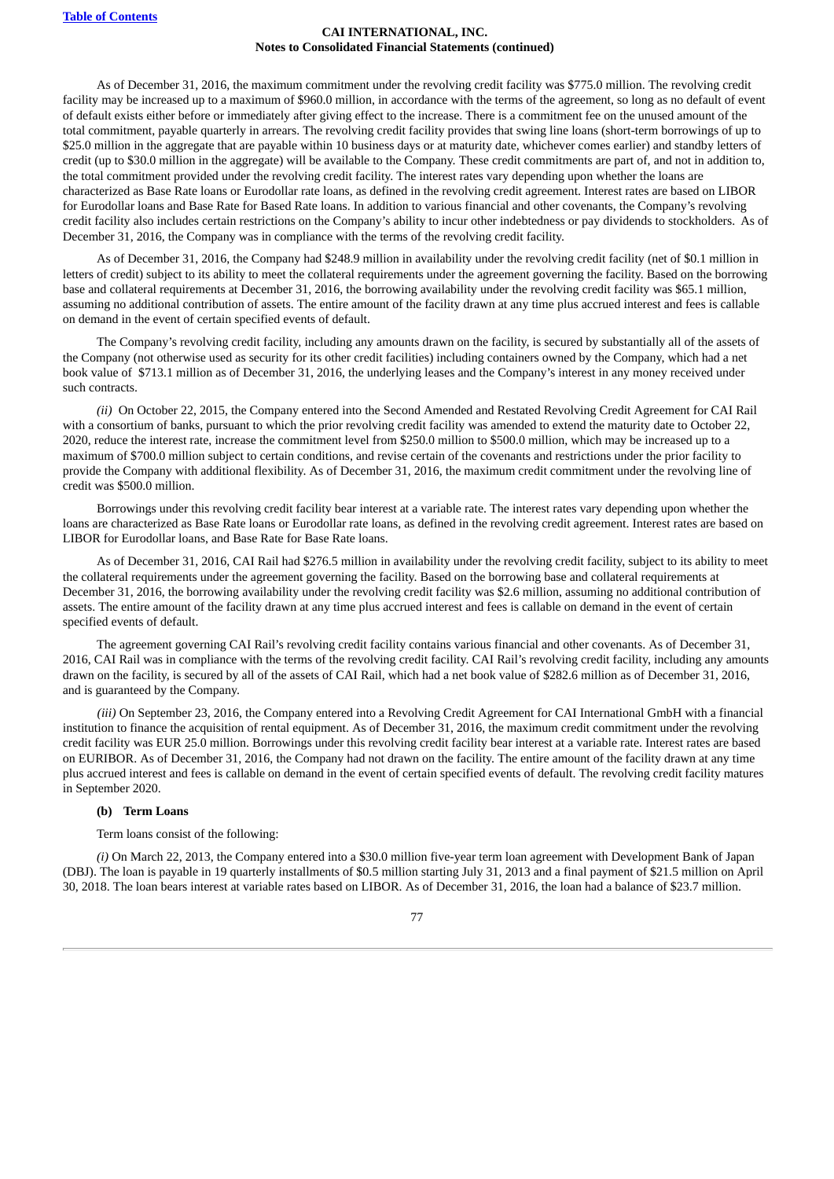As of December 31, 2016, the maximum commitment under the revolving credit facility was $775.0 million. The revolving credit facility may be increased up to a maximum of $960.0 million, in accordance with the terms of the agreement, so long as no default of event of default exists either before or immediately after giving effect to the increase. There is a commitment fee on the unused amount of the total commitment, payable quarterly in arrears. The revolving credit facility provides that swing line loans (short-term borrowings of up to $25.0 million in the aggregate that are payable within 10 business days or at maturity date, whichever comes earlier) and standby letters of credit (up to $30.0 million in the aggregate) will be available to the Company. These credit commitments are part of, and not in addition to, the total commitment provided under the revolving credit facility. The interest rates vary depending upon whether the loans are characterized as Base Rate loans or Eurodollar rate loans, as defined in the revolving credit agreement. Interest rates are based on LIBOR for Eurodollar loans and Base Rate for Based Rate loans. In addition to various financial and other covenants, the Company's revolving credit facility also includes certain restrictions on the Company's ability to incur other indebtedness or pay dividends to stockholders. As of December 31, 2016, the Company was in compliance with the terms of the revolving credit facility.

As of December 31, 2016, the Company had $248.9 million in availability under the revolving credit facility (net of $0.1 million in letters of credit) subject to its ability to meet the collateral requirements under the agreement governing the facility. Based on the borrowing base and collateral requirements at December 31, 2016, the borrowing availability under the revolving credit facility was $65.1 million, assuming no additional contribution of assets. The entire amount of the facility drawn at any time plus accrued interest and fees is callable on demand in the event of certain specified events of default.

The Company's revolving credit facility, including any amounts drawn on the facility, is secured by substantially all of the assets of the Company (not otherwise used as security for its other credit facilities) including containers owned by the Company, which had a net book value of $713.1 million as of December 31, 2016, the underlying leases and the Company's interest in any money received under such contracts.

*(ii)* On October 22, 2015, the Company entered into the Second Amended and Restated Revolving Credit Agreement for CAI Rail with a consortium of banks, pursuant to which the prior revolving credit facility was amended to extend the maturity date to October 22, 2020, reduce the interest rate, increase the commitment level from $250.0 million to $500.0 million, which may be increased up to a maximum of $700.0 million subject to certain conditions, and revise certain of the covenants and restrictions under the prior facility to provide the Company with additional flexibility. As of December 31, 2016, the maximum credit commitment under the revolving line of credit was $500.0 million.

Borrowings under this revolving credit facility bear interest at a variable rate. The interest rates vary depending upon whether the loans are characterized as Base Rate loans or Eurodollar rate loans, as defined in the revolving credit agreement. Interest rates are based on LIBOR for Eurodollar loans, and Base Rate for Base Rate loans.

As of December 31, 2016, CAI Rail had $276.5 million in availability under the revolving credit facility, subject to its ability to meet the collateral requirements under the agreement governing the facility. Based on the borrowing base and collateral requirements at December 31, 2016, the borrowing availability under the revolving credit facility was $2.6 million, assuming no additional contribution of assets. The entire amount of the facility drawn at any time plus accrued interest and fees is callable on demand in the event of certain specified events of default.

The agreement governing CAI Rail's revolving credit facility contains various financial and other covenants. As of December 31, 2016, CAI Rail was in compliance with the terms of the revolving credit facility. CAI Rail's revolving credit facility, including any amounts drawn on the facility, is secured by all of the assets of CAI Rail, which had a net book value of $282.6 million as of December 31, 2016, and is guaranteed by the Company.

*(iii)* On September 23, 2016, the Company entered into a Revolving Credit Agreement for CAI International GmbH with a financial institution to finance the acquisition of rental equipment. As of December 31, 2016, the maximum credit commitment under the revolving credit facility was EUR 25.0 million. Borrowings under this revolving credit facility bear interest at a variable rate. Interest rates are based on EURIBOR. As of December 31, 2016, the Company had not drawn on the facility. The entire amount of the facility drawn at any time plus accrued interest and fees is callable on demand in the event of certain specified events of default. The revolving credit facility matures in September 2020.

#### (b) Term Loans

Term loans consist of the following:

*(i)* On March 22, 2013, the Company entered into a $30.0 million five-year term loan agreement with Development Bank of Japan (DBJ). The loan is payable in 19 quarterly installments of $0.5 million starting July 31, 2013 and a final payment of $21.5 million on April 30, 2018. The loan bears interest at variable rates based on LIBOR. As of December 31, 2016, the loan had a balance of $23.7 million.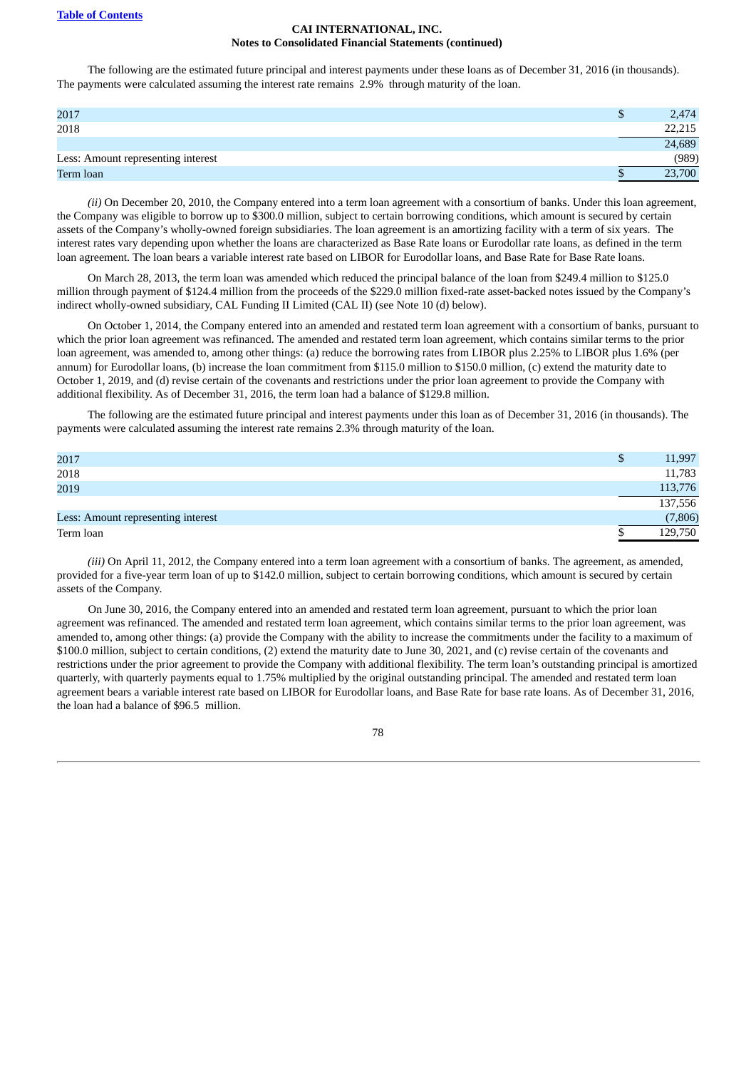The following are the estimated future principal and interest payments under these loans as of December 31, 2016 (in thousands). The payments were calculated assuming the interest rate remains 2.9% through maturity of the loan.

| | | |
|---|---|---|
| 2017 | $ | 2,474 |
| 2018 | | 22,215 |
| | | 24,689 |
| Less: Amount representing interest | | (989) |
| Term loan | $ | 23,700 |

*(ii)* On December 20, 2010, the Company entered into a term loan agreement with a consortium of banks. Under this loan agreement, the Company was eligible to borrow up to $300.0 million, subject to certain borrowing conditions, which amount is secured by certain assets of the Company's wholly-owned foreign subsidiaries. The loan agreement is an amortizing facility with a term of six years. The interest rates vary depending upon whether the loans are characterized as Base Rate loans or Eurodollar rate loans, as defined in the term loan agreement. The loan bears a variable interest rate based on LIBOR for Eurodollar loans, and Base Rate for Base Rate loans.

On March 28, 2013, the term loan was amended which reduced the principal balance of the loan from $249.4 million to $125.0 million through payment of $124.4 million from the proceeds of the $229.0 million fixed-rate asset-backed notes issued by the Company's indirect wholly-owned subsidiary, CAL Funding II Limited (CAL II) (see Note 10 (d) below).

On October 1, 2014, the Company entered into an amended and restated term loan agreement with a consortium of banks, pursuant to which the prior loan agreement was refinanced. The amended and restated term loan agreement, which contains similar terms to the prior loan agreement, was amended to, among other things: (a) reduce the borrowing rates from LIBOR plus 2.25% to LIBOR plus 1.6% (per annum) for Eurodollar loans, (b) increase the loan commitment from $115.0 million to $150.0 million, (c) extend the maturity date to October 1, 2019, and (d) revise certain of the covenants and restrictions under the prior loan agreement to provide the Company with additional flexibility. As of December 31, 2016, the term loan had a balance of $129.8 million.

The following are the estimated future principal and interest payments under this loan as of December 31, 2016 (in thousands). The payments were calculated assuming the interest rate remains 2.3% through maturity of the loan.

| | | |
|---|---|---|
| 2017 | $ | 11,997 |
| 2018 | | 11,783 |
| 2019 | | 113,776 |
| | | 137,556 |
| Less: Amount representing interest | | (7,806) |
| Term loan | $ | 129,750 |

*(iii)* On April 11, 2012, the Company entered into a term loan agreement with a consortium of banks. The agreement, as amended, provided for a five-year term loan of up to $142.0 million, subject to certain borrowing conditions, which amount is secured by certain assets of the Company.

On June 30, 2016, the Company entered into an amended and restated term loan agreement, pursuant to which the prior loan agreement was refinanced. The amended and restated term loan agreement, which contains similar terms to the prior loan agreement, was amended to, among other things: (a) provide the Company with the ability to increase the commitments under the facility to a maximum of $100.0 million, subject to certain conditions, (2) extend the maturity date to June 30, 2021, and (c) revise certain of the covenants and restrictions under the prior agreement to provide the Company with additional flexibility. The term loan's outstanding principal is amortized quarterly, with quarterly payments equal to 1.75% multiplied by the original outstanding principal. The amended and restated term loan agreement bears a variable interest rate based on LIBOR for Eurodollar loans, and Base Rate for base rate loans. As of December 31, 2016, the loan had a balance of $96.5 million.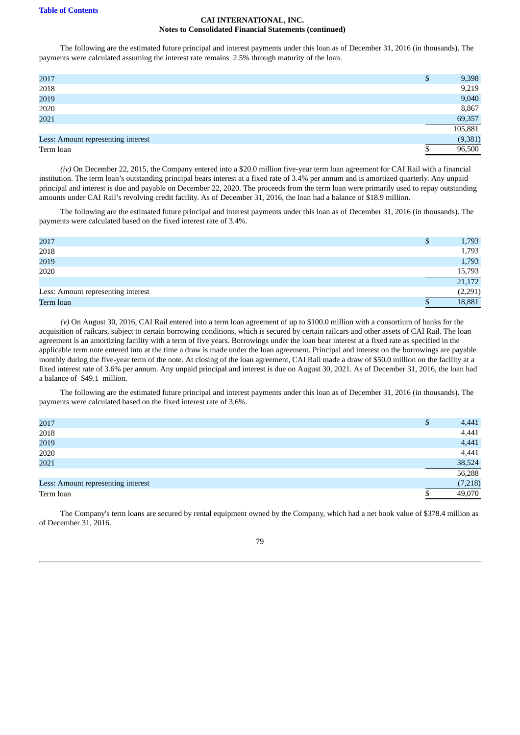**Table of Contents**

**CAI INTERNATIONAL, INC.**
**Notes to Consolidated Financial Statements (continued)**

The following are the estimated future principal and interest payments under this loan as of December 31, 2016 (in thousands). The payments were calculated assuming the interest rate remains 2.5% through maturity of the loan.

| | |
|---|---|
| 2017 | $ 9,398 |
| 2018 | 9,219 |
| 2019 | 9,040 |
| 2020 | 8,867 |
| 2021 | 69,357 |
| | 105,881 |
| Less: Amount representing interest | (9,381) |
| Term loan | $ 96,500 |

*(iv)* On December 22, 2015, the Company entered into a $20.0 million five-year term loan agreement for CAI Rail with a financial institution. The term loan's outstanding principal bears interest at a fixed rate of 3.4% per annum and is amortized quarterly. Any unpaid principal and interest is due and payable on December 22, 2020. The proceeds from the term loan were primarily used to repay outstanding amounts under CAI Rail's revolving credit facility. As of December 31, 2016, the loan had a balance of $18.9 million.

The following are the estimated future principal and interest payments under this loan as of December 31, 2016 (in thousands). The payments were calculated based on the fixed interest rate of 3.4%.

| | |
|---|---|
| 2017 | $ 1,793 |
| 2018 | 1,793 |
| 2019 | 1,793 |
| 2020 | 15,793 |
| | 21,172 |
| Less: Amount representing interest | (2,291) |
| Term loan | $ 18,881 |

*(v)* On August 30, 2016, CAI Rail entered into a term loan agreement of up to $100.0 million with a consortium of banks for the acquisition of railcars, subject to certain borrowing conditions, which is secured by certain railcars and other assets of CAI Rail. The loan agreement is an amortizing facility with a term of five years. Borrowings under the loan bear interest at a fixed rate as specified in the applicable term note entered into at the time a draw is made under the loan agreement. Principal and interest on the borrowings are payable monthly during the five-year term of the note. At closing of the loan agreement, CAI Rail made a draw of $50.0 million on the facility at a fixed interest rate of 3.6% per annum. Any unpaid principal and interest is due on August 30, 2021. As of December 31, 2016, the loan had a balance of $49.1 million.

The following are the estimated future principal and interest payments under this loan as of December 31, 2016 (in thousands). The payments were calculated based on the fixed interest rate of 3.6%.

| | |
|---|---|
| 2017 | $ 4,441 |
| 2018 | 4,441 |
| 2019 | 4,441 |
| 2020 | 4,441 |
| 2021 | 38,524 |
| | 56,288 |
| Less: Amount representing interest | (7,218) |
| Term loan | $ 49,070 |

The Company's term loans are secured by rental equipment owned by the Company, which had a net book value of $378.4 million as of December 31, 2016.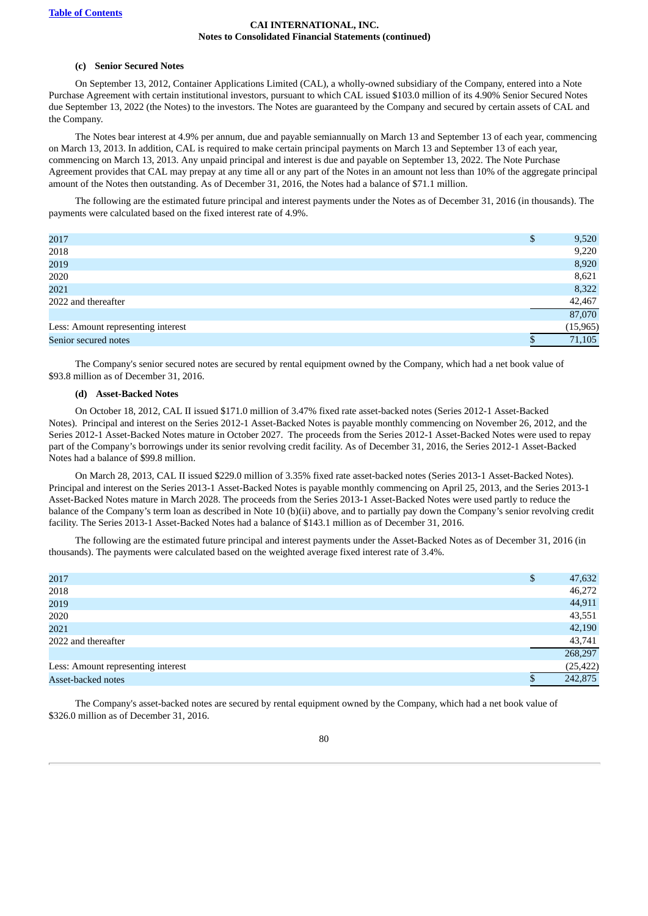### (c) Senior Secured Notes

On September 13, 2012, Container Applications Limited (CAL), a wholly-owned subsidiary of the Company, entered into a Note Purchase Agreement with certain institutional investors, pursuant to which CAL issued $103.0 million of its 4.90% Senior Secured Notes due September 13, 2022 (the Notes) to the investors. The Notes are guaranteed by the Company and secured by certain assets of CAL and the Company.

The Notes bear interest at 4.9% per annum, due and payable semiannually on March 13 and September 13 of each year, commencing on March 13, 2013. In addition, CAL is required to make certain principal payments on March 13 and September 13 of each year, commencing on March 13, 2013. Any unpaid principal and interest is due and payable on September 13, 2022. The Note Purchase Agreement provides that CAL may prepay at any time all or any part of the Notes in an amount not less than 10% of the aggregate principal amount of the Notes then outstanding. As of December 31, 2016, the Notes had a balance of $71.1 million.

The following are the estimated future principal and interest payments under the Notes as of December 31, 2016 (in thousands). The payments were calculated based on the fixed interest rate of 4.9%.

| | |
|---|---|
| 2017 | $ 9,520 |
| 2018 | 9,220 |
| 2019 | 8,920 |
| 2020 | 8,621 |
| 2021 | 8,322 |
| 2022 and thereafter | 42,467 |
| | 87,070 |
| Less: Amount representing interest | (15,965) |
| Senior secured notes | $ 71,105 |

The Company's senior secured notes are secured by rental equipment owned by the Company, which had a net book value of $93.8 million as of December 31, 2016.

### (d) Asset-Backed Notes

On October 18, 2012, CAL II issued $171.0 million of 3.47% fixed rate asset-backed notes (Series 2012-1 Asset-Backed Notes). Principal and interest on the Series 2012-1 Asset-Backed Notes is payable monthly commencing on November 26, 2012, and the Series 2012-1 Asset-Backed Notes mature in October 2027. The proceeds from the Series 2012-1 Asset-Backed Notes were used to repay part of the Company's borrowings under its senior revolving credit facility. As of December 31, 2016, the Series 2012-1 Asset-Backed Notes had a balance of $99.8 million.

On March 28, 2013, CAL II issued $229.0 million of 3.35% fixed rate asset-backed notes (Series 2013-1 Asset-Backed Notes). Principal and interest on the Series 2013-1 Asset-Backed Notes is payable monthly commencing on April 25, 2013, and the Series 2013-1 Asset-Backed Notes mature in March 2028. The proceeds from the Series 2013-1 Asset-Backed Notes were used partly to reduce the balance of the Company's term loan as described in Note 10 (b)(ii) above, and to partially pay down the Company's senior revolving credit facility. The Series 2013-1 Asset-Backed Notes had a balance of $143.1 million as of December 31, 2016.

The following are the estimated future principal and interest payments under the Asset-Backed Notes as of December 31, 2016 (in thousands). The payments were calculated based on the weighted average fixed interest rate of 3.4%.

| | |
|---|---|
| 2017 | $ 47,632 |
| 2018 | 46,272 |
| 2019 | 44,911 |
| 2020 | 43,551 |
| 2021 | 42,190 |
| 2022 and thereafter | 43,741 |
| | 268,297 |
| Less: Amount representing interest | (25,422) |
| Asset-backed notes | $ 242,875 |

The Company's asset-backed notes are secured by rental equipment owned by the Company, which had a net book value of $326.0 million as of December 31, 2016.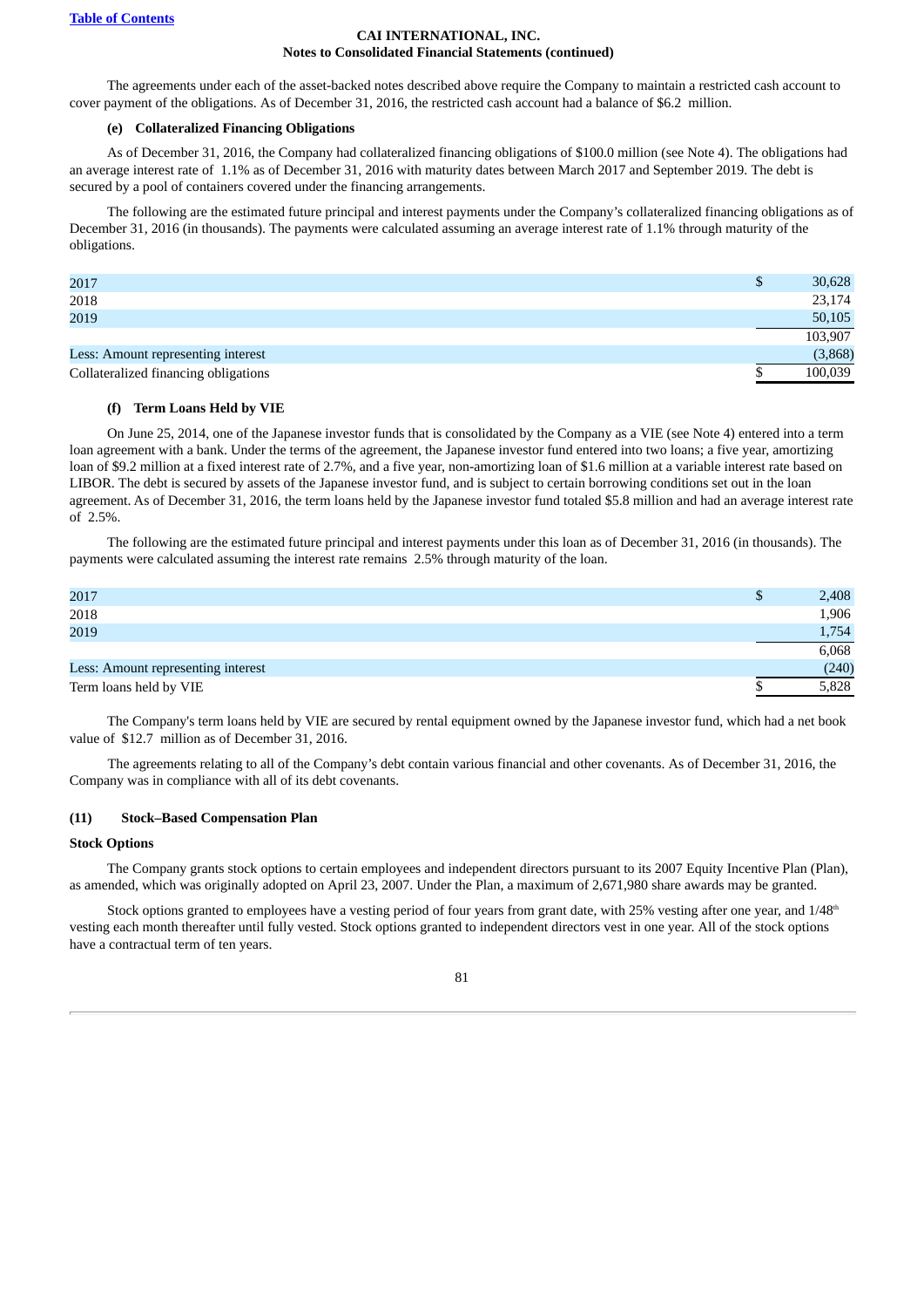The agreements under each of the asset-backed notes described above require the Company to maintain a restricted cash account to cover payment of the obligations. As of December 31, 2016, the restricted cash account had a balance of $6.2 million.

#### (e) Collateralized Financing Obligations

As of December 31, 2016, the Company had collateralized financing obligations of $100.0 million (see Note 4). The obligations had an average interest rate of 1.1% as of December 31, 2016 with maturity dates between March 2017 and September 2019. The debt is secured by a pool of containers covered under the financing arrangements.

The following are the estimated future principal and interest payments under the Company's collateralized financing obligations as of December 31, 2016 (in thousands). The payments were calculated assuming an average interest rate of 1.1% through maturity of the obligations.

| | | |
|---|---|---|
| 2017 | $ | 30,628 |
| 2018 | | 23,174 |
| 2019 | | 50,105 |
| | | 103,907 |
| Less: Amount representing interest | | (3,868) |
| Collateralized financing obligations | $ | 100,039 |

#### (f) Term Loans Held by VIE

On June 25, 2014, one of the Japanese investor funds that is consolidated by the Company as a VIE (see Note 4) entered into a term loan agreement with a bank. Under the terms of the agreement, the Japanese investor fund entered into two loans; a five year, amortizing loan of $9.2 million at a fixed interest rate of 2.7%, and a five year, non-amortizing loan of $1.6 million at a variable interest rate based on LIBOR. The debt is secured by assets of the Japanese investor fund, and is subject to certain borrowing conditions set out in the loan agreement. As of December 31, 2016, the term loans held by the Japanese investor fund totaled $5.8 million and had an average interest rate of 2.5%.

The following are the estimated future principal and interest payments under this loan as of December 31, 2016 (in thousands). The payments were calculated assuming the interest rate remains 2.5% through maturity of the loan.

| | | |
|---|---|---|
| 2017 | $ | 2,408 |
| 2018 | | 1,906 |
| 2019 | | 1,754 |
| | | 6,068 |
| Less: Amount representing interest | | (240) |
| Term loans held by VIE | $ | 5,828 |

The Company's term loans held by VIE are secured by rental equipment owned by the Japanese investor fund, which had a net book value of $12.7 million as of December 31, 2016.

The agreements relating to all of the Company's debt contain various financial and other covenants. As of December 31, 2016, the Company was in compliance with all of its debt covenants.

## (11) Stock–Based Compensation Plan

### Stock Options

The Company grants stock options to certain employees and independent directors pursuant to its 2007 Equity Incentive Plan (Plan), as amended, which was originally adopted on April 23, 2007. Under the Plan, a maximum of 2,671,980 share awards may be granted.

Stock options granted to employees have a vesting period of four years from grant date, with 25% vesting after one year, and 1/48th vesting each month thereafter until fully vested. Stock options granted to independent directors vest in one year. All of the stock options have a contractual term of ten years.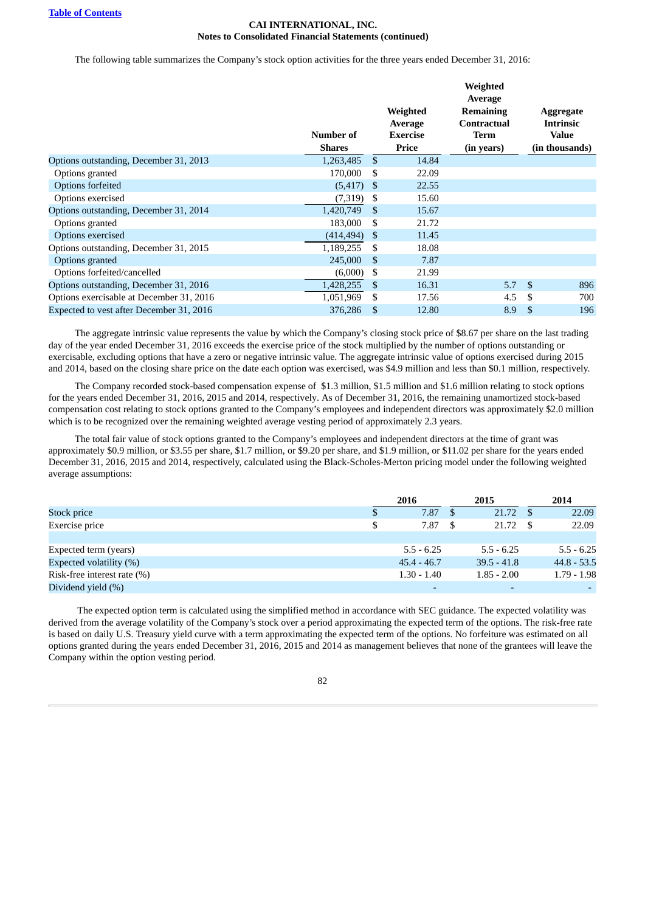**CAI INTERNATIONAL, INC.**
**Notes to Consolidated Financial Statements (continued)**

The following table summarizes the Company's stock option activities for the three years ended December 31, 2016:

| | Number of Shares | Weighted Average Exercise Price | Weighted Average Remaining Contractual Term (in years) | Aggregate Intrinsic Value (in thousands) |
|---|---|---|---|---|
| Options outstanding, December 31, 2013 | 1,263,485 | $ 14.84 | | |
| Options granted | 170,000 | $ 22.09 | | |
| Options forfeited | (5,417) | $ 22.55 | | |
| Options exercised | (7,319) | $ 15.60 | | |
| Options outstanding, December 31, 2014 | 1,420,749 | $ 15.67 | | |
| Options granted | 183,000 | $ 21.72 | | |
| Options exercised | (414,494) | $ 11.45 | | |
| Options outstanding, December 31, 2015 | 1,189,255 | $ 18.08 | | |
| Options granted | 245,000 | $ 7.87 | | |
| Options forfeited/cancelled | (6,000) | $ 21.99 | | |
| Options outstanding, December 31, 2016 | 1,428,255 | $ 16.31 | 5.7 | $ 896 |
| Options exercisable at December 31, 2016 | 1,051,969 | $ 17.56 | 4.5 | $ 700 |
| Expected to vest after December 31, 2016 | 376,286 | $ 12.80 | 8.9 | $ 196 |

The aggregate intrinsic value represents the value by which the Company's closing stock price of $8.67 per share on the last trading day of the year ended December 31, 2016 exceeds the exercise price of the stock multiplied by the number of options outstanding or exercisable, excluding options that have a zero or negative intrinsic value. The aggregate intrinsic value of options exercised during 2015 and 2014, based on the closing share price on the date each option was exercised, was $4.9 million and less than $0.1 million, respectively.

The Company recorded stock-based compensation expense of $1.3 million, $1.5 million and $1.6 million relating to stock options for the years ended December 31, 2016, 2015 and 2014, respectively. As of December 31, 2016, the remaining unamortized stock-based compensation cost relating to stock options granted to the Company's employees and independent directors was approximately $2.0 million which is to be recognized over the remaining weighted average vesting period of approximately 2.3 years.

The total fair value of stock options granted to the Company's employees and independent directors at the time of grant was approximately $0.9 million, or $3.55 per share, $1.7 million, or $9.20 per share, and $1.9 million, or $11.02 per share for the years ended December 31, 2016, 2015 and 2014, respectively, calculated using the Black-Scholes-Merton pricing model under the following weighted average assumptions:

| | 2016 | 2015 | 2014 |
|---|---|---|---|
| Stock price | $ 7.87 | $ 21.72 | $ 22.09 |
| Exercise price | $ 7.87 | $ 21.72 | $ 22.09 |
| | | | |
| Expected term (years) | 5.5 - 6.25 | 5.5 - 6.25 | 5.5 - 6.25 |
| Expected volatility (%) | 45.4 - 46.7 | 39.5 - 41.8 | 44.8 - 53.5 |
| Risk-free interest rate (%) | 1.30 - 1.40 | 1.85 - 2.00 | 1.79 - 1.98 |
| Dividend yield (%) | - | - | - |

The expected option term is calculated using the simplified method in accordance with SEC guidance. The expected volatility was derived from the average volatility of the Company's stock over a period approximating the expected term of the options. The risk-free rate is based on daily U.S. Treasury yield curve with a term approximating the expected term of the options. No forfeiture was estimated on all options granted during the years ended December 31, 2016, 2015 and 2014 as management believes that none of the grantees will leave the Company within the option vesting period.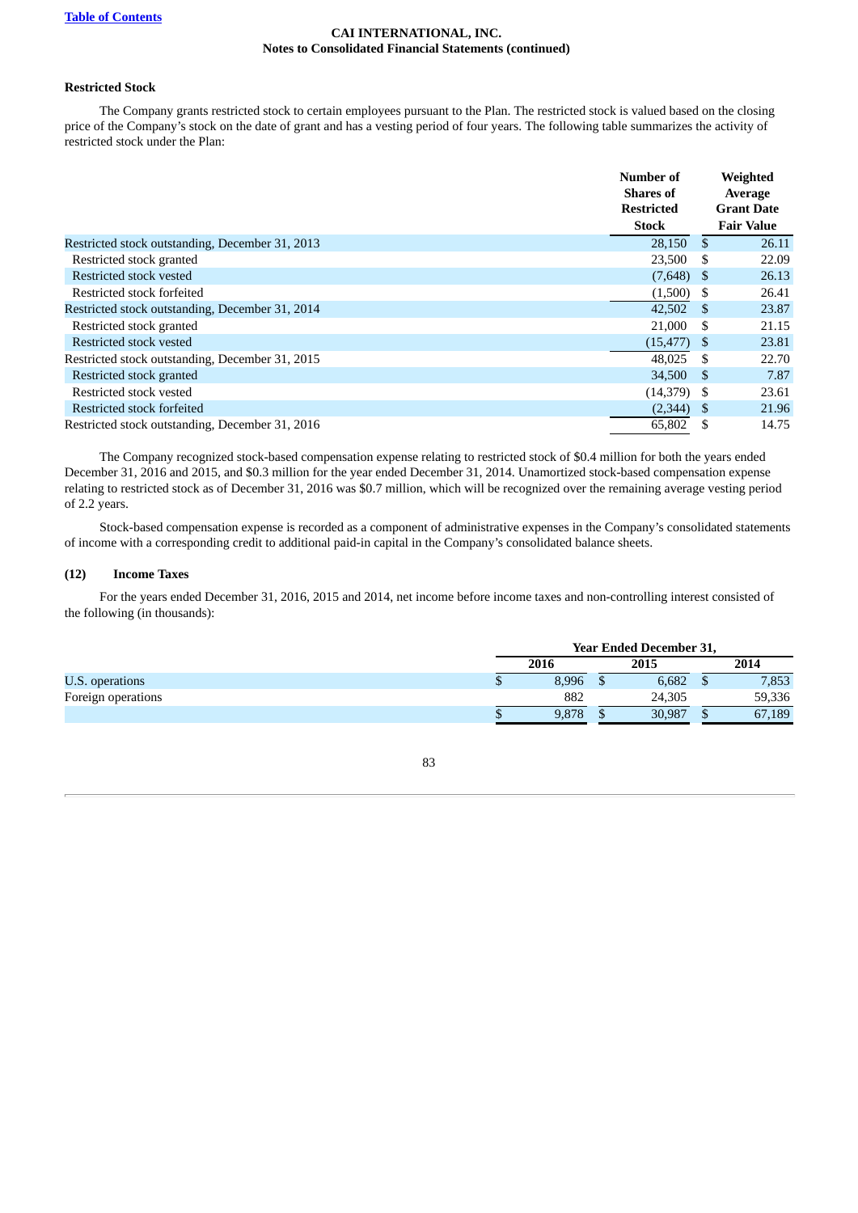### Restricted Stock

The Company grants restricted stock to certain employees pursuant to the Plan. The restricted stock is valued based on the closing price of the Company's stock on the date of grant and has a vesting period of four years. The following table summarizes the activity of restricted stock under the Plan:

| | Number of Shares of Restricted Stock | Weighted Average Grant Date Fair Value |
|---|---|---|
| Restricted stock outstanding, December 31, 2013 | 28,150 | $ 26.11 |
| Restricted stock granted | 23,500 | $ 22.09 |
| Restricted stock vested | (7,648) | $ 26.13 |
| Restricted stock forfeited | (1,500) | $ 26.41 |
| Restricted stock outstanding, December 31, 2014 | 42,502 | $ 23.87 |
| Restricted stock granted | 21,000 | $ 21.15 |
| Restricted stock vested | (15,477) | $ 23.81 |
| Restricted stock outstanding, December 31, 2015 | 48,025 | $ 22.70 |
| Restricted stock granted | 34,500 | $ 7.87 |
| Restricted stock vested | (14,379) | $ 23.61 |
| Restricted stock forfeited | (2,344) | $ 21.96 |
| Restricted stock outstanding, December 31, 2016 | 65,802 | $ 14.75 |

The Company recognized stock-based compensation expense relating to restricted stock of $0.4 million for both the years ended December 31, 2016 and 2015, and $0.3 million for the year ended December 31, 2014. Unamortized stock-based compensation expense relating to restricted stock as of December 31, 2016 was $0.7 million, which will be recognized over the remaining average vesting period of 2.2 years.

Stock-based compensation expense is recorded as a component of administrative expenses in the Company's consolidated statements of income with a corresponding credit to additional paid-in capital in the Company's consolidated balance sheets.

### (12) Income Taxes

For the years ended December 31, 2016, 2015 and 2014, net income before income taxes and non-controlling interest consisted of the following (in thousands):

| | Year Ended December 31, | | |
|---|---|---|---|
| | 2016 | 2015 | 2014 |
| U.S. operations | $ 8,996 | $ 6,682 | $ 7,853 |
| Foreign operations | 882 | 24,305 | 59,336 |
| | $ 9,878 | $ 30,987 | $ 67,189 |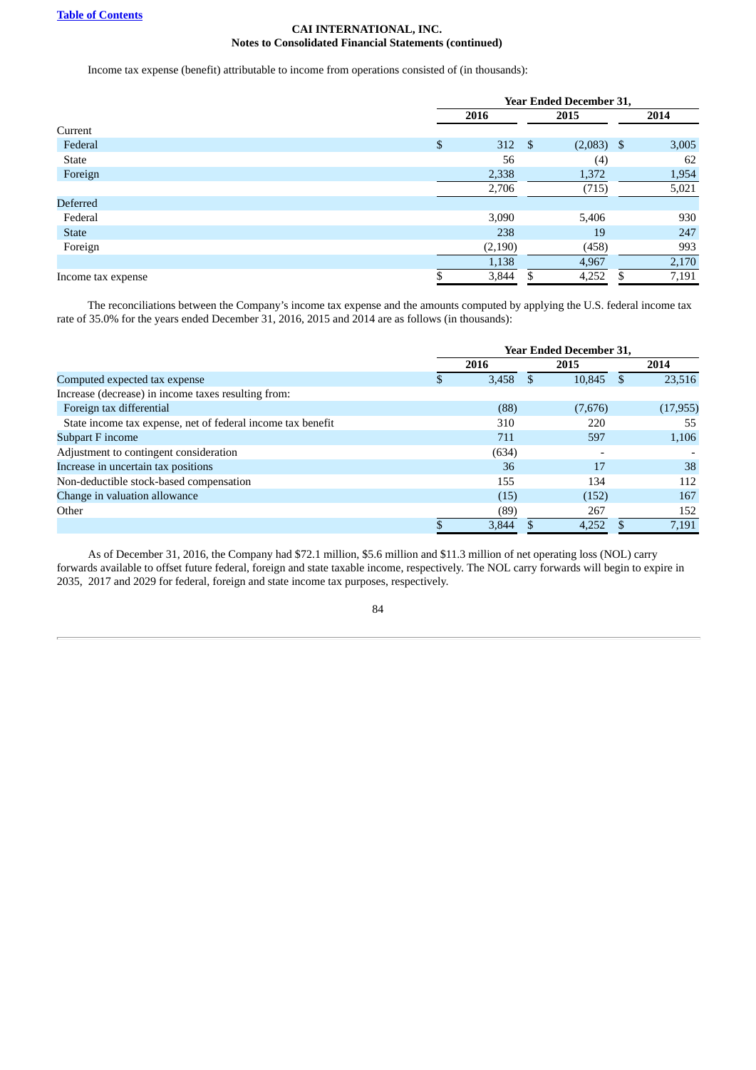CAI INTERNATIONAL, INC.
Notes to Consolidated Financial Statements (continued)

Income tax expense (benefit) attributable to income from operations consisted of (in thousands):

| | Year Ended December 31, | | |
|---|---|---|---|
| | 2016 | 2015 | 2014 |
| Current | | | |
| Federal | $ 312 | $ (2,083) | $ 3,005 |
| State | 56 | (4) | 62 |
| Foreign | 2,338 | 1,372 | 1,954 |
| | 2,706 | (715) | 5,021 |
| Deferred | | | |
| Federal | 3,090 | 5,406 | 930 |
| State | 238 | 19 | 247 |
| Foreign | (2,190) | (458) | 993 |
| | 1,138 | 4,967 | 2,170 |
| Income tax expense | $ 3,844 | $ 4,252 | $ 7,191 |

The reconciliations between the Company's income tax expense and the amounts computed by applying the U.S. federal income tax rate of 35.0% for the years ended December 31, 2016, 2015 and 2014 are as follows (in thousands):

| | Year Ended December 31, | | |
|---|---|---|---|
| | 2016 | 2015 | 2014 |
| Computed expected tax expense | $ 3,458 | $ 10,845 | $ 23,516 |
| Increase (decrease) in income taxes resulting from: | | | |
| Foreign tax differential | (88) | (7,676) | (17,955) |
| State income tax expense, net of federal income tax benefit | 310 | 220 | 55 |
| Subpart F income | 711 | 597 | 1,106 |
| Adjustment to contingent consideration | (634) | - | - |
| Increase in uncertain tax positions | 36 | 17 | 38 |
| Non-deductible stock-based compensation | 155 | 134 | 112 |
| Change in valuation allowance | (15) | (152) | 167 |
| Other | (89) | 267 | 152 |
| | $ 3,844 | $ 4,252 | $ 7,191 |

As of December 31, 2016, the Company had $72.1 million, $5.6 million and $11.3 million of net operating loss (NOL) carry forwards available to offset future federal, foreign and state taxable income, respectively. The NOL carry forwards will begin to expire in 2035, 2017 and 2029 for federal, foreign and state income tax purposes, respectively.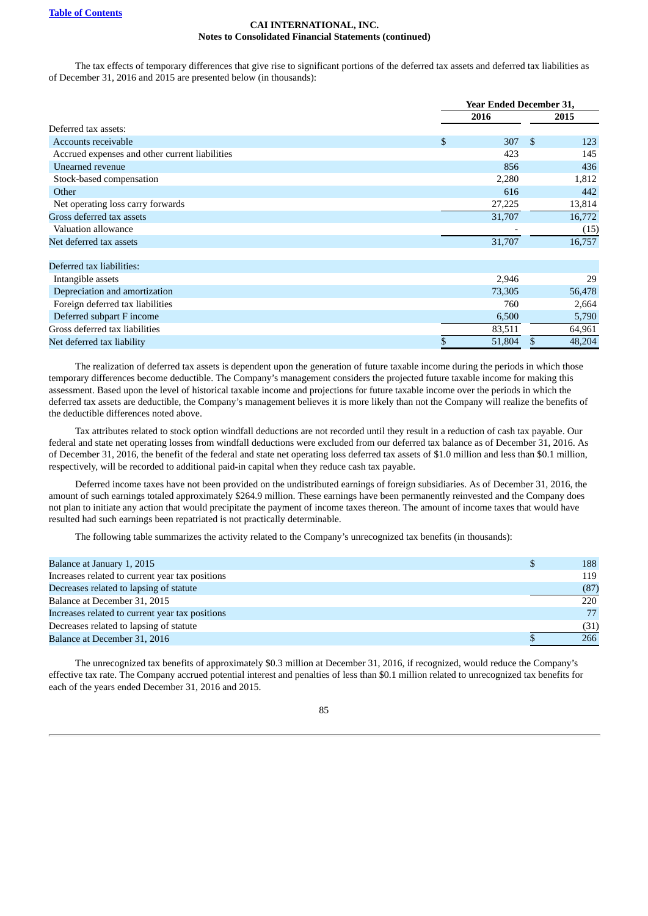**CAI INTERNATIONAL, INC.**
**Notes to Consolidated Financial Statements (continued)**

The tax effects of temporary differences that give rise to significant portions of the deferred tax assets and deferred tax liabilities as of December 31, 2016 and 2015 are presented below (in thousands):

| | Year Ended December 31, | |
|---|---|---|
| | 2016 | 2015 |
| Deferred tax assets: | | |
| Accounts receivable | $ 307 | $ 123 |
| Accrued expenses and other current liabilities | 423 | 145 |
| Unearned revenue | 856 | 436 |
| Stock-based compensation | 2,280 | 1,812 |
| Other | 616 | 442 |
| Net operating loss carry forwards | 27,225 | 13,814 |
| Gross deferred tax assets | 31,707 | 16,772 |
| Valuation allowance | - | (15) |
| Net deferred tax assets | 31,707 | 16,757 |
| | | |
| Deferred tax liabilities: | | |
| Intangible assets | 2,946 | 29 |
| Depreciation and amortization | 73,305 | 56,478 |
| Foreign deferred tax liabilities | 760 | 2,664 |
| Deferred subpart F income | 6,500 | 5,790 |
| Gross deferred tax liabilities | 83,511 | 64,961 |
| Net deferred tax liability | $ 51,804 | $ 48,204 |

The realization of deferred tax assets is dependent upon the generation of future taxable income during the periods in which those temporary differences become deductible. The Company's management considers the projected future taxable income for making this assessment. Based upon the level of historical taxable income and projections for future taxable income over the periods in which the deferred tax assets are deductible, the Company's management believes it is more likely than not the Company will realize the benefits of the deductible differences noted above.

Tax attributes related to stock option windfall deductions are not recorded until they result in a reduction of cash tax payable. Our federal and state net operating losses from windfall deductions were excluded from our deferred tax balance as of December 31, 2016. As of December 31, 2016, the benefit of the federal and state net operating loss deferred tax assets of $1.0 million and less than $0.1 million, respectively, will be recorded to additional paid-in capital when they reduce cash tax payable.

Deferred income taxes have not been provided on the undistributed earnings of foreign subsidiaries. As of December 31, 2016, the amount of such earnings totaled approximately $264.9 million. These earnings have been permanently reinvested and the Company does not plan to initiate any action that would precipitate the payment of income taxes thereon. The amount of income taxes that would have resulted had such earnings been repatriated is not practically determinable.

The following table summarizes the activity related to the Company's unrecognized tax benefits (in thousands):

| | |
|---|---|
| Balance at January 1, 2015 | $ 188 |
| Increases related to current year tax positions | 119 |
| Decreases related to lapsing of statute | (87) |
| Balance at December 31, 2015 | 220 |
| Increases related to current year tax positions | 77 |
| Decreases related to lapsing of statute | (31) |
| Balance at December 31, 2016 | $ 266 |

The unrecognized tax benefits of approximately $0.3 million at December 31, 2016, if recognized, would reduce the Company's effective tax rate. The Company accrued potential interest and penalties of less than $0.1 million related to unrecognized tax benefits for each of the years ended December 31, 2016 and 2015.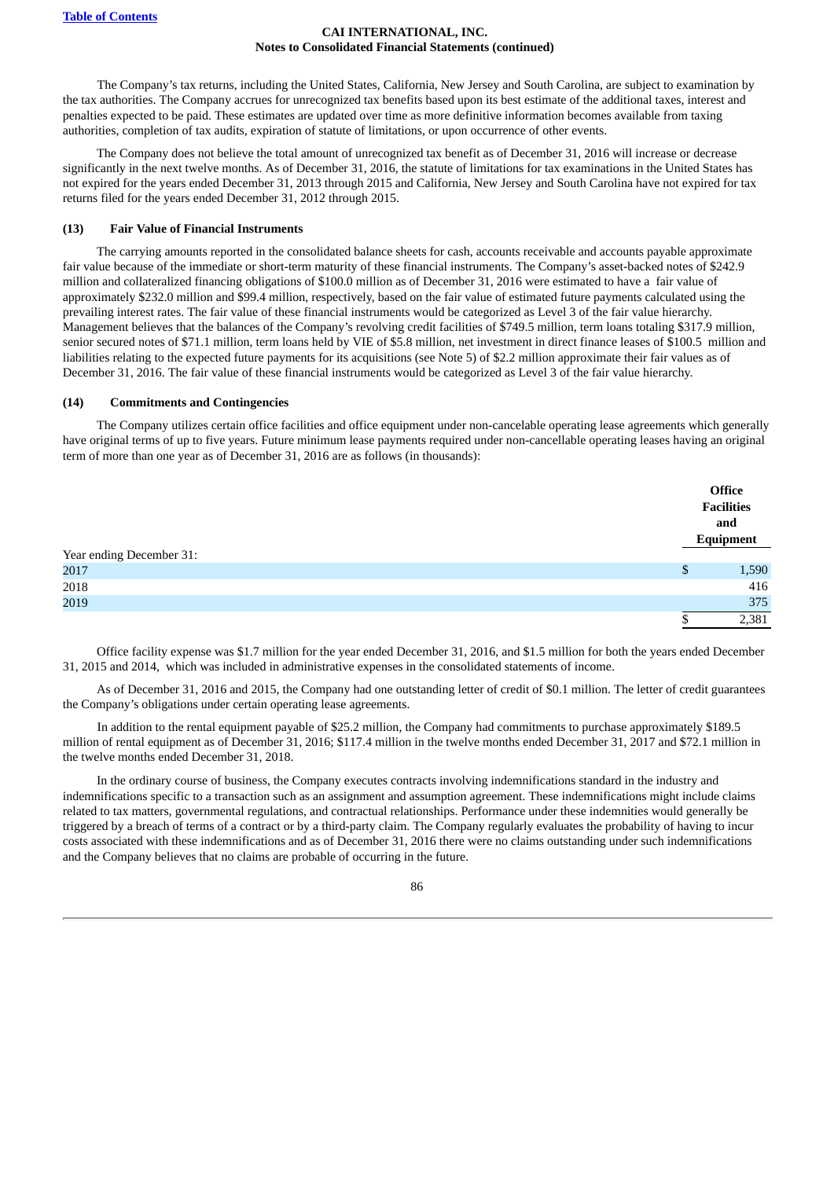The Company's tax returns, including the United States, California, New Jersey and South Carolina, are subject to examination by the tax authorities. The Company accrues for unrecognized tax benefits based upon its best estimate of the additional taxes, interest and penalties expected to be paid. These estimates are updated over time as more definitive information becomes available from taxing authorities, completion of tax audits, expiration of statute of limitations, or upon occurrence of other events.

The Company does not believe the total amount of unrecognized tax benefit as of December 31, 2016 will increase or decrease significantly in the next twelve months. As of December 31, 2016, the statute of limitations for tax examinations in the United States has not expired for the years ended December 31, 2013 through 2015 and California, New Jersey and South Carolina have not expired for tax returns filed for the years ended December 31, 2012 through 2015.

## (13) Fair Value of Financial Instruments

The carrying amounts reported in the consolidated balance sheets for cash, accounts receivable and accounts payable approximate fair value because of the immediate or short-term maturity of these financial instruments. The Company's asset-backed notes of $242.9 million and collateralized financing obligations of $100.0 million as of December 31, 2016 were estimated to have a fair value of approximately $232.0 million and $99.4 million, respectively, based on the fair value of estimated future payments calculated using the prevailing interest rates. The fair value of these financial instruments would be categorized as Level 3 of the fair value hierarchy. Management believes that the balances of the Company's revolving credit facilities of $749.5 million, term loans totaling $317.9 million, senior secured notes of $71.1 million, term loans held by VIE of $5.8 million, net investment in direct finance leases of $100.5 million and liabilities relating to the expected future payments for its acquisitions (see Note 5) of $2.2 million approximate their fair values as of December 31, 2016. The fair value of these financial instruments would be categorized as Level 3 of the fair value hierarchy.

## (14) Commitments and Contingencies

The Company utilizes certain office facilities and office equipment under non-cancelable operating lease agreements which generally have original terms of up to five years. Future minimum lease payments required under non-cancellable operating leases having an original term of more than one year as of December 31, 2016 are as follows (in thousands):

| | Office Facilities and Equipment |
|---|---|
| Year ending December 31: | |
| 2017 | $ 1,590 |
| 2018 | 416 |
| 2019 | 375 |
| | $ 2,381 |

Office facility expense was $1.7 million for the year ended December 31, 2016, and $1.5 million for both the years ended December 31, 2015 and 2014, which was included in administrative expenses in the consolidated statements of income.

As of December 31, 2016 and 2015, the Company had one outstanding letter of credit of $0.1 million. The letter of credit guarantees the Company's obligations under certain operating lease agreements.

In addition to the rental equipment payable of $25.2 million, the Company had commitments to purchase approximately $189.5 million of rental equipment as of December 31, 2016; $117.4 million in the twelve months ended December 31, 2017 and $72.1 million in the twelve months ended December 31, 2018.

In the ordinary course of business, the Company executes contracts involving indemnifications standard in the industry and indemnifications specific to a transaction such as an assignment and assumption agreement. These indemnifications might include claims related to tax matters, governmental regulations, and contractual relationships. Performance under these indemnities would generally be triggered by a breach of terms of a contract or by a third-party claim. The Company regularly evaluates the probability of having to incur costs associated with these indemnifications and as of December 31, 2016 there were no claims outstanding under such indemnifications and the Company believes that no claims are probable of occurring in the future.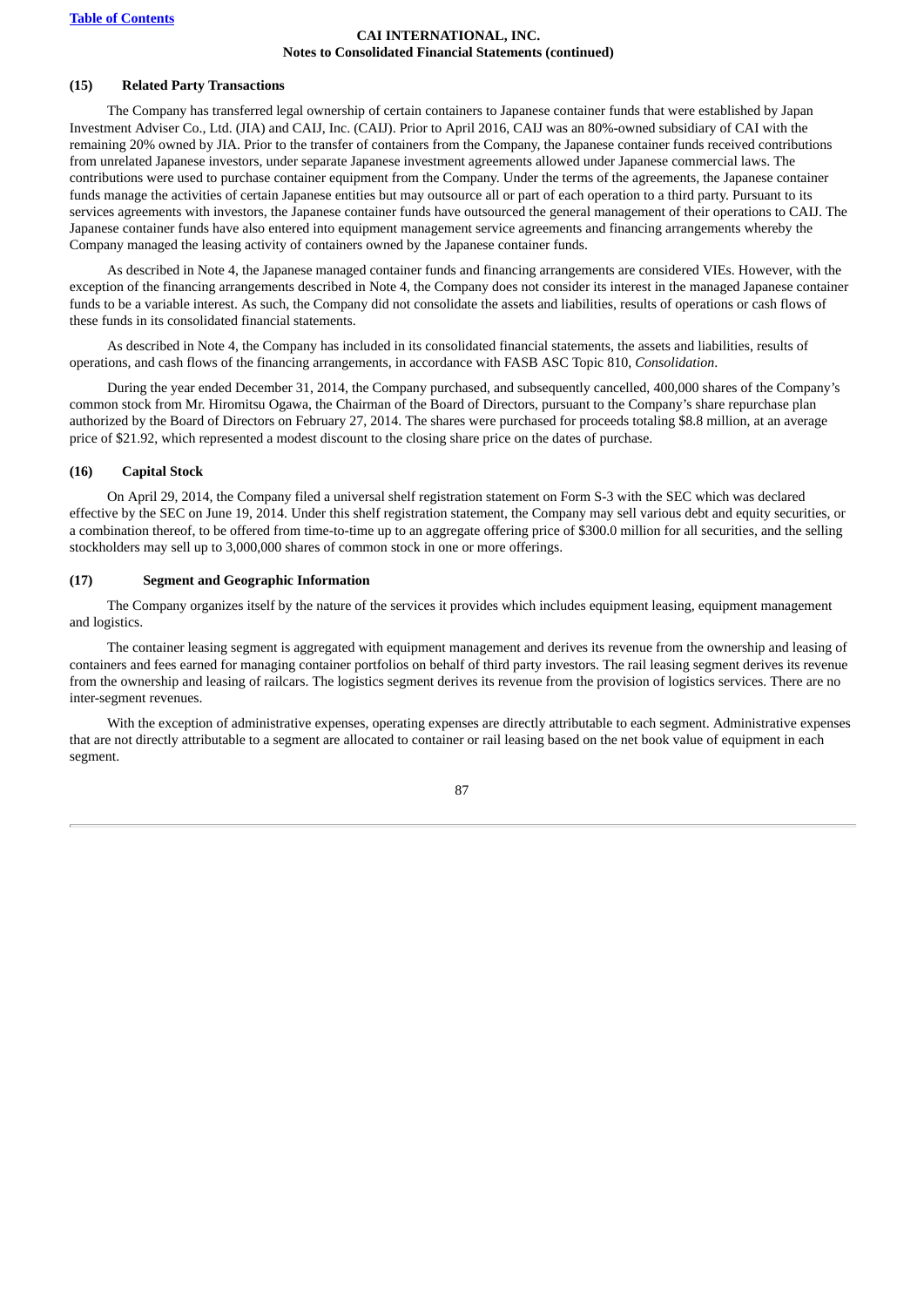**CAI INTERNATIONAL, INC.**
**Notes to Consolidated Financial Statements (continued)**

## (15) Related Party Transactions

The Company has transferred legal ownership of certain containers to Japanese container funds that were established by Japan Investment Adviser Co., Ltd. (JIA) and CAIJ, Inc. (CAIJ). Prior to April 2016, CAIJ was an 80%-owned subsidiary of CAI with the remaining 20% owned by JIA. Prior to the transfer of containers from the Company, the Japanese container funds received contributions from unrelated Japanese investors, under separate Japanese investment agreements allowed under Japanese commercial laws. The contributions were used to purchase container equipment from the Company. Under the terms of the agreements, the Japanese container funds manage the activities of certain Japanese entities but may outsource all or part of each operation to a third party. Pursuant to its services agreements with investors, the Japanese container funds have outsourced the general management of their operations to CAIJ. The Japanese container funds have also entered into equipment management service agreements and financing arrangements whereby the Company managed the leasing activity of containers owned by the Japanese container funds.

As described in Note 4, the Japanese managed container funds and financing arrangements are considered VIEs. However, with the exception of the financing arrangements described in Note 4, the Company does not consider its interest in the managed Japanese container funds to be a variable interest. As such, the Company did not consolidate the assets and liabilities, results of operations or cash flows of these funds in its consolidated financial statements.

As described in Note 4, the Company has included in its consolidated financial statements, the assets and liabilities, results of operations, and cash flows of the financing arrangements, in accordance with FASB ASC Topic 810, *Consolidation*.

During the year ended December 31, 2014, the Company purchased, and subsequently cancelled, 400,000 shares of the Company's common stock from Mr. Hiromitsu Ogawa, the Chairman of the Board of Directors, pursuant to the Company's share repurchase plan authorized by the Board of Directors on February 27, 2014. The shares were purchased for proceeds totaling $8.8 million, at an average price of $21.92, which represented a modest discount to the closing share price on the dates of purchase.

## (16) Capital Stock

On April 29, 2014, the Company filed a universal shelf registration statement on Form S-3 with the SEC which was declared effective by the SEC on June 19, 2014. Under this shelf registration statement, the Company may sell various debt and equity securities, or a combination thereof, to be offered from time-to-time up to an aggregate offering price of $300.0 million for all securities, and the selling stockholders may sell up to 3,000,000 shares of common stock in one or more offerings.

## (17) Segment and Geographic Information

The Company organizes itself by the nature of the services it provides which includes equipment leasing, equipment management and logistics.

The container leasing segment is aggregated with equipment management and derives its revenue from the ownership and leasing of containers and fees earned for managing container portfolios on behalf of third party investors. The rail leasing segment derives its revenue from the ownership and leasing of railcars. The logistics segment derives its revenue from the provision of logistics services. There are no inter-segment revenues.

With the exception of administrative expenses, operating expenses are directly attributable to each segment. Administrative expenses that are not directly attributable to a segment are allocated to container or rail leasing based on the net book value of equipment in each segment.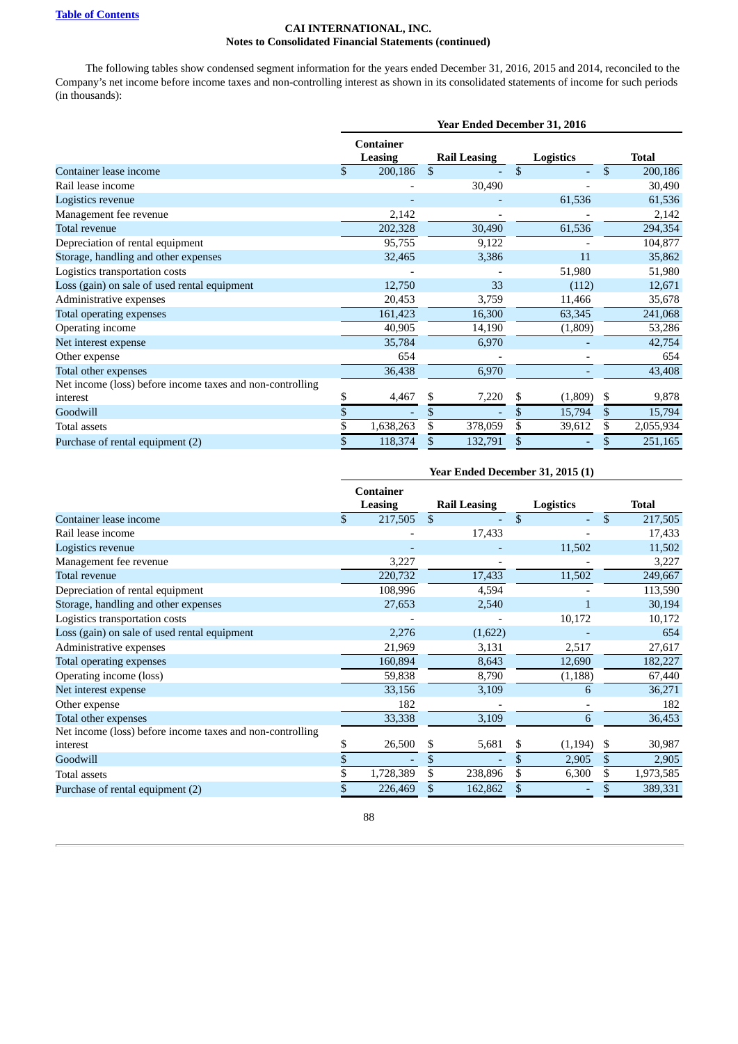**CAI INTERNATIONAL, INC.**
**Notes to Consolidated Financial Statements (continued)**

The following tables show condensed segment information for the years ended December 31, 2016, 2015 and 2014, reconciled to the Company's net income before income taxes and non-controlling interest as shown in its consolidated statements of income for such periods (in thousands):

| | Year Ended December 31, 2016 | | | |
|---|---|---|---|---|
| | Container Leasing | Rail Leasing | Logistics | Total |
| Container lease income | $ 200,186 | $ - | $ - | $ 200,186 |
| Rail lease income | - | 30,490 | - | 30,490 |
| Logistics revenue | - | - | 61,536 | 61,536 |
| Management fee revenue | 2,142 | - | - | 2,142 |
| Total revenue | 202,328 | 30,490 | 61,536 | 294,354 |
| Depreciation of rental equipment | 95,755 | 9,122 | - | 104,877 |
| Storage, handling and other expenses | 32,465 | 3,386 | 11 | 35,862 |
| Logistics transportation costs | - | - | 51,980 | 51,980 |
| Loss (gain) on sale of used rental equipment | 12,750 | 33 | (112) | 12,671 |
| Administrative expenses | 20,453 | 3,759 | 11,466 | 35,678 |
| Total operating expenses | 161,423 | 16,300 | 63,345 | 241,068 |
| Operating income | 40,905 | 14,190 | (1,809) | 53,286 |
| Net interest expense | 35,784 | 6,970 | - | 42,754 |
| Other expense | 654 | - | - | 654 |
| Total other expenses | 36,438 | 6,970 | - | 43,408 |
| Net income (loss) before income taxes and non-controlling interest | $ 4,467 | $ 7,220 | $ (1,809) | $ 9,878 |
| Goodwill | $ - | $ - | $ 15,794 | $ 15,794 |
| Total assets | $ 1,638,263 | $ 378,059 | $ 39,612 | $ 2,055,934 |
| Purchase of rental equipment (2) | $ 118,374 | $ 132,791 | $ - | $ 251,165 |

| | Year Ended December 31, 2015 (1) | | | |
|---|---|---|---|---|
| | Container Leasing | Rail Leasing | Logistics | Total |
| Container lease income | $ 217,505 | $ - | $ - | $ 217,505 |
| Rail lease income | - | 17,433 | - | 17,433 |
| Logistics revenue | - | - | 11,502 | 11,502 |
| Management fee revenue | 3,227 | - | - | 3,227 |
| Total revenue | 220,732 | 17,433 | 11,502 | 249,667 |
| Depreciation of rental equipment | 108,996 | 4,594 | - | 113,590 |
| Storage, handling and other expenses | 27,653 | 2,540 | 1 | 30,194 |
| Logistics transportation costs | - | - | 10,172 | 10,172 |
| Loss (gain) on sale of used rental equipment | 2,276 | (1,622) | - | 654 |
| Administrative expenses | 21,969 | 3,131 | 2,517 | 27,617 |
| Total operating expenses | 160,894 | 8,643 | 12,690 | 182,227 |
| Operating income (loss) | 59,838 | 8,790 | (1,188) | 67,440 |
| Net interest expense | 33,156 | 3,109 | 6 | 36,271 |
| Other expense | 182 | - | - | 182 |
| Total other expenses | 33,338 | 3,109 | 6 | 36,453 |
| Net income (loss) before income taxes and non-controlling interest | $ 26,500 | $ 5,681 | $ (1,194) | $ 30,987 |
| Goodwill | $ - | $ - | $ 2,905 | $ 2,905 |
| Total assets | $ 1,728,389 | $ 238,896 | $ 6,300 | $ 1,973,585 |
| Purchase of rental equipment (2) | $ 226,469 | $ 162,862 | $ - | $ 389,331 |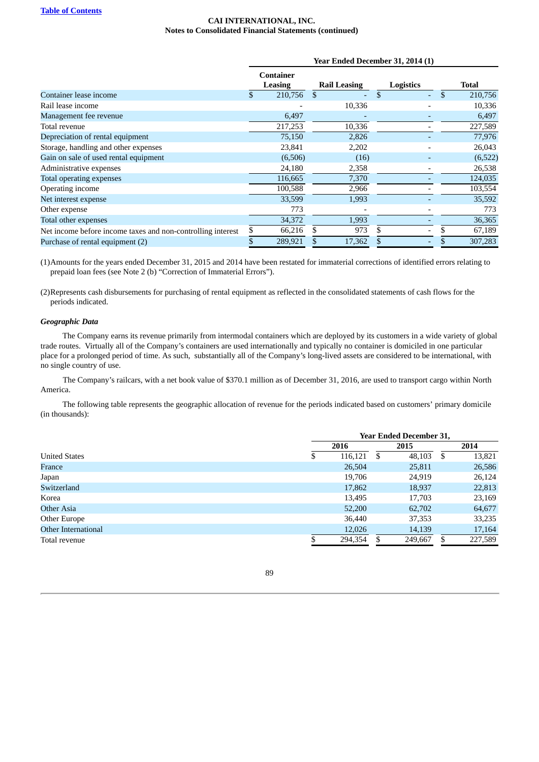**CAI INTERNATIONAL, INC.**
**Notes to Consolidated Financial Statements (continued)**

| | Year Ended December 31, 2014 (1) | | | |
|---|---|---|---|---|
| | Container Leasing | Rail Leasing | Logistics | Total |
| Container lease income | $ 210,756 | $ - | $ - | $ 210,756 |
| Rail lease income | - | 10,336 | - | 10,336 |
| Management fee revenue | 6,497 | - | - | 6,497 |
| Total revenue | 217,253 | 10,336 | - | 227,589 |
| Depreciation of rental equipment | 75,150 | 2,826 | - | 77,976 |
| Storage, handling and other expenses | 23,841 | 2,202 | - | 26,043 |
| Gain on sale of used rental equipment | (6,506) | (16) | - | (6,522) |
| Administrative expenses | 24,180 | 2,358 | - | 26,538 |
| Total operating expenses | 116,665 | 7,370 | - | 124,035 |
| Operating income | 100,588 | 2,966 | - | 103,554 |
| Net interest expense | 33,599 | 1,993 | - | 35,592 |
| Other expense | 773 | - | - | 773 |
| Total other expenses | 34,372 | 1,993 | - | 36,365 |
| Net income before income taxes and non-controlling interest | $ 66,216 | $ 973 | $ - | $ 67,189 |
| Purchase of rental equipment (2) | $ 289,921 | $ 17,362 | $ - | $ 307,283 |

(1)Amounts for the years ended December 31, 2015 and 2014 have been restated for immaterial corrections of identified errors relating to prepaid loan fees (see Note 2 (b) "Correction of Immaterial Errors").

(2)Represents cash disbursements for purchasing of rental equipment as reflected in the consolidated statements of cash flows for the periods indicated.

***Geographic Data***

The Company earns its revenue primarily from intermodal containers which are deployed by its customers in a wide variety of global trade routes. Virtually all of the Company's containers are used internationally and typically no container is domiciled in one particular place for a prolonged period of time. As such, substantially all of the Company's long-lived assets are considered to be international, with no single country of use.

The Company's railcars, with a net book value of $370.1 million as of December 31, 2016, are used to transport cargo within North America.

The following table represents the geographic allocation of revenue for the periods indicated based on customers' primary domicile (in thousands):

| | Year Ended December 31, | | |
|---|---|---|---|
| | 2016 | 2015 | 2014 |
| United States | $ 116,121 | $ 48,103 | $ 13,821 |
| France | 26,504 | 25,811 | 26,586 |
| Japan | 19,706 | 24,919 | 26,124 |
| Switzerland | 17,862 | 18,937 | 22,813 |
| Korea | 13,495 | 17,703 | 23,169 |
| Other Asia | 52,200 | 62,702 | 64,677 |
| Other Europe | 36,440 | 37,353 | 33,235 |
| Other International | 12,026 | 14,139 | 17,164 |
| Total revenue | $ 294,354 | $ 249,667 | $ 227,589 |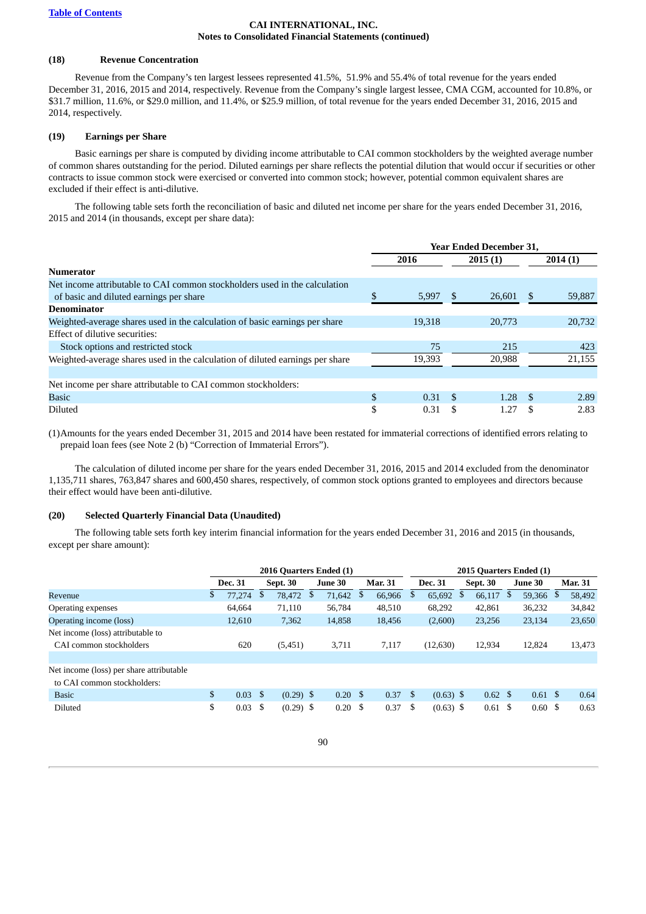[Table of Contents](#)

**CAI INTERNATIONAL, INC.**
**Notes to Consolidated Financial Statements (continued)**

### (18) Revenue Concentration

Revenue from the Company's ten largest lessees represented 41.5%, 51.9% and 55.4% of total revenue for the years ended December 31, 2016, 2015 and 2014, respectively. Revenue from the Company's single largest lessee, CMA CGM, accounted for 10.8%, or $31.7 million, 11.6%, or $29.0 million, and 11.4%, or $25.9 million, of total revenue for the years ended December 31, 2016, 2015 and 2014, respectively.

### (19) Earnings per Share

Basic earnings per share is computed by dividing income attributable to CAI common stockholders by the weighted average number of common shares outstanding for the period. Diluted earnings per share reflects the potential dilution that would occur if securities or other contracts to issue common stock were exercised or converted into common stock; however, potential common equivalent shares are excluded if their effect is anti-dilutive.

The following table sets forth the reconciliation of basic and diluted net income per share for the years ended December 31, 2016, 2015 and 2014 (in thousands, except per share data):

| | Year Ended December 31, | | |
|---|---|---|---|
| | 2016 | 2015 (1) | 2014 (1) |
| **Numerator** | | | |
| Net income attributable to CAI common stockholders used in the calculation of basic and diluted earnings per share | $ 5,997 | $ 26,601 | $ 59,887 |
| **Denominator** | | | |
| Weighted-average shares used in the calculation of basic earnings per share | 19,318 | 20,773 | 20,732 |
| Effect of dilutive securities: | | | |
| Stock options and restricted stock | 75 | 215 | 423 |
| Weighted-average shares used in the calculation of diluted earnings per share | 19,393 | 20,988 | 21,155 |
| | | | |
| Net income per share attributable to CAI common stockholders: | | | |
| Basic | $ 0.31 | $ 1.28 | $ 2.89 |
| Diluted | $ 0.31 | $ 1.27 | $ 2.83 |

(1) Amounts for the years ended December 31, 2015 and 2014 have been restated for immaterial corrections of identified errors relating to prepaid loan fees (see Note 2 (b) "Correction of Immaterial Errors").

The calculation of diluted income per share for the years ended December 31, 2016, 2015 and 2014 excluded from the denominator 1,135,711 shares, 763,847 shares and 600,450 shares, respectively, of common stock options granted to employees and directors because their effect would have been anti-dilutive.

### (20) Selected Quarterly Financial Data (Unaudited)

The following table sets forth key interim financial information for the years ended December 31, 2016 and 2015 (in thousands, except per share amount):

| | 2016 Quarters Ended (1) | | | | 2015 Quarters Ended (1) | | | |
|---|---|---|---|---|---|---|---|---|
| | Dec. 31 | Sept. 30 | June 30 | Mar. 31 | Dec. 31 | Sept. 30 | June 30 | Mar. 31 |
| Revenue | $ 77,274 | $ 78,472 | $ 71,642 | $ 66,966 | $ 65,692 | $ 66,117 | $ 59,366 | $ 58,492 |
| Operating expenses | 64,664 | 71,110 | 56,784 | 48,510 | 68,292 | 42,861 | 36,232 | 34,842 |
| Operating income (loss) | 12,610 | 7,362 | 14,858 | 18,456 | (2,600) | 23,256 | 23,134 | 23,650 |
| Net income (loss) attributable to CAI common stockholders | 620 | (5,451) | 3,711 | 7,117 | (12,630) | 12,934 | 12,824 | 13,473 |
| | | | | | | | | |
| Net income (loss) per share attributable to CAI common stockholders: | | | | | | | | |
| Basic | $ 0.03 | $ (0.29) | $ 0.20 | $ 0.37 | $ (0.63) | $ 0.62 | $ 0.61 | $ 0.64 |
| Diluted | $ 0.03 | $ (0.29) | $ 0.20 | $ 0.37 | $ (0.63) | $ 0.61 | $ 0.60 | $ 0.63 |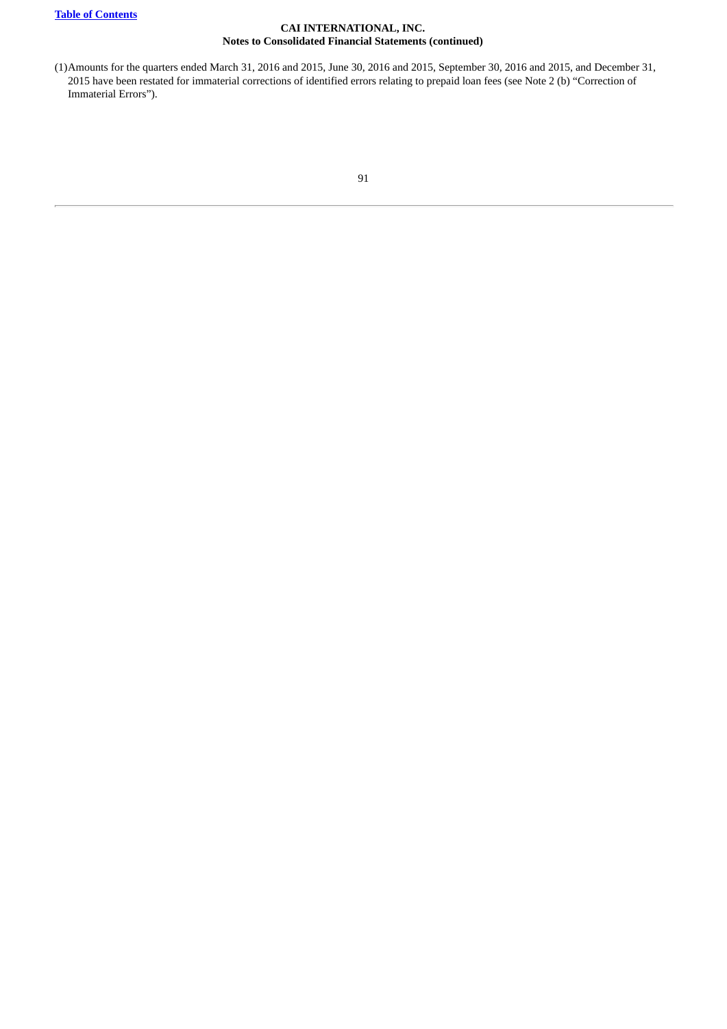(1)Amounts for the quarters ended March 31, 2016 and 2015, June 30, 2016 and 2015, September 30, 2016 and 2015, and December 31, 2015 have been restated for immaterial corrections of identified errors relating to prepaid loan fees (see Note 2 (b) "Correction of Immaterial Errors").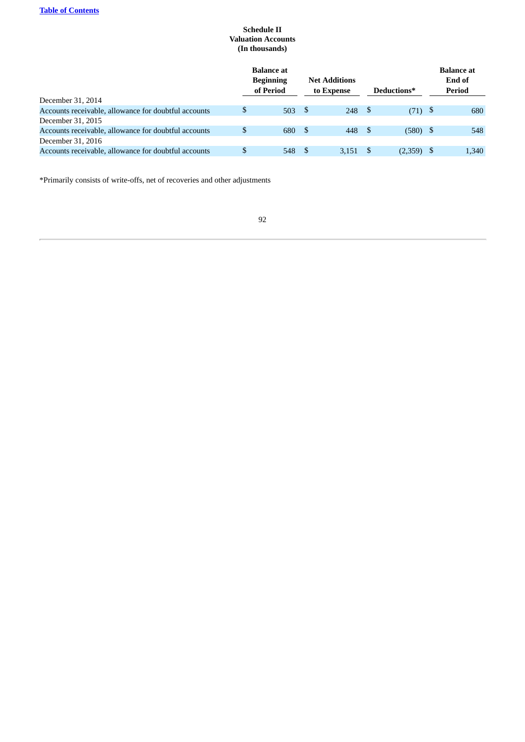**Schedule II**
**Valuation Accounts**
**(In thousands)**

| | Balance at Beginning of Period | Net Additions to Expense | Deductions* | Balance at End of Period |
|---|---|---|---|---|
| December 31, 2014 | | | | |
| Accounts receivable, allowance for doubtful accounts | $ 503 | $ 248 | $ (71) | $ 680 |
| December 31, 2015 | | | | |
| Accounts receivable, allowance for doubtful accounts | $ 680 | $ 448 | $ (580) | $ 548 |
| December 31, 2016 | | | | |
| Accounts receivable, allowance for doubtful accounts | $ 548 | $ 3,151 | $ (2,359) | $ 1,340 |

*Primarily consists of write-offs, net of recoveries and other adjustments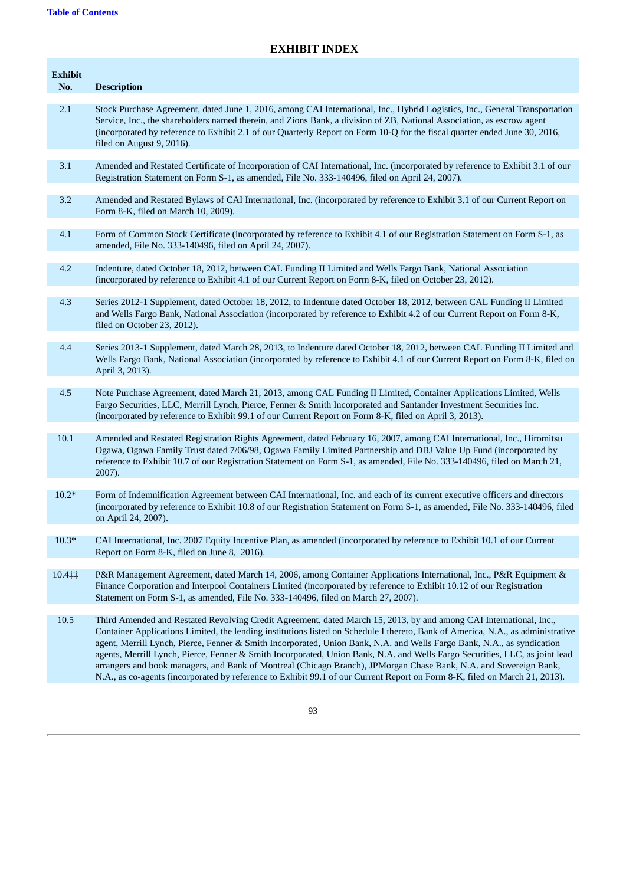[Table of Contents](#)

# EXHIBIT INDEX

| Exhibit No. | Description |
|---|---|
| 2.1 | Stock Purchase Agreement, dated June 1, 2016, among CAI International, Inc., Hybrid Logistics, Inc., General Transportation Service, Inc., the shareholders named therein, and Zions Bank, a division of ZB, National Association, as escrow agent (incorporated by reference to Exhibit 2.1 of our Quarterly Report on Form 10-Q for the fiscal quarter ended June 30, 2016, filed on August 9, 2016). |
| 3.1 | Amended and Restated Certificate of Incorporation of CAI International, Inc. (incorporated by reference to Exhibit 3.1 of our Registration Statement on Form S-1, as amended, File No. 333-140496, filed on April 24, 2007). |
| 3.2 | Amended and Restated Bylaws of CAI International, Inc. (incorporated by reference to Exhibit 3.1 of our Current Report on Form 8-K, filed on March 10, 2009). |
| 4.1 | Form of Common Stock Certificate (incorporated by reference to Exhibit 4.1 of our Registration Statement on Form S-1, as amended, File No. 333-140496, filed on April 24, 2007). |
| 4.2 | Indenture, dated October 18, 2012, between CAL Funding II Limited and Wells Fargo Bank, National Association (incorporated by reference to Exhibit 4.1 of our Current Report on Form 8-K, filed on October 23, 2012). |
| 4.3 | Series 2012-1 Supplement, dated October 18, 2012, to Indenture dated October 18, 2012, between CAL Funding II Limited and Wells Fargo Bank, National Association (incorporated by reference to Exhibit 4.2 of our Current Report on Form 8-K, filed on October 23, 2012). |
| 4.4 | Series 2013-1 Supplement, dated March 28, 2013, to Indenture dated October 18, 2012, between CAL Funding II Limited and Wells Fargo Bank, National Association (incorporated by reference to Exhibit 4.1 of our Current Report on Form 8-K, filed on April 3, 2013). |
| 4.5 | Note Purchase Agreement, dated March 21, 2013, among CAL Funding II Limited, Container Applications Limited, Wells Fargo Securities, LLC, Merrill Lynch, Pierce, Fenner & Smith Incorporated and Santander Investment Securities Inc. (incorporated by reference to Exhibit 99.1 of our Current Report on Form 8-K, filed on April 3, 2013). |
| 10.1 | Amended and Restated Registration Rights Agreement, dated February 16, 2007, among CAI International, Inc., Hiromitsu Ogawa, Ogawa Family Trust dated 7/06/98, Ogawa Family Limited Partnership and DBJ Value Up Fund (incorporated by reference to Exhibit 10.7 of our Registration Statement on Form S-1, as amended, File No. 333-140496, filed on March 21, 2007). |
| 10.2* | Form of Indemnification Agreement between CAI International, Inc. and each of its current executive officers and directors (incorporated by reference to Exhibit 10.8 of our Registration Statement on Form S-1, as amended, File No. 333-140496, filed on April 24, 2007). |
| 10.3* | CAI International, Inc. 2007 Equity Incentive Plan, as amended (incorporated by reference to Exhibit 10.1 of our Current Report on Form 8-K, filed on June 8, 2016). |
| 10.4‡‡ | P&R Management Agreement, dated March 14, 2006, among Container Applications International, Inc., P&R Equipment & Finance Corporation and Interpool Containers Limited (incorporated by reference to Exhibit 10.12 of our Registration Statement on Form S-1, as amended, File No. 333-140496, filed on March 27, 2007). |
| 10.5 | Third Amended and Restated Revolving Credit Agreement, dated March 15, 2013, by and among CAI International, Inc., Container Applications Limited, the lending institutions listed on Schedule I thereto, Bank of America, N.A., as administrative agent, Merrill Lynch, Pierce, Fenner & Smith Incorporated, Union Bank, N.A. and Wells Fargo Bank, N.A., as syndication agents, Merrill Lynch, Pierce, Fenner & Smith Incorporated, Union Bank, N.A. and Wells Fargo Securities, LLC, as joint lead arrangers and book managers, and Bank of Montreal (Chicago Branch), JPMorgan Chase Bank, N.A. and Sovereign Bank, N.A., as co-agents (incorporated by reference to Exhibit 99.1 of our Current Report on Form 8-K, filed on March 21, 2013). |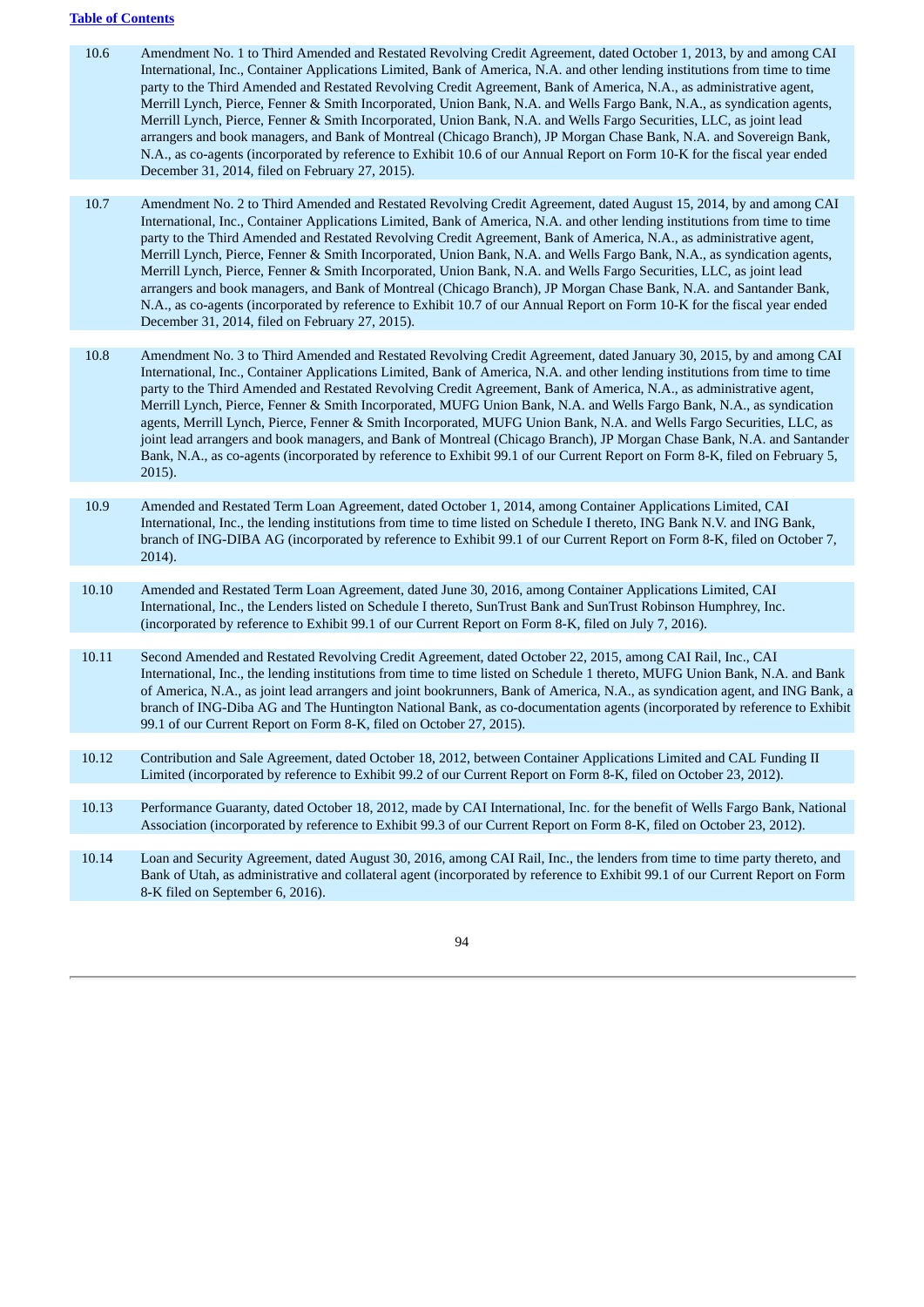| | |
|---|---|
| 10.6 | Amendment No. 1 to Third Amended and Restated Revolving Credit Agreement, dated October 1, 2013, by and among CAI International, Inc., Container Applications Limited, Bank of America, N.A. and other lending institutions from time to time party to the Third Amended and Restated Revolving Credit Agreement, Bank of America, N.A., as administrative agent, Merrill Lynch, Pierce, Fenner & Smith Incorporated, Union Bank, N.A. and Wells Fargo Bank, N.A., as syndication agents, Merrill Lynch, Pierce, Fenner & Smith Incorporated, Union Bank, N.A. and Wells Fargo Securities, LLC, as joint lead arrangers and book managers, and Bank of Montreal (Chicago Branch), JP Morgan Chase Bank, N.A. and Sovereign Bank, N.A., as co-agents (incorporated by reference to Exhibit 10.6 of our Annual Report on Form 10-K for the fiscal year ended December 31, 2014, filed on February 27, 2015). |
| 10.7 | Amendment No. 2 to Third Amended and Restated Revolving Credit Agreement, dated August 15, 2014, by and among CAI International, Inc., Container Applications Limited, Bank of America, N.A. and other lending institutions from time to time party to the Third Amended and Restated Revolving Credit Agreement, Bank of America, N.A., as administrative agent, Merrill Lynch, Pierce, Fenner & Smith Incorporated, Union Bank, N.A. and Wells Fargo Bank, N.A., as syndication agents, Merrill Lynch, Pierce, Fenner & Smith Incorporated, Union Bank, N.A. and Wells Fargo Securities, LLC, as joint lead arrangers and book managers, and Bank of Montreal (Chicago Branch), JP Morgan Chase Bank, N.A. and Santander Bank, N.A., as co-agents (incorporated by reference to Exhibit 10.7 of our Annual Report on Form 10-K for the fiscal year ended December 31, 2014, filed on February 27, 2015). |
| 10.8 | Amendment No. 3 to Third Amended and Restated Revolving Credit Agreement, dated January 30, 2015, by and among CAI International, Inc., Container Applications Limited, Bank of America, N.A. and other lending institutions from time to time party to the Third Amended and Restated Revolving Credit Agreement, Bank of America, N.A., as administrative agent, Merrill Lynch, Pierce, Fenner & Smith Incorporated, MUFG Union Bank, N.A. and Wells Fargo Bank, N.A., as syndication agents, Merrill Lynch, Pierce, Fenner & Smith Incorporated, MUFG Union Bank, N.A. and Wells Fargo Securities, LLC, as joint lead arrangers and book managers, and Bank of Montreal (Chicago Branch), JP Morgan Chase Bank, N.A. and Santander Bank, N.A., as co-agents (incorporated by reference to Exhibit 99.1 of our Current Report on Form 8-K, filed on February 5, 2015). |
| 10.9 | Amended and Restated Term Loan Agreement, dated October 1, 2014, among Container Applications Limited, CAI International, Inc., the lending institutions from time to time listed on Schedule I thereto, ING Bank N.V. and ING Bank, branch of ING-DIBA AG (incorporated by reference to Exhibit 99.1 of our Current Report on Form 8-K, filed on October 7, 2014). |
| 10.10 | Amended and Restated Term Loan Agreement, dated June 30, 2016, among Container Applications Limited, CAI International, Inc., the Lenders listed on Schedule I thereto, SunTrust Bank and SunTrust Robinson Humphrey, Inc. (incorporated by reference to Exhibit 99.1 of our Current Report on Form 8-K, filed on July 7, 2016). |
| 10.11 | Second Amended and Restated Revolving Credit Agreement, dated October 22, 2015, among CAI Rail, Inc., CAI International, Inc., the lending institutions from time to time listed on Schedule 1 thereto, MUFG Union Bank, N.A. and Bank of America, N.A., as joint lead arrangers and joint bookrunners, Bank of America, N.A., as syndication agent, and ING Bank, a branch of ING-Diba AG and The Huntington National Bank, as co-documentation agents (incorporated by reference to Exhibit 99.1 of our Current Report on Form 8-K, filed on October 27, 2015). |
| 10.12 | Contribution and Sale Agreement, dated October 18, 2012, between Container Applications Limited and CAL Funding II Limited (incorporated by reference to Exhibit 99.2 of our Current Report on Form 8-K, filed on October 23, 2012). |
| 10.13 | Performance Guaranty, dated October 18, 2012, made by CAI International, Inc. for the benefit of Wells Fargo Bank, National Association (incorporated by reference to Exhibit 99.3 of our Current Report on Form 8-K, filed on October 23, 2012). |
| 10.14 | Loan and Security Agreement, dated August 30, 2016, among CAI Rail, Inc., the lenders from time to time party thereto, and Bank of Utah, as administrative and collateral agent (incorporated by reference to Exhibit 99.1 of our Current Report on Form 8-K filed on September 6, 2016). |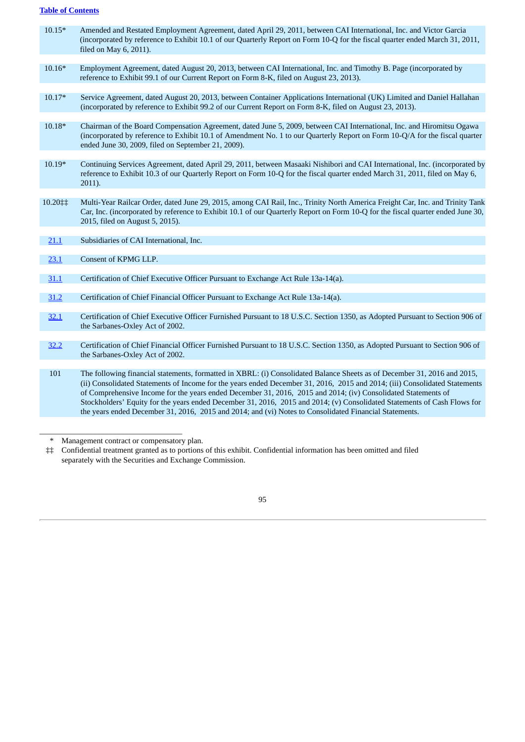[Table of Contents](#)

| | |
|---|---|
| 10.15* | Amended and Restated Employment Agreement, dated April 29, 2011, between CAI International, Inc. and Victor Garcia (incorporated by reference to Exhibit 10.1 of our Quarterly Report on Form 10-Q for the fiscal quarter ended March 31, 2011, filed on May 6, 2011). |
| 10.16* | Employment Agreement, dated August 20, 2013, between CAI International, Inc. and Timothy B. Page (incorporated by reference to Exhibit 99.1 of our Current Report on Form 8-K, filed on August 23, 2013). |
| 10.17* | Service Agreement, dated August 20, 2013, between Container Applications International (UK) Limited and Daniel Hallahan (incorporated by reference to Exhibit 99.2 of our Current Report on Form 8-K, filed on August 23, 2013). |
| 10.18* | Chairman of the Board Compensation Agreement, dated June 5, 2009, between CAI International, Inc. and Hiromitsu Ogawa (incorporated by reference to Exhibit 10.1 of Amendment No. 1 to our Quarterly Report on Form 10-Q/A for the fiscal quarter ended June 30, 2009, filed on September 21, 2009). |
| 10.19* | Continuing Services Agreement, dated April 29, 2011, between Masaaki Nishibori and CAI International, Inc. (incorporated by reference to Exhibit 10.3 of our Quarterly Report on Form 10-Q for the fiscal quarter ended March 31, 2011, filed on May 6, 2011). |
| 10.20‡‡ | Multi-Year Railcar Order, dated June 29, 2015, among CAI Rail, Inc., Trinity North America Freight Car, Inc. and Trinity Tank Car, Inc. (incorporated by reference to Exhibit 10.1 of our Quarterly Report on Form 10-Q for the fiscal quarter ended June 30, 2015, filed on August 5, 2015). |
| 21.1 | Subsidiaries of CAI International, Inc. |
| 23.1 | Consent of KPMG LLP. |
| 31.1 | Certification of Chief Executive Officer Pursuant to Exchange Act Rule 13a-14(a). |
| 31.2 | Certification of Chief Financial Officer Pursuant to Exchange Act Rule 13a-14(a). |
| 32.1 | Certification of Chief Executive Officer Furnished Pursuant to 18 U.S.C. Section 1350, as Adopted Pursuant to Section 906 of the Sarbanes-Oxley Act of 2002. |
| 32.2 | Certification of Chief Financial Officer Furnished Pursuant to 18 U.S.C. Section 1350, as Adopted Pursuant to Section 906 of the Sarbanes-Oxley Act of 2002. |
| 101 | The following financial statements, formatted in XBRL: (i) Consolidated Balance Sheets as of December 31, 2016 and 2015, (ii) Consolidated Statements of Income for the years ended December 31, 2016, 2015 and 2014; (iii) Consolidated Statements of Comprehensive Income for the years ended December 31, 2016, 2015 and 2014; (iv) Consolidated Statements of Stockholders' Equity for the years ended December 31, 2016, 2015 and 2014; (v) Consolidated Statements of Cash Flows for the years ended December 31, 2016, 2015 and 2014; and (vi) Notes to Consolidated Financial Statements. |

\* Management contract or compensatory plan.

‡‡ Confidential treatment granted as to portions of this exhibit. Confidential information has been omitted and filed separately with the Securities and Exchange Commission.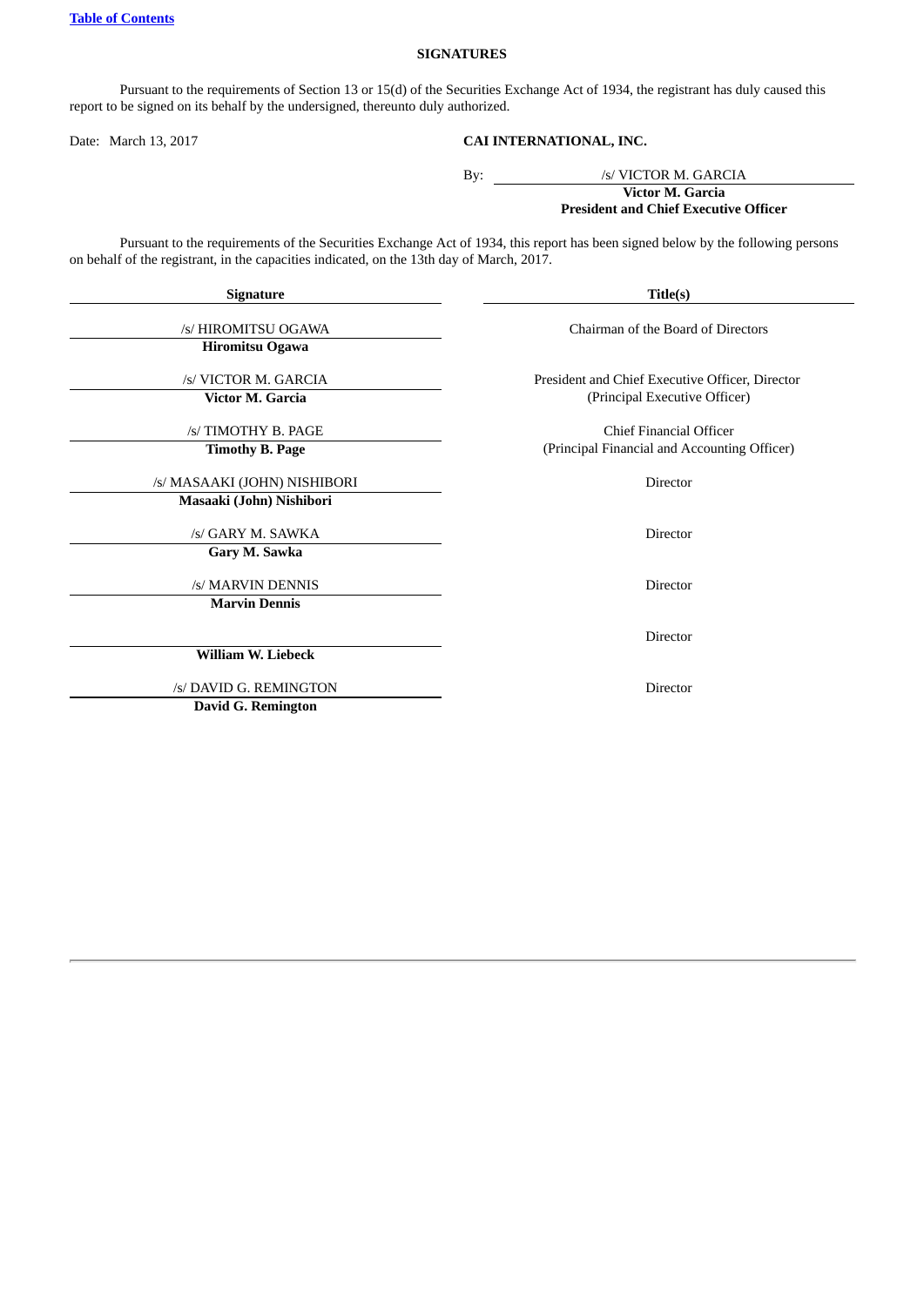[Table of Contents](#)

## SIGNATURES

Pursuant to the requirements of Section 13 or 15(d) of the Securities Exchange Act of 1934, the registrant has duly caused this report to be signed on its behalf by the undersigned, thereunto duly authorized.

Date: March 13, 2017

**CAI INTERNATIONAL, INC.**

By: /s/ VICTOR M. GARCIA
**Victor M. Garcia**
**President and Chief Executive Officer**

Pursuant to the requirements of the Securities Exchange Act of 1934, this report has been signed below by the following persons on behalf of the registrant, in the capacities indicated, on the 13th day of March, 2017.

| Signature | Title(s) |
| --- | --- |
| /s/ HIROMITSU OGAWA<br>**Hiromitsu Ogawa** | Chairman of the Board of Directors |
| /s/ VICTOR M. GARCIA<br>**Victor M. Garcia** | President and Chief Executive Officer, Director<br>(Principal Executive Officer) |
| /s/ TIMOTHY B. PAGE<br>**Timothy B. Page** | Chief Financial Officer<br>(Principal Financial and Accounting Officer) |
| /s/ MASAAKI (JOHN) NISHIBORI<br>**Masaaki (John) Nishibori** | Director |
| /s/ GARY M. SAWKA<br>**Gary M. Sawka** | Director |
| /s/ MARVIN DENNIS<br>**Marvin Dennis** | Director |
| **William W. Liebeck** | Director |
| /s/ DAVID G. REMINGTON<br>**David G. Remington** | Director |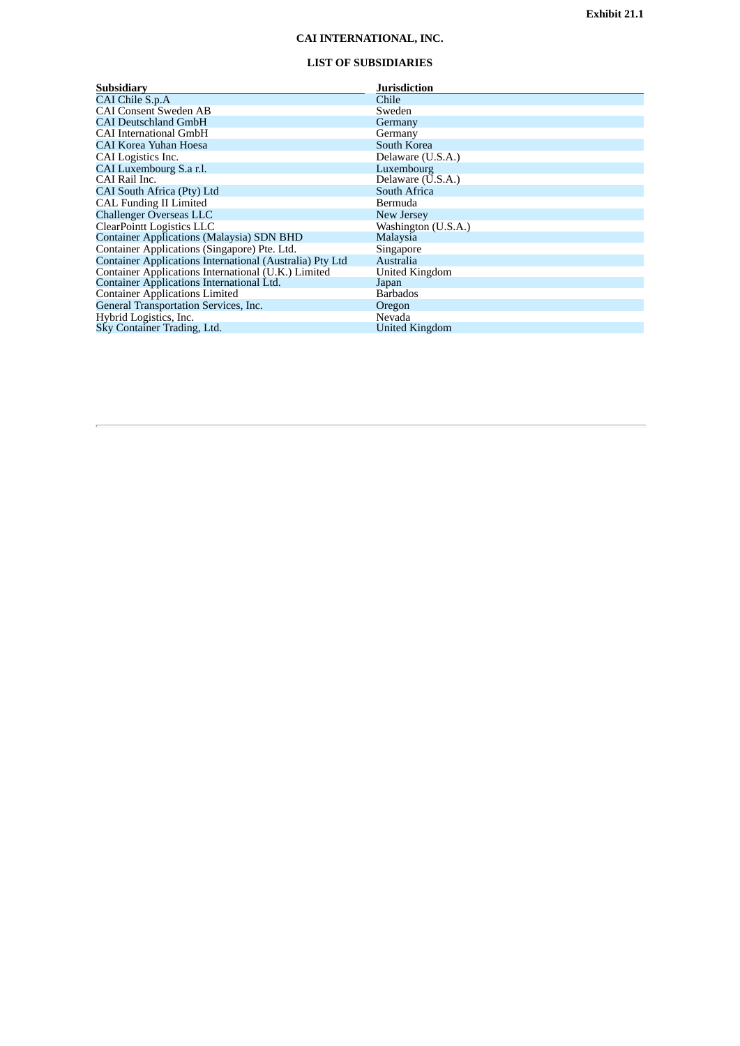**Exhibit 21.1**

**CAI INTERNATIONAL, INC.**

**LIST OF SUBSIDIARIES**

| Subsidiary | Jurisdiction |
|---|---|
| CAI Chile S.p.A | Chile |
| CAI Consent Sweden AB | Sweden |
| CAI Deutschland GmbH | Germany |
| CAI International GmbH | Germany |
| CAI Korea Yuhan Hoesa | South Korea |
| CAI Logistics Inc. | Delaware (U.S.A.) |
| CAI Luxembourg S.a r.l. | Luxembourg |
| CAI Rail Inc. | Delaware (U.S.A.) |
| CAI South Africa (Pty) Ltd | South Africa |
| CAL Funding II Limited | Bermuda |
| Challenger Overseas LLC | New Jersey |
| ClearPointt Logistics LLC | Washington (U.S.A.) |
| Container Applications (Malaysia) SDN BHD | Malaysia |
| Container Applications (Singapore) Pte. Ltd. | Singapore |
| Container Applications International (Australia) Pty Ltd | Australia |
| Container Applications International (U.K.) Limited | United Kingdom |
| Container Applications International Ltd. | Japan |
| Container Applications Limited | Barbados |
| General Transportation Services, Inc. | Oregon |
| Hybrid Logistics, Inc. | Nevada |
| Sky Container Trading, Ltd. | United Kingdom |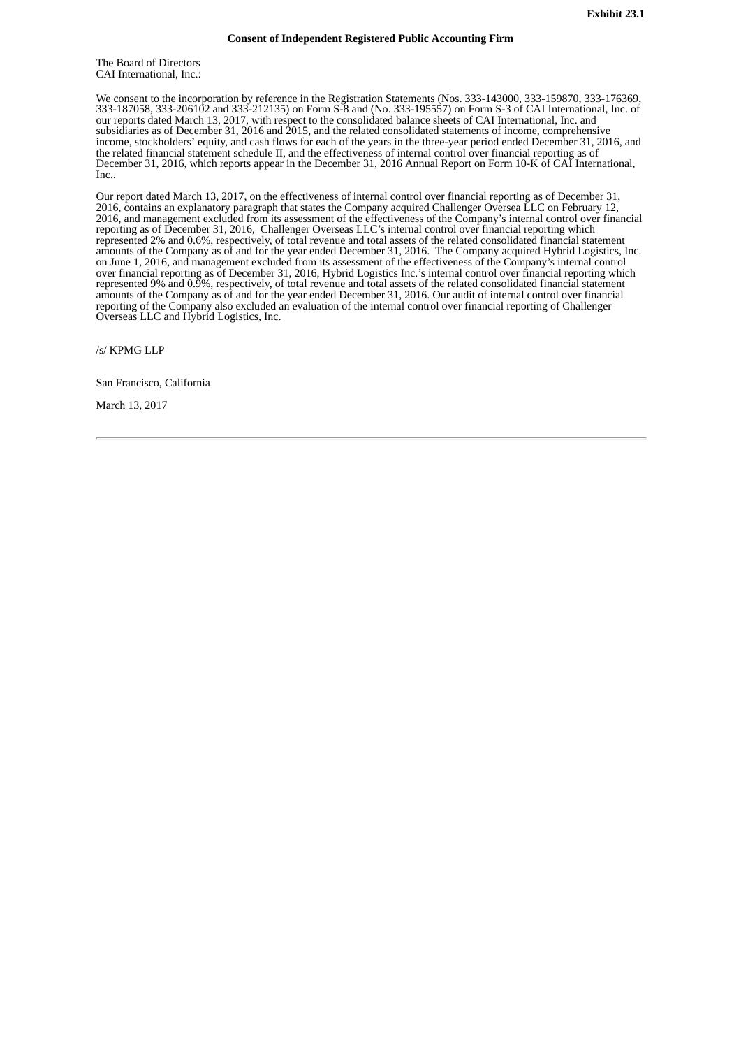**Exhibit 23.1**

**Consent of Independent Registered Public Accounting Firm**

The Board of Directors
CAI International, Inc.:

We consent to the incorporation by reference in the Registration Statements (Nos. 333-143000, 333-159870, 333-176369, 333-187058, 333-206102 and 333-212135) on Form S-8 and (No. 333-195557) on Form S-3 of CAI International, Inc. of our reports dated March 13, 2017, with respect to the consolidated balance sheets of CAI International, Inc. and subsidiaries as of December 31, 2016 and 2015, and the related consolidated statements of income, comprehensive income, stockholders' equity, and cash flows for each of the years in the three-year period ended December 31, 2016, and the related financial statement schedule II, and the effectiveness of internal control over financial reporting as of December 31, 2016, which reports appear in the December 31, 2016 Annual Report on Form 10-K of CAI International, Inc..

Our report dated March 13, 2017, on the effectiveness of internal control over financial reporting as of December 31, 2016, contains an explanatory paragraph that states the Company acquired Challenger Oversea LLC on February 12, 2016, and management excluded from its assessment of the effectiveness of the Company's internal control over financial reporting as of December 31, 2016, Challenger Overseas LLC's internal control over financial reporting which represented 2% and 0.6%, respectively, of total revenue and total assets of the related consolidated financial statement amounts of the Company as of and for the year ended December 31, 2016. The Company acquired Hybrid Logistics, Inc. on June 1, 2016, and management excluded from its assessment of the effectiveness of the Company's internal control over financial reporting as of December 31, 2016, Hybrid Logistics Inc.'s internal control over financial reporting which represented 9% and 0.9%, respectively, of total revenue and total assets of the related consolidated financial statement amounts of the Company as of and for the year ended December 31, 2016. Our audit of internal control over financial reporting of the Company also excluded an evaluation of the internal control over financial reporting of Challenger Overseas LLC and Hybrid Logistics, Inc.

/s/ KPMG LLP

San Francisco, California

March 13, 2017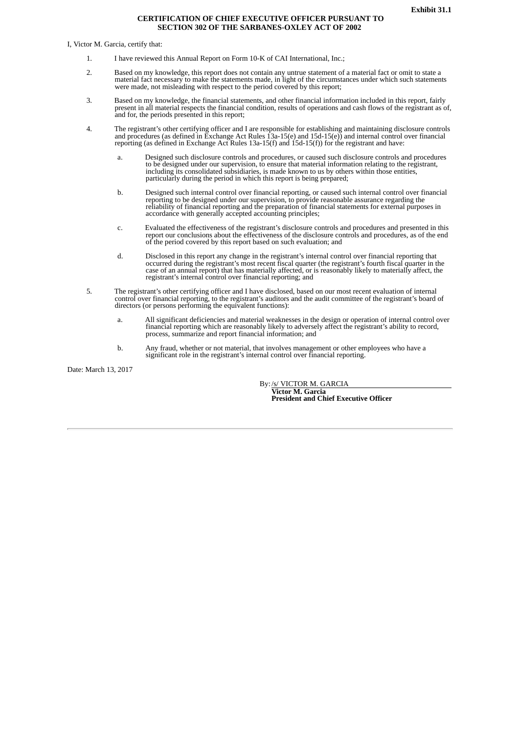**Exhibit 31.1**

**CERTIFICATION OF CHIEF EXECUTIVE OFFICER PURSUANT TO SECTION 302 OF THE SARBANES-OXLEY ACT OF 2002**

I, Victor M. Garcia, certify that:

1. I have reviewed this Annual Report on Form 10-K of CAI International, Inc.;

2. Based on my knowledge, this report does not contain any untrue statement of a material fact or omit to state a material fact necessary to make the statements made, in light of the circumstances under which such statements were made, not misleading with respect to the period covered by this report;

3. Based on my knowledge, the financial statements, and other financial information included in this report, fairly present in all material respects the financial condition, results of operations and cash flows of the registrant as of, and for, the periods presented in this report;

4. The registrant's other certifying officer and I are responsible for establishing and maintaining disclosure controls and procedures (as defined in Exchange Act Rules 13a-15(e) and 15d-15(e)) and internal control over financial reporting (as defined in Exchange Act Rules 13a-15(f) and 15d-15(f)) for the registrant and have:

   a. Designed such disclosure controls and procedures, or caused such disclosure controls and procedures to be designed under our supervision, to ensure that material information relating to the registrant, including its consolidated subsidiaries, is made known to us by others within those entities, particularly during the period in which this report is being prepared;

   b. Designed such internal control over financial reporting, or caused such internal control over financial reporting to be designed under our supervision, to provide reasonable assurance regarding the reliability of financial reporting and the preparation of financial statements for external purposes in accordance with generally accepted accounting principles;

   c. Evaluated the effectiveness of the registrant's disclosure controls and procedures and presented in this report our conclusions about the effectiveness of the disclosure controls and procedures, as of the end of the period covered by this report based on such evaluation; and

   d. Disclosed in this report any change in the registrant's internal control over financial reporting that occurred during the registrant's most recent fiscal quarter (the registrant's fourth fiscal quarter in the case of an annual report) that has materially affected, or is reasonably likely to materially affect, the registrant's internal control over financial reporting; and

5. The registrant's other certifying officer and I have disclosed, based on our most recent evaluation of internal control over financial reporting, to the registrant's auditors and the audit committee of the registrant's board of directors (or persons performing the equivalent functions):

   a. All significant deficiencies and material weaknesses in the design or operation of internal control over financial reporting which are reasonably likely to adversely affect the registrant's ability to record, process, summarize and report financial information; and

   b. Any fraud, whether or not material, that involves management or other employees who have a significant role in the registrant's internal control over financial reporting.

Date: March 13, 2017

By: /s/ VICTOR M. GARCIA
**Victor M. Garcia**
**President and Chief Executive Officer**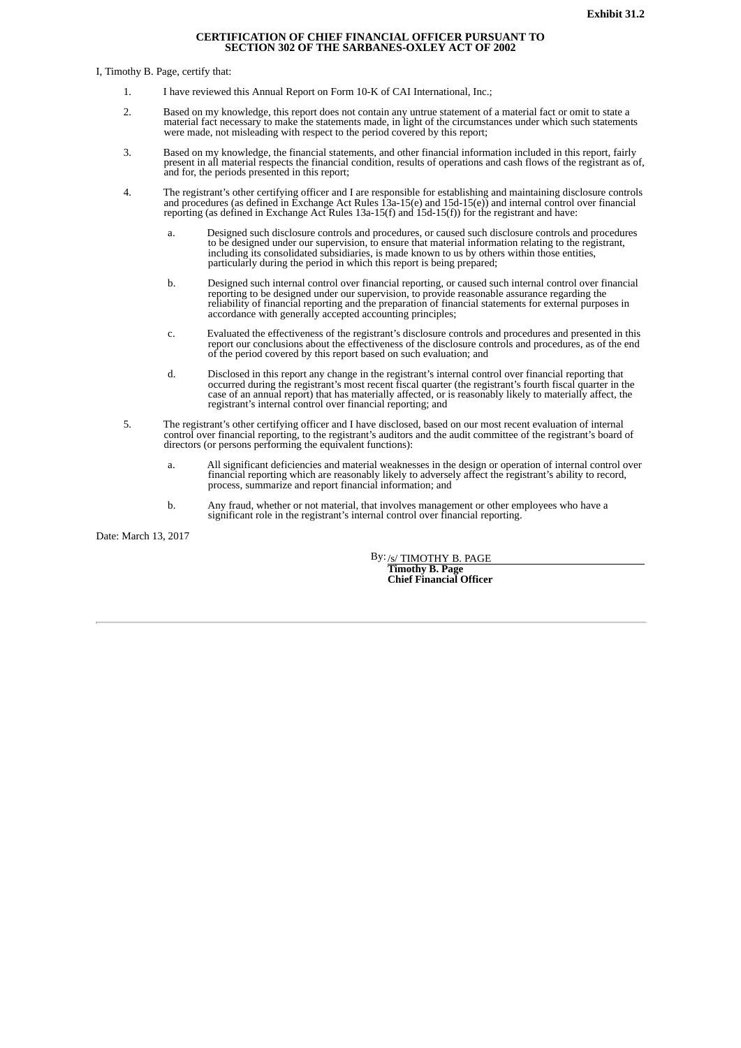**Exhibit 31.2**

**CERTIFICATION OF CHIEF FINANCIAL OFFICER PURSUANT TO SECTION 302 OF THE SARBANES-OXLEY ACT OF 2002**

I, Timothy B. Page, certify that:

1. I have reviewed this Annual Report on Form 10-K of CAI International, Inc.;

2. Based on my knowledge, this report does not contain any untrue statement of a material fact or omit to state a material fact necessary to make the statements made, in light of the circumstances under which such statements were made, not misleading with respect to the period covered by this report;

3. Based on my knowledge, the financial statements, and other financial information included in this report, fairly present in all material respects the financial condition, results of operations and cash flows of the registrant as of, and for, the periods presented in this report;

4. The registrant's other certifying officer and I are responsible for establishing and maintaining disclosure controls and procedures (as defined in Exchange Act Rules 13a-15(e) and 15d-15(e)) and internal control over financial reporting (as defined in Exchange Act Rules 13a-15(f) and 15d-15(f)) for the registrant and have:

   a. Designed such disclosure controls and procedures, or caused such disclosure controls and procedures to be designed under our supervision, to ensure that material information relating to the registrant, including its consolidated subsidiaries, is made known to us by others within those entities, particularly during the period in which this report is being prepared;

   b. Designed such internal control over financial reporting, or caused such internal control over financial reporting to be designed under our supervision, to provide reasonable assurance regarding the reliability of financial reporting and the preparation of financial statements for external purposes in accordance with generally accepted accounting principles;

   c. Evaluated the effectiveness of the registrant's disclosure controls and procedures and presented in this report our conclusions about the effectiveness of the disclosure controls and procedures, as of the end of the period covered by this report based on such evaluation; and

   d. Disclosed in this report any change in the registrant's internal control over financial reporting that occurred during the registrant's most recent fiscal quarter (the registrant's fourth fiscal quarter in the case of an annual report) that has materially affected, or is reasonably likely to materially affect, the registrant's internal control over financial reporting; and

5. The registrant's other certifying officer and I have disclosed, based on our most recent evaluation of internal control over financial reporting, to the registrant's auditors and the audit committee of the registrant's board of directors (or persons performing the equivalent functions):

   a. All significant deficiencies and material weaknesses in the design or operation of internal control over financial reporting which are reasonably likely to adversely affect the registrant's ability to record, process, summarize and report financial information; and

   b. Any fraud, whether or not material, that involves management or other employees who have a significant role in the registrant's internal control over financial reporting.

Date: March 13, 2017

By: /s/ TIMOTHY B. PAGE
**Timothy B. Page**
**Chief Financial Officer**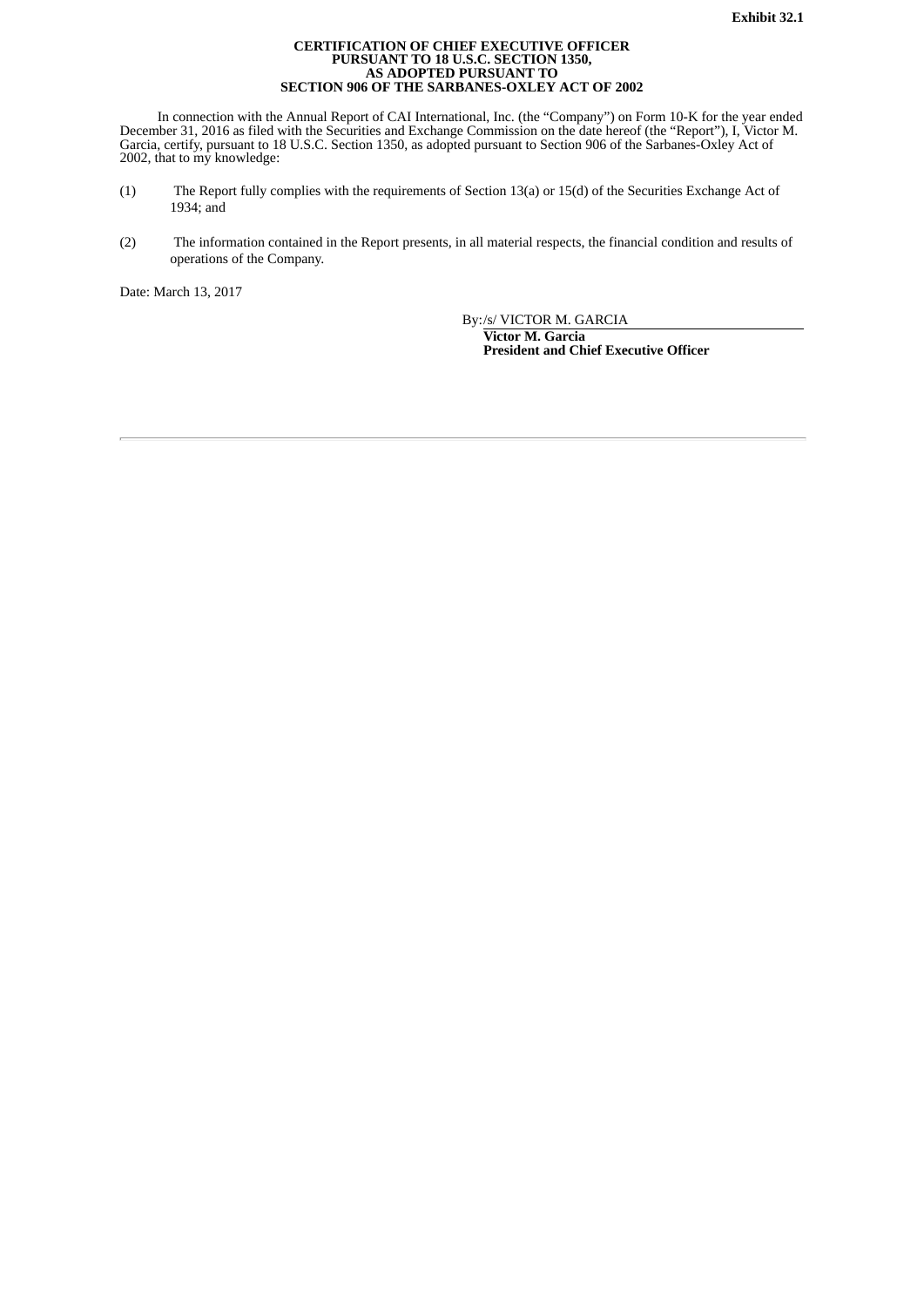**Exhibit 32.1**

**CERTIFICATION OF CHIEF EXECUTIVE OFFICER**
**PURSUANT TO 18 U.S.C. SECTION 1350,**
**AS ADOPTED PURSUANT TO**
**SECTION 906 OF THE SARBANES-OXLEY ACT OF 2002**

In connection with the Annual Report of CAI International, Inc. (the "Company") on Form 10-K for the year ended December 31, 2016 as filed with the Securities and Exchange Commission on the date hereof (the "Report"), I, Victor M. Garcia, certify, pursuant to 18 U.S.C. Section 1350, as adopted pursuant to Section 906 of the Sarbanes-Oxley Act of 2002, that to my knowledge:

(1) The Report fully complies with the requirements of Section 13(a) or 15(d) of the Securities Exchange Act of 1934; and

(2) The information contained in the Report presents, in all material respects, the financial condition and results of operations of the Company.

Date: March 13, 2017

By:/s/ VICTOR M. GARCIA
**Victor M. Garcia**
**President and Chief Executive Officer**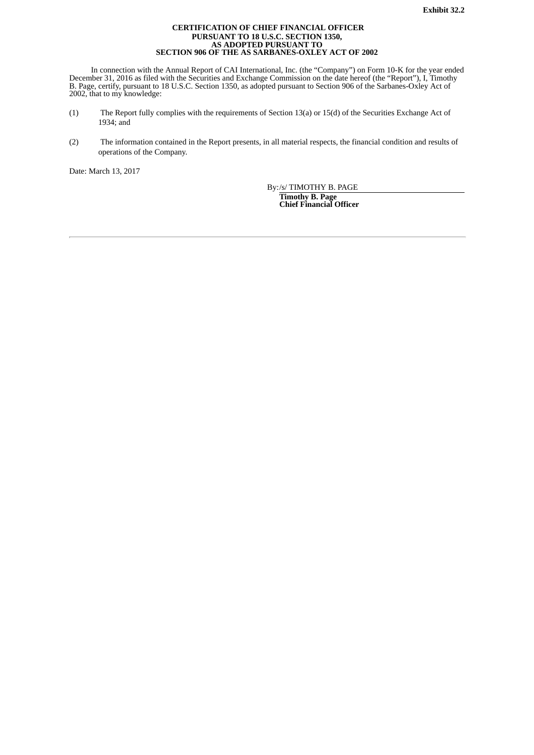**Exhibit 32.2**

**CERTIFICATION OF CHIEF FINANCIAL OFFICER**
**PURSUANT TO 18 U.S.C. SECTION 1350,**
**AS ADOPTED PURSUANT TO**
**SECTION 906 OF THE AS SARBANES-OXLEY ACT OF 2002**

In connection with the Annual Report of CAI International, Inc. (the "Company") on Form 10-K for the year ended December 31, 2016 as filed with the Securities and Exchange Commission on the date hereof (the "Report"), I, Timothy B. Page, certify, pursuant to 18 U.S.C. Section 1350, as adopted pursuant to Section 906 of the Sarbanes-Oxley Act of 2002, that to my knowledge:

(1) The Report fully complies with the requirements of Section 13(a) or 15(d) of the Securities Exchange Act of 1934; and

(2) The information contained in the Report presents, in all material respects, the financial condition and results of operations of the Company.

Date: March 13, 2017

By: /s/ TIMOTHY B. PAGE

**Timothy B. Page**
**Chief Financial Officer**